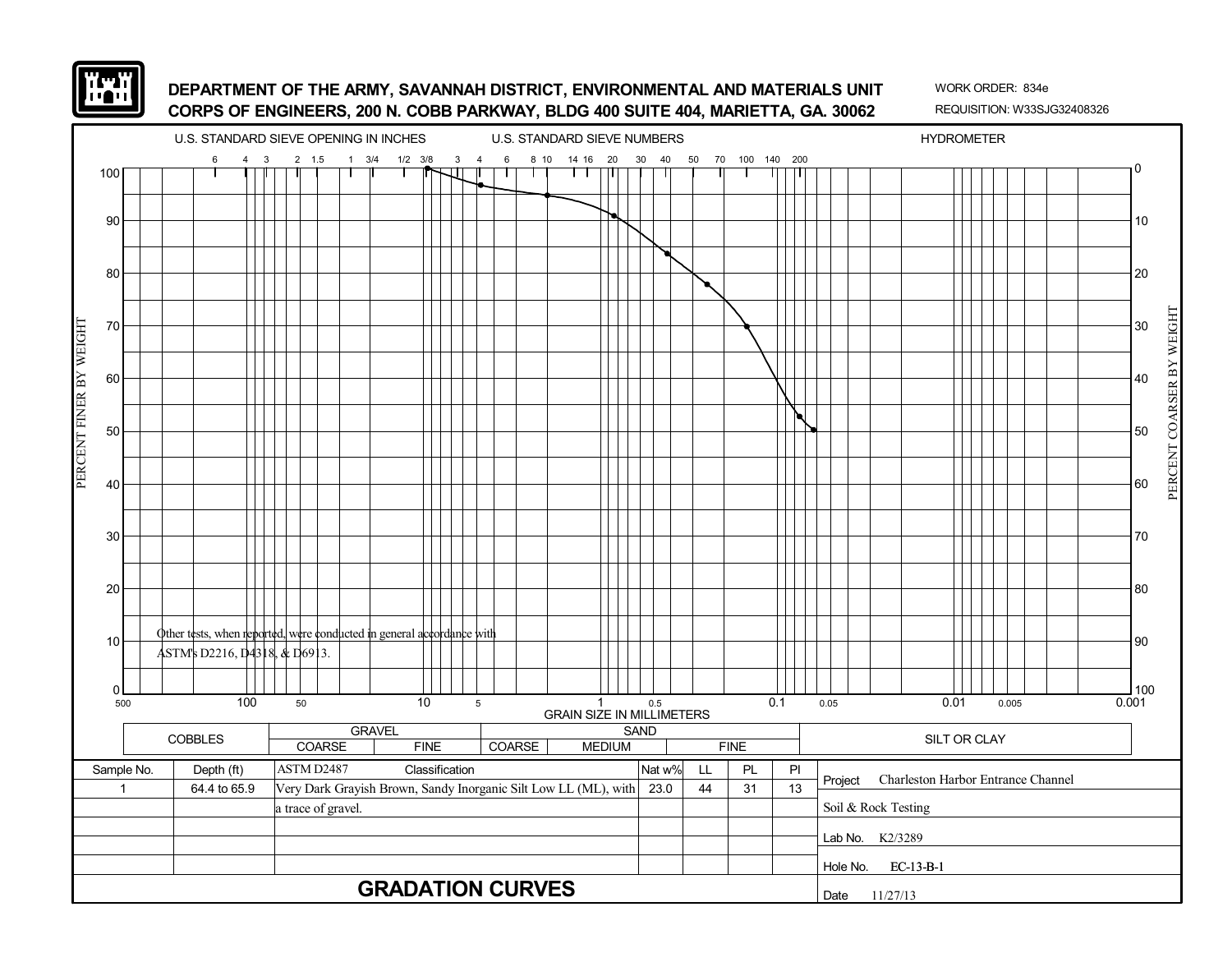**DEPARTMENT OF THE ARMY, SAVANNAH DISTRICT, ENVIRONMENTAL AND MATERIALS UNIT**
**CORPS OF ENGINEERS, 200 N. COBB PARKWAY, BLDG 400 SUITE 404, MARIETTA, GA. 30062**

WORK ORDER: 834e
REQUISITION: W33SJG32408326

U.S. STANDARD SIEVE OPENING IN INCHES — U.S. STANDARD SIEVE NUMBERS — HYDROMETER

6 4 3 2 1.5 1 3/4 1/2 3/8 3 4 6 8 10 14 16 20 30 40 50 70 100 140 200

PERCENT FINER BY WEIGHT — PERCENT COARSER BY WEIGHT

GRAIN SIZE IN MILLIMETERS

500 100 50 10 5 1 0.5 0.1 0.05 0.01 0.005 0.001

Other tests, when reported, were conducted in general accordance with ASTM's D2216, D4318, & D6913.

| COBBLES | GRAVEL | | SAND | | | SILT OR CLAY |
|---|---|---|---|---|---|---|
| | COARSE | FINE | COARSE | MEDIUM | FINE | |

| Sample No. | Depth (ft) | ASTM D2487 Classification | Nat w% | LL | PL | PI |
|---|---|---|---|---|---|---|
| 1 | 64.4 to 65.9 | Very Dark Grayish Brown, Sandy Inorganic Silt Low LL (ML), with a trace of gravel. | 23.0 | 44 | 31 | 13 |

Project: Charleston Harbor Entrance Channel

Soil & Rock Testing

Lab No. K2/3289

Hole No. EC-13-B-1

Date 11/27/13

# GRADATION CURVES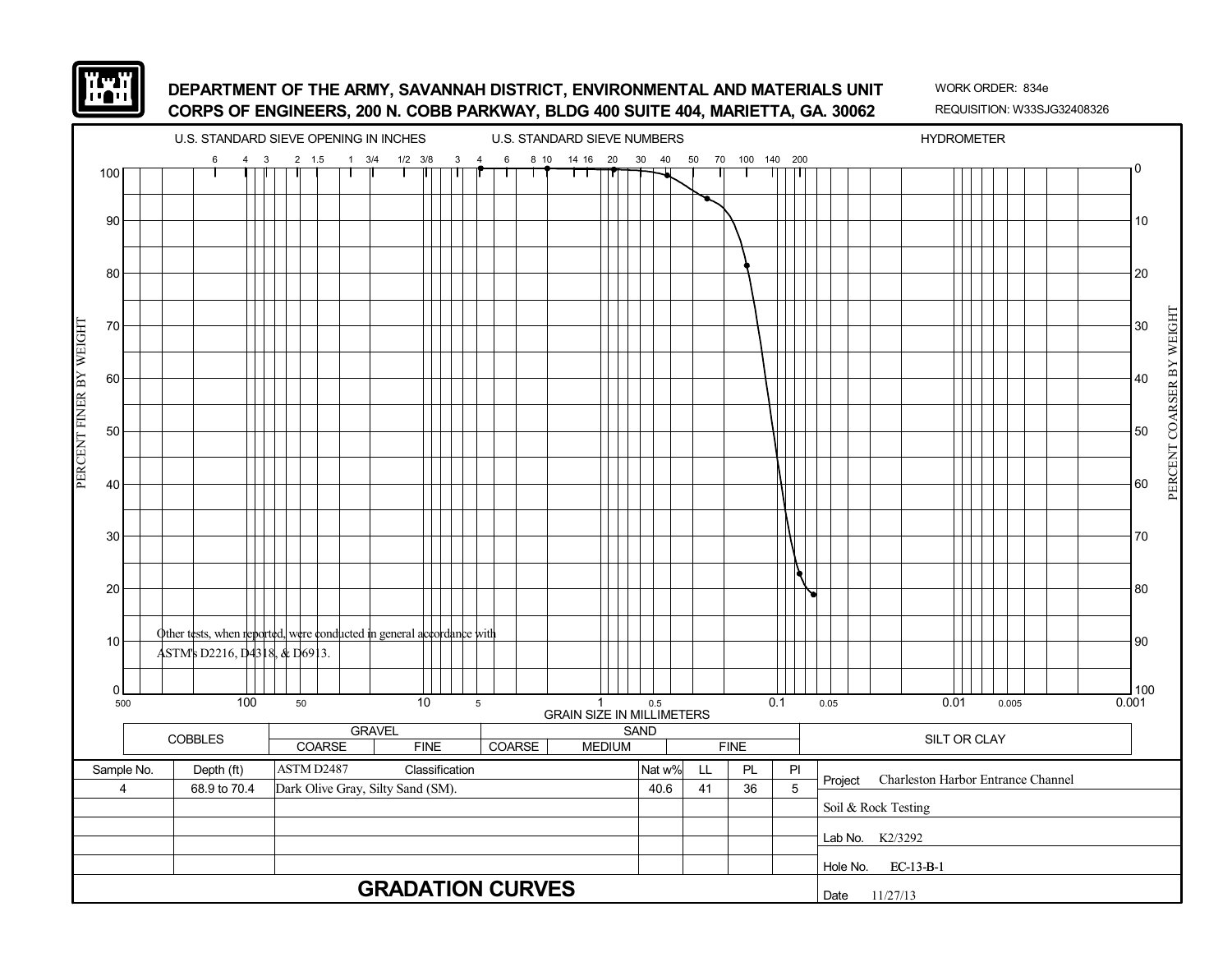**DEPARTMENT OF THE ARMY, SAVANNAH DISTRICT, ENVIRONMENTAL AND MATERIALS UNIT**
**CORPS OF ENGINEERS, 200 N. COBB PARKWAY, BLDG 400 SUITE 404, MARIETTA, GA. 30062**

WORK ORDER: 834e
REQUISITION: W33SJG32408326

U.S. STANDARD SIEVE OPENING IN INCHES — U.S. STANDARD SIEVE NUMBERS — HYDROMETER

Other tests, when reported, were conducted in general accordance with ASTM's D2216, D4318, & D6913.

GRAIN SIZE IN MILLIMETERS

| COBBLES | GRAVEL | | SAND | | | SILT OR CLAY |
|---|---|---|---|---|---|---|
| | COARSE | FINE | COARSE | MEDIUM | FINE | |

| Sample No. | Depth (ft) | ASTM D2487 Classification | Nat w% | LL | PL | PI |
|---|---|---|---|---|---|---|
| 4 | 68.9 to 70.4 | Dark Olive Gray, Silty Sand (SM). | 40.6 | 41 | 36 | 5 |

Project: Charleston Harbor Entrance Channel

Soil & Rock Testing

Lab No. K2/3292

Hole No. EC-13-B-1

Date 11/27/13

# GRADATION CURVES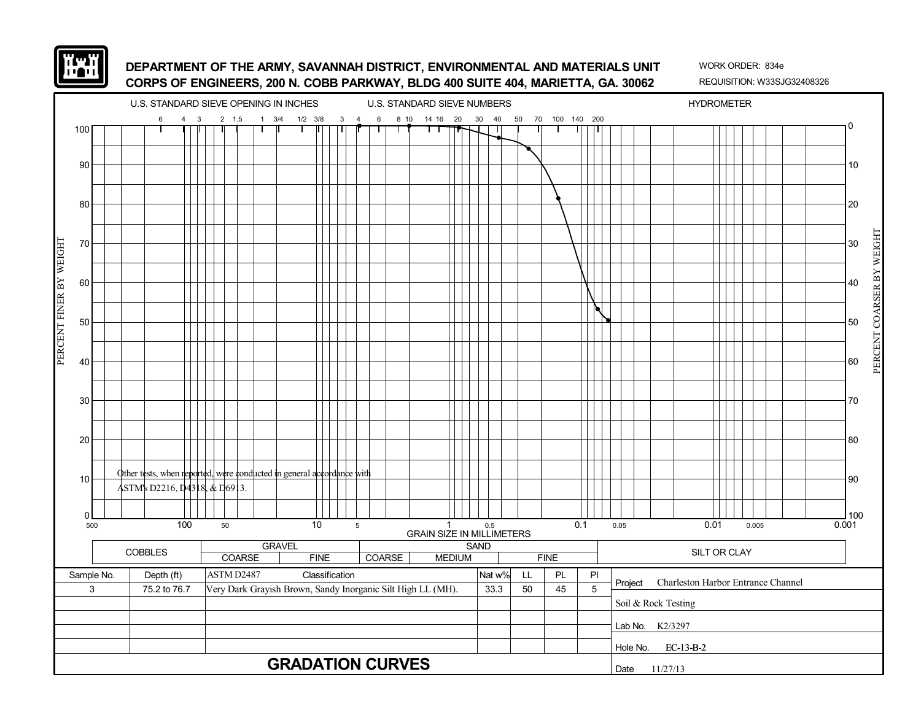**DEPARTMENT OF THE ARMY, SAVANNAH DISTRICT, ENVIRONMENTAL AND MATERIALS UNIT**
**CORPS OF ENGINEERS, 200 N. COBB PARKWAY, BLDG 400 SUITE 404, MARIETTA, GA. 30062**

WORK ORDER: 834e
REQUISITION: W33SJG32408326

U.S. STANDARD SIEVE OPENING IN INCHES — U.S. STANDARD SIEVE NUMBERS — HYDROMETER

Sieve openings (inches): 6, 4, 3, 2, 1.5, 1, 3/4, 1/2, 3/8, 3
Sieve numbers: 4, 6, 8, 10, 14, 16, 20, 30, 40, 50, 70, 100, 140, 200

PERCENT FINER BY WEIGHT (0–100) / PERCENT COARSER BY WEIGHT (100–0)

GRAIN SIZE IN MILLIMETERS: 500, 100, 50, 10, 5, 1, 0.5, 0.1, 0.05, 0.01, 0.005, 0.001

Other tests, when reported, were conducted in general accordance with ASTM's D2216, D4318, & D6913.

| COBBLES | GRAVEL | | SAND | | | SILT OR CLAY |
|---|---|---|---|---|---|---|
| | COARSE | FINE | COARSE | MEDIUM | FINE | |

| Sample No. | Depth (ft) | ASTM D2487 Classification | Nat w% | LL | PL | PI |
|---|---|---|---|---|---|---|
| 3 | 75.2 to 76.7 | Very Dark Grayish Brown, Sandy Inorganic Silt High LL (MH). | 33.3 | 50 | 45 | 5 |

Project: Charleston Harbor Entrance Channel

Soil & Rock Testing

Lab No. K2/3297

Hole No. EC-13-B-2

Date 11/27/13

# GRADATION CURVES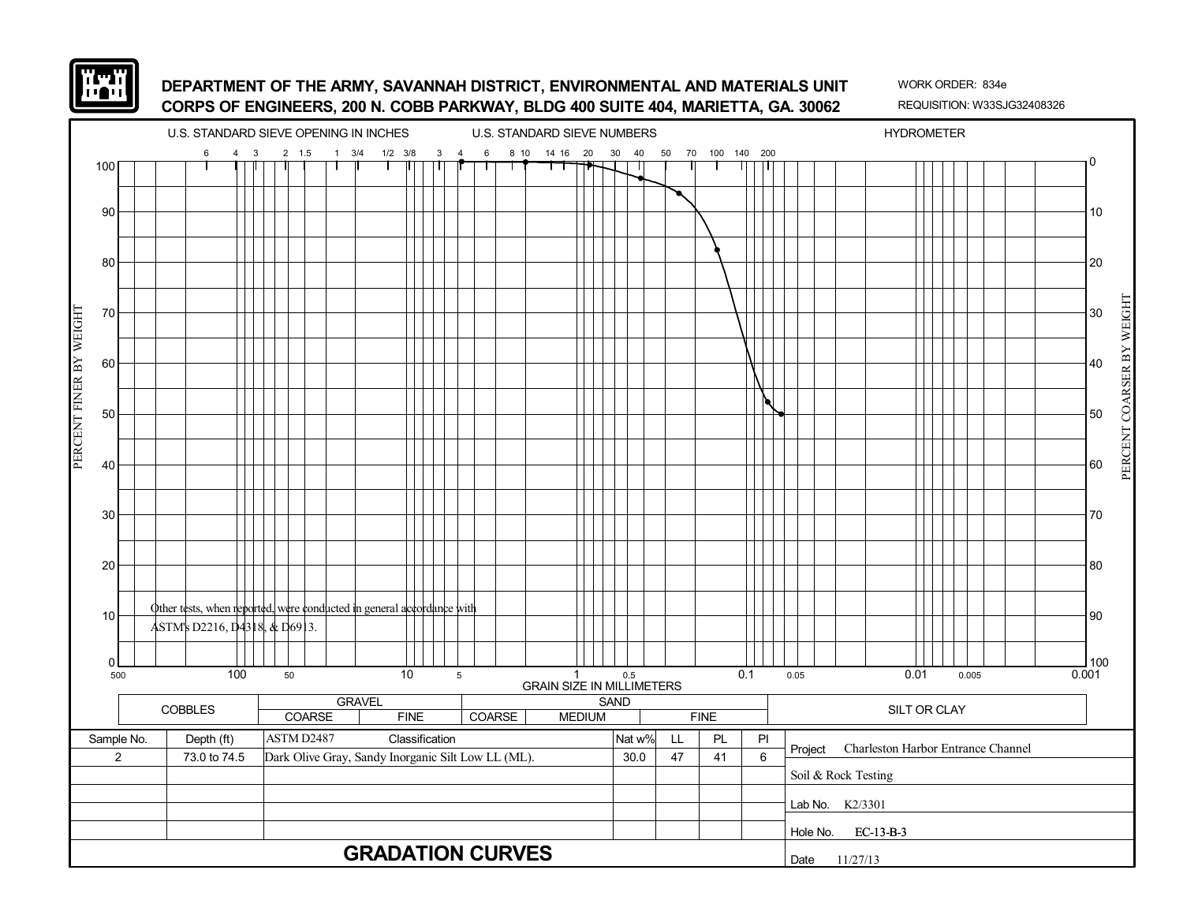**DEPARTMENT OF THE ARMY, SAVANNAH DISTRICT, ENVIRONMENTAL AND MATERIALS UNIT**
**CORPS OF ENGINEERS, 200 N. COBB PARKWAY, BLDG 400 SUITE 404, MARIETTA, GA. 30062**

WORK ORDER: 834e
REQUISITION: W33SJG32408326

U.S. STANDARD SIEVE OPENING IN INCHES | U.S. STANDARD SIEVE NUMBERS | HYDROMETER

PERCENT FINER BY WEIGHT / PERCENT COARSER BY WEIGHT

GRAIN SIZE IN MILLIMETERS

Other tests, when reported, were conducted in general accordance with ASTM's D2216, D4318, & D6913.

| COBBLES | GRAVEL | | SAND | | | SILT OR CLAY |
|---|---|---|---|---|---|---|
| | COARSE | FINE | COARSE | MEDIUM | FINE | |

| Sample No. | Depth (ft) | ASTM D2487 Classification | Nat w% | LL | PL | PI |
|---|---|---|---|---|---|---|
| 2 | 73.0 to 74.5 | Dark Olive Gray, Sandy Inorganic Silt Low LL (ML). | 30.0 | 47 | 41 | 6 |

Project: Charleston Harbor Entrance Channel

Soil & Rock Testing

Lab No. K2/3301

Hole No. EC-13-B-3

Date 11/27/13

# GRADATION CURVES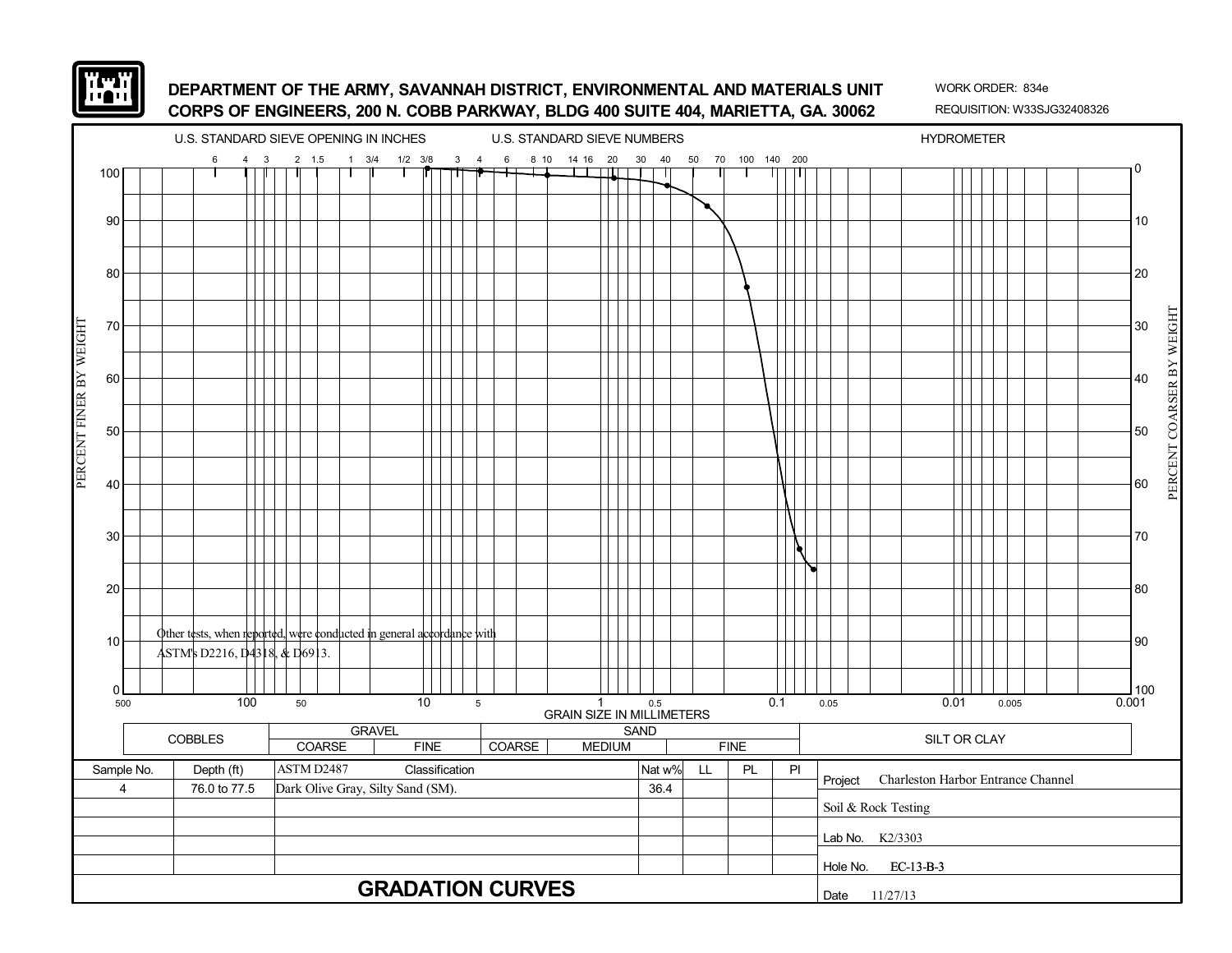**DEPARTMENT OF THE ARMY, SAVANNAH DISTRICT, ENVIRONMENTAL AND MATERIALS UNIT**
**CORPS OF ENGINEERS, 200 N. COBB PARKWAY, BLDG 400 SUITE 404, MARIETTA, GA. 30062**

WORK ORDER: 834e
REQUISITION: W33SJG32408326

U.S. STANDARD SIEVE OPENING IN INCHES — U.S. STANDARD SIEVE NUMBERS — HYDROMETER

6 4 3 2 1.5 1 3/4 1/2 3/8 3 4 6 8 10 14 16 20 30 40 50 70 100 140 200

PERCENT FINER BY WEIGHT: 100, 90, 80, 70, 60, 50, 40, 30, 20, 10, 0

PERCENT COARSER BY WEIGHT: 0, 10, 20, 30, 40, 50, 60, 70, 80, 90, 100

GRAIN SIZE IN MILLIMETERS: 500, 100, 50, 10, 5, 1, 0.5, 0.1, 0.05, 0.01, 0.005, 0.001

Other tests, when reported, were conducted in general accordance with ASTM's D2216, D4318, & D6913.

| COBBLES | GRAVEL | | SAND | | | SILT OR CLAY |
|---|---|---|---|---|---|---|
| | COARSE | FINE | COARSE | MEDIUM | FINE | |

| Sample No. | Depth (ft) | ASTM D2487 Classification | Nat w% | LL | PL | PI |
|---|---|---|---|---|---|---|
| 4 | 76.0 to 77.5 | Dark Olive Gray, Silty Sand (SM). | 36.4 | | | |

Project: Charleston Harbor Entrance Channel

Soil & Rock Testing

Lab No.: K2/3303

Hole No.: EC-13-B-3

Date: 11/27/13

# GRADATION CURVES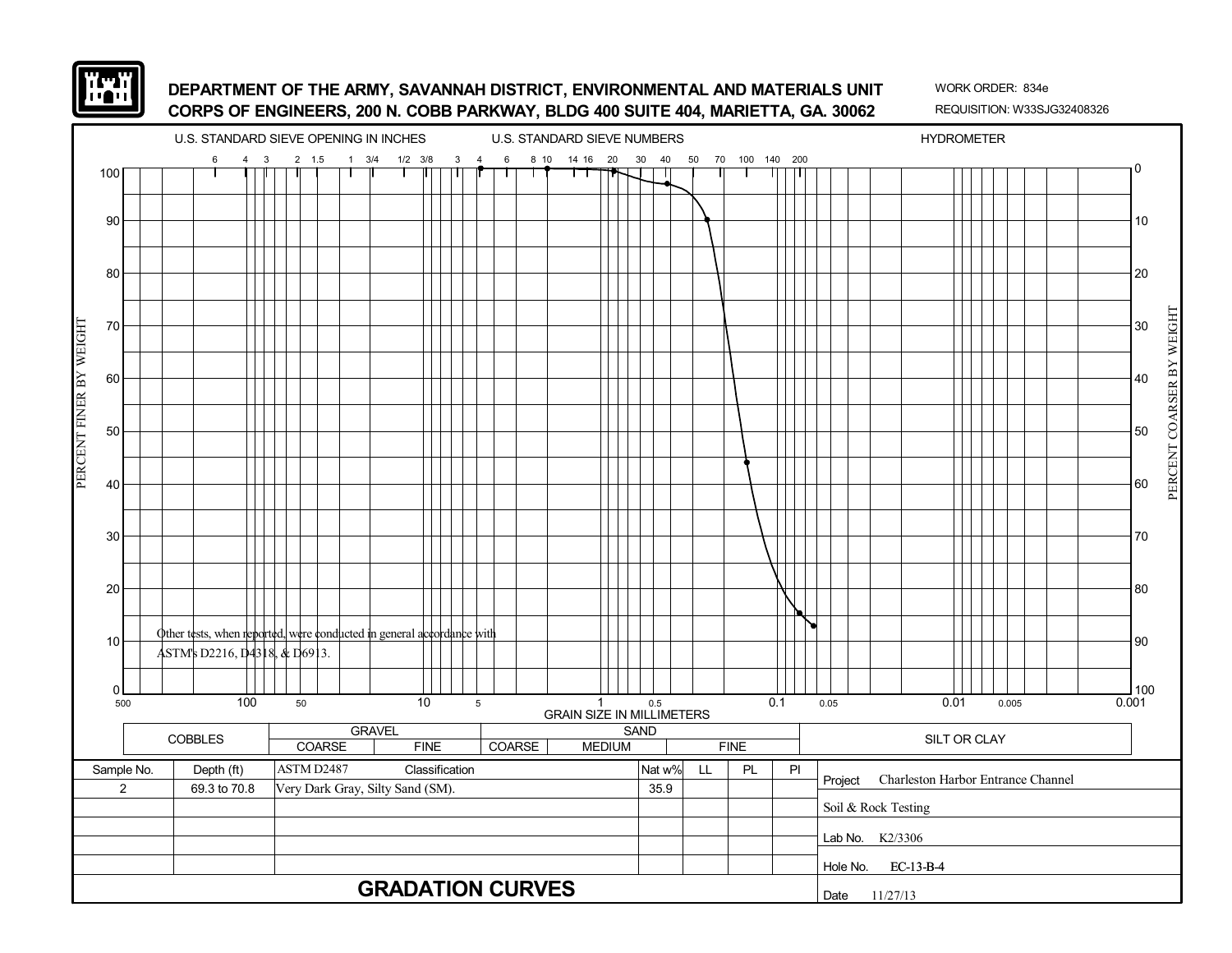**DEPARTMENT OF THE ARMY, SAVANNAH DISTRICT, ENVIRONMENTAL AND MATERIALS UNIT**
**CORPS OF ENGINEERS, 200 N. COBB PARKWAY, BLDG 400 SUITE 404, MARIETTA, GA. 30062**

WORK ORDER: 834e
REQUISITION: W33SJG32408326

U.S. STANDARD SIEVE OPENING IN INCHES: 6, 4, 3, 2, 1.5, 1, 3/4, 1/2, 3/8, 3

U.S. STANDARD SIEVE NUMBERS: 4, 6, 8, 10, 14, 16, 20, 30, 40, 50, 70, 100, 140, 200

HYDROMETER

PERCENT FINER BY WEIGHT (0–100) / PERCENT COARSER BY WEIGHT (100–0)

GRAIN SIZE IN MILLIMETERS: 500, 100, 50, 10, 5, 1, 0.5, 0.1, 0.05, 0.01, 0.005, 0.001

Other tests, when reported, were conducted in general accordance with ASTM's D2216, D4318, & D6913.

| COBBLES | GRAVEL | | SAND | | | SILT OR CLAY |
|---|---|---|---|---|---|---|
| | COARSE | FINE | COARSE | MEDIUM | FINE | |

| Sample No. | Depth (ft) | ASTM D2487 Classification | Nat w% | LL | PL | PI |
|---|---|---|---|---|---|---|
| 2 | 69.3 to 70.8 | Very Dark Gray, Silty Sand (SM). | 35.9 | | | |

Project: Charleston Harbor Entrance Channel

Soil & Rock Testing

Lab No. K2/3306

Hole No. EC-13-B-4

Date 11/27/13

# GRADATION CURVES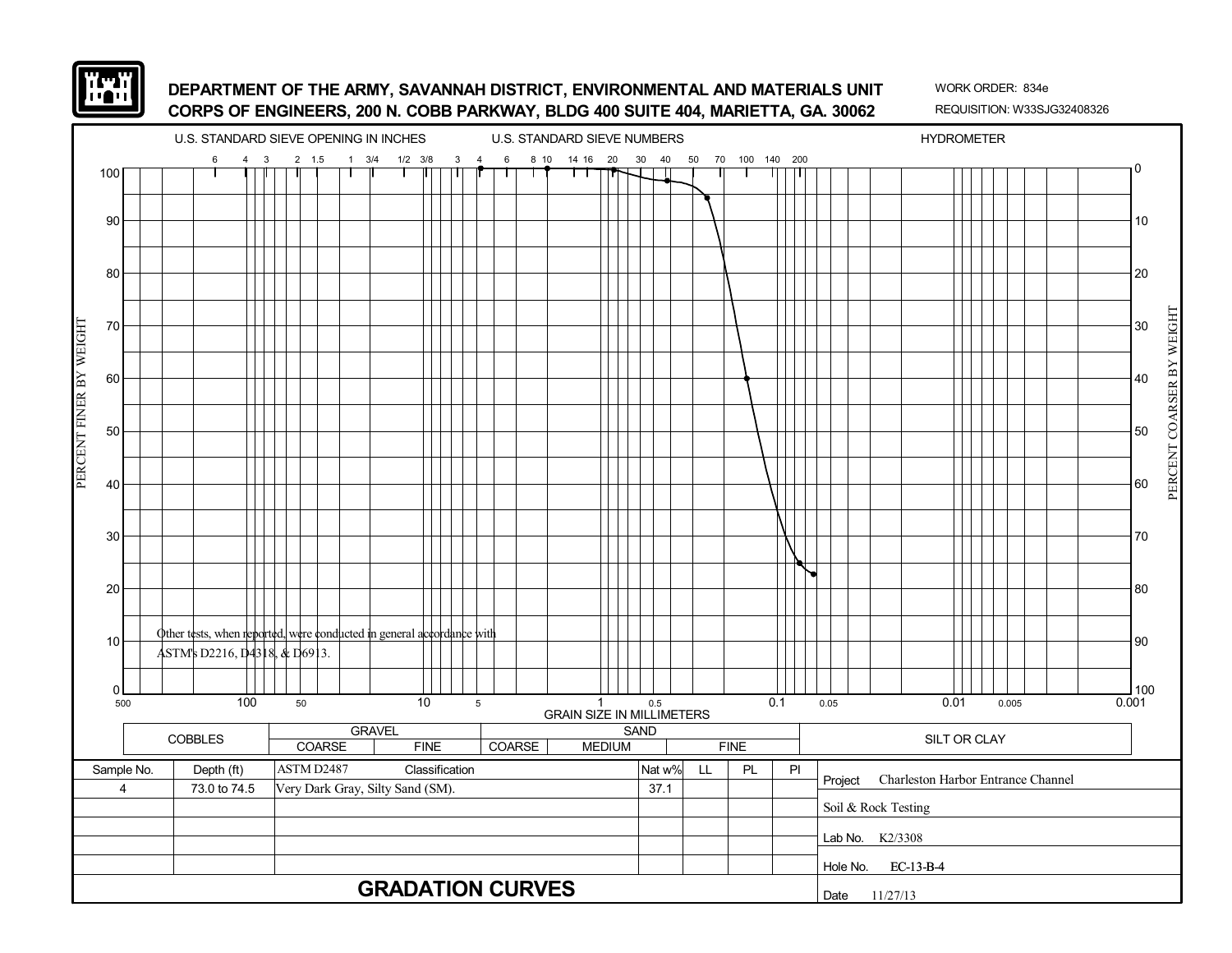**DEPARTMENT OF THE ARMY, SAVANNAH DISTRICT, ENVIRONMENTAL AND MATERIALS UNIT**
**CORPS OF ENGINEERS, 200 N. COBB PARKWAY, BLDG 400 SUITE 404, MARIETTA, GA. 30062**

WORK ORDER: 834e
REQUISITION: W33SJG32408326

U.S. STANDARD SIEVE OPENING IN INCHES | U.S. STANDARD SIEVE NUMBERS | HYDROMETER

Other tests, when reported, were conducted in general accordance with ASTM's D2216, D4318, & D6913.

GRAIN SIZE IN MILLIMETERS

| COBBLES | GRAVEL | | SAND | | | SILT OR CLAY |
|---|---|---|---|---|---|---|
| | COARSE | FINE | COARSE | MEDIUM | FINE | |

| Sample No. | Depth (ft) | ASTM D2487 Classification | Nat w% | LL | PL | PI |
|---|---|---|---|---|---|---|
| 4 | 73.0 to 74.5 | Very Dark Gray, Silty Sand (SM). | 37.1 | | | |

Project: Charleston Harbor Entrance Channel

Soil & Rock Testing

Lab No. K2/3308

Hole No. EC-13-B-4

Date 11/27/13

## GRADATION CURVES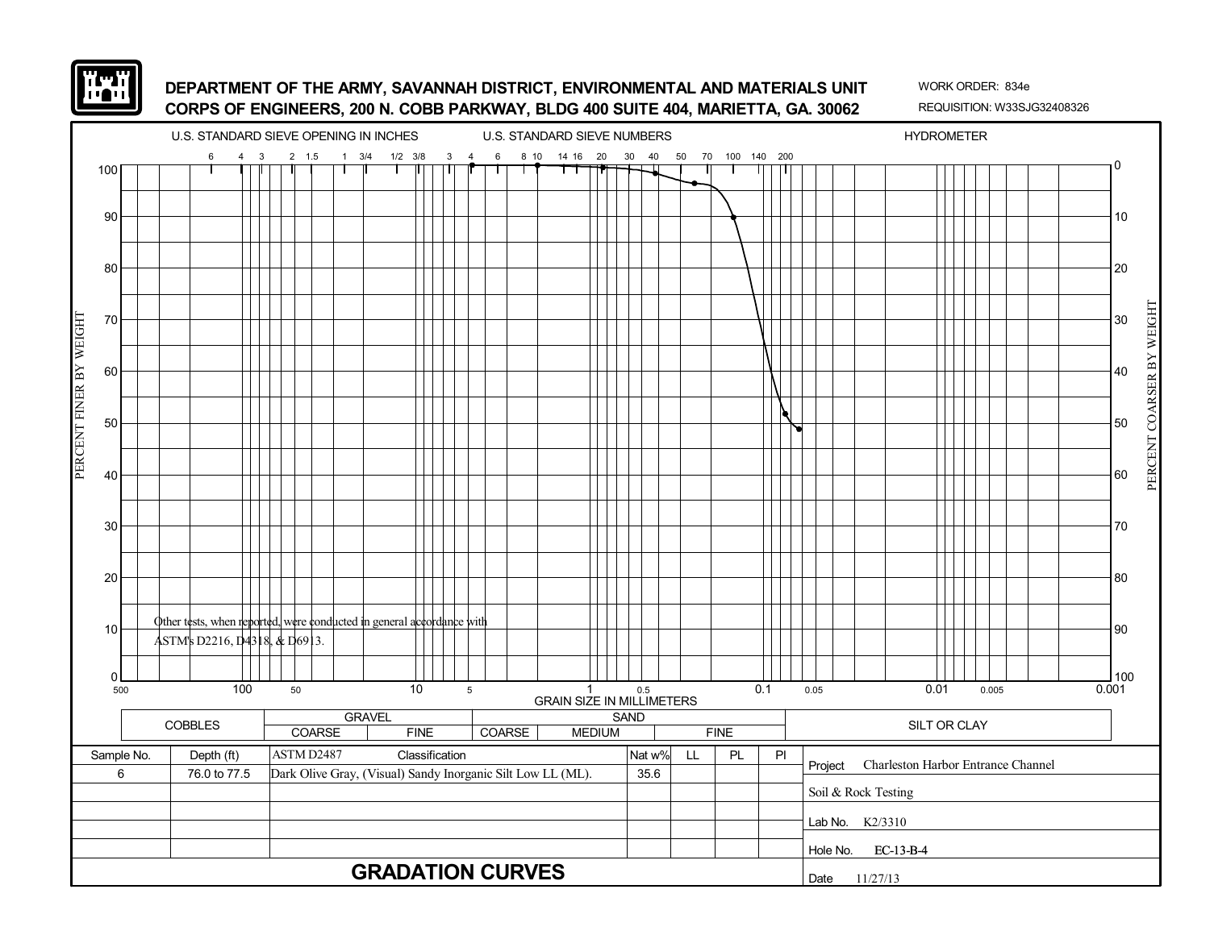**DEPARTMENT OF THE ARMY, SAVANNAH DISTRICT, ENVIRONMENTAL AND MATERIALS UNIT**
**CORPS OF ENGINEERS, 200 N. COBB PARKWAY, BLDG 400 SUITE 404, MARIETTA, GA. 30062**

WORK ORDER: 834e
REQUISITION: W33SJG32408326

U.S. STANDARD SIEVE OPENING IN INCHES — U.S. STANDARD SIEVE NUMBERS — HYDROMETER

Other tests, when reported, were conducted in general accordance with ASTM's D2216, D4318, & D6913.

GRAIN SIZE IN MILLIMETERS

| COBBLES | GRAVEL | | SAND | | | SILT OR CLAY |
|---|---|---|---|---|---|---|
| | COARSE | FINE | COARSE | MEDIUM | FINE | |

| Sample No. | Depth (ft) | ASTM D2487 Classification | Nat w% | LL | PL | PI |
|---|---|---|---|---|---|---|
| 6 | 76.0 to 77.5 | Dark Olive Gray, (Visual) Sandy Inorganic Silt Low LL (ML). | 35.6 | | | |

Project: Charleston Harbor Entrance Channel

Soil & Rock Testing

Lab No. K2/3310

Hole No. EC-13-B-4

Date 11/27/13

## GRADATION CURVES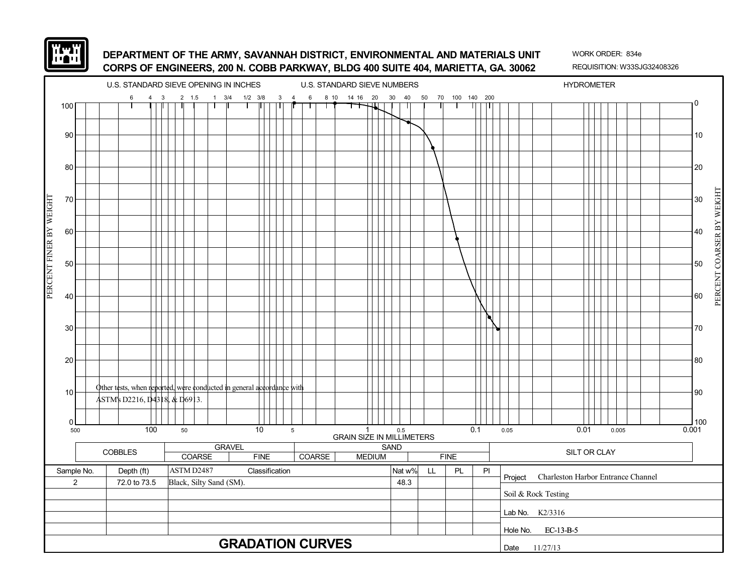DEPARTMENT OF THE ARMY, SAVANNAH DISTRICT, ENVIRONMENTAL AND MATERIALS UNIT
CORPS OF ENGINEERS, 200 N. COBB PARKWAY, BLDG 400 SUITE 404, MARIETTA, GA. 30062

WORK ORDER: 834e
REQUISITION: W33SJG32408326

U.S. STANDARD SIEVE OPENING IN INCHES: 6, 4, 3, 2, 1.5, 1, 3/4, 1/2, 3/8, 3
U.S. STANDARD SIEVE NUMBERS: 4, 6, 8, 10, 14, 16, 20, 30, 40, 50, 70, 100, 140, 200
HYDROMETER

PERCENT FINER BY WEIGHT (0–100) / PERCENT COARSER BY WEIGHT (100–0)

GRAIN SIZE IN MILLIMETERS: 500, 100, 50, 10, 5, 1, 0.5, 0.1, 0.05, 0.01, 0.005, 0.001

Other tests, when reported, were conducted in general accordance with ASTM's D2216, D4318, & D6913.

| COBBLES | GRAVEL | | SAND | | | SILT OR CLAY |
|---|---|---|---|---|---|---|
| | COARSE | FINE | COARSE | MEDIUM | FINE | |

| Sample No. | Depth (ft) | ASTM D2487 Classification | Nat w% | LL | PL | PI |
|---|---|---|---|---|---|---|
| 2 | 72.0 to 73.5 | Black, Silty Sand (SM). | 48.3 | | | |

Project: Charleston Harbor Entrance Channel
Soil & Rock Testing
Lab No. K2/3316
Hole No. EC-13-B-5
Date 11/27/13

# GRADATION CURVES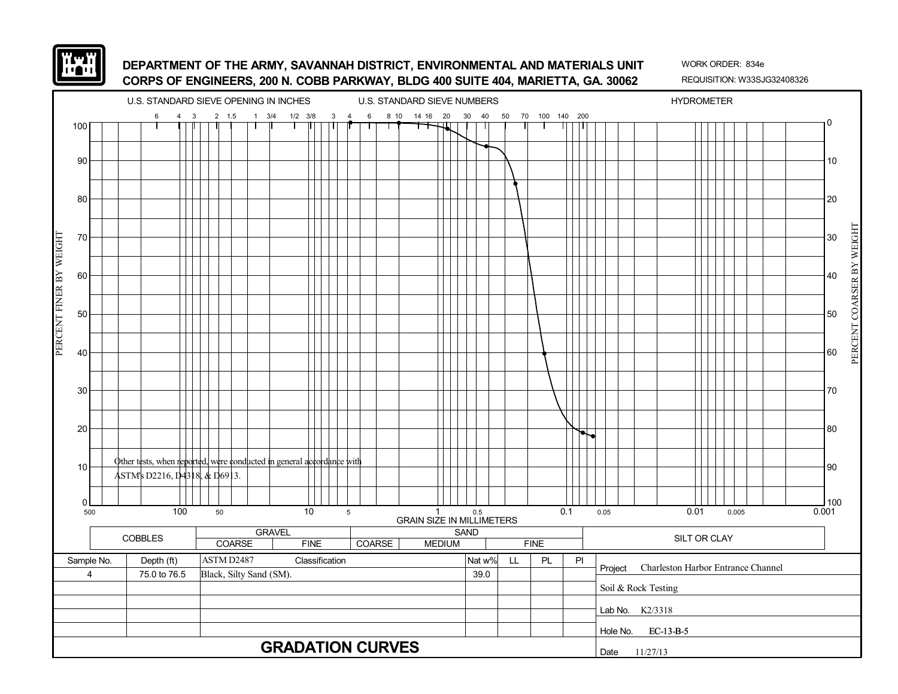# DEPARTMENT OF THE ARMY, SAVANNAH DISTRICT, ENVIRONMENTAL AND MATERIALS UNIT
# CORPS OF ENGINEERS, 200 N. COBB PARKWAY, BLDG 400 SUITE 404, MARIETTA, GA. 30062

WORK ORDER: 834e

REQUISITION: W33SJG32408326

U.S. STANDARD SIEVE OPENING IN INCHES — U.S. STANDARD SIEVE NUMBERS — HYDROMETER

PERCENT FINER BY WEIGHT / PERCENT COARSER BY WEIGHT

GRAIN SIZE IN MILLIMETERS

Other tests, when reported, were conducted in general accordance with ASTM's D2216, D4318, & D6913.

| COBBLES | GRAVEL | | SAND | | | SILT OR CLAY |
|---|---|---|---|---|---|---|
| | COARSE | FINE | COARSE | MEDIUM | FINE | |

| Sample No. | Depth (ft) | ASTM D2487 Classification | Nat w% | LL | PL | PI |
|---|---|---|---|---|---|---|
| 4 | 75.0 to 76.5 | Black, Silty Sand (SM). | 39.0 | | | |

Project: Charleston Harbor Entrance Channel

Soil & Rock Testing

Lab No. K2/3318

Hole No. EC-13-B-5

Date 11/27/13

## GRADATION CURVES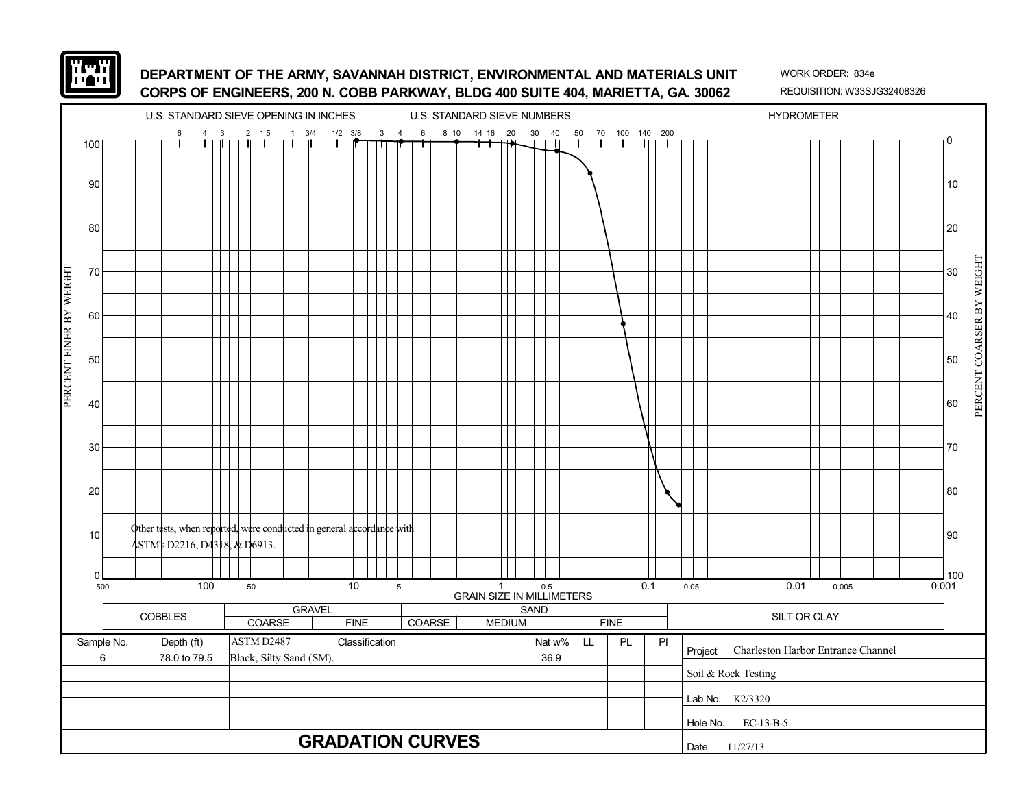**DEPARTMENT OF THE ARMY, SAVANNAH DISTRICT, ENVIRONMENTAL AND MATERIALS UNIT**
**CORPS OF ENGINEERS, 200 N. COBB PARKWAY, BLDG 400 SUITE 404, MARIETTA, GA. 30062**

WORK ORDER: 834e
REQUISITION: W33SJG32408326

U.S. STANDARD SIEVE OPENING IN INCHES — U.S. STANDARD SIEVE NUMBERS — HYDROMETER

6 4 3 2 1.5 1 3/4 1/2 3/8 3 4 6 8 10 14 16 20 30 40 50 70 100 140 200

PERCENT FINER BY WEIGHT (0–100) / PERCENT COARSER BY WEIGHT (100–0)

GRAIN SIZE IN MILLIMETERS: 500, 100, 50, 10, 5, 1, 0.5, 0.1, 0.05, 0.01, 0.005, 0.001

Other tests, when reported, were conducted in general accordance with ASTM's D2216, D4318, & D6913.

| COBBLES | GRAVEL | | SAND | | | SILT OR CLAY |
|---|---|---|---|---|---|---|
| | COARSE | FINE | COARSE | MEDIUM | FINE | |

| Sample No. | Depth (ft) | ASTM D2487 Classification | Nat w% | LL | PL | PI |
|---|---|---|---|---|---|---|
| 6 | 78.0 to 79.5 | Black, Silty Sand (SM). | 36.9 | | | |

Project: Charleston Harbor Entrance Channel

Soil & Rock Testing

Lab No. K2/3320

Hole No. EC-13-B-5

Date 11/27/13

## GRADATION CURVES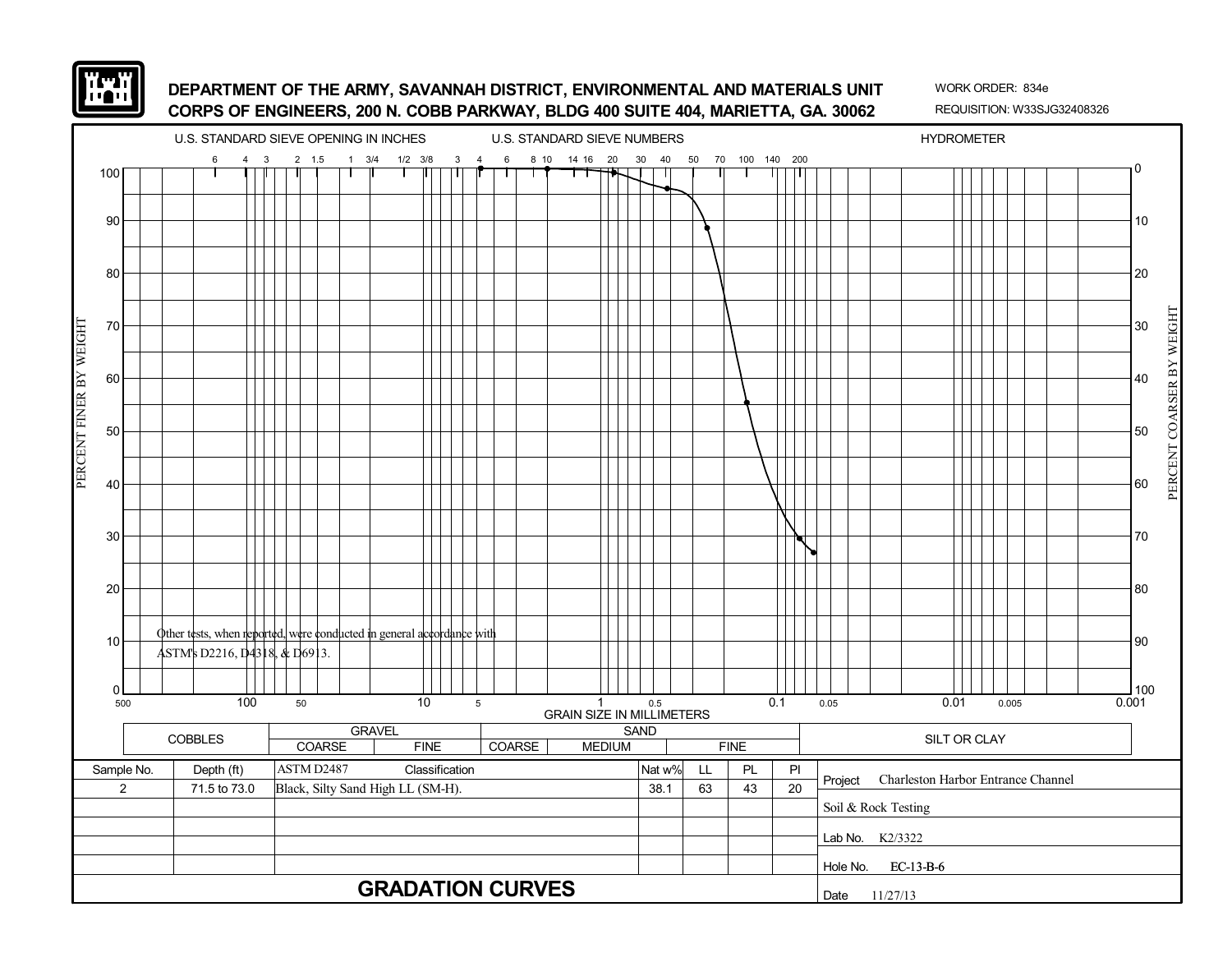**DEPARTMENT OF THE ARMY, SAVANNAH DISTRICT, ENVIRONMENTAL AND MATERIALS UNIT**
**CORPS OF ENGINEERS, 200 N. COBB PARKWAY, BLDG 400 SUITE 404, MARIETTA, GA. 30062**

WORK ORDER: 834e
REQUISITION: W33SJG32408326

U.S. STANDARD SIEVE OPENING IN INCHES — U.S. STANDARD SIEVE NUMBERS — HYDROMETER

PERCENT FINER BY WEIGHT / PERCENT COARSER BY WEIGHT

GRAIN SIZE IN MILLIMETERS

Other tests, when reported, were conducted in general accordance with ASTM's D2216, D4318, & D6913.

| COBBLES | GRAVEL | | SAND | | | SILT OR CLAY |
|---|---|---|---|---|---|---|
| | COARSE | FINE | COARSE | MEDIUM | FINE | |

| Sample No. | Depth (ft) | ASTM D2487 Classification | Nat w% | LL | PL | PI |
|---|---|---|---|---|---|---|
| 2 | 71.5 to 73.0 | Black, Silty Sand High LL (SM-H). | 38.1 | 63 | 43 | 20 |

Project: Charleston Harbor Entrance Channel

Soil & Rock Testing

Lab No. K2/3322

Hole No. EC-13-B-6

Date 11/27/13

# GRADATION CURVES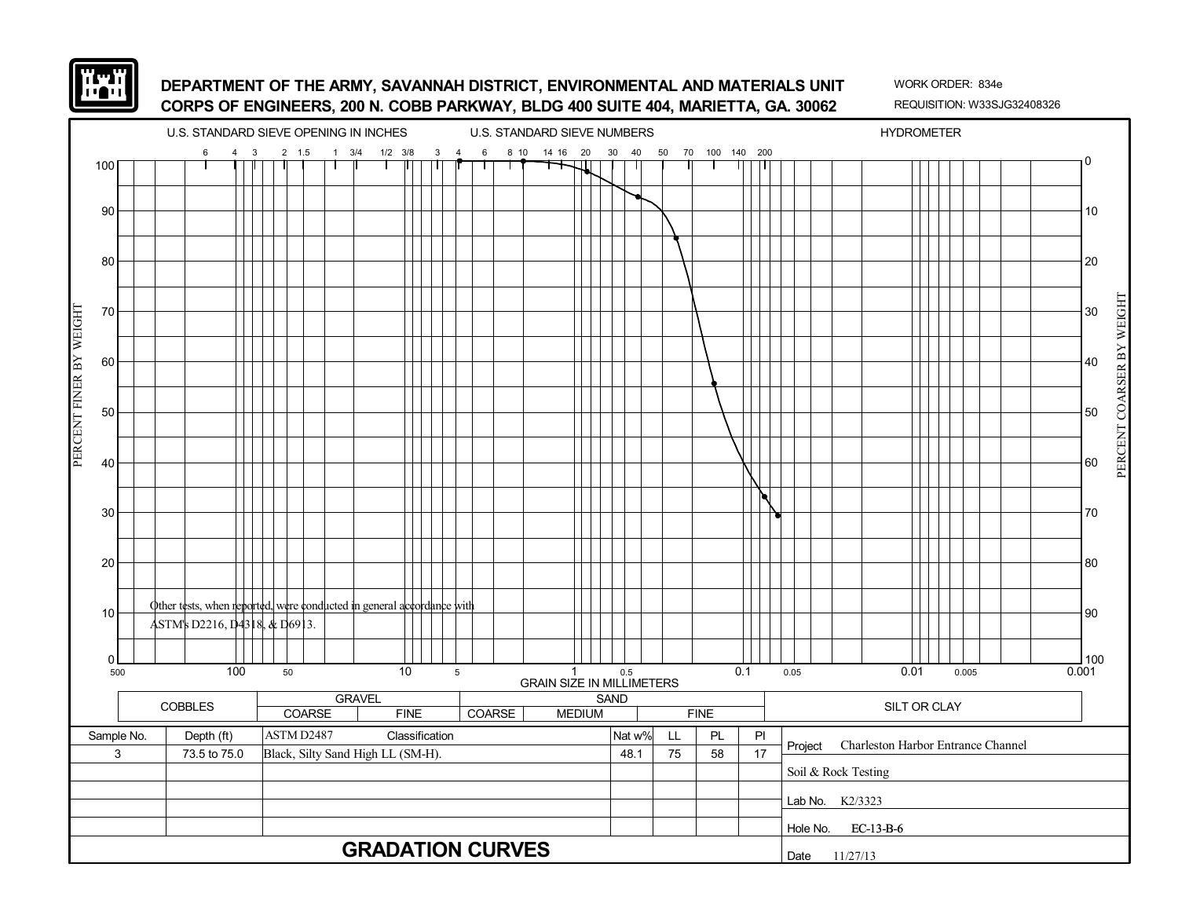**DEPARTMENT OF THE ARMY, SAVANNAH DISTRICT, ENVIRONMENTAL AND MATERIALS UNIT**
**CORPS OF ENGINEERS, 200 N. COBB PARKWAY, BLDG 400 SUITE 404, MARIETTA, GA. 30062**

WORK ORDER: 834e
REQUISITION: W33SJG32408326

U.S. STANDARD SIEVE OPENING IN INCHES — U.S. STANDARD SIEVE NUMBERS — HYDROMETER

Other tests, when reported, were conducted in general accordance with ASTM's D2216, D4318, & D6913.

GRAIN SIZE IN MILLIMETERS

| COBBLES | GRAVEL | | SAND | | | SILT OR CLAY |
|---|---|---|---|---|---|---|
| | COARSE | FINE | COARSE | MEDIUM | FINE | |

| Sample No. | Depth (ft) | ASTM D2487 Classification | Nat w% | LL | PL | PI |
|---|---|---|---|---|---|---|
| 3 | 73.5 to 75.0 | Black, Silty Sand High LL (SM-H). | 48.1 | 75 | 58 | 17 |

Project: Charleston Harbor Entrance Channel

Soil & Rock Testing

Lab No. K2/3323

Hole No. EC-13-B-6

Date 11/27/13

## GRADATION CURVES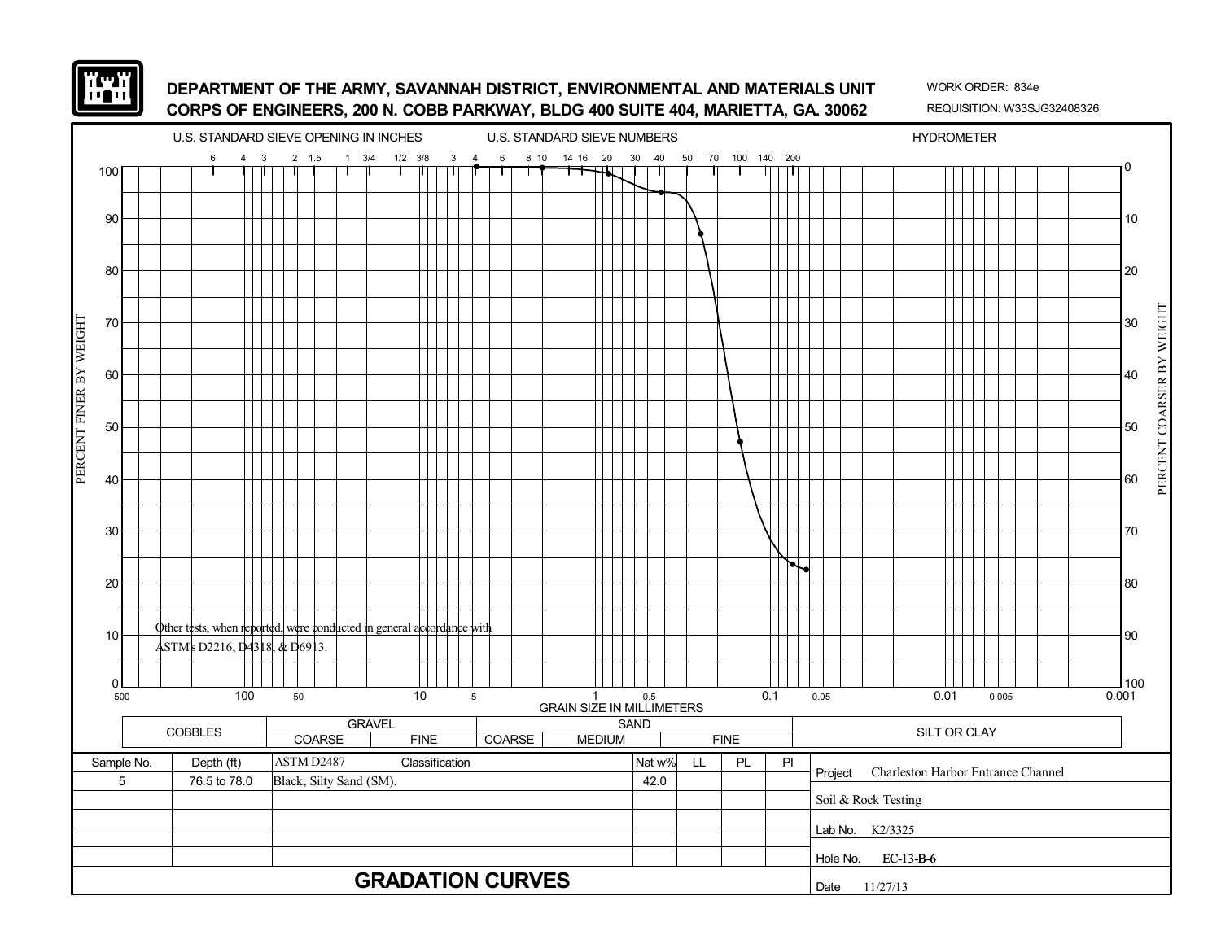**DEPARTMENT OF THE ARMY, SAVANNAH DISTRICT, ENVIRONMENTAL AND MATERIALS UNIT**
**CORPS OF ENGINEERS, 200 N. COBB PARKWAY, BLDG 400 SUITE 404, MARIETTA, GA. 30062**

WORK ORDER: 834e
REQUISITION: W33SJG32408326

U.S. STANDARD SIEVE OPENING IN INCHES | U.S. STANDARD SIEVE NUMBERS | HYDROMETER

PERCENT FINER BY WEIGHT / PERCENT COARSER BY WEIGHT

GRAIN SIZE IN MILLIMETERS

Other tests, when reported, were conducted in general accordance with ASTM's D2216, D4318, & D6913.

| COBBLES | GRAVEL | | SAND | | | SILT OR CLAY |
|---|---|---|---|---|---|---|
| | COARSE | FINE | COARSE | MEDIUM | FINE | |

| Sample No. | Depth (ft) | ASTM D2487 Classification | Nat w% | LL | PL | PI |
|---|---|---|---|---|---|---|
| 5 | 76.5 to 78.0 | Black, Silty Sand (SM). | 42.0 | | | |

Project: Charleston Harbor Entrance Channel
Soil & Rock Testing
Lab No. K2/3325
Hole No. EC-13-B-6
Date 11/27/13

# GRADATION CURVES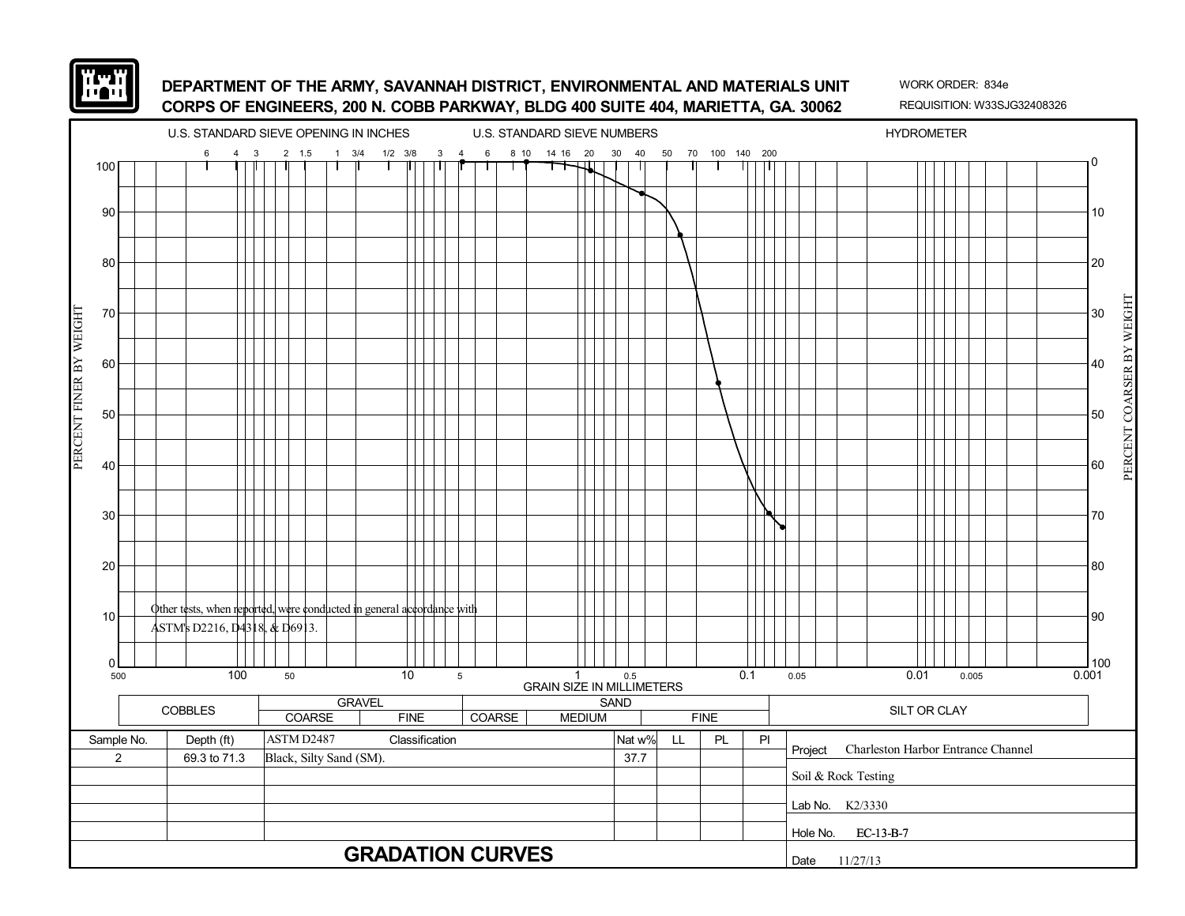# DEPARTMENT OF THE ARMY, SAVANNAH DISTRICT, ENVIRONMENTAL AND MATERIALS UNIT
# CORPS OF ENGINEERS, 200 N. COBB PARKWAY, BLDG 400 SUITE 404, MARIETTA, GA. 30062

WORK ORDER: 834e

REQUISITION: W33SJG32408326

U.S. STANDARD SIEVE OPENING IN INCHES — U.S. STANDARD SIEVE NUMBERS — HYDROMETER

Other tests, when reported, were conducted in general accordance with ASTM's D2216, D4318, & D6913.

GRAIN SIZE IN MILLIMETERS

| COBBLES | GRAVEL | | SAND | | | SILT OR CLAY |
|---|---|---|---|---|---|---|
| | COARSE | FINE | COARSE | MEDIUM | FINE | |

| Sample No. | Depth (ft) | ASTM D2487 Classification | Nat w% | LL | PL | PI |
|---|---|---|---|---|---|---|
| 2 | 69.3 to 71.3 | Black, Silty Sand (SM). | 37.7 | | | |

Project: Charleston Harbor Entrance Channel

Soil & Rock Testing

Lab No. K2/3330

Hole No. EC-13-B-7

Date 11/27/13

## GRADATION CURVES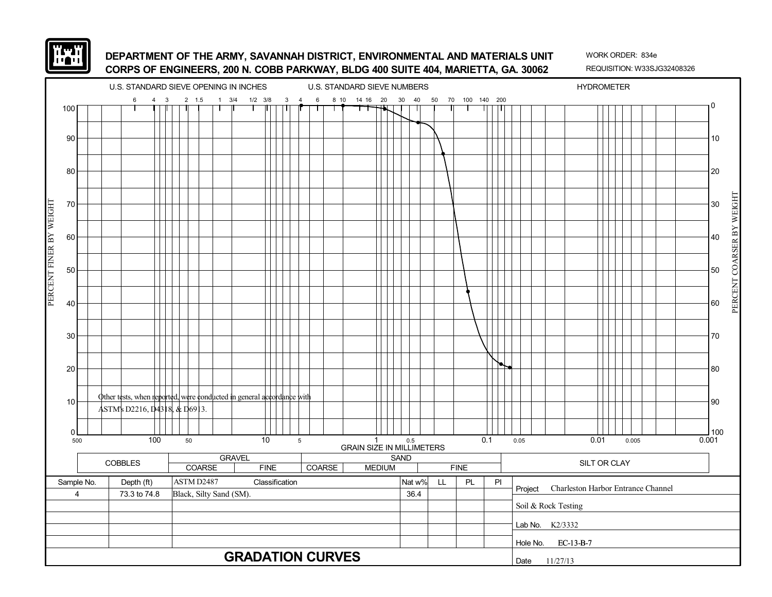**DEPARTMENT OF THE ARMY, SAVANNAH DISTRICT, ENVIRONMENTAL AND MATERIALS UNIT**
**CORPS OF ENGINEERS, 200 N. COBB PARKWAY, BLDG 400 SUITE 404, MARIETTA, GA. 30062**

WORK ORDER: 834e
REQUISITION: W33SJG32408326

U.S. STANDARD SIEVE OPENING IN INCHES: 6, 4, 3, 2, 1.5, 1, 3/4, 1/2, 3/8, 3

U.S. STANDARD SIEVE NUMBERS: 4, 6, 8, 10, 14, 16, 20, 30, 40, 50, 70, 100, 140, 200

HYDROMETER

PERCENT FINER BY WEIGHT: 0, 10, 20, 30, 40, 50, 60, 70, 80, 90, 100

PERCENT COARSER BY WEIGHT: 100, 90, 80, 70, 60, 50, 40, 30, 20, 10, 0

GRAIN SIZE IN MILLIMETERS: 500, 100, 50, 10, 5, 1, 0.5, 0.1, 0.05, 0.01, 0.005, 0.001

Other tests, when reported, were conducted in general accordance with ASTM's D2216, D4318, & D6913.

| COBBLES | GRAVEL | | SAND | | | SILT OR CLAY |
|---|---|---|---|---|---|---|
| | COARSE | FINE | COARSE | MEDIUM | FINE | |

| Sample No. | Depth (ft) | ASTM D2487 Classification | Nat w% | LL | PL | PI |
|---|---|---|---|---|---|---|
| 4 | 73.3 to 74.8 | Black, Silty Sand (SM). | 36.4 | | | |

Project: Charleston Harbor Entrance Channel

Soil & Rock Testing

Lab No. K2/3332

Hole No. EC-13-B-7

Date 11/27/13

# GRADATION CURVES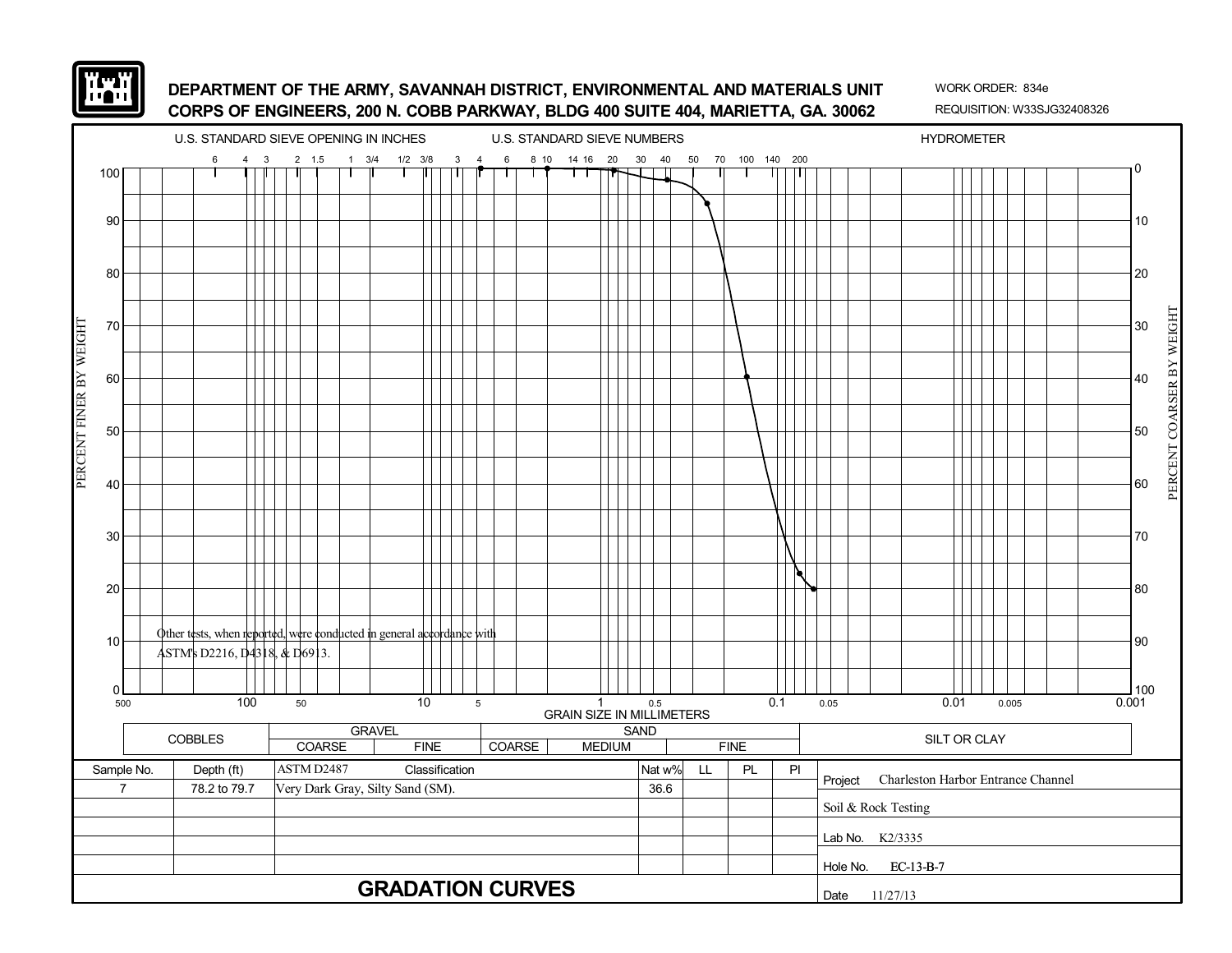**DEPARTMENT OF THE ARMY, SAVANNAH DISTRICT, ENVIRONMENTAL AND MATERIALS UNIT**
**CORPS OF ENGINEERS, 200 N. COBB PARKWAY, BLDG 400 SUITE 404, MARIETTA, GA. 30062**

WORK ORDER: 834e
REQUISITION: W33SJG32408326

U.S. STANDARD SIEVE OPENING IN INCHES — U.S. STANDARD SIEVE NUMBERS — HYDROMETER

6 4 3 2 1.5 1 3/4 1/2 3/8 3 4 6 8 10 14 16 20 30 40 50 70 100 140 200

PERCENT FINER BY WEIGHT — PERCENT COARSER BY WEIGHT

Other tests, when reported, were conducted in general accordance with ASTM's D2216, D4318, & D6913.

GRAIN SIZE IN MILLIMETERS

| COBBLES | GRAVEL | | SAND | | | SILT OR CLAY |
|---|---|---|---|---|---|---|
| | COARSE | FINE | COARSE | MEDIUM | FINE | |

| Sample No. | Depth (ft) | ASTM D2487 Classification | Nat w% | LL | PL | PI |
|---|---|---|---|---|---|---|
| 7 | 78.2 to 79.7 | Very Dark Gray, Silty Sand (SM). | 36.6 | | | |

Project: Charleston Harbor Entrance Channel

Soil & Rock Testing

Lab No. K2/3335

Hole No. EC-13-B-7

Date 11/27/13

# GRADATION CURVES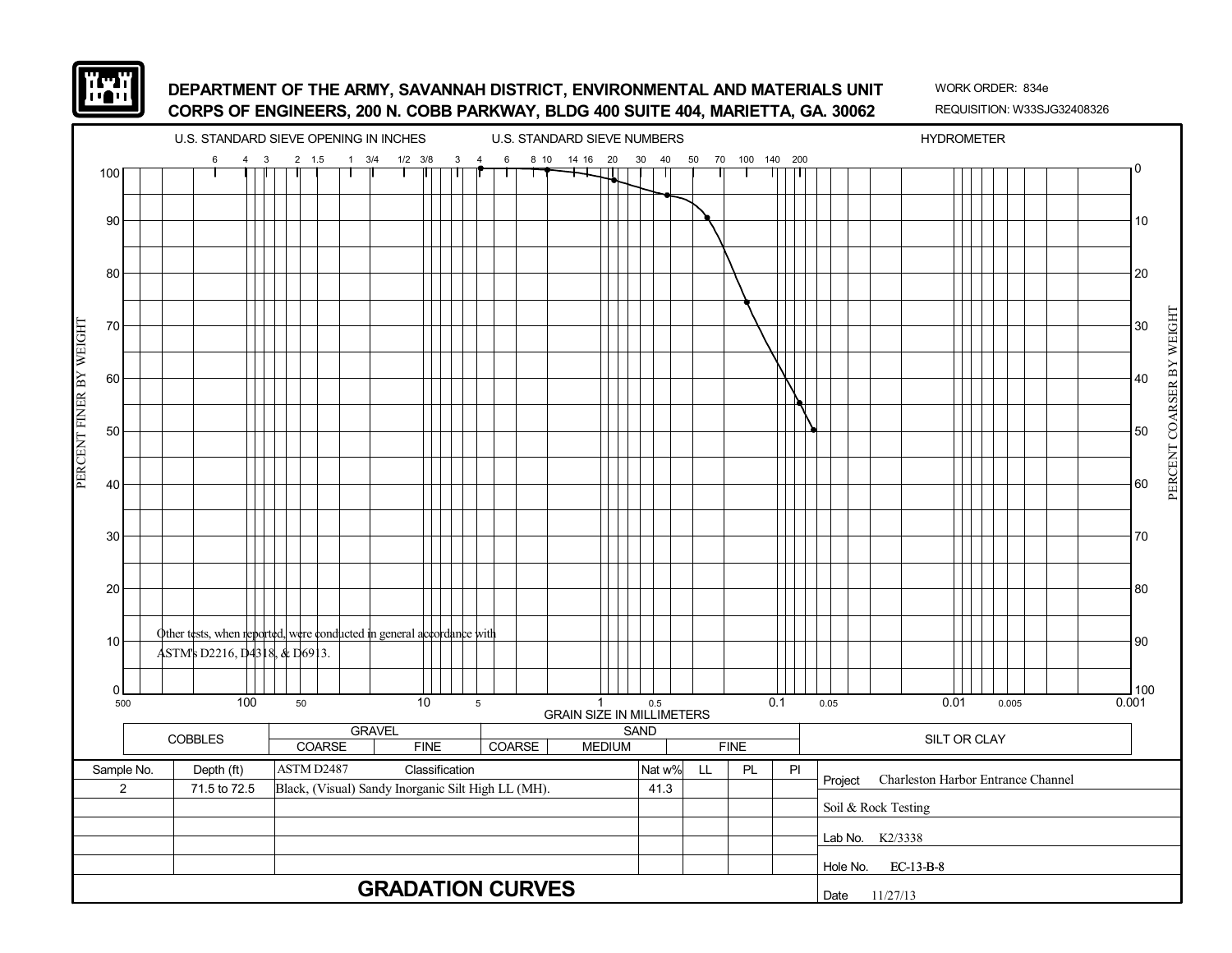**DEPARTMENT OF THE ARMY, SAVANNAH DISTRICT, ENVIRONMENTAL AND MATERIALS UNIT**
**CORPS OF ENGINEERS, 200 N. COBB PARKWAY, BLDG 400 SUITE 404, MARIETTA, GA. 30062**

WORK ORDER: 834e
REQUISITION: W33SJG32408326

U.S. STANDARD SIEVE OPENING IN INCHES — U.S. STANDARD SIEVE NUMBERS — HYDROMETER

Other tests, when reported, were conducted in general accordance with ASTM's D2216, D4318, & D6913.

GRAIN SIZE IN MILLIMETERS

| COBBLES | GRAVEL | | SAND | | | SILT OR CLAY |
|---|---|---|---|---|---|---|
| | COARSE | FINE | COARSE | MEDIUM | FINE | |

| Sample No. | Depth (ft) | ASTM D2487 Classification | Nat w% | LL | PL | PI |
|---|---|---|---|---|---|---|
| 2 | 71.5 to 72.5 | Black, (Visual) Sandy Inorganic Silt High LL (MH). | 41.3 | | | |

Project: Charleston Harbor Entrance Channel

Soil & Rock Testing

Lab No. K2/3338

Hole No. EC-13-B-8

Date 11/27/13

## GRADATION CURVES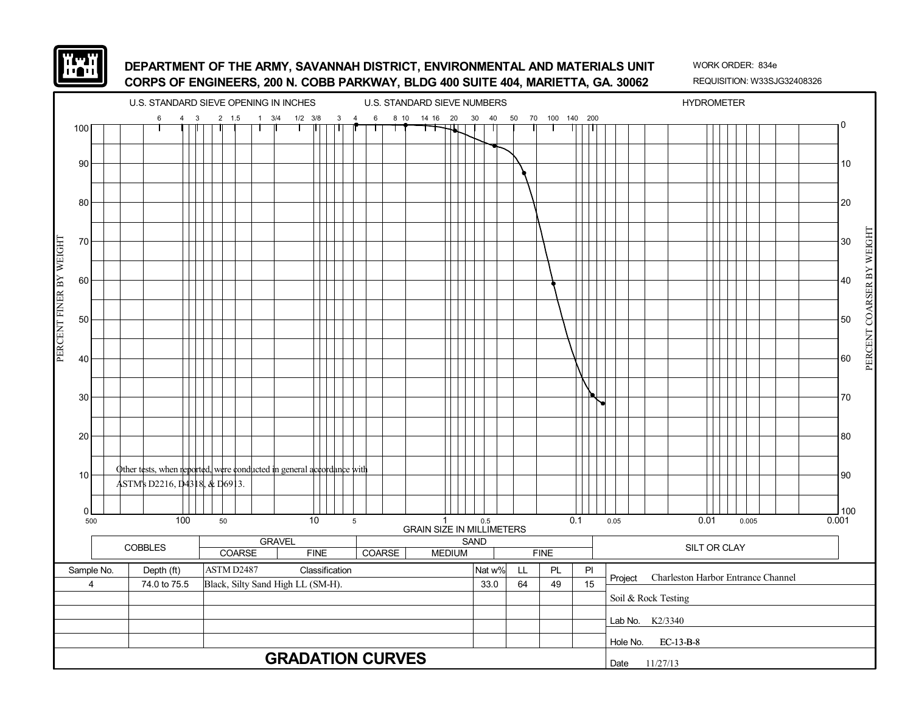**DEPARTMENT OF THE ARMY, SAVANNAH DISTRICT, ENVIRONMENTAL AND MATERIALS UNIT**
**CORPS OF ENGINEERS, 200 N. COBB PARKWAY, BLDG 400 SUITE 404, MARIETTA, GA. 30062**

WORK ORDER: 834e
REQUISITION: W33SJG32408326

U.S. STANDARD SIEVE OPENING IN INCHES — U.S. STANDARD SIEVE NUMBERS — HYDROMETER

PERCENT FINER BY WEIGHT / PERCENT COARSER BY WEIGHT

GRAIN SIZE IN MILLIMETERS

| COBBLES | GRAVEL | | SAND | | | SILT OR CLAY |
|---|---|---|---|---|---|---|
| | COARSE | FINE | COARSE | MEDIUM | FINE | |

Other tests, when reported, were conducted in general accordance with ASTM's D2216, D4318, & D6913.

| Sample No. | Depth (ft) | ASTM D2487 Classification | Nat w% | LL | PL | PI |
|---|---|---|---|---|---|---|
| 4 | 74.0 to 75.5 | Black, Silty Sand High LL (SM-H). | 33.0 | 64 | 49 | 15 |

Project: Charleston Harbor Entrance Channel

Soil & Rock Testing

Lab No. K2/3340

Hole No. EC-13-B-8

Date 11/27/13

# GRADATION CURVES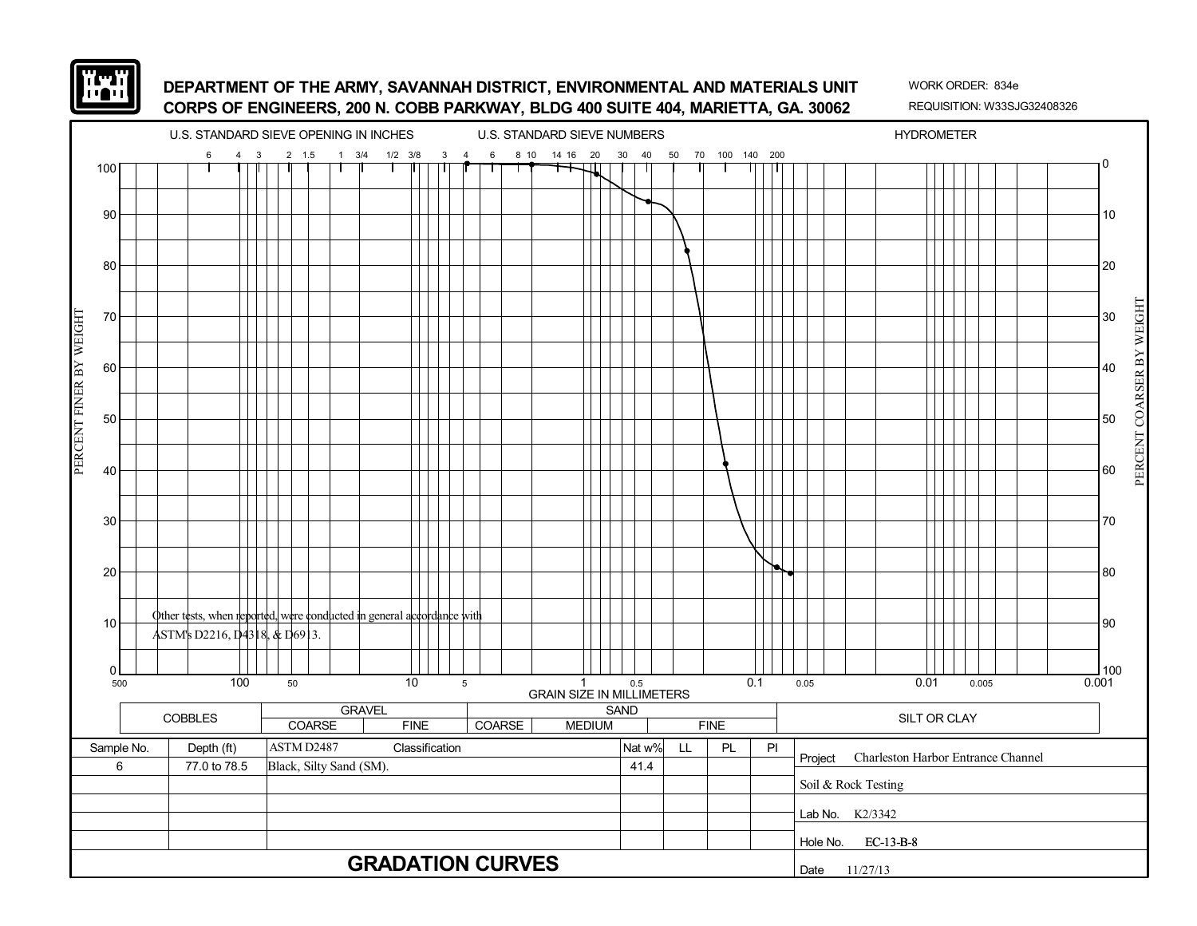**DEPARTMENT OF THE ARMY, SAVANNAH DISTRICT, ENVIRONMENTAL AND MATERIALS UNIT**
**CORPS OF ENGINEERS, 200 N. COBB PARKWAY, BLDG 400 SUITE 404, MARIETTA, GA. 30062**

WORK ORDER: 834e
REQUISITION: W33SJG32408326

U.S. STANDARD SIEVE OPENING IN INCHES — U.S. STANDARD SIEVE NUMBERS — HYDROMETER

Other tests, when reported, were conducted in general accordance with ASTM's D2216, D4318, & D6913.

GRAIN SIZE IN MILLIMETERS

| COBBLES | GRAVEL | | SAND | | | SILT OR CLAY |
|---|---|---|---|---|---|---|
| | COARSE | FINE | COARSE | MEDIUM | FINE | |

| Sample No. | Depth (ft) | ASTM D2487 Classification | Nat w% | LL | PL | PI |
|---|---|---|---|---|---|---|
| 6 | 77.0 to 78.5 | Black, Silty Sand (SM). | 41.4 | | | |

Project: Charleston Harbor Entrance Channel

Soil & Rock Testing

Lab No. K2/3342

Hole No. EC-13-B-8

Date 11/27/13

## GRADATION CURVES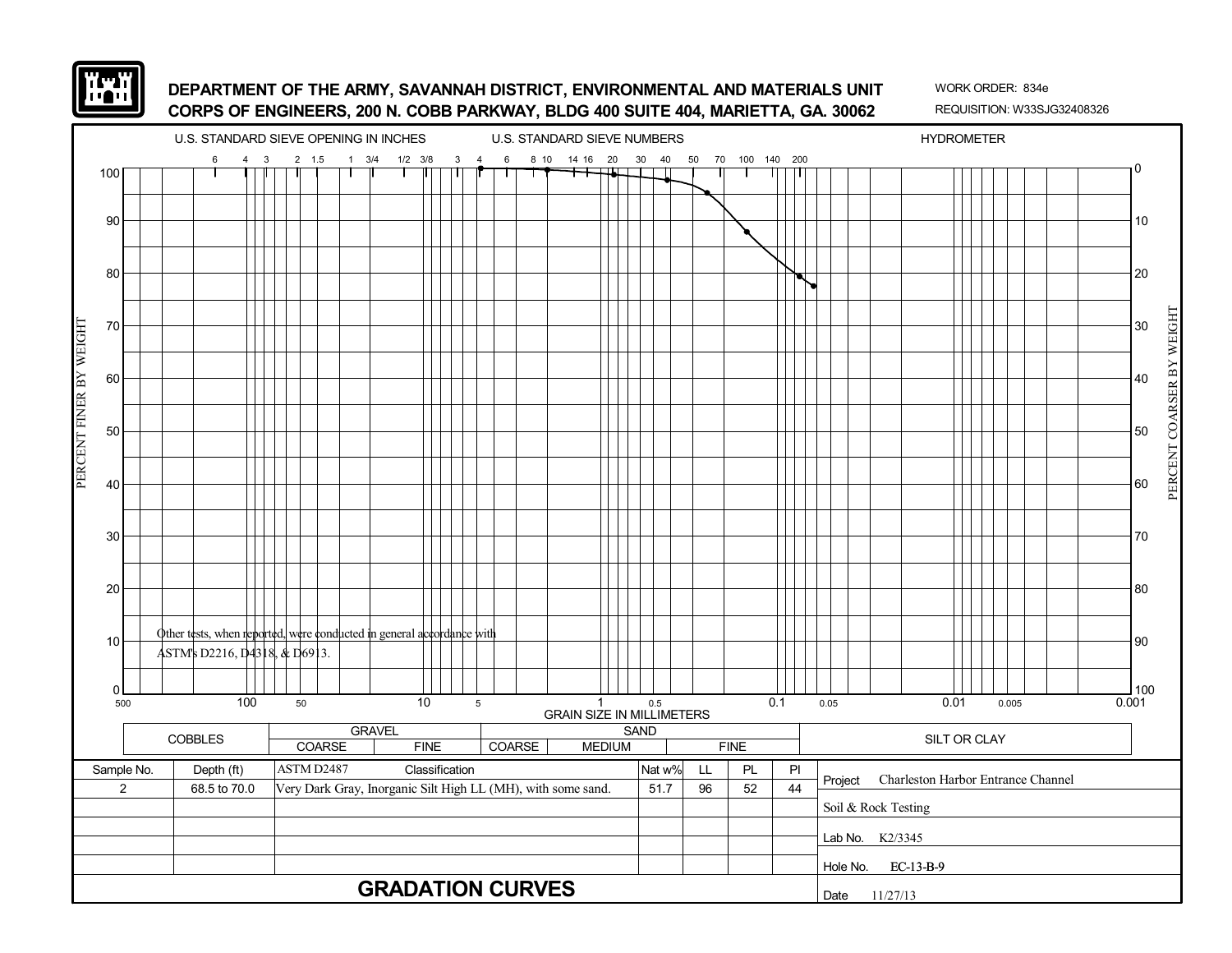**DEPARTMENT OF THE ARMY, SAVANNAH DISTRICT, ENVIRONMENTAL AND MATERIALS UNIT**
**CORPS OF ENGINEERS, 200 N. COBB PARKWAY, BLDG 400 SUITE 404, MARIETTA, GA. 30062**

WORK ORDER: 834e
REQUISITION: W33SJG32408326

U.S. STANDARD SIEVE OPENING IN INCHES — U.S. STANDARD SIEVE NUMBERS — HYDROMETER

Other tests, when reported, were conducted in general accordance with ASTM's D2216, D4318, & D6913.

GRAIN SIZE IN MILLIMETERS

| COBBLES | GRAVEL | | SAND | | | SILT OR CLAY |
|---|---|---|---|---|---|---|
| | COARSE | FINE | COARSE | MEDIUM | FINE | |

| Sample No. | Depth (ft) | ASTM D2487 Classification | Nat w% | LL | PL | PI |
|---|---|---|---|---|---|---|
| 2 | 68.5 to 70.0 | Very Dark Gray, Inorganic Silt High LL (MH), with some sand. | 51.7 | 96 | 52 | 44 |

Project: Charleston Harbor Entrance Channel

Soil & Rock Testing

Lab No. K2/3345

Hole No. EC-13-B-9

Date 11/27/13

## GRADATION CURVES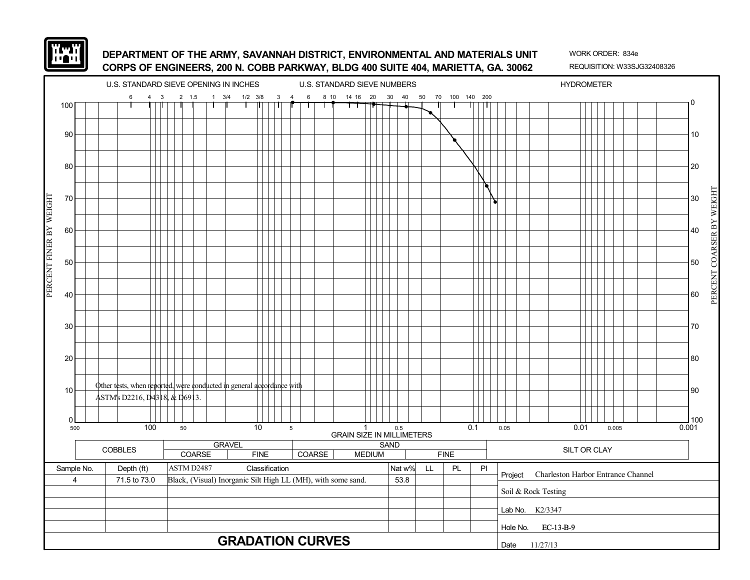**DEPARTMENT OF THE ARMY, SAVANNAH DISTRICT, ENVIRONMENTAL AND MATERIALS UNIT**
**CORPS OF ENGINEERS, 200 N. COBB PARKWAY, BLDG 400 SUITE 404, MARIETTA, GA. 30062**

WORK ORDER: 834e
REQUISITION: W33SJG32408326

U.S. STANDARD SIEVE OPENING IN INCHES — U.S. STANDARD SIEVE NUMBERS — HYDROMETER

PERCENT FINER BY WEIGHT / PERCENT COARSER BY WEIGHT

GRAIN SIZE IN MILLIMETERS

Other tests, when reported, were conducted in general accordance with ASTM's D2216, D4318, & D6913.

| COBBLES | GRAVEL | | SAND | | | SILT OR CLAY |
|---|---|---|---|---|---|---|
| | COARSE | FINE | COARSE | MEDIUM | FINE | |

| Sample No. | Depth (ft) | ASTM D2487 Classification | Nat w% | LL | PL | PI |
|---|---|---|---|---|---|---|
| 4 | 71.5 to 73.0 | Black, (Visual) Inorganic Silt High LL (MH), with some sand. | 53.8 | | | |

Project: Charleston Harbor Entrance Channel

Soil & Rock Testing

Lab No. K2/3347

Hole No. EC-13-B-9

Date 11/27/13

# GRADATION CURVES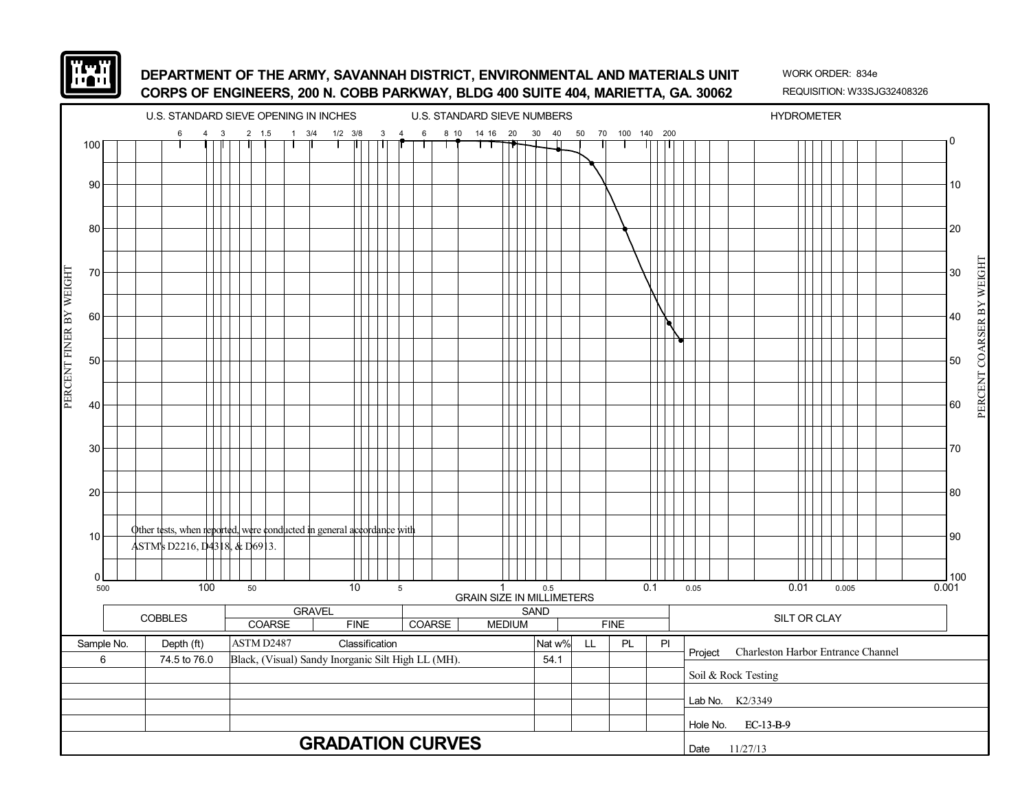**DEPARTMENT OF THE ARMY, SAVANNAH DISTRICT, ENVIRONMENTAL AND MATERIALS UNIT**
**CORPS OF ENGINEERS, 200 N. COBB PARKWAY, BLDG 400 SUITE 404, MARIETTA, GA. 30062**

WORK ORDER: 834e
REQUISITION: W33SJG32408326

U.S. STANDARD SIEVE OPENING IN INCHES — U.S. STANDARD SIEVE NUMBERS — HYDROMETER

Other tests, when reported, were conducted in general accordance with ASTM's D2216, D4318, & D6913.

GRAIN SIZE IN MILLIMETERS

| COBBLES | GRAVEL | | SAND | | | SILT OR CLAY |
|---|---|---|---|---|---|---|
| | COARSE | FINE | COARSE | MEDIUM | FINE | |

| Sample No. | Depth (ft) | ASTM D2487 Classification | Nat w% | LL | PL | PI |
|---|---|---|---|---|---|---|
| 6 | 74.5 to 76.0 | Black, (Visual) Sandy Inorganic Silt High LL (MH). | 54.1 | | | |

Project: Charleston Harbor Entrance Channel

Soil & Rock Testing

Lab No. K2/3349

Hole No. EC-13-B-9

Date 11/27/13

# GRADATION CURVES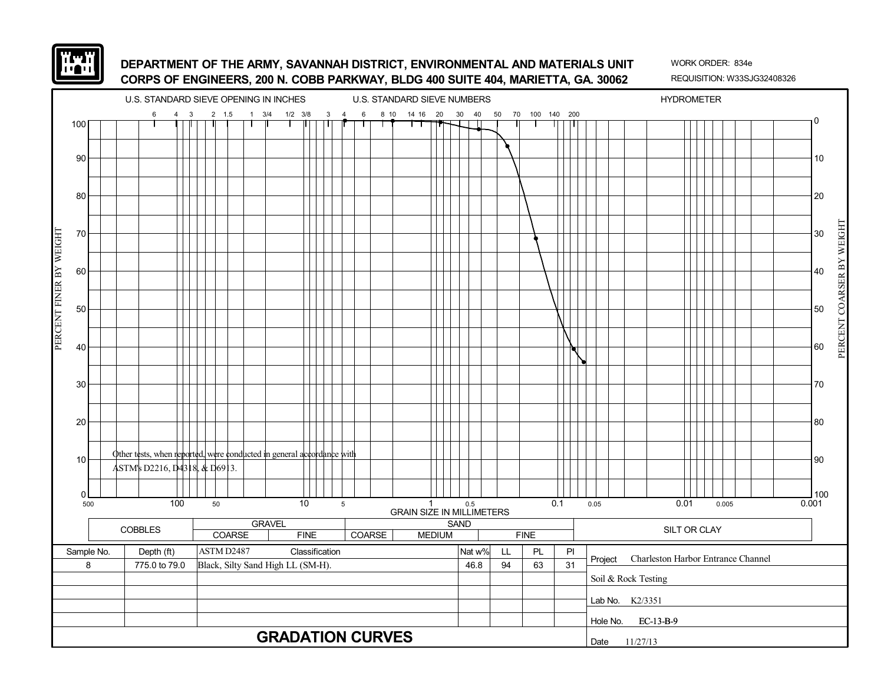**DEPARTMENT OF THE ARMY, SAVANNAH DISTRICT, ENVIRONMENTAL AND MATERIALS UNIT**
**CORPS OF ENGINEERS, 200 N. COBB PARKWAY, BLDG 400 SUITE 404, MARIETTA, GA. 30062**

WORK ORDER: 834e
REQUISITION: W33SJG32408326

U.S. STANDARD SIEVE OPENING IN INCHES — U.S. STANDARD SIEVE NUMBERS — HYDROMETER

PERCENT FINER BY WEIGHT / PERCENT COARSER BY WEIGHT

GRAIN SIZE IN MILLIMETERS

Other tests, when reported, were conducted in general accordance with ASTM's D2216, D4318, & D6913.

| COBBLES | GRAVEL | | SAND | | | SILT OR CLAY |
|---|---|---|---|---|---|---|
| | COARSE | FINE | COARSE | MEDIUM | FINE | |

| Sample No. | Depth (ft) | ASTM D2487 Classification | Nat w% | LL | PL | PI |
|---|---|---|---|---|---|---|
| 8 | 775.0 to 79.0 | Black, Silty Sand High LL (SM-H). | 46.8 | 94 | 63 | 31 |

Project: Charleston Harbor Entrance Channel
Soil & Rock Testing
Lab No. K2/3351
Hole No. EC-13-B-9
Date 11/27/13

## GRADATION CURVES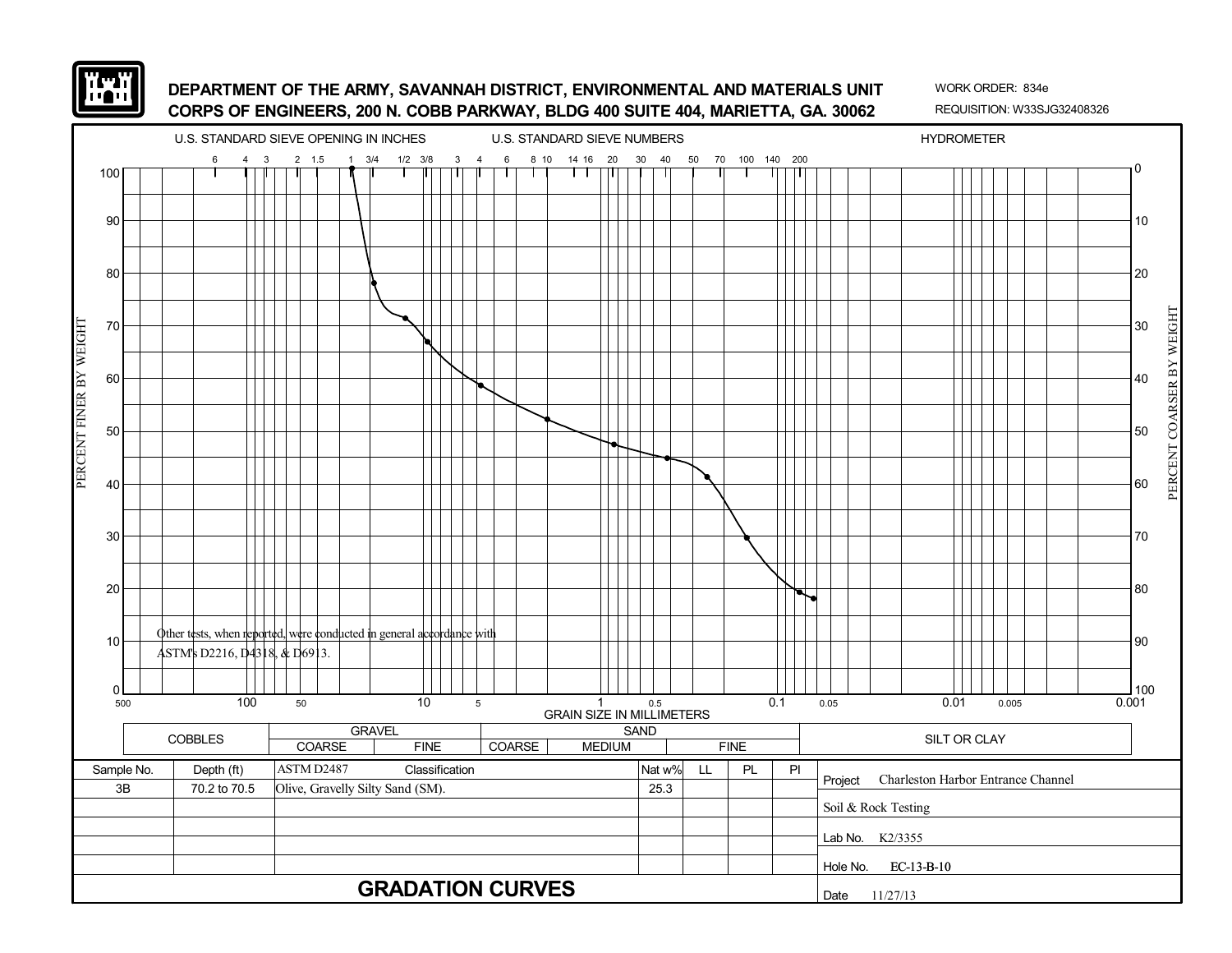**DEPARTMENT OF THE ARMY, SAVANNAH DISTRICT, ENVIRONMENTAL AND MATERIALS UNIT**
**CORPS OF ENGINEERS, 200 N. COBB PARKWAY, BLDG 400 SUITE 404, MARIETTA, GA. 30062**

WORK ORDER: 834e
REQUISITION: W33SJG32408326

U.S. STANDARD SIEVE OPENING IN INCHES — U.S. STANDARD SIEVE NUMBERS — HYDROMETER

Other tests, when reported, were conducted in general accordance with ASTM's D2216, D4318, & D6913.

GRAIN SIZE IN MILLIMETERS

| COBBLES | GRAVEL | | SAND | | | SILT OR CLAY |
|---|---|---|---|---|---|---|
| | COARSE | FINE | COARSE | MEDIUM | FINE | |

| Sample No. | Depth (ft) | ASTM D2487 Classification | Nat w% | LL | PL | PI |
|---|---|---|---|---|---|---|
| 3B | 70.2 to 70.5 | Olive, Gravelly Silty Sand (SM). | 25.3 | | | |

Project: Charleston Harbor Entrance Channel

Soil & Rock Testing

Lab No. K2/3355

Hole No. EC-13-B-10

Date 11/27/13

## GRADATION CURVES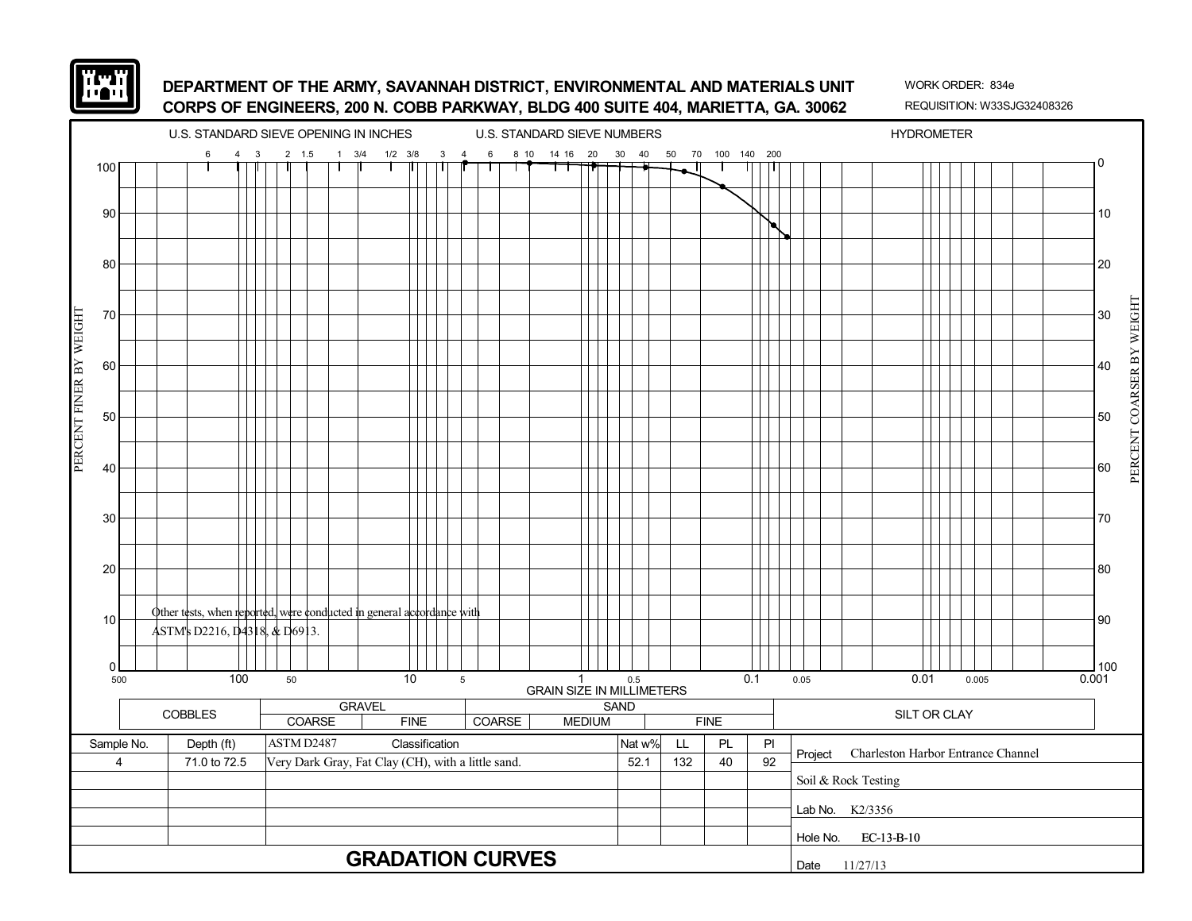**DEPARTMENT OF THE ARMY, SAVANNAH DISTRICT, ENVIRONMENTAL AND MATERIALS UNIT**
**CORPS OF ENGINEERS, 200 N. COBB PARKWAY, BLDG 400 SUITE 404, MARIETTA, GA. 30062**

WORK ORDER: 834e
REQUISITION: W33SJG32408326

U.S. STANDARD SIEVE OPENING IN INCHES — U.S. STANDARD SIEVE NUMBERS — HYDROMETER

PERCENT FINER BY WEIGHT / PERCENT COARSER BY WEIGHT

GRAIN SIZE IN MILLIMETERS

Other tests, when reported, were conducted in general accordance with ASTM's D2216, D4318, & D6913.

| COBBLES | GRAVEL | | SAND | | | SILT OR CLAY |
|---|---|---|---|---|---|---|
| | COARSE | FINE | COARSE | MEDIUM | FINE | |

| Sample No. | Depth (ft) | ASTM D2487 Classification | Nat w% | LL | PL | PI |
|---|---|---|---|---|---|---|
| 4 | 71.0 to 72.5 | Very Dark Gray, Fat Clay (CH), with a little sand. | 52.1 | 132 | 40 | 92 |

Project: Charleston Harbor Entrance Channel

Soil & Rock Testing

Lab No. K2/3356

Hole No. EC-13-B-10

Date 11/27/13

## GRADATION CURVES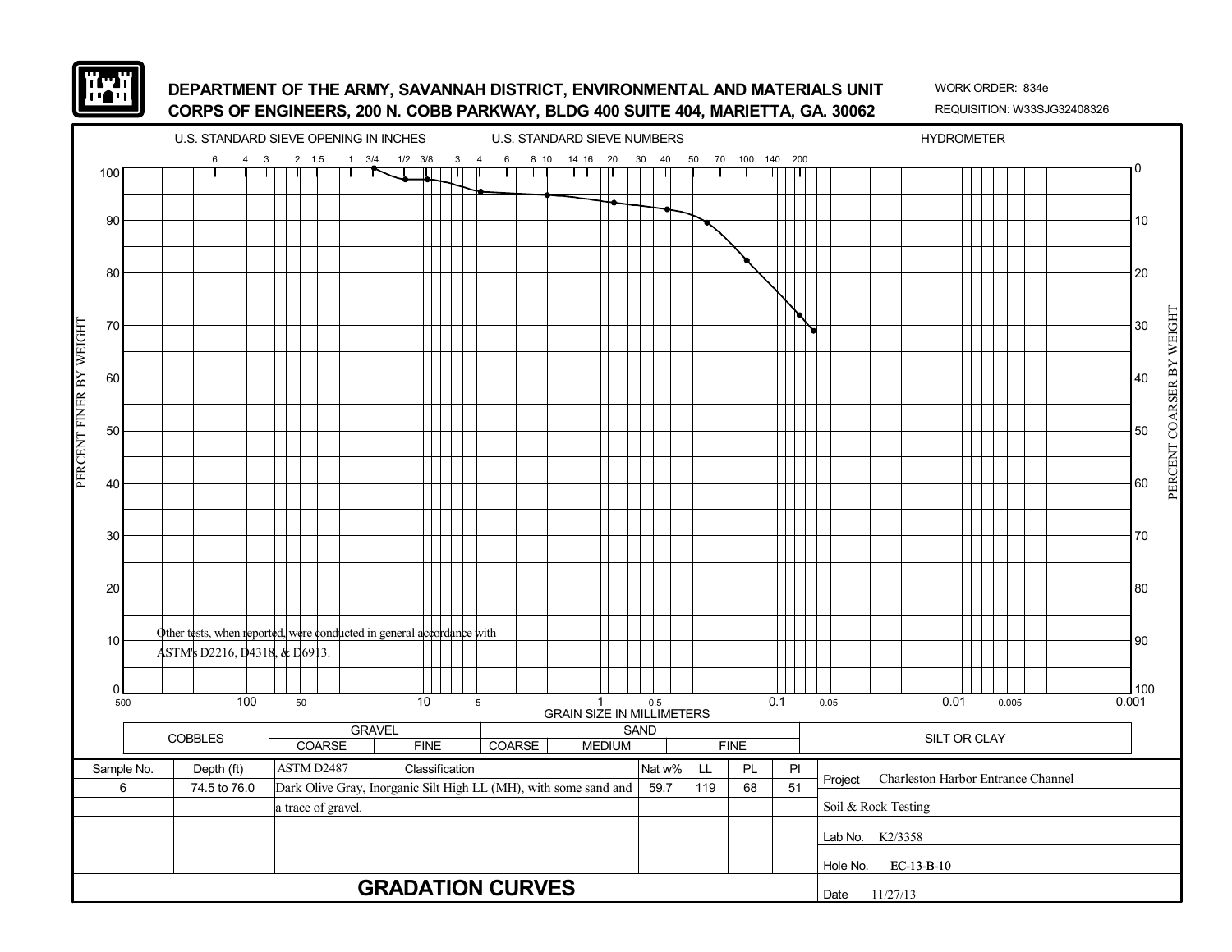**DEPARTMENT OF THE ARMY, SAVANNAH DISTRICT, ENVIRONMENTAL AND MATERIALS UNIT**
**CORPS OF ENGINEERS, 200 N. COBB PARKWAY, BLDG 400 SUITE 404, MARIETTA, GA. 30062**

WORK ORDER: 834e
REQUISITION: W33SJG32408326

U.S. STANDARD SIEVE OPENING IN INCHES — U.S. STANDARD SIEVE NUMBERS — HYDROMETER

PERCENT FINER BY WEIGHT / PERCENT COARSER BY WEIGHT

GRAIN SIZE IN MILLIMETERS

Other tests, when reported, were conducted in general accordance with ASTM's D2216, D4318, & D6913.

| COBBLES | GRAVEL | | SAND | | | SILT OR CLAY |
|---|---|---|---|---|---|---|
| | COARSE | FINE | COARSE | MEDIUM | FINE | |

| Sample No. | Depth (ft) | ASTM D2487 Classification | Nat w% | LL | PL | PI |
|---|---|---|---|---|---|---|
| 6 | 74.5 to 76.0 | Dark Olive Gray, Inorganic Silt High LL (MH), with some sand and a trace of gravel. | 59.7 | 119 | 68 | 51 |

Project: Charleston Harbor Entrance Channel

Soil & Rock Testing

Lab No. K2/3358

Hole No. EC-13-B-10

Date 11/27/13

# GRADATION CURVES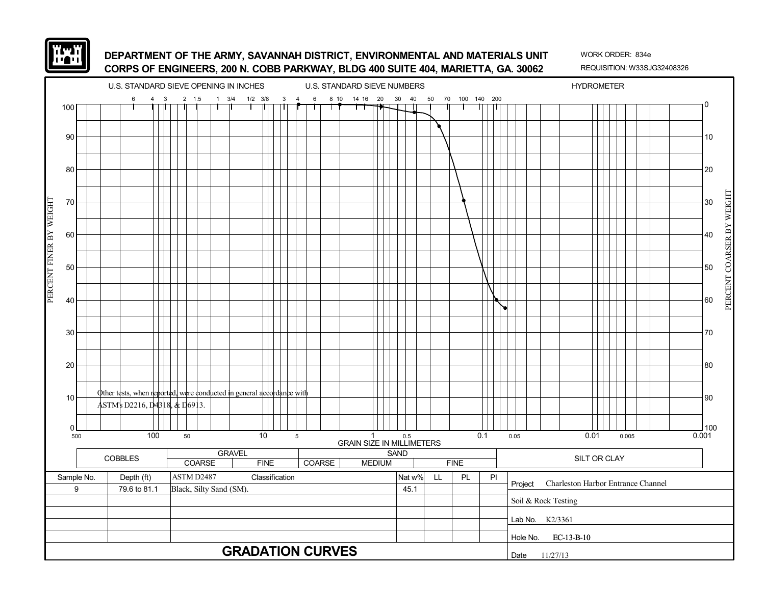**DEPARTMENT OF THE ARMY, SAVANNAH DISTRICT, ENVIRONMENTAL AND MATERIALS UNIT**
**CORPS OF ENGINEERS, 200 N. COBB PARKWAY, BLDG 400 SUITE 404, MARIETTA, GA. 30062**

WORK ORDER: 834e
REQUISITION: W33SJG32408326

U.S. STANDARD SIEVE OPENING IN INCHES — U.S. STANDARD SIEVE NUMBERS — HYDROMETER

6 4 3 2 1.5 1 3/4 1/2 3/8 3 4 6 8 10 14 16 20 30 40 50 70 100 140 200

PERCENT FINER BY WEIGHT (0–100) / PERCENT COARSER BY WEIGHT (100–0)

GRAIN SIZE IN MILLIMETERS: 500, 100, 50, 10, 5, 1, 0.5, 0.1, 0.05, 0.01, 0.005, 0.001

Other tests, when reported, were conducted in general accordance with ASTM's D2216, D4318, & D6913.

| COBBLES | GRAVEL | | SAND | | | SILT OR CLAY |
|---|---|---|---|---|---|---|
| | COARSE | FINE | COARSE | MEDIUM | FINE | |

| Sample No. | Depth (ft) | ASTM D2487 Classification | Nat w% | LL | PL | PI |
|---|---|---|---|---|---|---|
| 9 | 79.6 to 81.1 | Black, Silty Sand (SM). | 45.1 | | | |

Project: Charleston Harbor Entrance Channel

Soil & Rock Testing

Lab No. K2/3361

Hole No. EC-13-B-10

Date 11/27/13

## GRADATION CURVES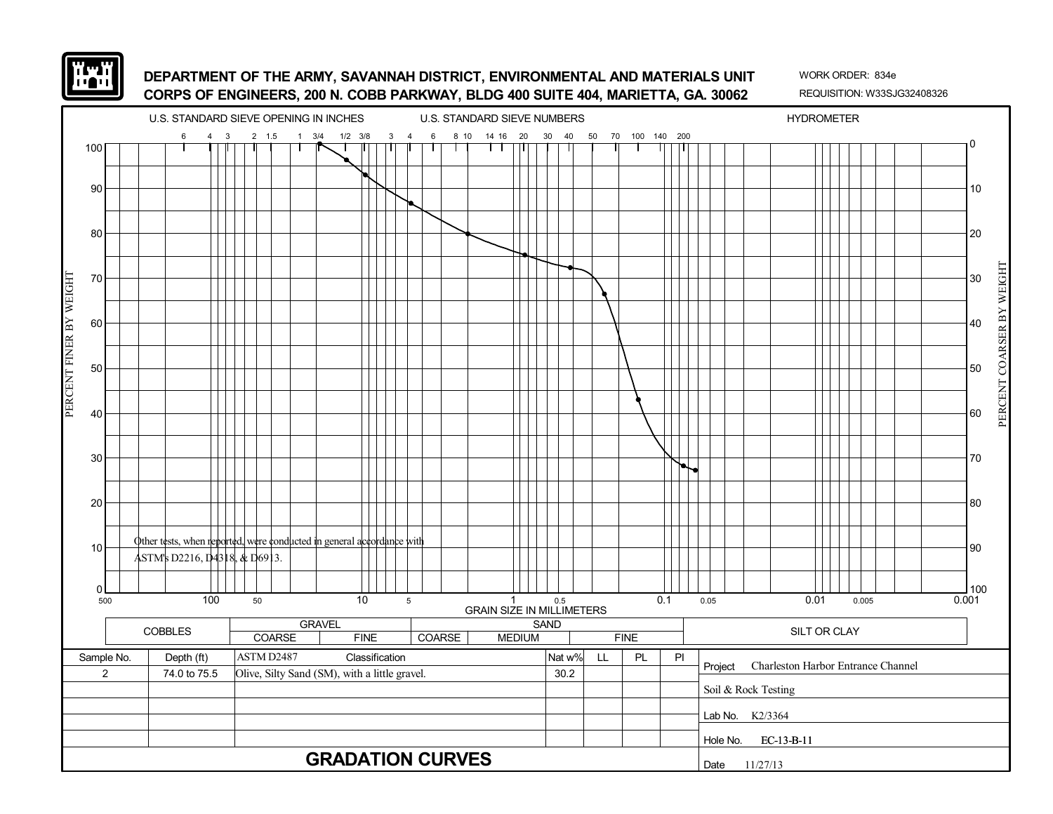**DEPARTMENT OF THE ARMY, SAVANNAH DISTRICT, ENVIRONMENTAL AND MATERIALS UNIT**
**CORPS OF ENGINEERS, 200 N. COBB PARKWAY, BLDG 400 SUITE 404, MARIETTA, GA. 30062**

WORK ORDER: 834e
REQUISITION: W33SJG32408326

U.S. STANDARD SIEVE OPENING IN INCHES — U.S. STANDARD SIEVE NUMBERS — HYDROMETER

6 4 3 2 1.5 1 3/4 1/2 3/8 3 4 6 8 10 14 16 20 30 40 50 70 100 140 200

PERCENT FINER BY WEIGHT — PERCENT COARSER BY WEIGHT

GRAIN SIZE IN MILLIMETERS

500 100 50 10 5 1 0.5 0.1 0.05 0.01 0.005 0.001

Other tests, when reported, were conducted in general accordance with ASTM's D2216, D4318, & D6913.

| COBBLES | GRAVEL | | SAND | | | SILT OR CLAY |
|---|---|---|---|---|---|---|
| | COARSE | FINE | COARSE | MEDIUM | FINE | |

| Sample No. | Depth (ft) | ASTM D2487 Classification | Nat w% | LL | PL | PI |
|---|---|---|---|---|---|---|
| 2 | 74.0 to 75.5 | Olive, Silty Sand (SM), with a little gravel. | 30.2 | | | |

Project: Charleston Harbor Entrance Channel

Soil & Rock Testing

Lab No. K2/3364

Hole No. EC-13-B-11

Date 11/27/13

## GRADATION CURVES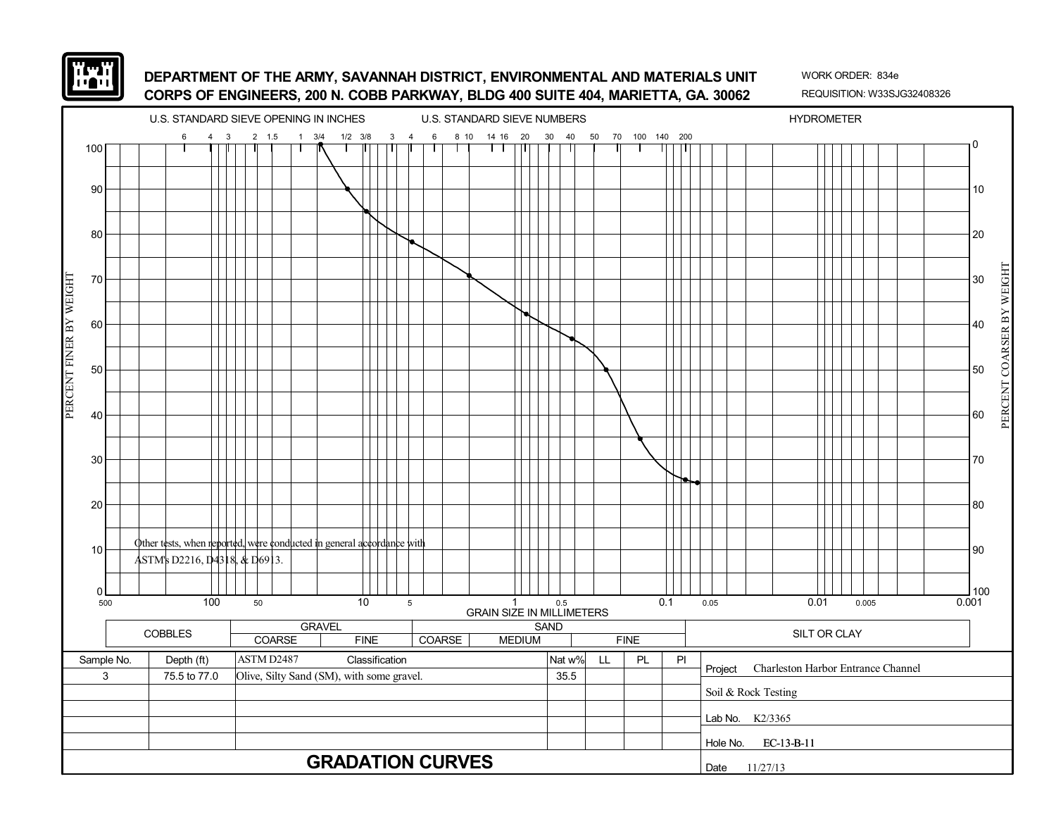**DEPARTMENT OF THE ARMY, SAVANNAH DISTRICT, ENVIRONMENTAL AND MATERIALS UNIT**
**CORPS OF ENGINEERS, 200 N. COBB PARKWAY, BLDG 400 SUITE 404, MARIETTA, GA. 30062**

WORK ORDER: 834e
REQUISITION: W33SJG32408326

U.S. STANDARD SIEVE OPENING IN INCHES — U.S. STANDARD SIEVE NUMBERS — HYDROMETER

Other tests, when reported, were conducted in general accordance with ASTM's D2216, D4318, & D6913.

GRAIN SIZE IN MILLIMETERS

PERCENT FINER BY WEIGHT / PERCENT COARSER BY WEIGHT

| COBBLES | GRAVEL | | SAND | | | SILT OR CLAY |
|---|---|---|---|---|---|---|
| | COARSE | FINE | COARSE | MEDIUM | FINE | |

| Sample No. | Depth (ft) | ASTM D2487 Classification | Nat w% | LL | PL | PI |
|---|---|---|---|---|---|---|
| 3 | 75.5 to 77.0 | Olive, Silty Sand (SM), with some gravel. | 35.5 | | | |

Project: Charleston Harbor Entrance Channel
Soil & Rock Testing
Lab No. K2/3365
Hole No. EC-13-B-11
Date 11/27/13

## GRADATION CURVES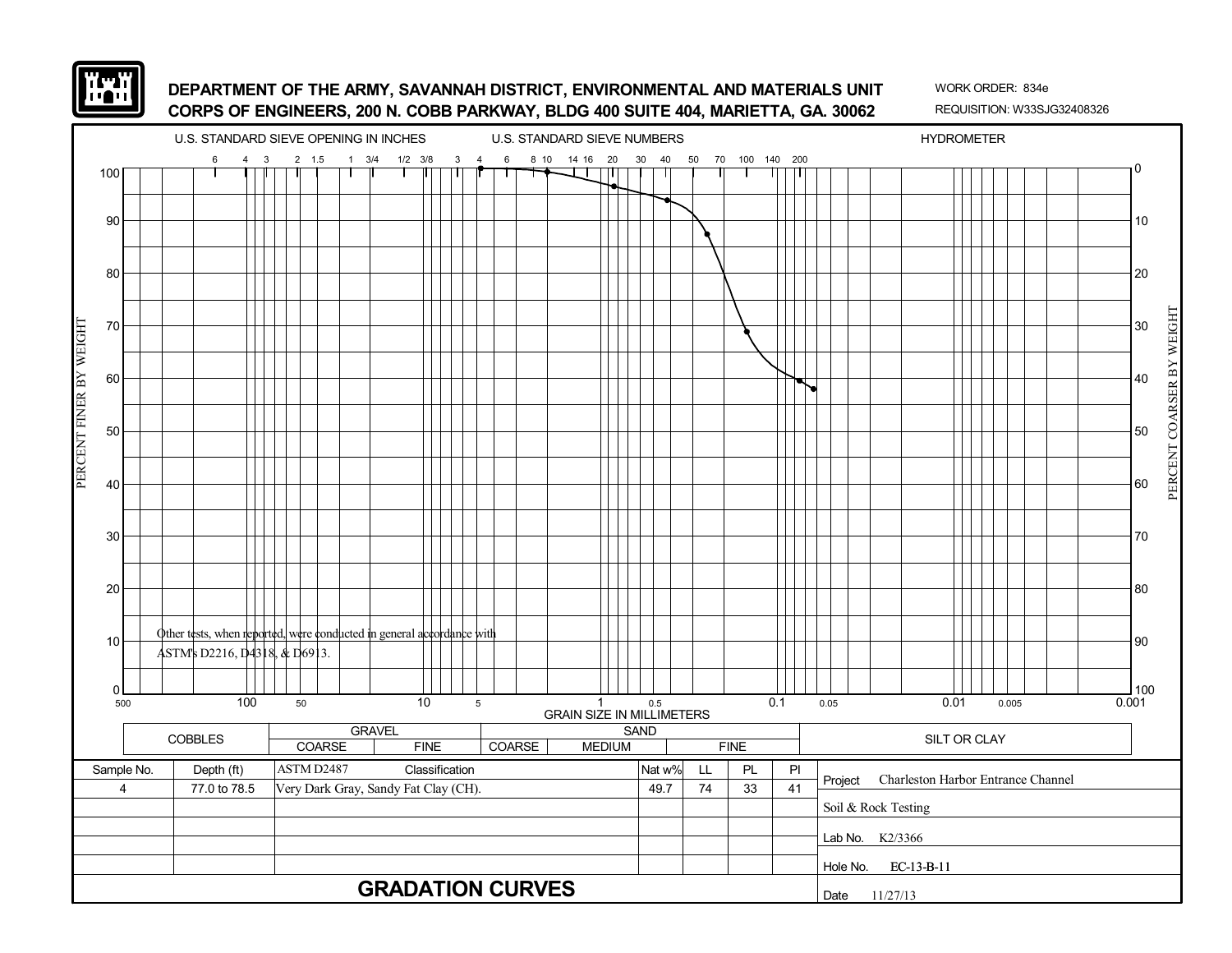DEPARTMENT OF THE ARMY, SAVANNAH DISTRICT, ENVIRONMENTAL AND MATERIALS UNIT
CORPS OF ENGINEERS, 200 N. COBB PARKWAY, BLDG 400 SUITE 404, MARIETTA, GA. 30062

WORK ORDER: 834e
REQUISITION: W33SJG32408326

U.S. STANDARD SIEVE OPENING IN INCHES — 6, 4, 3, 2, 1.5, 1, 3/4, 1/2, 3/8, 3

U.S. STANDARD SIEVE NUMBERS — 4, 6, 8, 10, 14, 16, 20, 30, 40, 50, 70, 100, 140, 200

HYDROMETER

PERCENT FINER BY WEIGHT (0–100)

PERCENT COARSER BY WEIGHT (100–0)

GRAIN SIZE IN MILLIMETERS — 500, 100, 50, 10, 5, 1, 0.5, 0.1, 0.05, 0.01, 0.005, 0.001

Other tests, when reported, were conducted in general accordance with ASTM's D2216, D4318, & D6913.

| COBBLES | GRAVEL | | SAND | | | SILT OR CLAY |
|---|---|---|---|---|---|---|
| | COARSE | FINE | COARSE | MEDIUM | FINE | |

| Sample No. | Depth (ft) | ASTM D2487 Classification | Nat w% | LL | PL | PI |
|---|---|---|---|---|---|---|
| 4 | 77.0 to 78.5 | Very Dark Gray, Sandy Fat Clay (CH). | 49.7 | 74 | 33 | 41 |

Project: Charleston Harbor Entrance Channel

Soil & Rock Testing

Lab No. K2/3366

Hole No. EC-13-B-11

Date 11/27/13

# GRADATION CURVES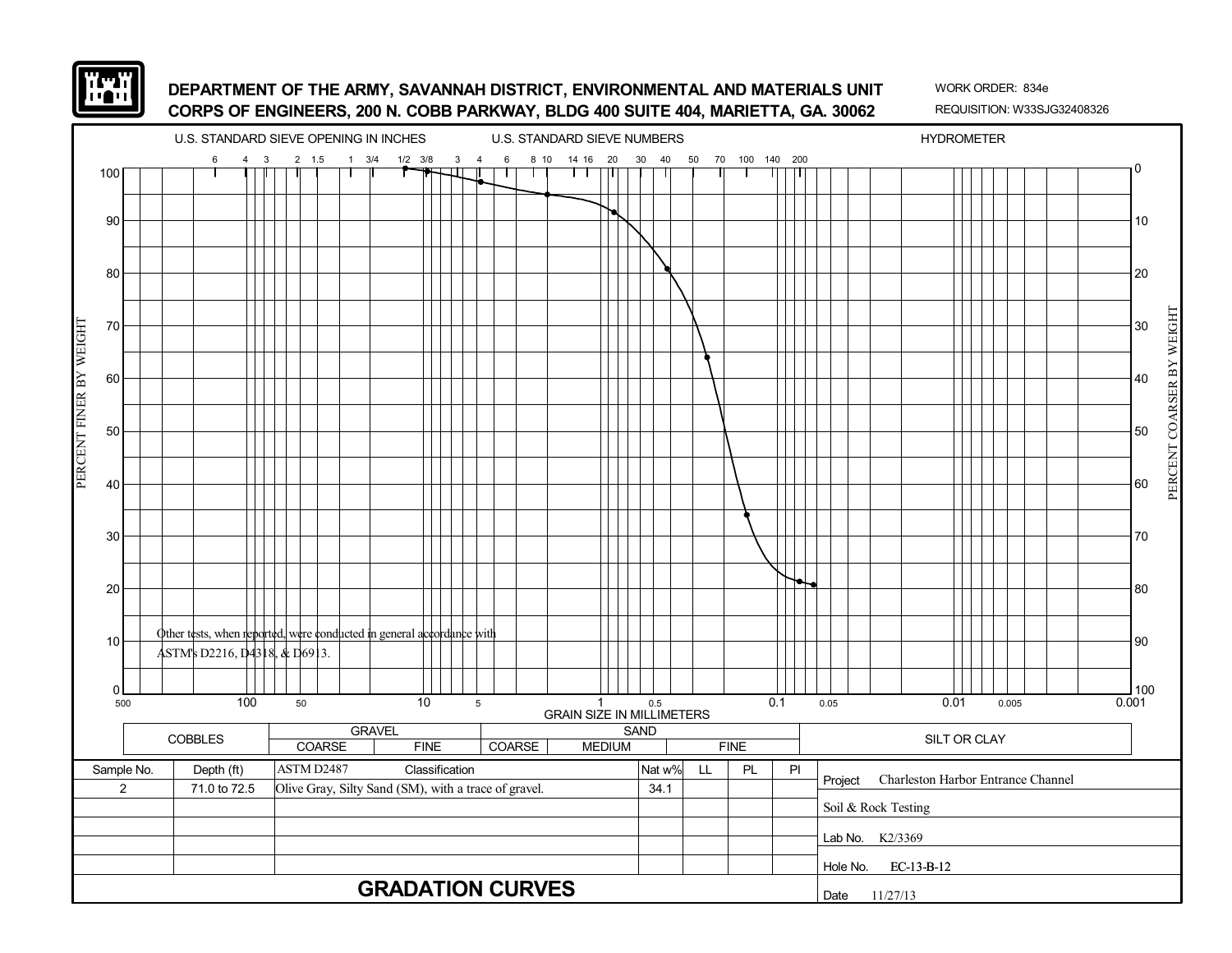# DEPARTMENT OF THE ARMY, SAVANNAH DISTRICT, ENVIRONMENTAL AND MATERIALS UNIT
# CORPS OF ENGINEERS, 200 N. COBB PARKWAY, BLDG 400 SUITE 404, MARIETTA, GA. 30062

WORK ORDER: 834e
REQUISITION: W33SJG32408326

U.S. STANDARD SIEVE OPENING IN INCHES — U.S. STANDARD SIEVE NUMBERS — HYDROMETER

PERCENT FINER BY WEIGHT / PERCENT COARSER BY WEIGHT

GRAIN SIZE IN MILLIMETERS

Other tests, when reported, were conducted in general accordance with ASTM's D2216, D4318, & D6913.

| COBBLES | GRAVEL | | SAND | | | SILT OR CLAY |
|---|---|---|---|---|---|---|
| | COARSE | FINE | COARSE | MEDIUM | FINE | |

| Sample No. | Depth (ft) | ASTM D2487 Classification | Nat w% | LL | PL | PI |
|---|---|---|---|---|---|---|
| 2 | 71.0 to 72.5 | Olive Gray, Silty Sand (SM), with a trace of gravel. | 34.1 | | | |

Project: Charleston Harbor Entrance Channel

Soil & Rock Testing

Lab No. K2/3369

Hole No. EC-13-B-12

Date 11/27/13

## GRADATION CURVES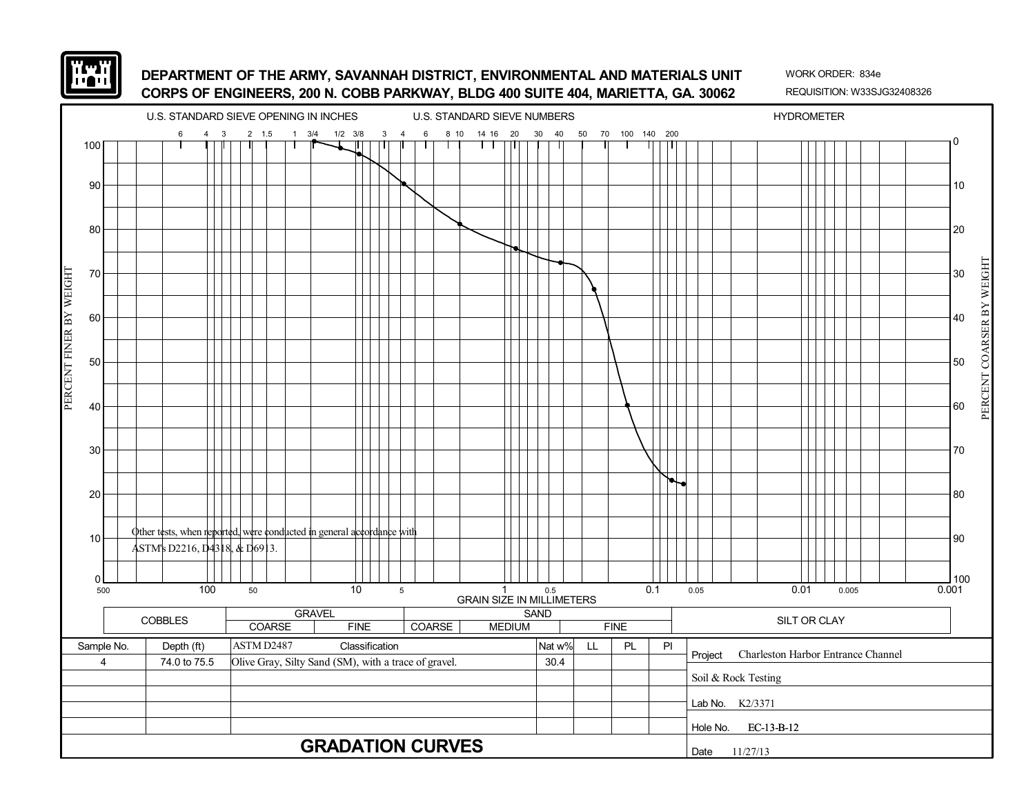**DEPARTMENT OF THE ARMY, SAVANNAH DISTRICT, ENVIRONMENTAL AND MATERIALS UNIT**
**CORPS OF ENGINEERS, 200 N. COBB PARKWAY, BLDG 400 SUITE 404, MARIETTA, GA. 30062**

WORK ORDER: 834e
REQUISITION: W33SJG32408326

U.S. STANDARD SIEVE OPENING IN INCHES — U.S. STANDARD SIEVE NUMBERS — HYDROMETER

6 4 3 2 1.5 1 3/4 1/2 3/8 3 4 6 8 10 14 16 20 30 40 50 70 100 140 200

PERCENT FINER BY WEIGHT: 100, 90, 80, 70, 60, 50, 40, 30, 20, 10, 0

PERCENT COARSER BY WEIGHT: 0, 10, 20, 30, 40, 50, 60, 70, 80, 90, 100

Other tests, when reported, were conducted in general accordance with ASTM's D2216, D4318, & D6913.

GRAIN SIZE IN MILLIMETERS: 500, 100, 50, 10, 5, 1, 0.5, 0.1, 0.05, 0.01, 0.005, 0.001

| COBBLES | GRAVEL | | SAND | | | SILT OR CLAY |
|---|---|---|---|---|---|---|
| | COARSE | FINE | COARSE | MEDIUM | FINE | |

| Sample No. | Depth (ft) | ASTM D2487 Classification | Nat w% | LL | PL | PI |
|---|---|---|---|---|---|---|
| 4 | 74.0 to 75.5 | Olive Gray, Silty Sand (SM), with a trace of gravel. | 30.4 | | | |

Project: Charleston Harbor Entrance Channel

Soil & Rock Testing

Lab No. K2/3371

Hole No. EC-13-B-12

Date 11/27/13

## GRADATION CURVES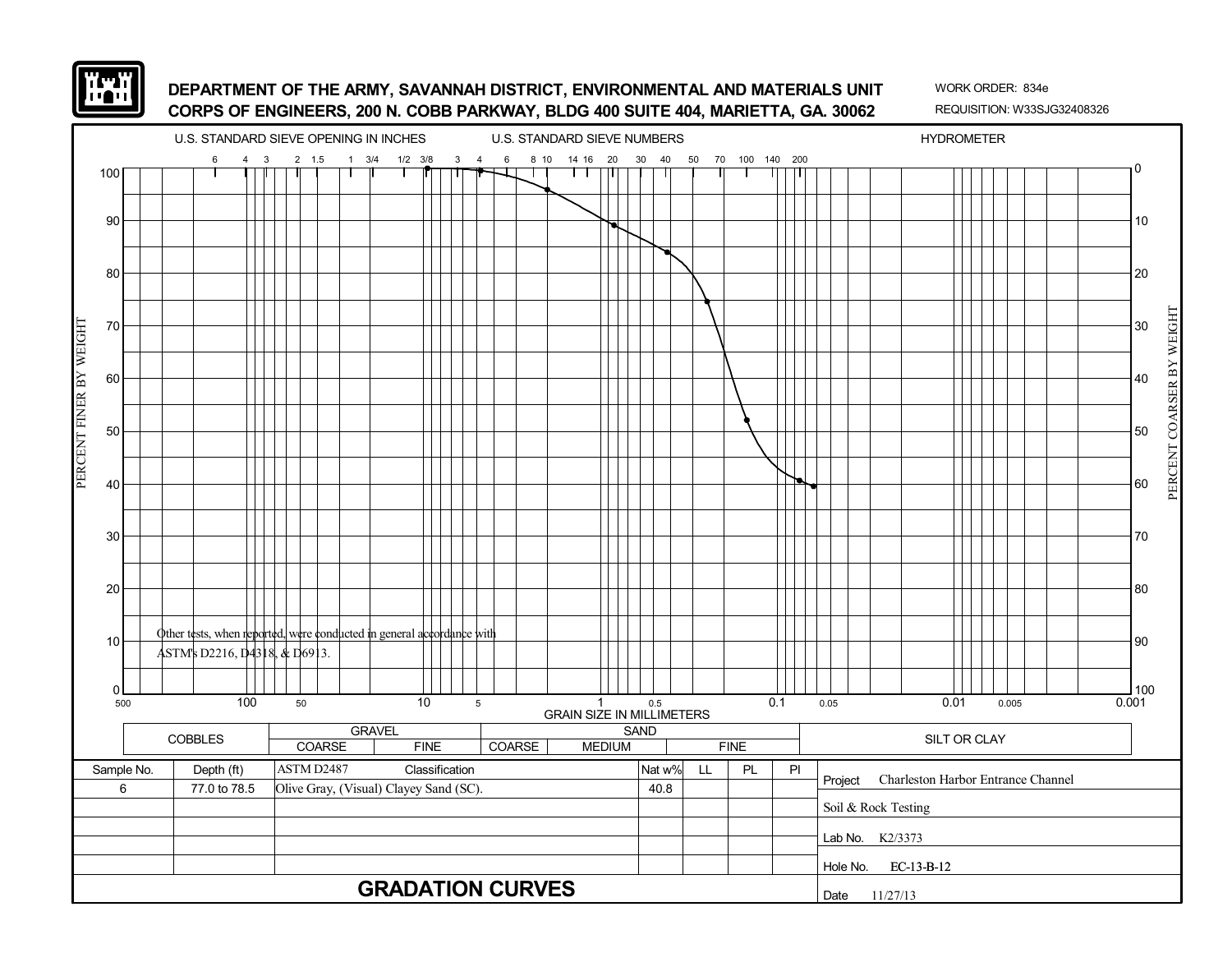**DEPARTMENT OF THE ARMY, SAVANNAH DISTRICT, ENVIRONMENTAL AND MATERIALS UNIT**
**CORPS OF ENGINEERS, 200 N. COBB PARKWAY, BLDG 400 SUITE 404, MARIETTA, GA. 30062**

WORK ORDER: 834e
REQUISITION: W33SJG32408326

U.S. STANDARD SIEVE OPENING IN INCHES — U.S. STANDARD SIEVE NUMBERS — HYDROMETER

PERCENT FINER BY WEIGHT / PERCENT COARSER BY WEIGHT

GRAIN SIZE IN MILLIMETERS

Other tests, when reported, were conducted in general accordance with ASTM's D2216, D4318, & D6913.

| COBBLES | GRAVEL | | SAND | | | SILT OR CLAY |
|---|---|---|---|---|---|---|
| | COARSE | FINE | COARSE | MEDIUM | FINE | |

| Sample No. | Depth (ft) | ASTM D2487 Classification | Nat w% | LL | PL | PI |
|---|---|---|---|---|---|---|
| 6 | 77.0 to 78.5 | Olive Gray, (Visual) Clayey Sand (SC). | 40.8 | | | |

Project: Charleston Harbor Entrance Channel

Soil & Rock Testing

Lab No. K2/3373

Hole No. EC-13-B-12

Date 11/27/13

## GRADATION CURVES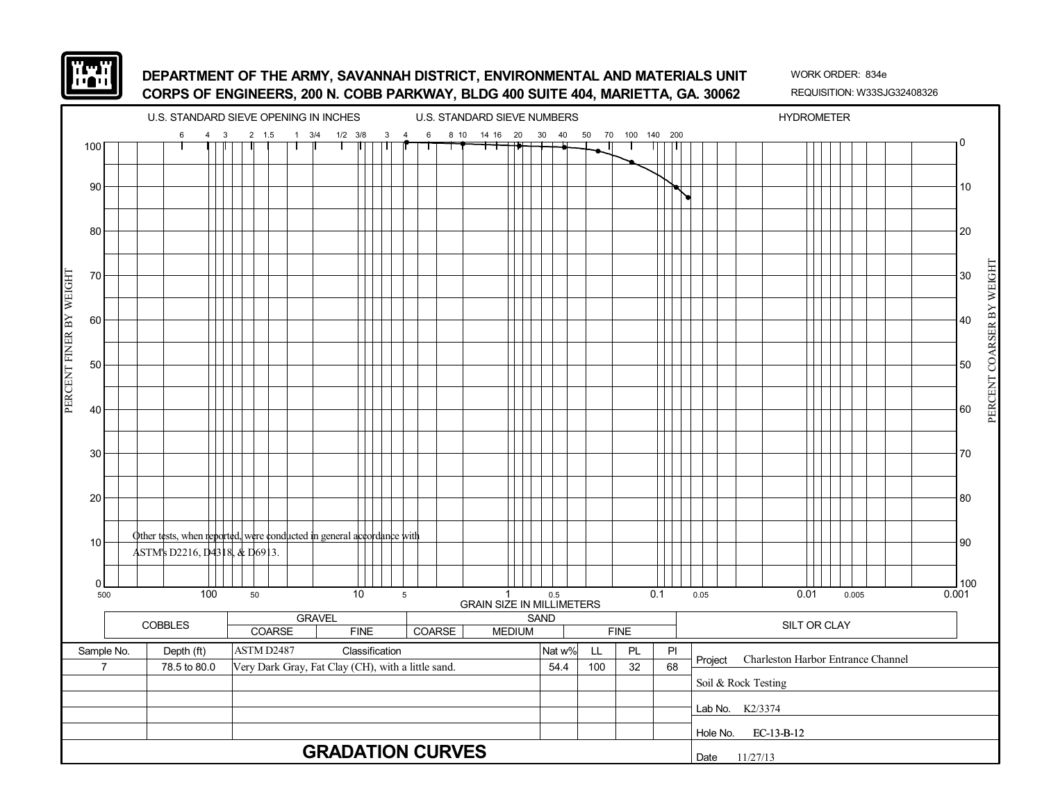**DEPARTMENT OF THE ARMY, SAVANNAH DISTRICT, ENVIRONMENTAL AND MATERIALS UNIT**
**CORPS OF ENGINEERS, 200 N. COBB PARKWAY, BLDG 400 SUITE 404, MARIETTA, GA. 30062**

WORK ORDER: 834e
REQUISITION: W33SJG32408326

U.S. STANDARD SIEVE OPENING IN INCHES — U.S. STANDARD SIEVE NUMBERS — HYDROMETER

Other tests, when reported, were conducted in general accordance with ASTM's D2216, D4318, & D6913.

GRAIN SIZE IN MILLIMETERS

| COBBLES | GRAVEL | | SAND | | | SILT OR CLAY |
|---|---|---|---|---|---|---|
| | COARSE | FINE | COARSE | MEDIUM | FINE | |

| Sample No. | Depth (ft) | ASTM D2487 Classification | Nat w% | LL | PL | PI |
|---|---|---|---|---|---|---|
| 7 | 78.5 to 80.0 | Very Dark Gray, Fat Clay (CH), with a little sand. | 54.4 | 100 | 32 | 68 |

Project: Charleston Harbor Entrance Channel

Soil & Rock Testing

Lab No. K2/3374

Hole No. EC-13-B-12

Date 11/27/13

## GRADATION CURVES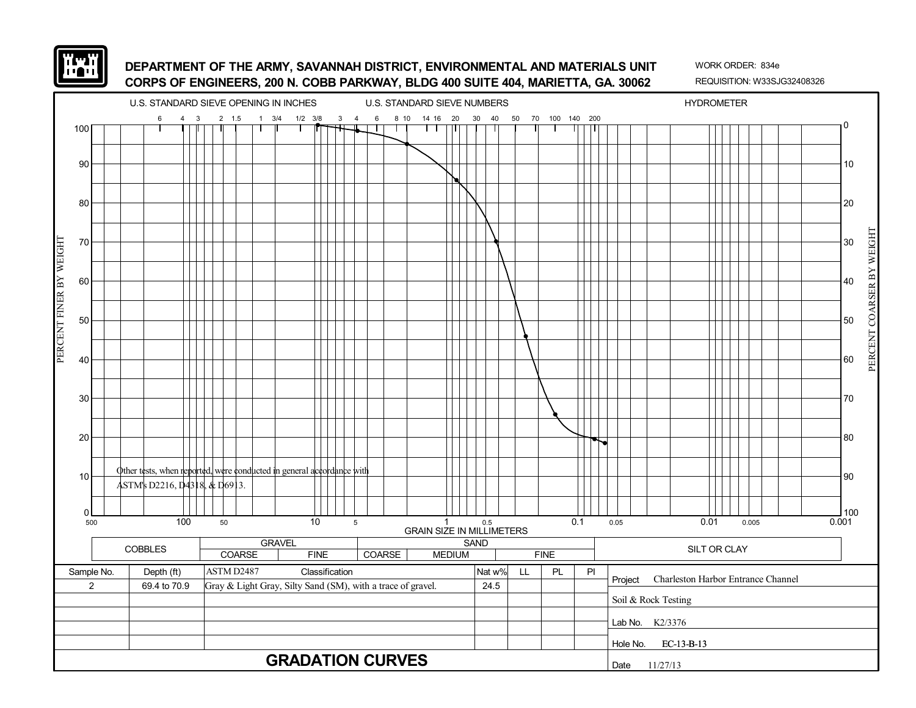**DEPARTMENT OF THE ARMY, SAVANNAH DISTRICT, ENVIRONMENTAL AND MATERIALS UNIT**
**CORPS OF ENGINEERS, 200 N. COBB PARKWAY, BLDG 400 SUITE 404, MARIETTA, GA. 30062**

WORK ORDER: 834e
REQUISITION: W33SJG32408326

U.S. STANDARD SIEVE OPENING IN INCHES — U.S. STANDARD SIEVE NUMBERS — HYDROMETER

6 4 3 2 1.5 1 3/4 1/2 3/8 3 4 6 8 10 14 16 20 30 40 50 70 100 140 200

PERCENT FINER BY WEIGHT: 100, 90, 80, 70, 60, 50, 40, 30, 20, 10, 0

PERCENT COARSER BY WEIGHT: 0, 10, 20, 30, 40, 50, 60, 70, 80, 90, 100

GRAIN SIZE IN MILLIMETERS: 500, 100, 50, 10, 5, 1, 0.5, 0.1, 0.05, 0.01, 0.005, 0.001

Other tests, when reported, were conducted in general accordance with ASTM's D2216, D4318, & D6913.

| COBBLES | GRAVEL | | SAND | | | SILT OR CLAY |
|---|---|---|---|---|---|---|
| | COARSE | FINE | COARSE | MEDIUM | FINE | |

| Sample No. | Depth (ft) | ASTM D2487 Classification | Nat w% | LL | PL | PI |
|---|---|---|---|---|---|---|
| 2 | 69.4 to 70.9 | Gray & Light Gray, Silty Sand (SM), with a trace of gravel. | 24.5 | | | |

Project: Charleston Harbor Entrance Channel

Soil & Rock Testing

Lab No. K2/3376

Hole No. EC-13-B-13

Date 11/27/13

## GRADATION CURVES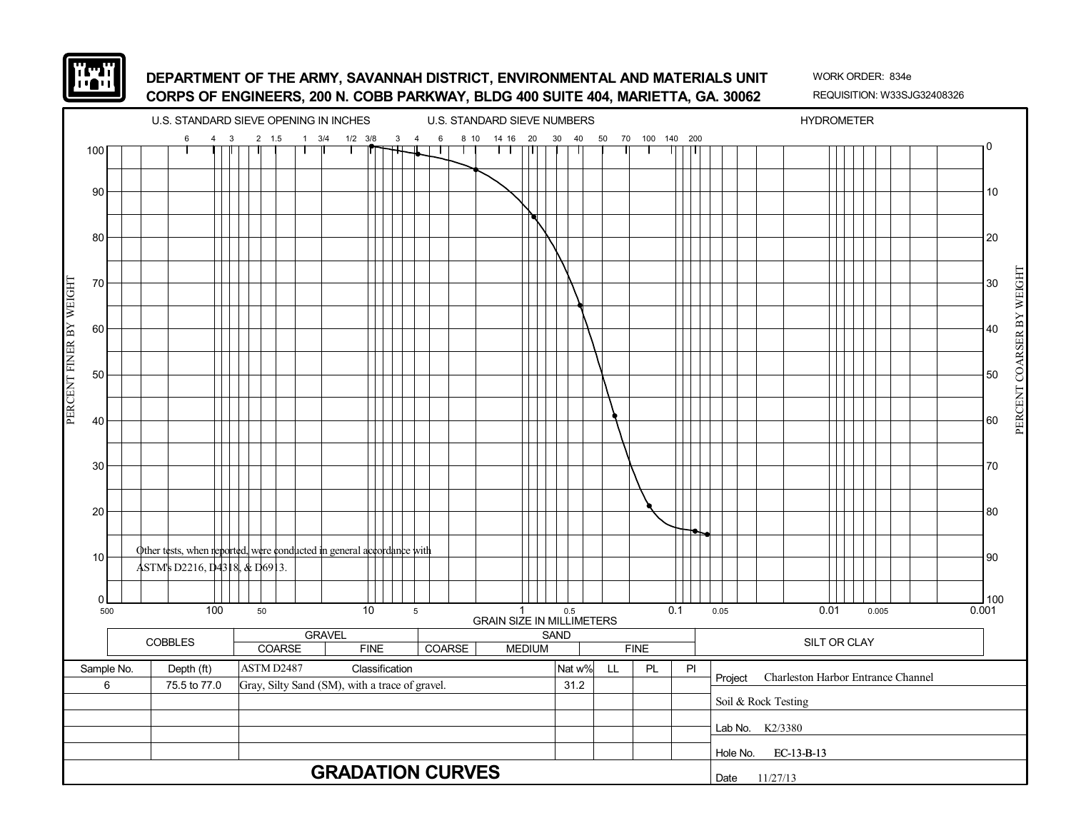**DEPARTMENT OF THE ARMY, SAVANNAH DISTRICT, ENVIRONMENTAL AND MATERIALS UNIT**
**CORPS OF ENGINEERS, 200 N. COBB PARKWAY, BLDG 400 SUITE 404, MARIETTA, GA. 30062**

WORK ORDER: 834e
REQUISITION: W33SJG32408326

U.S. STANDARD SIEVE OPENING IN INCHES — U.S. STANDARD SIEVE NUMBERS — HYDROMETER

PERCENT FINER BY WEIGHT / PERCENT COARSER BY WEIGHT

GRAIN SIZE IN MILLIMETERS

Other tests, when reported, were conducted in general accordance with ASTM's D2216, D4318, & D6913.

| COBBLES | GRAVEL | | SAND | | | SILT OR CLAY |
|---|---|---|---|---|---|---|
| | COARSE | FINE | COARSE | MEDIUM | FINE | |

| Sample No. | Depth (ft) | ASTM D2487 Classification | Nat w% | LL | PL | PI |
|---|---|---|---|---|---|---|
| 6 | 75.5 to 77.0 | Gray, Silty Sand (SM), with a trace of gravel. | 31.2 | | | |

Project: Charleston Harbor Entrance Channel

Soil & Rock Testing

Lab No. K2/3380

Hole No. EC-13-B-13

Date 11/27/13

## GRADATION CURVES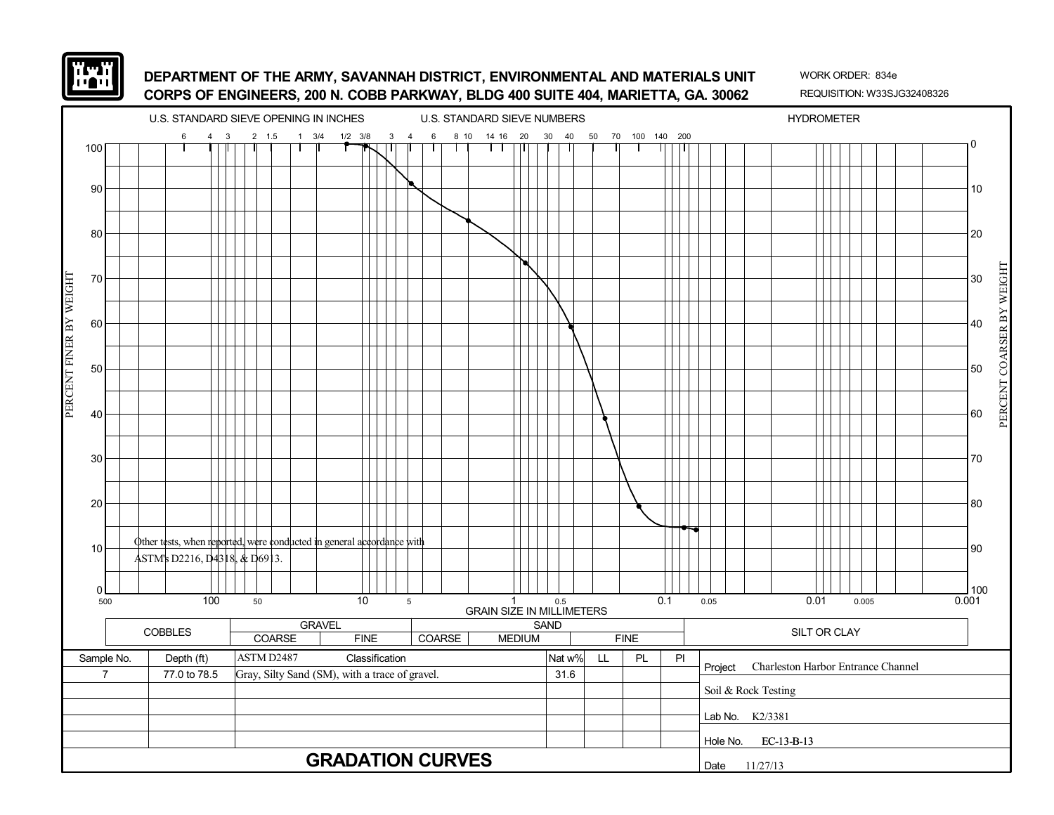# DEPARTMENT OF THE ARMY, SAVANNAH DISTRICT, ENVIRONMENTAL AND MATERIALS UNIT
# CORPS OF ENGINEERS, 200 N. COBB PARKWAY, BLDG 400 SUITE 404, MARIETTA, GA. 30062

WORK ORDER: 834e
REQUISITION: W33SJG32408326

U.S. STANDARD SIEVE OPENING IN INCHES — 6, 4, 3, 2, 1.5, 1, 3/4, 1/2, 3/8, 3

U.S. STANDARD SIEVE NUMBERS — 4, 6, 8, 10, 14, 16, 20, 30, 40, 50, 70, 100, 140, 200

HYDROMETER

PERCENT FINER BY WEIGHT (0–100)

PERCENT COARSER BY WEIGHT (100–0)

GRAIN SIZE IN MILLIMETERS — 500, 100, 50, 10, 5, 1, 0.5, 0.1, 0.05, 0.01, 0.005, 0.001

Other tests, when reported, were conducted in general accordance with ASTM's D2216, D4318, & D6913.

| COBBLES | GRAVEL | | SAND | | | SILT OR CLAY |
|---|---|---|---|---|---|---|
| | COARSE | FINE | COARSE | MEDIUM | FINE | |

| Sample No. | Depth (ft) | ASTM D2487 Classification | Nat w% | LL | PL | PI |
|---|---|---|---|---|---|---|
| 7 | 77.0 to 78.5 | Gray, Silty Sand (SM), with a trace of gravel. | 31.6 | | | |

Project: Charleston Harbor Entrance Channel

Soil & Rock Testing

Lab No. K2/3381

Hole No. EC-13-B-13

Date 11/27/13

## GRADATION CURVES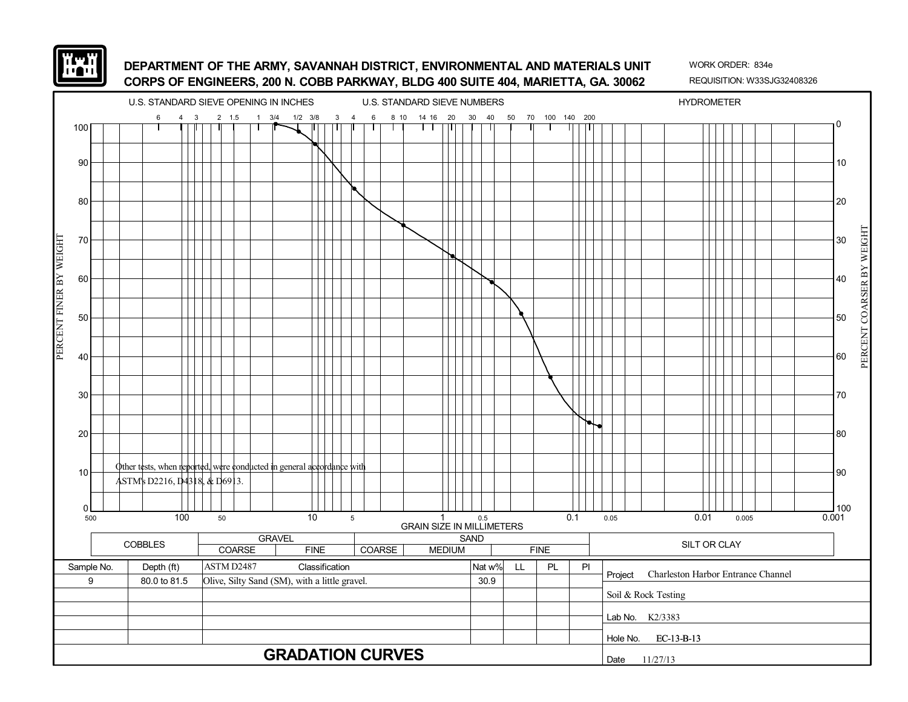**DEPARTMENT OF THE ARMY, SAVANNAH DISTRICT, ENVIRONMENTAL AND MATERIALS UNIT**
**CORPS OF ENGINEERS, 200 N. COBB PARKWAY, BLDG 400 SUITE 404, MARIETTA, GA. 30062**

WORK ORDER: 834e
REQUISITION: W33SJG32408326

U.S. STANDARD SIEVE OPENING IN INCHES — U.S. STANDARD SIEVE NUMBERS — HYDROMETER

6 4 3 2 1.5 1 3/4 1/2 3/8 3 4 6 8 10 14 16 20 30 40 50 70 100 140 200

PERCENT FINER BY WEIGHT: 100, 90, 80, 70, 60, 50, 40, 30, 20, 10, 0

PERCENT COARSER BY WEIGHT: 0, 10, 20, 30, 40, 50, 60, 70, 80, 90, 100

Other tests, when reported, were conducted in general accordance with ASTM's D2216, D4318, & D6913.

GRAIN SIZE IN MILLIMETERS: 500, 100, 50, 10, 5, 1, 0.5, 0.1, 0.05, 0.01, 0.005, 0.001

| COBBLES | GRAVEL | | SAND | | | SILT OR CLAY |
|---|---|---|---|---|---|---|
| | COARSE | FINE | COARSE | MEDIUM | FINE | |

| Sample No. | Depth (ft) | ASTM D2487 Classification | Nat w% | LL | PL | PI |
|---|---|---|---|---|---|---|
| 9 | 80.0 to 81.5 | Olive, Silty Sand (SM), with a little gravel. | 30.9 | | | |

Project: Charleston Harbor Entrance Channel

Soil & Rock Testing

Lab No. K2/3383

Hole No. EC-13-B-13

Date 11/27/13

## GRADATION CURVES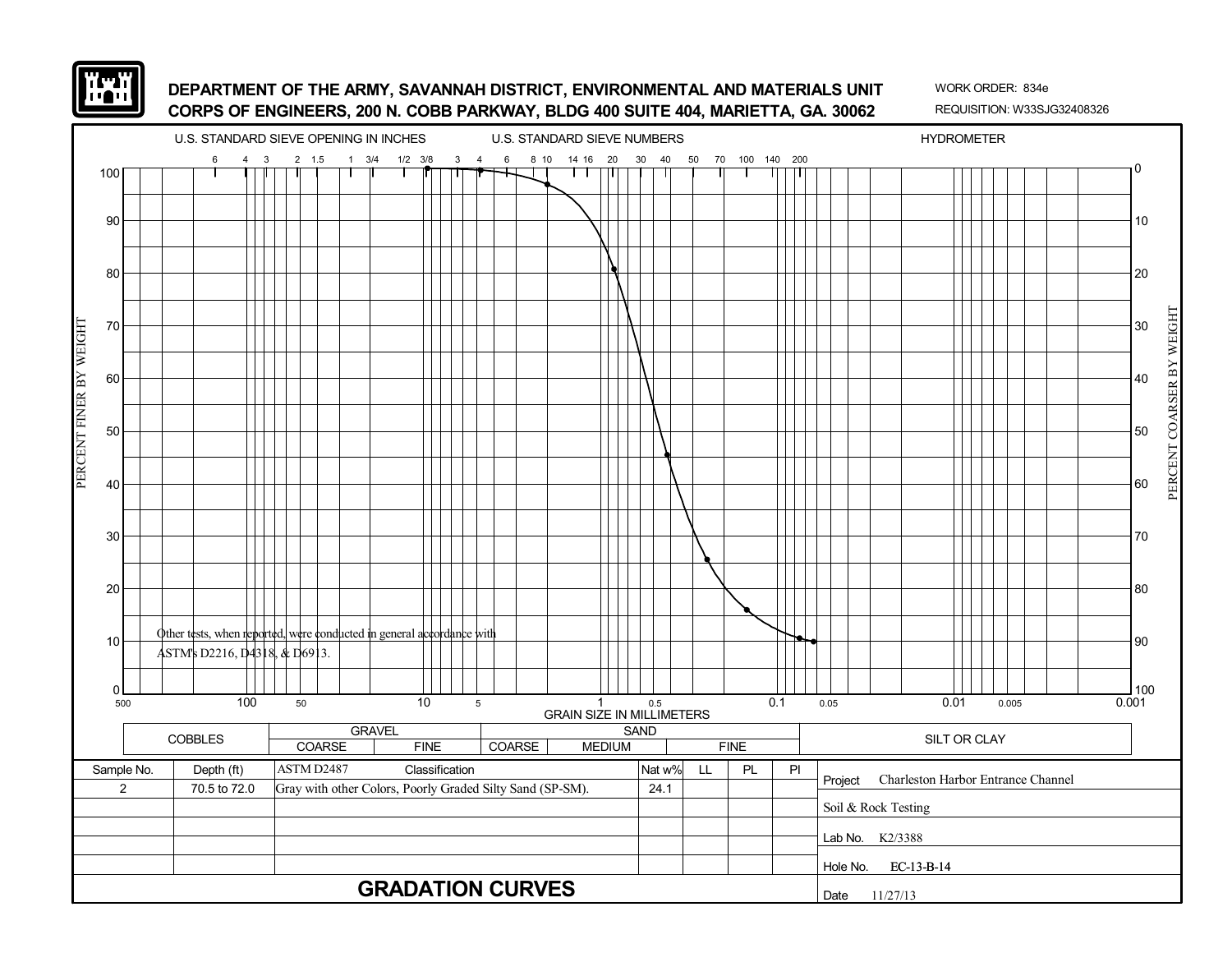# DEPARTMENT OF THE ARMY, SAVANNAH DISTRICT, ENVIRONMENTAL AND MATERIALS UNIT
## CORPS OF ENGINEERS, 200 N. COBB PARKWAY, BLDG 400 SUITE 404, MARIETTA, GA. 30062

WORK ORDER: 834e
REQUISITION: W33SJG32408326

U.S. STANDARD SIEVE OPENING IN INCHES | U.S. STANDARD SIEVE NUMBERS | HYDROMETER

PERCENT FINER BY WEIGHT | PERCENT COARSER BY WEIGHT

GRAIN SIZE IN MILLIMETERS

Other tests, when reported, were conducted in general accordance with ASTM's D2216, D4318, & D6913.

| COBBLES | GRAVEL | | SAND | | | SILT OR CLAY |
|---|---|---|---|---|---|---|
| | COARSE | FINE | COARSE | MEDIUM | FINE | |

| Sample No. | Depth (ft) | ASTM D2487 Classification | Nat w% | LL | PL | PI |
|---|---|---|---|---|---|---|
| 2 | 70.5 to 72.0 | Gray with other Colors, Poorly Graded Silty Sand (SP-SM). | 24.1 | | | |

Project: Charleston Harbor Entrance Channel

Soil & Rock Testing

Lab No. K2/3388

Hole No. EC-13-B-14

Date 11/27/13

# GRADATION CURVES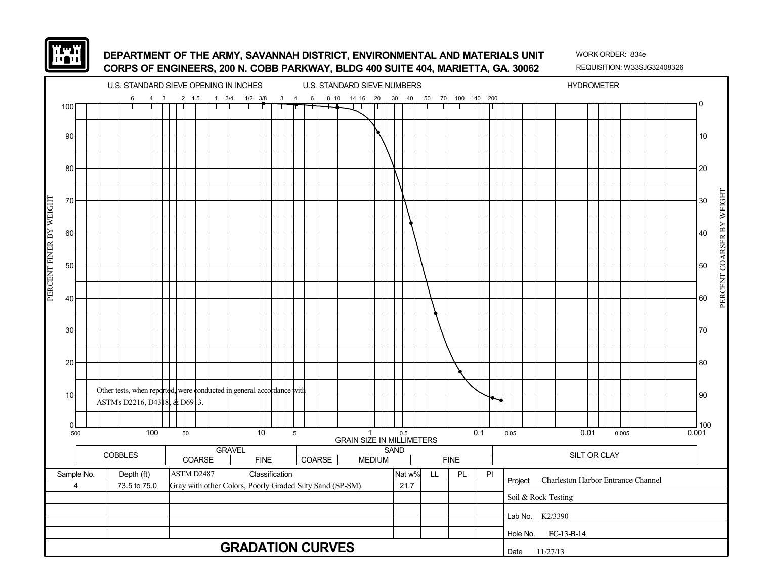**DEPARTMENT OF THE ARMY, SAVANNAH DISTRICT, ENVIRONMENTAL AND MATERIALS UNIT**
**CORPS OF ENGINEERS, 200 N. COBB PARKWAY, BLDG 400 SUITE 404, MARIETTA, GA. 30062**

WORK ORDER: 834e
REQUISITION: W33SJG32408326

U.S. STANDARD SIEVE OPENING IN INCHES — U.S. STANDARD SIEVE NUMBERS — HYDROMETER

PERCENT FINER BY WEIGHT / PERCENT COARSER BY WEIGHT

GRAIN SIZE IN MILLIMETERS

Other tests, when reported, were conducted in general accordance with ASTM's D2216, D4318, & D6913.

| COBBLES | GRAVEL | | SAND | | | SILT OR CLAY |
|---|---|---|---|---|---|---|
| | COARSE | FINE | COARSE | MEDIUM | FINE | |

| Sample No. | Depth (ft) | ASTM D2487 Classification | Nat w% | LL | PL | PI |
|---|---|---|---|---|---|---|
| 4 | 73.5 to 75.0 | Gray with other Colors, Poorly Graded Silty Sand (SP-SM). | 21.7 | | | |

Project: Charleston Harbor Entrance Channel

Soil & Rock Testing

Lab No. K2/3390

Hole No. EC-13-B-14

Date 11/27/13

# GRADATION CURVES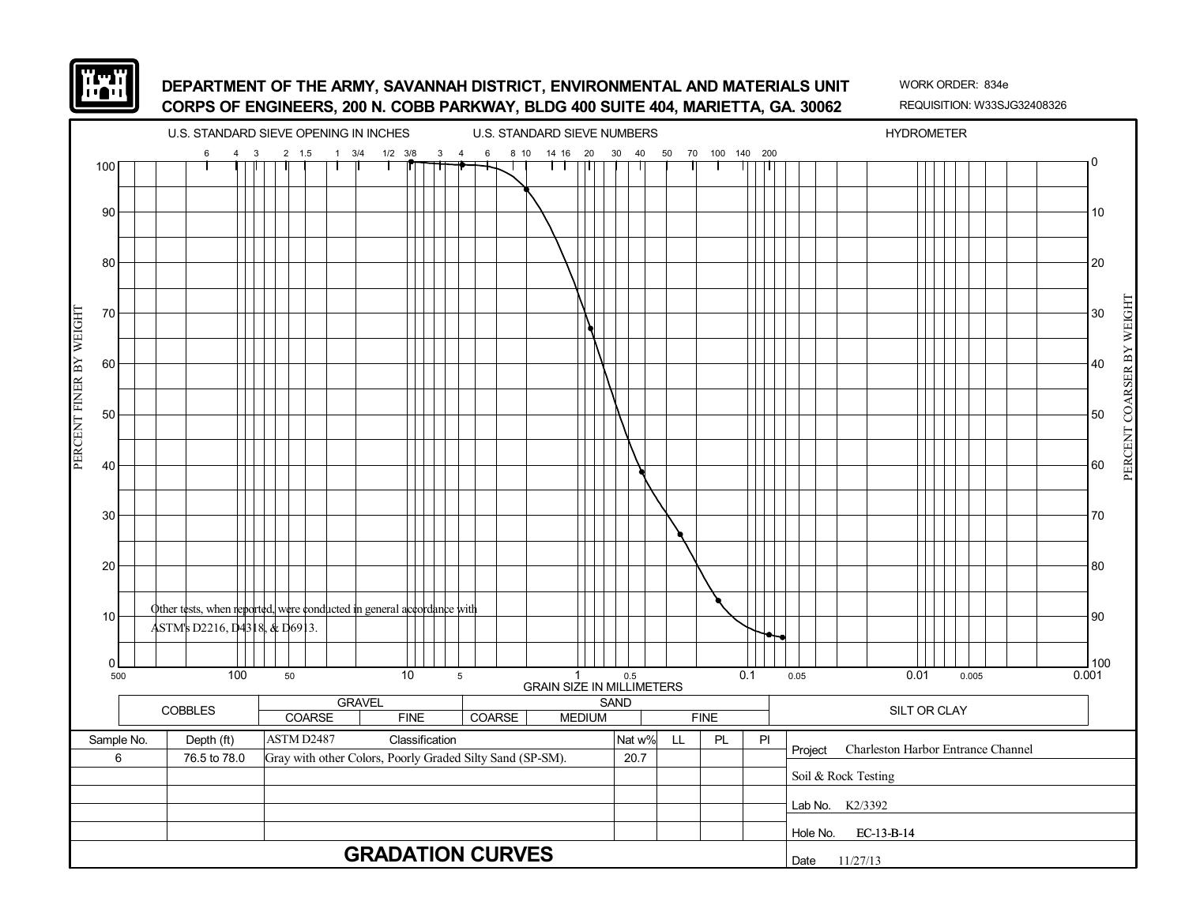**DEPARTMENT OF THE ARMY, SAVANNAH DISTRICT, ENVIRONMENTAL AND MATERIALS UNIT**
**CORPS OF ENGINEERS, 200 N. COBB PARKWAY, BLDG 400 SUITE 404, MARIETTA, GA. 30062**

WORK ORDER: 834e
REQUISITION: W33SJG32408326

U.S. STANDARD SIEVE OPENING IN INCHES — U.S. STANDARD SIEVE NUMBERS — HYDROMETER

6 4 3 2 1.5 1 3/4 1/2 3/8 3 4 6 8 10 14 16 20 30 40 50 70 100 140 200

PERCENT FINER BY WEIGHT — PERCENT COARSER BY WEIGHT

GRAIN SIZE IN MILLIMETERS

Other tests, when reported, were conducted in general accordance with ASTM's D2216, D4318, & D6913.

| COBBLES | GRAVEL | | SAND | | | SILT OR CLAY |
|---|---|---|---|---|---|---|
| | COARSE | FINE | COARSE | MEDIUM | FINE | |

| Sample No. | Depth (ft) | ASTM D2487 Classification | Nat w% | LL | PL | PI |
|---|---|---|---|---|---|---|
| 6 | 76.5 to 78.0 | Gray with other Colors, Poorly Graded Silty Sand (SP-SM). | 20.7 | | | |

Project: Charleston Harbor Entrance Channel

Soil & Rock Testing

Lab No. K2/3392

Hole No. EC-13-B-14

Date 11/27/13

## GRADATION CURVES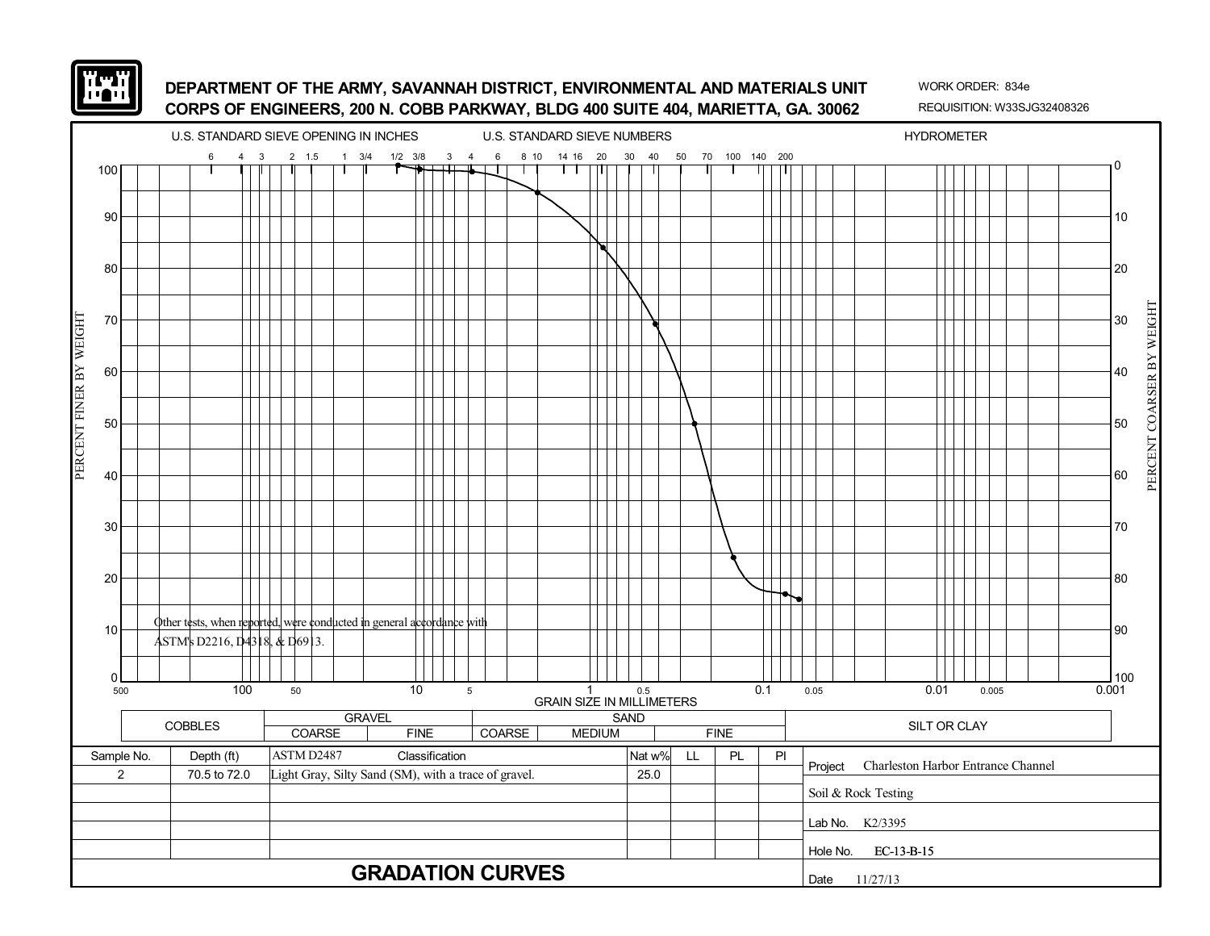**DEPARTMENT OF THE ARMY, SAVANNAH DISTRICT, ENVIRONMENTAL AND MATERIALS UNIT**
**CORPS OF ENGINEERS, 200 N. COBB PARKWAY, BLDG 400 SUITE 404, MARIETTA, GA. 30062**

WORK ORDER: 834e
REQUISITION: W33SJG32408326

U.S. STANDARD SIEVE OPENING IN INCHES — U.S. STANDARD SIEVE NUMBERS — HYDROMETER

Other tests, when reported, were conducted in general accordance with ASTM's D2216, D4318, & D6913.

GRAIN SIZE IN MILLIMETERS

| COBBLES | GRAVEL | | SAND | | | SILT OR CLAY |
|---|---|---|---|---|---|---|
| | COARSE | FINE | COARSE | MEDIUM | FINE | |

| Sample No. | Depth (ft) | ASTM D2487 Classification | Nat w% | LL | PL | PI |
|---|---|---|---|---|---|---|
| 2 | 70.5 to 72.0 | Light Gray, Silty Sand (SM), with a trace of gravel. | 25.0 | | | |

Project: Charleston Harbor Entrance Channel

Soil & Rock Testing

Lab No. K2/3395

Hole No. EC-13-B-15

Date 11/27/13

# GRADATION CURVES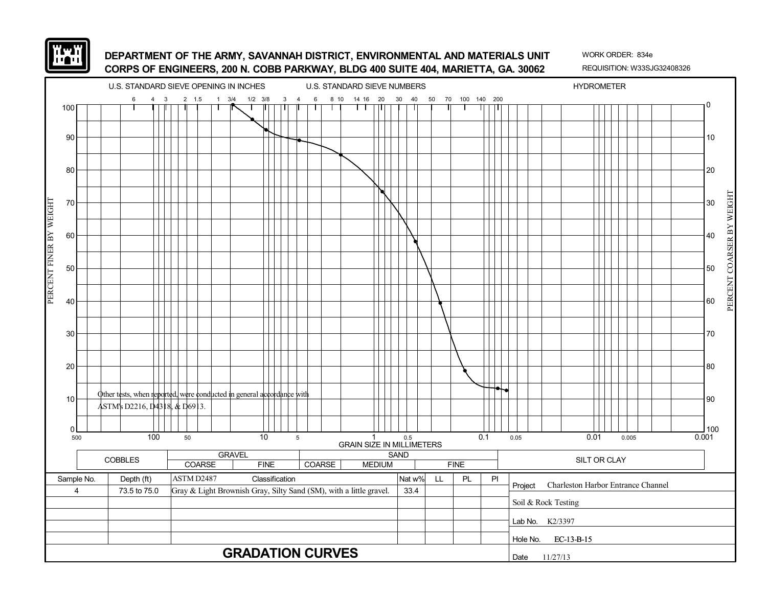**DEPARTMENT OF THE ARMY, SAVANNAH DISTRICT, ENVIRONMENTAL AND MATERIALS UNIT**
**CORPS OF ENGINEERS, 200 N. COBB PARKWAY, BLDG 400 SUITE 404, MARIETTA, GA. 30062**

WORK ORDER: 834e
REQUISITION: W33SJG32408326

U.S. STANDARD SIEVE OPENING IN INCHES — U.S. STANDARD SIEVE NUMBERS — HYDROMETER

6 4 3 2 1.5 1 3/4 1/2 3/8 3 4 6 8 10 14 16 20 30 40 50 70 100 140 200

PERCENT FINER BY WEIGHT: 100, 90, 80, 70, 60, 50, 40, 30, 20, 10, 0

PERCENT COARSER BY WEIGHT: 0, 10, 20, 30, 40, 50, 60, 70, 80, 90, 100

GRAIN SIZE IN MILLIMETERS: 500, 100, 50, 10, 5, 1, 0.5, 0.1, 0.05, 0.01, 0.005, 0.001

Other tests, when reported, were conducted in general accordance with ASTM's D2216, D4318, & D6913.

| COBBLES | GRAVEL | | SAND | | | SILT OR CLAY |
|---|---|---|---|---|---|---|
| | COARSE | FINE | COARSE | MEDIUM | FINE | |

| Sample No. | Depth (ft) | ASTM D2487 Classification | Nat w% | LL | PL | PI |
|---|---|---|---|---|---|---|
| 4 | 73.5 to 75.0 | Gray & Light Brownish Gray, Silty Sand (SM), with a little gravel. | 33.4 | | | |

Project: Charleston Harbor Entrance Channel

Soil & Rock Testing

Lab No. K2/3397

Hole No. EC-13-B-15

Date 11/27/13

# GRADATION CURVES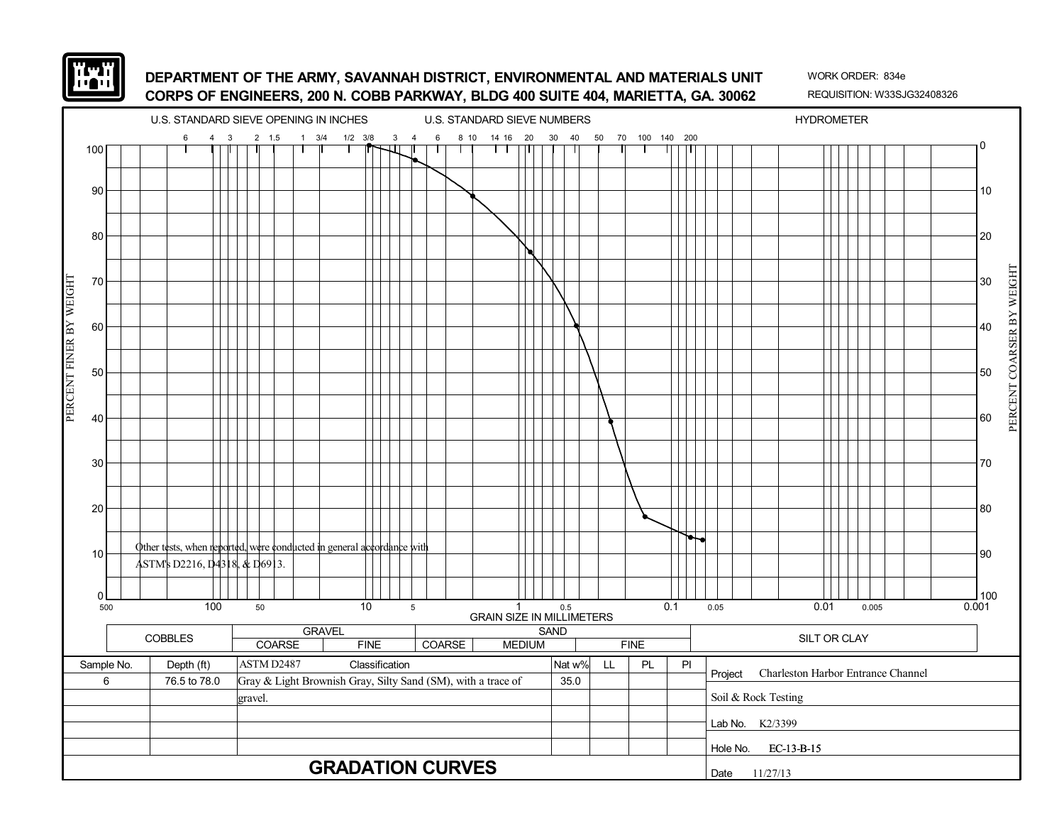# DEPARTMENT OF THE ARMY, SAVANNAH DISTRICT, ENVIRONMENTAL AND MATERIALS UNIT
# CORPS OF ENGINEERS, 200 N. COBB PARKWAY, BLDG 400 SUITE 404, MARIETTA, GA. 30062

WORK ORDER: 834e
REQUISITION: W33SJG32408326

U.S. STANDARD SIEVE OPENING IN INCHES: 6, 4, 3, 2, 1.5, 1, 3/4, 1/2, 3/8, 3

U.S. STANDARD SIEVE NUMBERS: 4, 6, 8, 10, 14, 16, 20, 30, 40, 50, 70, 100, 140, 200

HYDROMETER

PERCENT FINER BY WEIGHT: 0–100

PERCENT COARSER BY WEIGHT: 0–100

GRAIN SIZE IN MILLIMETERS: 500, 100, 50, 10, 5, 1, 0.5, 0.1, 0.05, 0.01, 0.005, 0.001

Other tests, when reported, were conducted in general accordance with ASTM's D2216, D4318, & D6913.

| COBBLES | GRAVEL | | SAND | | | SILT OR CLAY |
|---|---|---|---|---|---|---|
| | COARSE | FINE | COARSE | MEDIUM | FINE | |

| Sample No. | Depth (ft) | ASTM D2487 Classification | Nat w% | LL | PL | PI |
|---|---|---|---|---|---|---|
| 6 | 76.5 to 78.0 | Gray & Light Brownish Gray, Silty Sand (SM), with a trace of gravel. | 35.0 | | | |

Project: Charleston Harbor Entrance Channel

Soil & Rock Testing

Lab No. K2/3399

Hole No. EC-13-B-15

Date 11/27/13

## GRADATION CURVES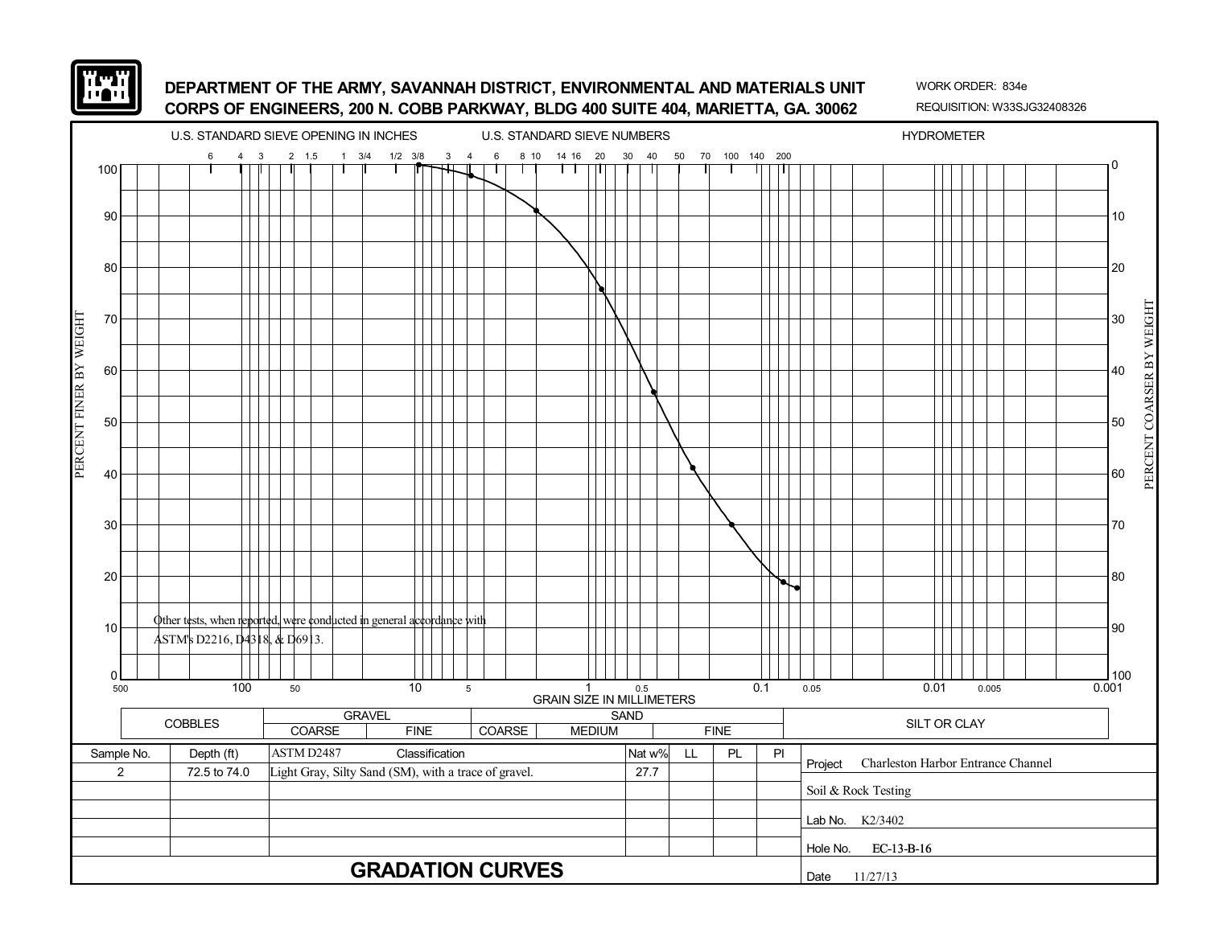**DEPARTMENT OF THE ARMY, SAVANNAH DISTRICT, ENVIRONMENTAL AND MATERIALS UNIT**
**CORPS OF ENGINEERS, 200 N. COBB PARKWAY, BLDG 400 SUITE 404, MARIETTA, GA. 30062**

WORK ORDER: 834e
REQUISITION: W33SJG32408326

U.S. STANDARD SIEVE OPENING IN INCHES — U.S. STANDARD SIEVE NUMBERS — HYDROMETER

PERCENT FINER BY WEIGHT / PERCENT COARSER BY WEIGHT

GRAIN SIZE IN MILLIMETERS

Other tests, when reported, were conducted in general accordance with ASTM's D2216, D4318, & D6913.

| COBBLES | GRAVEL | | SAND | | | SILT OR CLAY |
|---|---|---|---|---|---|---|
| | COARSE | FINE | COARSE | MEDIUM | FINE | |

| Sample No. | Depth (ft) | ASTM D2487 Classification | Nat w% | LL | PL | PI |
|---|---|---|---|---|---|---|
| 2 | 72.5 to 74.0 | Light Gray, Silty Sand (SM), with a trace of gravel. | 27.7 | | | |

Project: Charleston Harbor Entrance Channel

Soil & Rock Testing

Lab No. K2/3402

Hole No. EC-13-B-16

Date 11/27/13

## GRADATION CURVES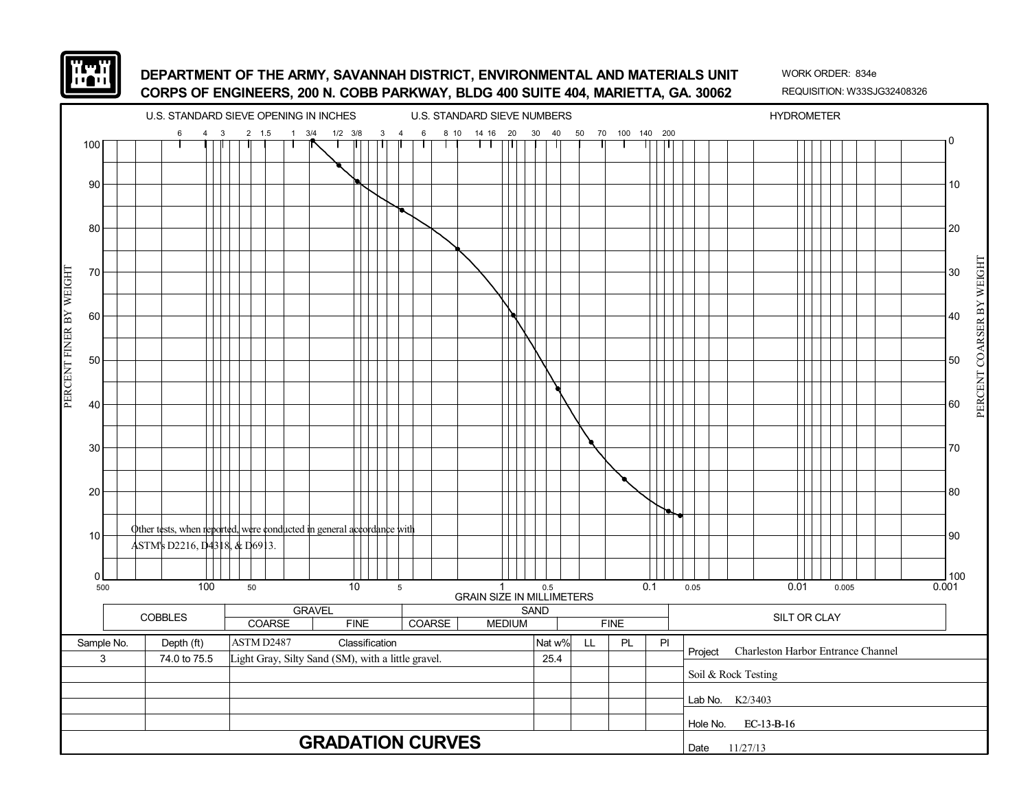**DEPARTMENT OF THE ARMY, SAVANNAH DISTRICT, ENVIRONMENTAL AND MATERIALS UNIT**
**CORPS OF ENGINEERS, 200 N. COBB PARKWAY, BLDG 400 SUITE 404, MARIETTA, GA. 30062**

WORK ORDER: 834e
REQUISITION: W33SJG32408326

U.S. STANDARD SIEVE OPENING IN INCHES — U.S. STANDARD SIEVE NUMBERS — HYDROMETER

6 4 3 2 1.5 1 3/4 1/2 3/8 3 4 6 8 10 14 16 20 30 40 50 70 100 140 200

PERCENT FINER BY WEIGHT: 100, 90, 80, 70, 60, 50, 40, 30, 20, 10, 0

PERCENT COARSER BY WEIGHT: 0, 10, 20, 30, 40, 50, 60, 70, 80, 90, 100

GRAIN SIZE IN MILLIMETERS: 500, 100, 50, 10, 5, 1, 0.5, 0.1, 0.05, 0.01, 0.005, 0.001

Other tests, when reported, were conducted in general accordance with ASTM's D2216, D4318, & D6913.

| COBBLES | GRAVEL | | SAND | | | SILT OR CLAY |
|---|---|---|---|---|---|---|
| | COARSE | FINE | COARSE | MEDIUM | FINE | |

| Sample No. | Depth (ft) | ASTM D2487 Classification | Nat w% | LL | PL | PI |
|---|---|---|---|---|---|---|
| 3 | 74.0 to 75.5 | Light Gray, Silty Sand (SM), with a little gravel. | 25.4 | | | |

Project: Charleston Harbor Entrance Channel

Soil & Rock Testing

Lab No. K2/3403

Hole No. EC-13-B-16

Date 11/27/13

# GRADATION CURVES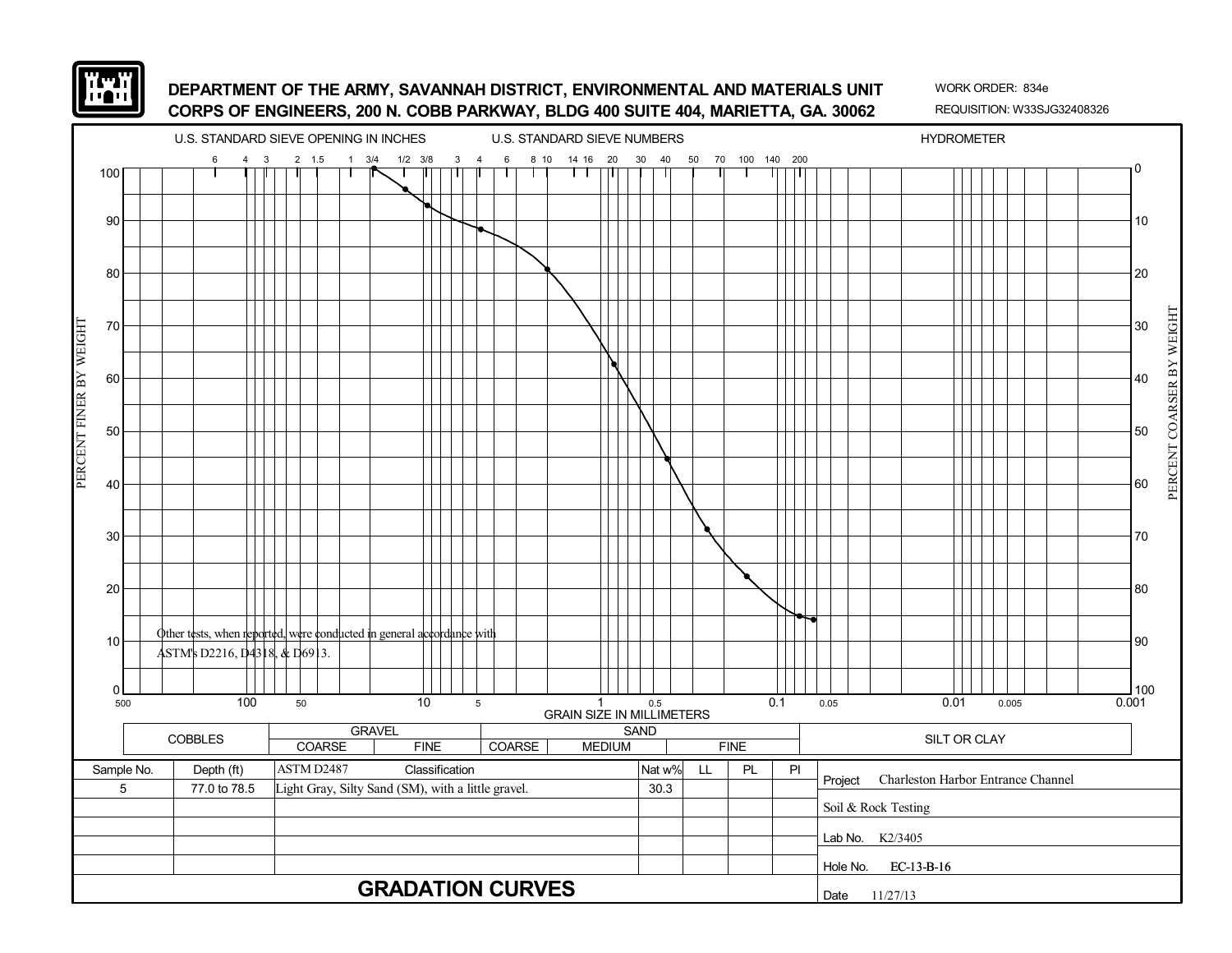**DEPARTMENT OF THE ARMY, SAVANNAH DISTRICT, ENVIRONMENTAL AND MATERIALS UNIT**
**CORPS OF ENGINEERS, 200 N. COBB PARKWAY, BLDG 400 SUITE 404, MARIETTA, GA. 30062**

WORK ORDER: 834e
REQUISITION: W33SJG32408326

U.S. STANDARD SIEVE OPENING IN INCHES — U.S. STANDARD SIEVE NUMBERS — HYDROMETER

6 4 3 2 1.5 1 3/4 1/2 3/8 3 4 6 8 10 14 16 20 30 40 50 70 100 140 200

PERCENT FINER BY WEIGHT: 100, 90, 80, 70, 60, 50, 40, 30, 20, 10, 0

PERCENT COARSER BY WEIGHT: 0, 10, 20, 30, 40, 50, 60, 70, 80, 90, 100

GRAIN SIZE IN MILLIMETERS: 500, 100, 50, 10, 5, 1, 0.5, 0.1, 0.05, 0.01, 0.005, 0.001

Other tests, when reported, were conducted in general accordance with ASTM's D2216, D4318, & D6913.

| COBBLES | GRAVEL | | SAND | | | SILT OR CLAY |
|---|---|---|---|---|---|---|
| | COARSE | FINE | COARSE | MEDIUM | FINE | |

| Sample No. | Depth (ft) | ASTM D2487 Classification | Nat w% | LL | PL | PI |
|---|---|---|---|---|---|---|
| 5 | 77.0 to 78.5 | Light Gray, Silty Sand (SM), with a little gravel. | 30.3 | | | |

Project: Charleston Harbor Entrance Channel

Soil & Rock Testing

Lab No. K2/3405

Hole No. EC-13-B-16

Date 11/27/13

# GRADATION CURVES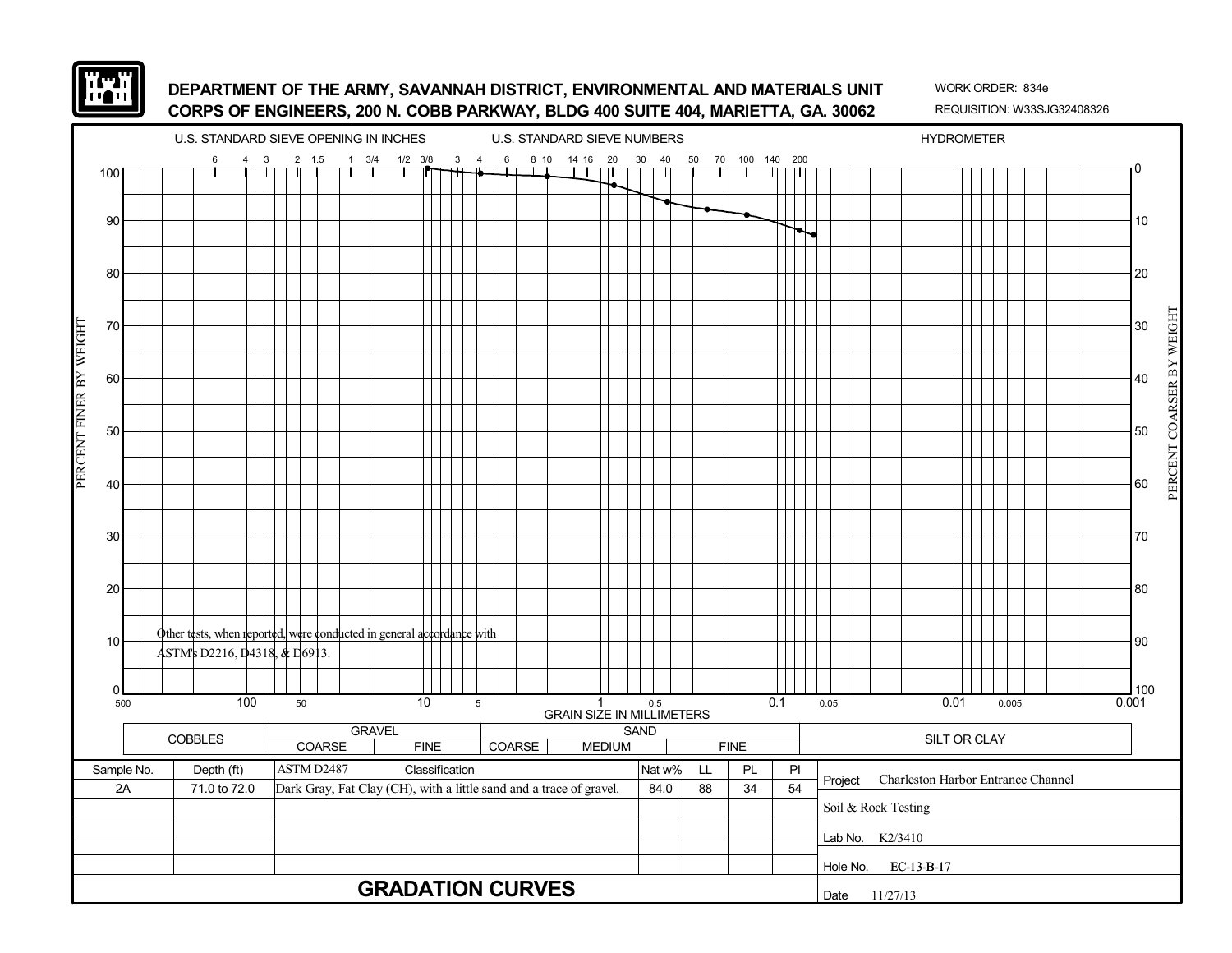**DEPARTMENT OF THE ARMY, SAVANNAH DISTRICT, ENVIRONMENTAL AND MATERIALS UNIT**
**CORPS OF ENGINEERS, 200 N. COBB PARKWAY, BLDG 400 SUITE 404, MARIETTA, GA. 30062**

WORK ORDER: 834e
REQUISITION: W33SJG32408326

U.S. STANDARD SIEVE OPENING IN INCHES | U.S. STANDARD SIEVE NUMBERS | HYDROMETER

Other tests, when reported, were conducted in general accordance with ASTM's D2216, D4318, & D6913.

| COBBLES | GRAVEL | | SAND | | | SILT OR CLAY |
|---|---|---|---|---|---|---|
| | COARSE | FINE | COARSE | MEDIUM | FINE | |

| Sample No. | Depth (ft) | ASTM D2487 Classification | Nat w% | LL | PL | PI |
|---|---|---|---|---|---|---|
| 2A | 71.0 to 72.0 | Dark Gray, Fat Clay (CH), with a little sand and a trace of gravel. | 84.0 | 88 | 34 | 54 |

Project: Charleston Harbor Entrance Channel

Soil & Rock Testing

Lab No. K2/3410

Hole No. EC-13-B-17

Date 11/27/13

## GRADATION CURVES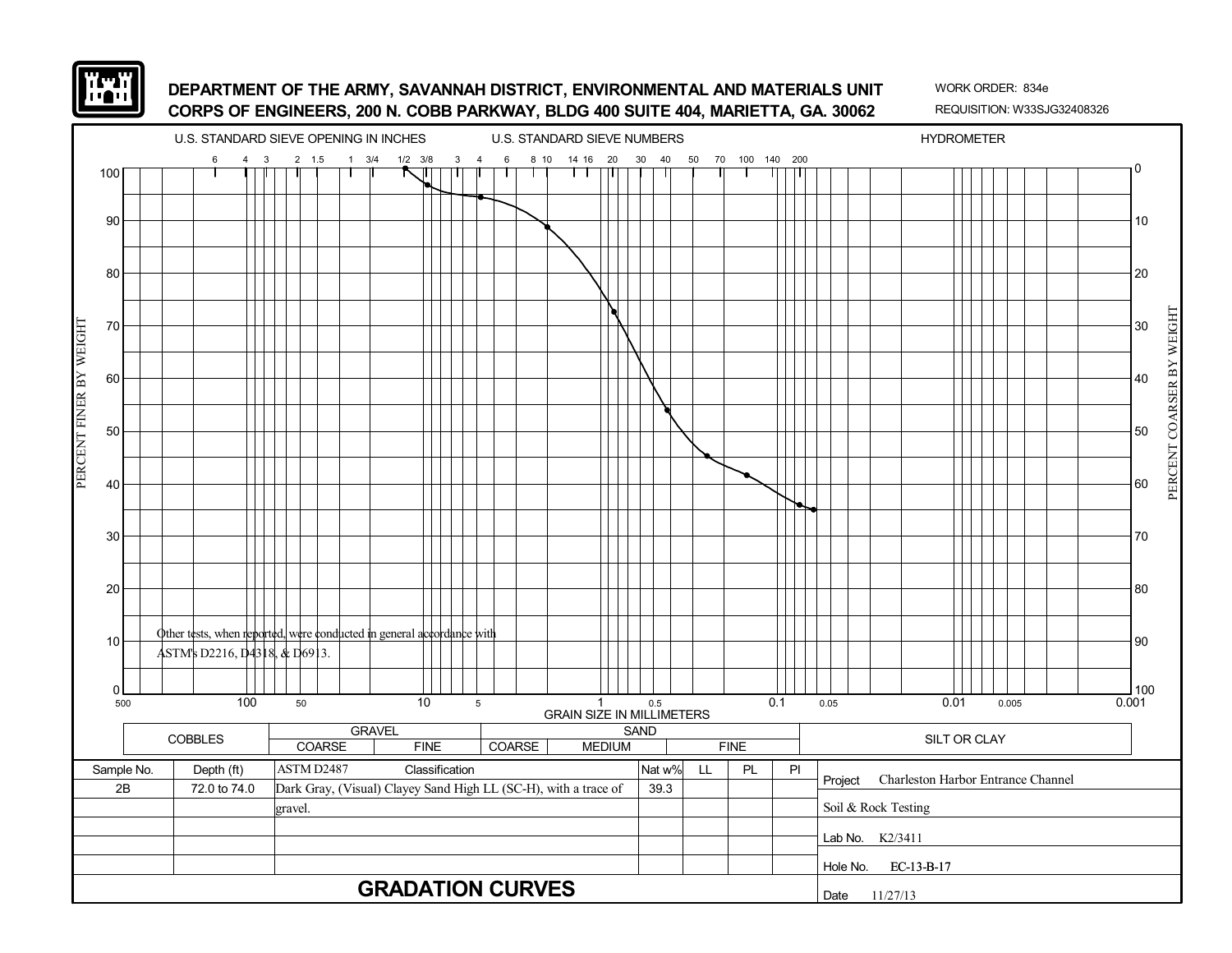DEPARTMENT OF THE ARMY, SAVANNAH DISTRICT, ENVIRONMENTAL AND MATERIALS UNIT
CORPS OF ENGINEERS, 200 N. COBB PARKWAY, BLDG 400 SUITE 404, MARIETTA, GA. 30062

WORK ORDER: 834e
REQUISITION: W33SJG32408326

U.S. STANDARD SIEVE OPENING IN INCHES — U.S. STANDARD SIEVE NUMBERS — HYDROMETER

Other tests, when reported, were conducted in general accordance with ASTM's D2216, D4318, & D6913.

GRAIN SIZE IN MILLIMETERS

| COBBLES | GRAVEL | | SAND | | | SILT OR CLAY |
|---|---|---|---|---|---|---|
| | COARSE | FINE | COARSE | MEDIUM | FINE | |

| Sample No. | Depth (ft) | ASTM D2487 Classification | Nat w% | LL | PL | PI |
|---|---|---|---|---|---|---|
| 2B | 72.0 to 74.0 | Dark Gray, (Visual) Clayey Sand High LL (SC-H), with a trace of gravel. | 39.3 | | | |

Project: Charleston Harbor Entrance Channel

Soil & Rock Testing

Lab No. K2/3411

Hole No. EC-13-B-17

Date 11/27/13

# GRADATION CURVES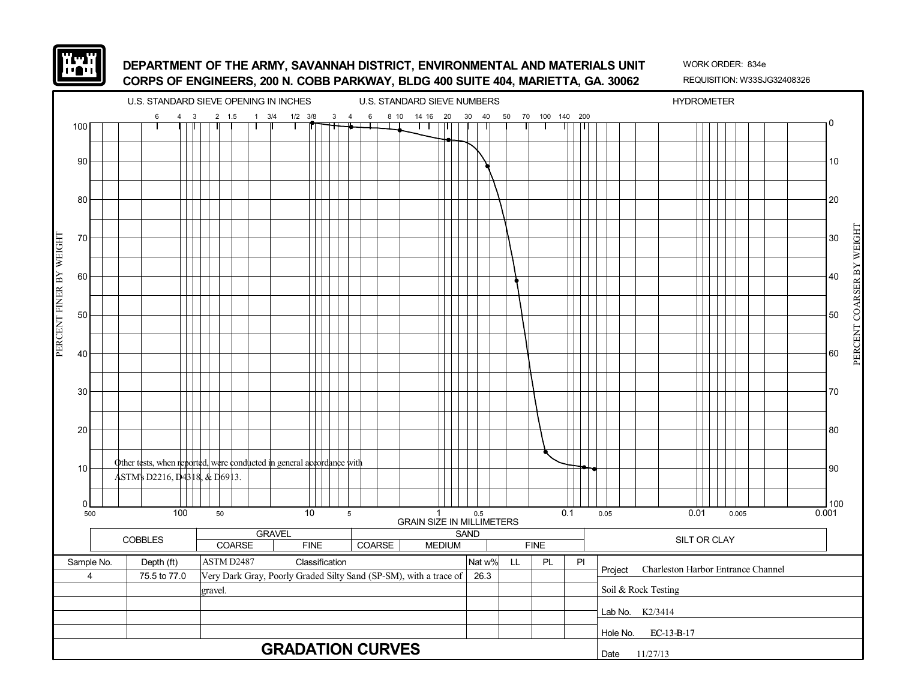**DEPARTMENT OF THE ARMY, SAVANNAH DISTRICT, ENVIRONMENTAL AND MATERIALS UNIT**
**CORPS OF ENGINEERS, 200 N. COBB PARKWAY, BLDG 400 SUITE 404, MARIETTA, GA. 30062**

WORK ORDER: 834e
REQUISITION: W33SJG32408326

U.S. STANDARD SIEVE OPENING IN INCHES — U.S. STANDARD SIEVE NUMBERS — HYDROMETER

PERCENT FINER BY WEIGHT / PERCENT COARSER BY WEIGHT

GRAIN SIZE IN MILLIMETERS

Other tests, when reported, were conducted in general accordance with ASTM's D2216, D4318, & D6913.

| COBBLES | GRAVEL | | SAND | | | SILT OR CLAY |
|---|---|---|---|---|---|---|
| | COARSE | FINE | COARSE | MEDIUM | FINE | |

| Sample No. | Depth (ft) | ASTM D2487 Classification | Nat w% | LL | PL | PI |
|---|---|---|---|---|---|---|
| 4 | 75.5 to 77.0 | Very Dark Gray, Poorly Graded Silty Sand (SP-SM), with a trace of gravel. | 26.3 | | | |

Project: Charleston Harbor Entrance Channel

Soil & Rock Testing

Lab No. K2/3414

Hole No. EC-13-B-17

Date 11/27/13

# GRADATION CURVES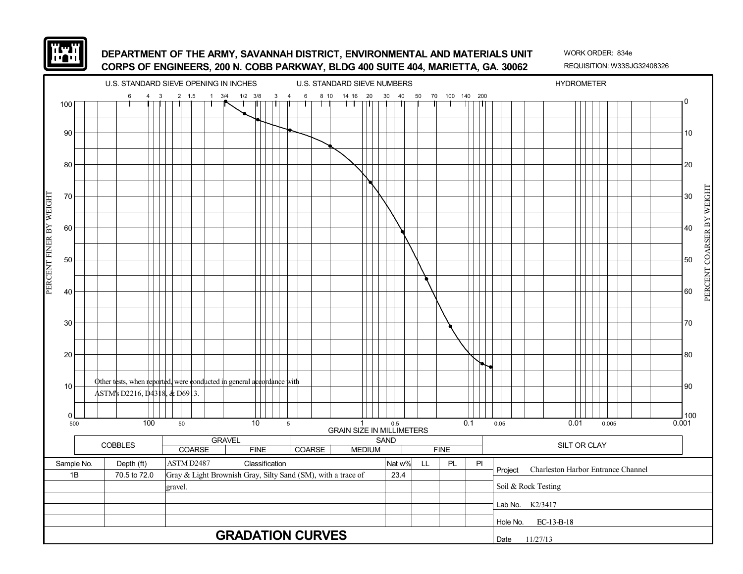**DEPARTMENT OF THE ARMY, SAVANNAH DISTRICT, ENVIRONMENTAL AND MATERIALS UNIT**
**CORPS OF ENGINEERS, 200 N. COBB PARKWAY, BLDG 400 SUITE 404, MARIETTA, GA. 30062**

WORK ORDER: 834e
REQUISITION: W33SJG32408326

U.S. STANDARD SIEVE OPENING IN INCHES — U.S. STANDARD SIEVE NUMBERS — HYDROMETER

6 4 3 2 1.5 1 3/4 1/2 3/8 3 4 6 8 10 14 16 20 30 40 50 70 100 140 200

PERCENT FINER BY WEIGHT (100–0) — PERCENT COARSER BY WEIGHT (0–100)

Other tests, when reported, were conducted in general accordance with ASTM's D2216, D4318, & D6913.

500 100 50 10 5 1 0.5 0.1 0.05 0.01 0.005 0.001
GRAIN SIZE IN MILLIMETERS

| COBBLES | GRAVEL | | SAND | | | SILT OR CLAY |
|---|---|---|---|---|---|---|
| | COARSE | FINE | COARSE | MEDIUM | FINE | |

| Sample No. | Depth (ft) | ASTM D2487 Classification | Nat w% | LL | PL | PI |
|---|---|---|---|---|---|---|
| 1B | 70.5 to 72.0 | Gray & Light Brownish Gray, Silty Sand (SM), with a trace of gravel. | 23.4 | | | |

Project: Charleston Harbor Entrance Channel
Soil & Rock Testing
Lab No. K2/3417
Hole No. EC-13-B-18
Date 11/27/13

## GRADATION CURVES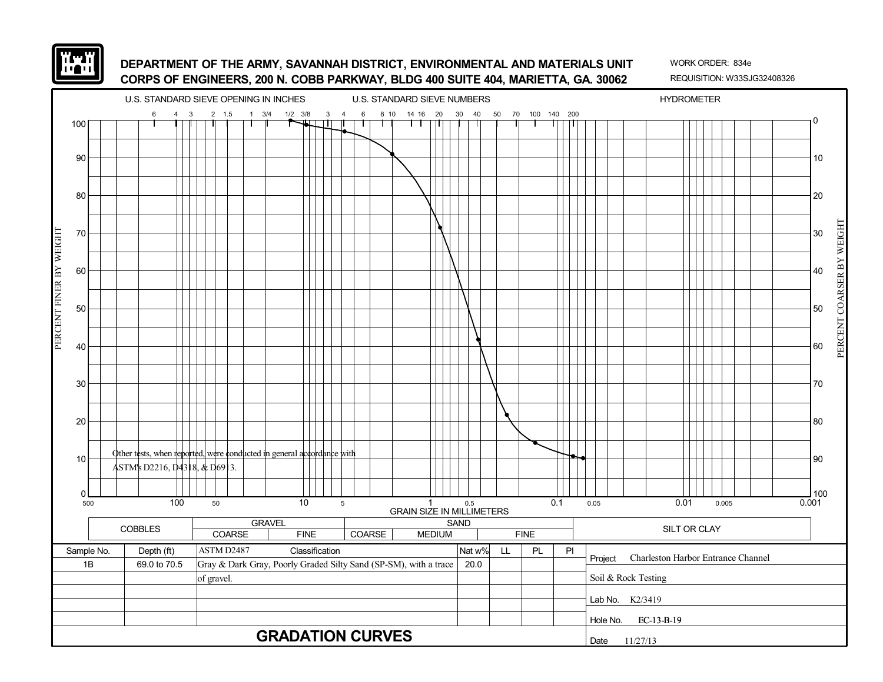**DEPARTMENT OF THE ARMY, SAVANNAH DISTRICT, ENVIRONMENTAL AND MATERIALS UNIT**
**CORPS OF ENGINEERS, 200 N. COBB PARKWAY, BLDG 400 SUITE 404, MARIETTA, GA. 30062**

WORK ORDER: 834e
REQUISITION: W33SJG32408326

U.S. STANDARD SIEVE OPENING IN INCHES — U.S. STANDARD SIEVE NUMBERS — HYDROMETER

Other tests, when reported, were conducted in general accordance with ASTM's D2216, D4318, & D6913.

GRAIN SIZE IN MILLIMETERS

| COBBLES | GRAVEL | | SAND | | | SILT OR CLAY |
|---|---|---|---|---|---|---|
| | COARSE | FINE | COARSE | MEDIUM | FINE | |

| Sample No. | Depth (ft) | ASTM D2487 Classification | Nat w% | LL | PL | PI |
|---|---|---|---|---|---|---|
| 1B | 69.0 to 70.5 | Gray & Dark Gray, Poorly Graded Silty Sand (SP-SM), with a trace of gravel. | 20.0 | | | |

Project: Charleston Harbor Entrance Channel
Soil & Rock Testing
Lab No. K2/3419
Hole No. EC-13-B-19
Date 11/27/13

## GRADATION CURVES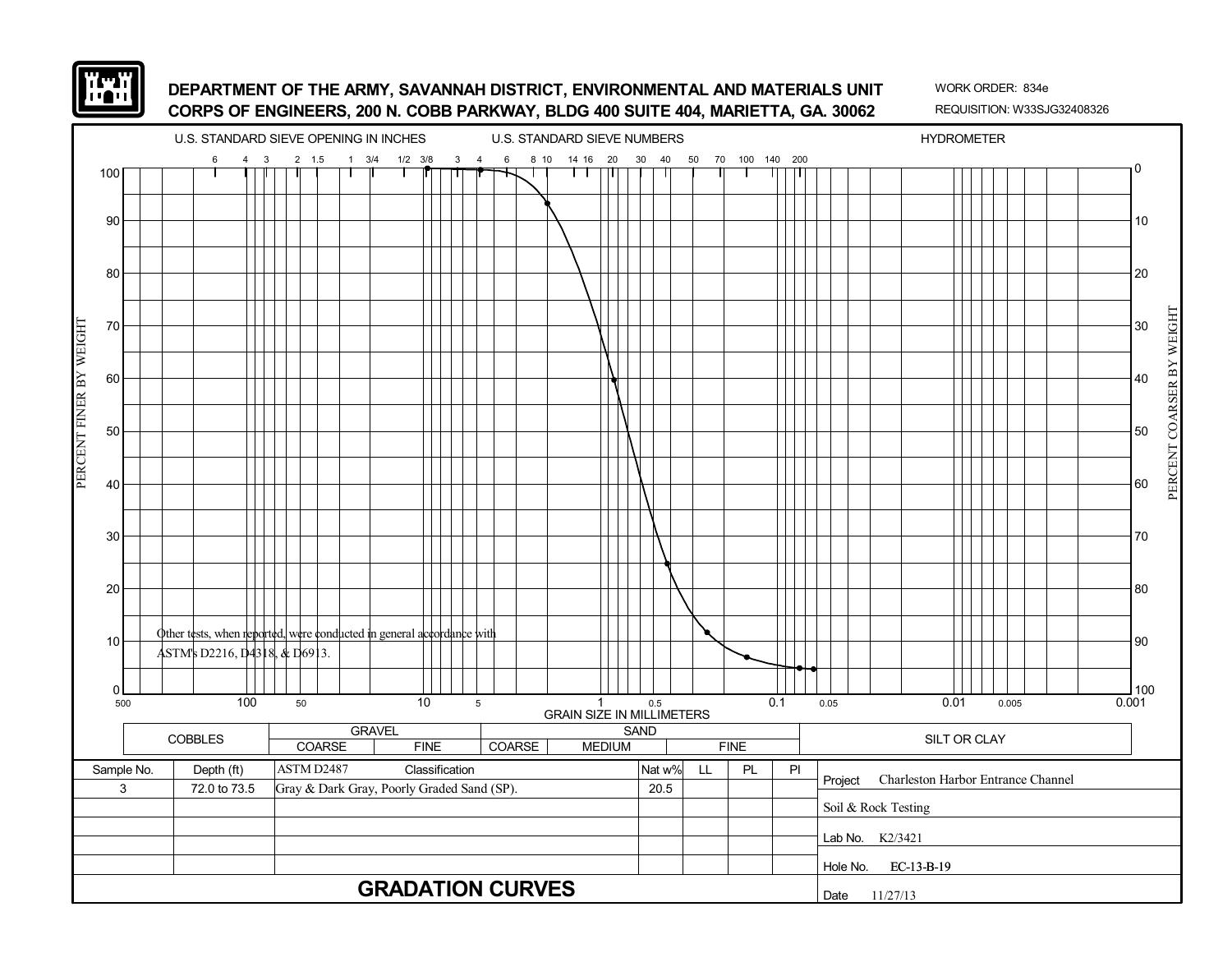**DEPARTMENT OF THE ARMY, SAVANNAH DISTRICT, ENVIRONMENTAL AND MATERIALS UNIT**
**CORPS OF ENGINEERS, 200 N. COBB PARKWAY, BLDG 400 SUITE 404, MARIETTA, GA. 30062**

WORK ORDER: 834e
REQUISITION: W33SJG32408326

U.S. STANDARD SIEVE OPENING IN INCHES — U.S. STANDARD SIEVE NUMBERS — HYDROMETER

Other tests, when reported, were conducted in general accordance with ASTM's D2216, D4318, & D6913.

| | GRAVEL | | SAND | | | |
|---|---|---|---|---|---|---|
| COBBLES | COARSE | FINE | COARSE | MEDIUM | FINE | SILT OR CLAY |

| Sample No. | Depth (ft) | ASTM D2487 Classification | Nat w% | LL | PL | PI |
|---|---|---|---|---|---|---|
| 3 | 72.0 to 73.5 | Gray & Dark Gray, Poorly Graded Sand (SP). | 20.5 | | | |

Project: Charleston Harbor Entrance Channel

Soil & Rock Testing

Lab No. K2/3421

Hole No. EC-13-B-19

Date 11/27/13

## GRADATION CURVES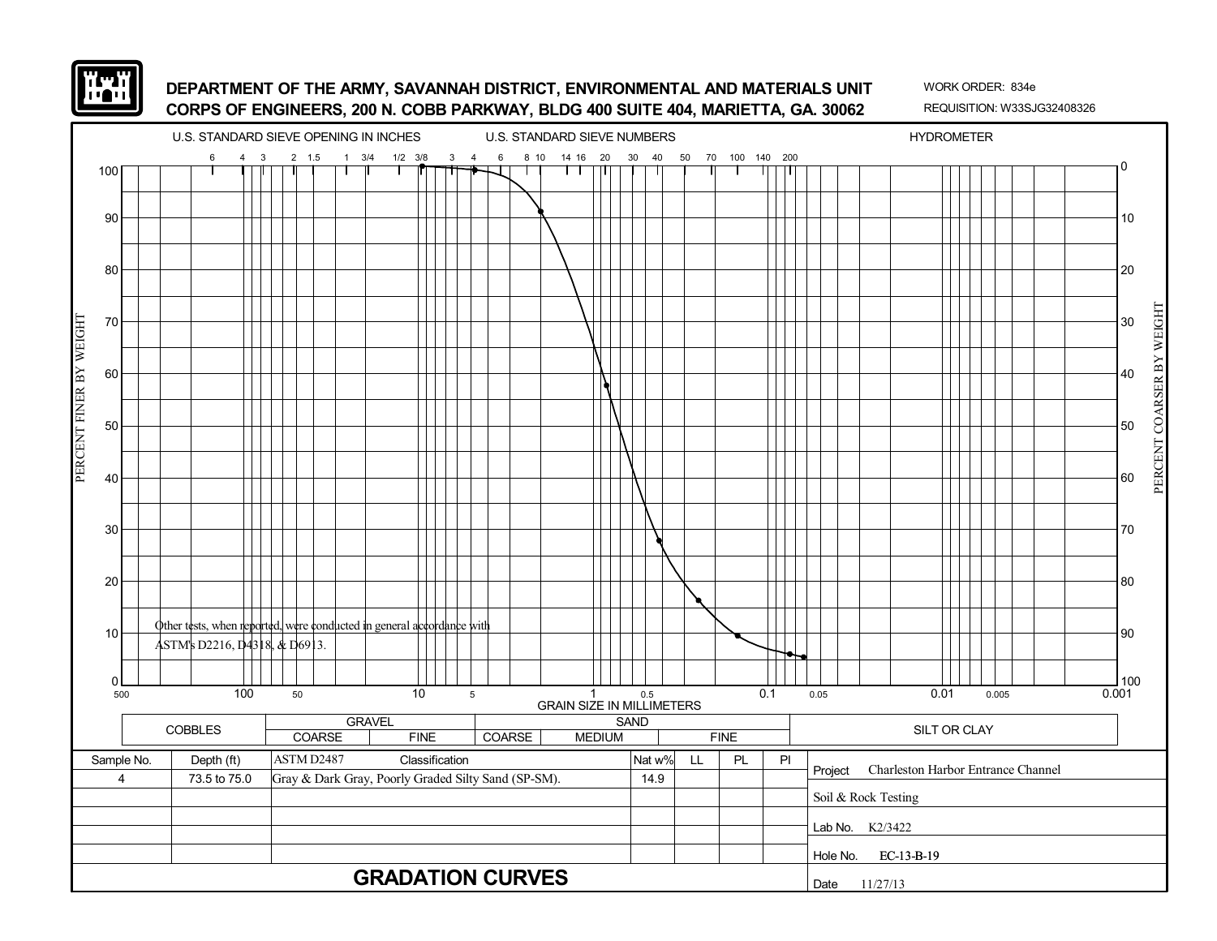**DEPARTMENT OF THE ARMY, SAVANNAH DISTRICT, ENVIRONMENTAL AND MATERIALS UNIT**
**CORPS OF ENGINEERS, 200 N. COBB PARKWAY, BLDG 400 SUITE 404, MARIETTA, GA. 30062**

WORK ORDER: 834e
REQUISITION: W33SJG32408326

U.S. STANDARD SIEVE OPENING IN INCHES: 6, 4, 3, 2, 1.5, 1, 3/4, 1/2, 3/8, 3, 4

U.S. STANDARD SIEVE NUMBERS: 6, 8, 10, 14, 16, 20, 30, 40, 50, 70, 100, 140, 200

HYDROMETER

PERCENT FINER BY WEIGHT (0–100) / PERCENT COARSER BY WEIGHT (100–0)

GRAIN SIZE IN MILLIMETERS: 500, 100, 50, 10, 5, 1, 0.5, 0.1, 0.05, 0.01, 0.005, 0.001

Other tests, when reported, were conducted in general accordance with ASTM's D2216, D4318, & D6913.

| COBBLES | GRAVEL | | SAND | | | SILT OR CLAY |
|---|---|---|---|---|---|---|
| | COARSE | FINE | COARSE | MEDIUM | FINE | |

| Sample No. | Depth (ft) | ASTM D2487 Classification | Nat w% | LL | PL | PI |
|---|---|---|---|---|---|---|
| 4 | 73.5 to 75.0 | Gray & Dark Gray, Poorly Graded Silty Sand (SP-SM). | 14.9 | | | |

Project: Charleston Harbor Entrance Channel

Soil & Rock Testing

Lab No. K2/3422

Hole No. EC-13-B-19

Date 11/27/13

# GRADATION CURVES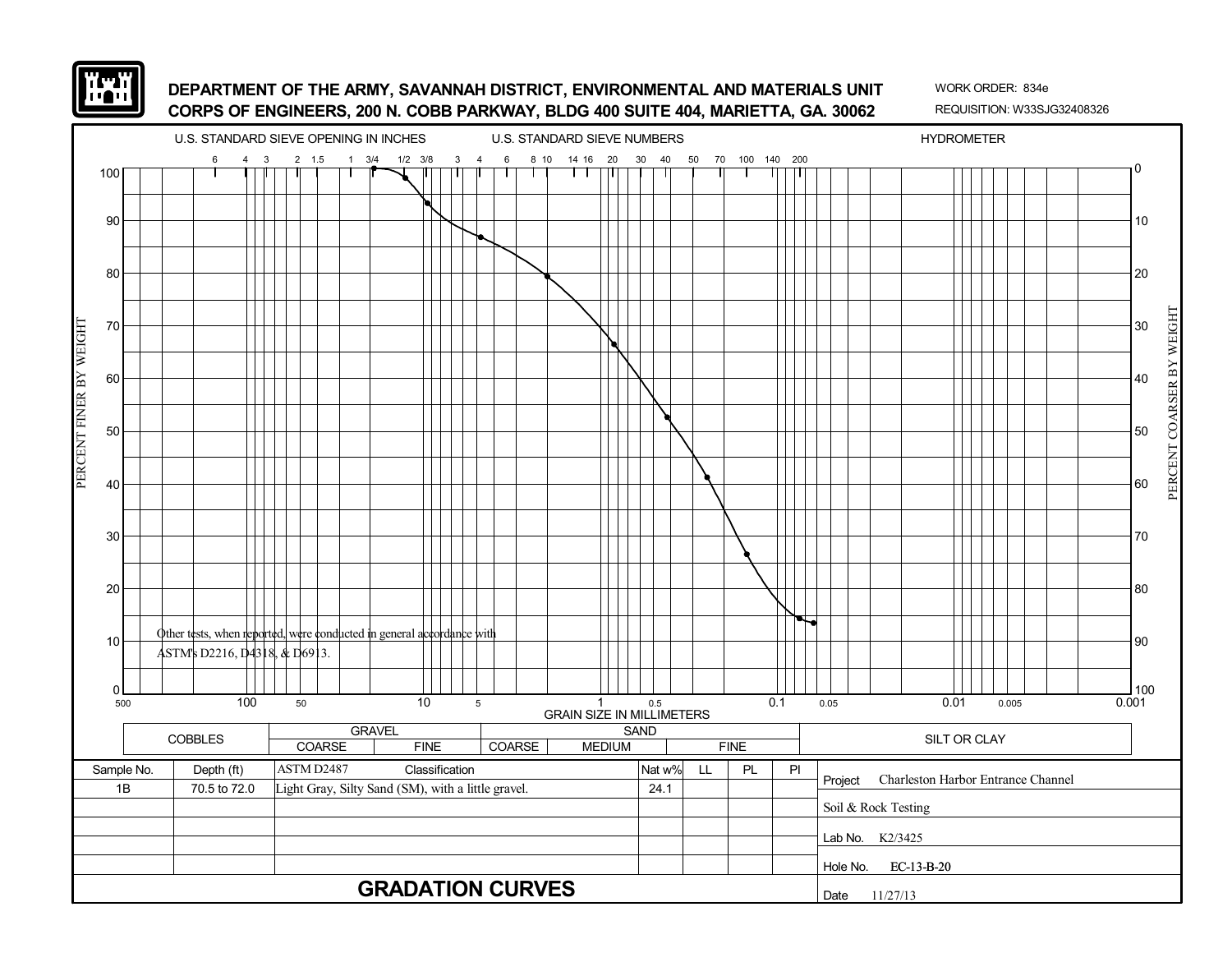# DEPARTMENT OF THE ARMY, SAVANNAH DISTRICT, ENVIRONMENTAL AND MATERIALS UNIT
# CORPS OF ENGINEERS, 200 N. COBB PARKWAY, BLDG 400 SUITE 404, MARIETTA, GA. 30062

WORK ORDER: 834e

REQUISITION: W33SJG32408326

U.S. STANDARD SIEVE OPENING IN INCHES — 6, 4, 3, 2, 1.5, 1, 3/4, 1/2, 3/8, 3

U.S. STANDARD SIEVE NUMBERS — 4, 6, 8, 10, 14, 16, 20, 30, 40, 50, 70, 100, 140, 200

HYDROMETER

PERCENT FINER BY WEIGHT (0–100) / PERCENT COARSER BY WEIGHT (100–0)

GRAIN SIZE IN MILLIMETERS — 500, 100, 50, 10, 5, 1, 0.5, 0.1, 0.05, 0.01, 0.005, 0.001

Other tests, when reported, were conducted in general accordance with ASTM's D2216, D4318, & D6913.

| COBBLES | GRAVEL | | SAND | | | SILT OR CLAY |
|---|---|---|---|---|---|---|
| | COARSE | FINE | COARSE | MEDIUM | FINE | |

| Sample No. | Depth (ft) | ASTM D2487 Classification | Nat w% | LL | PL | PI |
|---|---|---|---|---|---|---|
| 1B | 70.5 to 72.0 | Light Gray, Silty Sand (SM), with a little gravel. | 24.1 | | | |

Project: Charleston Harbor Entrance Channel

Soil & Rock Testing

Lab No. K2/3425

Hole No. EC-13-B-20

Date 11/27/13

## GRADATION CURVES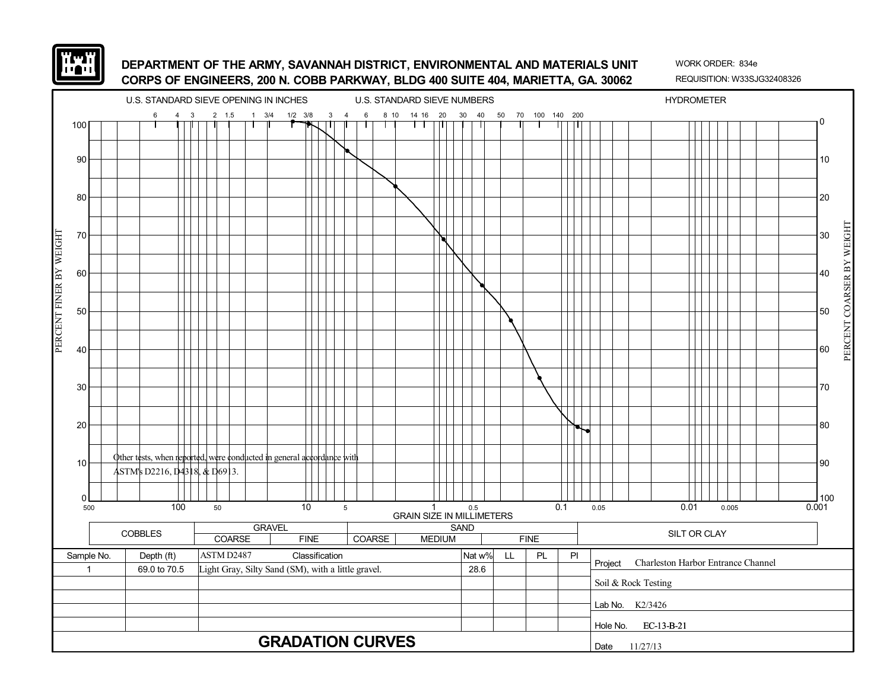DEPARTMENT OF THE ARMY, SAVANNAH DISTRICT, ENVIRONMENTAL AND MATERIALS UNIT
CORPS OF ENGINEERS, 200 N. COBB PARKWAY, BLDG 400 SUITE 404, MARIETTA, GA. 30062

WORK ORDER: 834e
REQUISITION: W33SJG32408326

U.S. STANDARD SIEVE OPENING IN INCHES — U.S. STANDARD SIEVE NUMBERS — HYDROMETER

6 4 3 2 1.5 1 3/4 1/2 3/8 3 4 6 8 10 14 16 20 30 40 50 70 100 140 200

PERCENT FINER BY WEIGHT — PERCENT COARSER BY WEIGHT

GRAIN SIZE IN MILLIMETERS

Other tests, when reported, were conducted in general accordance with ASTM's D2216, D4318, & D6913.

| COBBLES | GRAVEL | | SAND | | | SILT OR CLAY |
|---|---|---|---|---|---|---|
| | COARSE | FINE | COARSE | MEDIUM | FINE | |

| Sample No. | Depth (ft) | ASTM D2487 Classification | Nat w% | LL | PL | PI |
|---|---|---|---|---|---|---|
| 1 | 69.0 to 70.5 | Light Gray, Silty Sand (SM), with a little gravel. | 28.6 | | | |

Project: Charleston Harbor Entrance Channel

Soil & Rock Testing

Lab No. K2/3426

Hole No. EC-13-B-21

Date 11/27/13

# GRADATION CURVES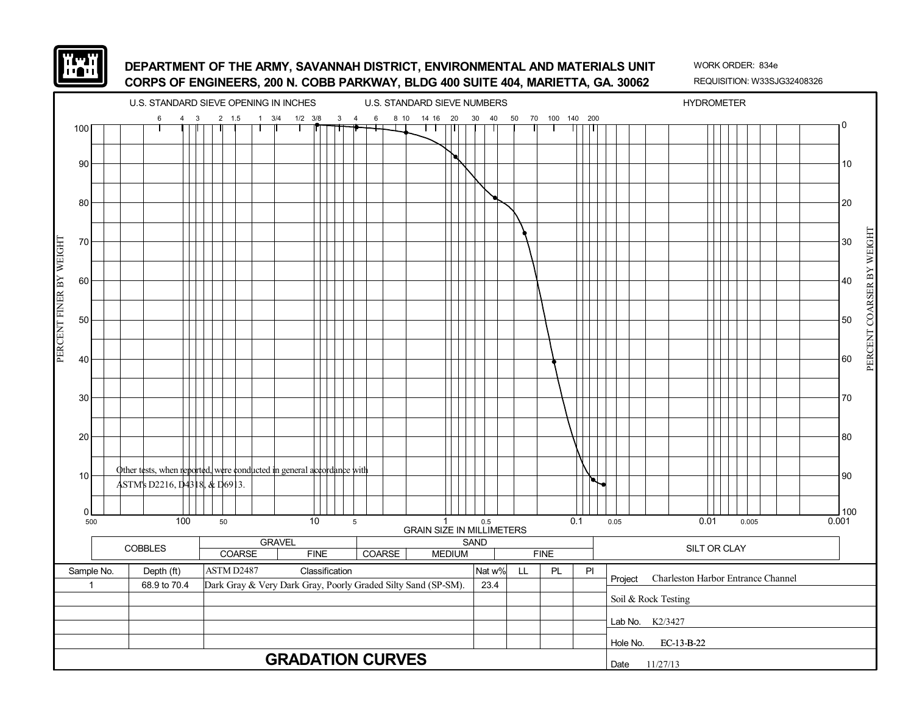# DEPARTMENT OF THE ARMY, SAVANNAH DISTRICT, ENVIRONMENTAL AND MATERIALS UNIT
# CORPS OF ENGINEERS, 200 N. COBB PARKWAY, BLDG 400 SUITE 404, MARIETTA, GA. 30062

WORK ORDER: 834e
REQUISITION: W33SJG32408326

U.S. STANDARD SIEVE OPENING IN INCHES — U.S. STANDARD SIEVE NUMBERS — HYDROMETER

Other tests, when reported, were conducted in general accordance with ASTM's D2216, D4318, & D6913.

GRAIN SIZE IN MILLIMETERS

| COBBLES | GRAVEL | | SAND | | | SILT OR CLAY |
|---|---|---|---|---|---|---|
| | COARSE | FINE | COARSE | MEDIUM | FINE | |

| Sample No. | Depth (ft) | ASTM D2487 Classification | Nat w% | LL | PL | PI |
|---|---|---|---|---|---|---|
| 1 | 68.9 to 70.4 | Dark Gray & Very Dark Gray, Poorly Graded Silty Sand (SP-SM). | 23.4 | | | |

Project: Charleston Harbor Entrance Channel

Soil & Rock Testing

Lab No. K2/3427

Hole No. EC-13-B-22

Date 11/27/13

## GRADATION CURVES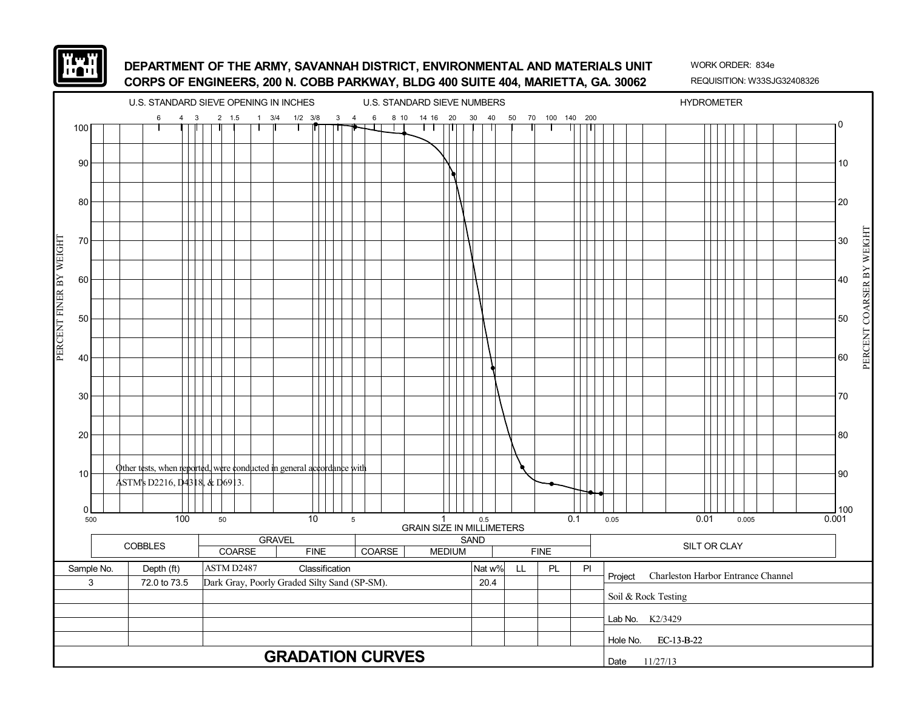DEPARTMENT OF THE ARMY, SAVANNAH DISTRICT, ENVIRONMENTAL AND MATERIALS UNIT
CORPS OF ENGINEERS, 200 N. COBB PARKWAY, BLDG 400 SUITE 404, MARIETTA, GA. 30062

WORK ORDER: 834e
REQUISITION: W33SJG32408326

U.S. STANDARD SIEVE OPENING IN INCHES — U.S. STANDARD SIEVE NUMBERS — HYDROMETER

PERCENT FINER BY WEIGHT / PERCENT COARSER BY WEIGHT

GRAIN SIZE IN MILLIMETERS

Other tests, when reported, were conducted in general accordance with ASTM's D2216, D4318, & D6913.

| COBBLES | GRAVEL | | SAND | | | SILT OR CLAY |
|---|---|---|---|---|---|---|
| | COARSE | FINE | COARSE | MEDIUM | FINE | |

| Sample No. | Depth (ft) | ASTM D2487 Classification | Nat w% | LL | PL | PI |
|---|---|---|---|---|---|---|
| 3 | 72.0 to 73.5 | Dark Gray, Poorly Graded Silty Sand (SP-SM). | 20.4 | | | |

Project: Charleston Harbor Entrance Channel

Soil & Rock Testing

Lab No. K2/3429

Hole No. EC-13-B-22

Date 11/27/13

# GRADATION CURVES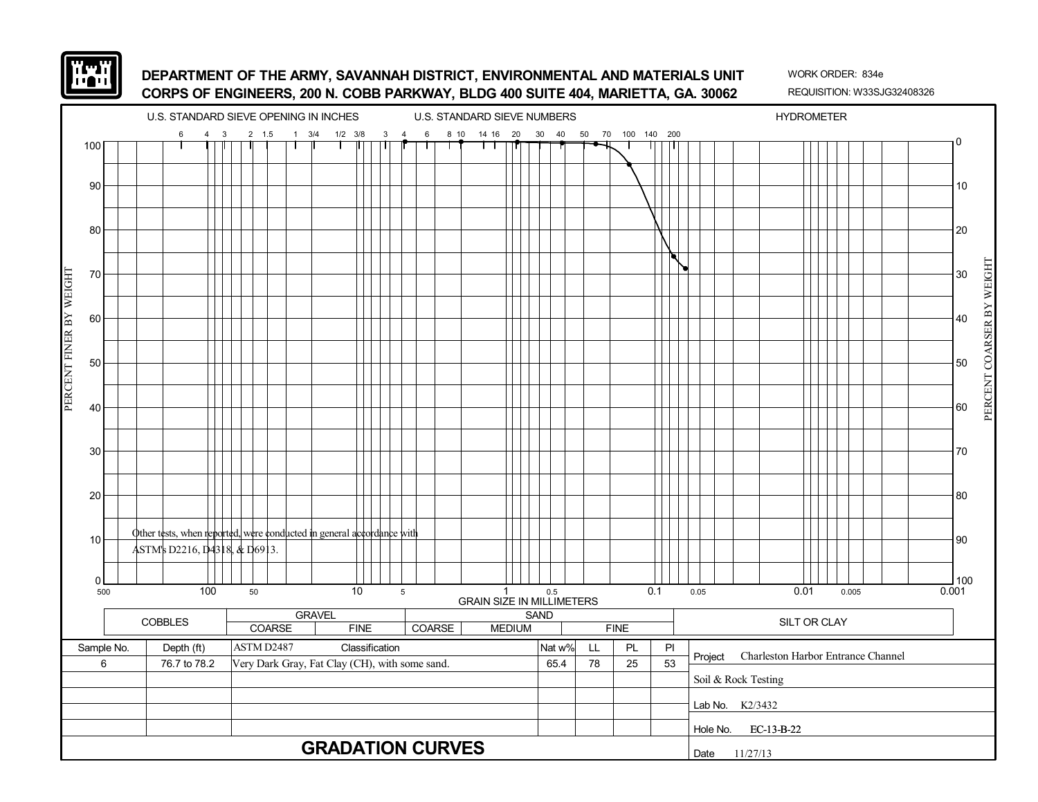**DEPARTMENT OF THE ARMY, SAVANNAH DISTRICT, ENVIRONMENTAL AND MATERIALS UNIT**
**CORPS OF ENGINEERS, 200 N. COBB PARKWAY, BLDG 400 SUITE 404, MARIETTA, GA. 30062**

WORK ORDER: 834e
REQUISITION: W33SJG32408326

U.S. STANDARD SIEVE OPENING IN INCHES — U.S. STANDARD SIEVE NUMBERS — HYDROMETER

PERCENT FINER BY WEIGHT / PERCENT COARSER BY WEIGHT

GRAIN SIZE IN MILLIMETERS

Other tests, when reported, were conducted in general accordance with ASTM's D2216, D4318, & D6913.

| COBBLES | GRAVEL | | SAND | | | SILT OR CLAY |
|---|---|---|---|---|---|---|
| | COARSE | FINE | COARSE | MEDIUM | FINE | |

| Sample No. | Depth (ft) | ASTM D2487 Classification | Nat w% | LL | PL | PI |
|---|---|---|---|---|---|---|
| 6 | 76.7 to 78.2 | Very Dark Gray, Fat Clay (CH), with some sand. | 65.4 | 78 | 25 | 53 |

Project: Charleston Harbor Entrance Channel

Soil & Rock Testing

Lab No. K2/3432

Hole No. EC-13-B-22

Date 11/27/13

## GRADATION CURVES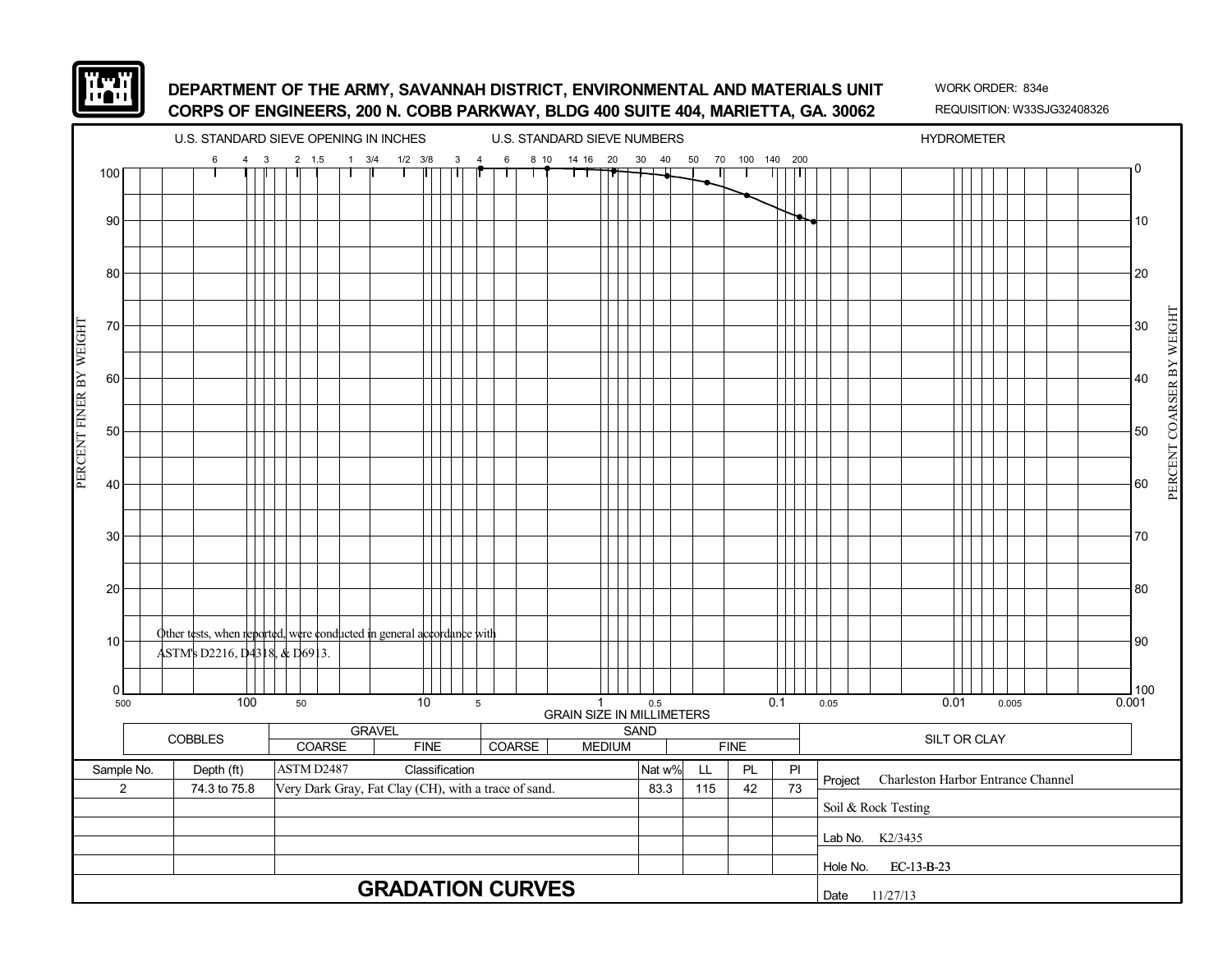DEPARTMENT OF THE ARMY, SAVANNAH DISTRICT, ENVIRONMENTAL AND MATERIALS UNIT
CORPS OF ENGINEERS, 200 N. COBB PARKWAY, BLDG 400 SUITE 404, MARIETTA, GA. 30062

WORK ORDER: 834e
REQUISITION: W33SJG32408326

U.S. STANDARD SIEVE OPENING IN INCHES: 6, 4, 3, 2, 1.5, 1, 3/4, 1/2, 3/8, 3

U.S. STANDARD SIEVE NUMBERS: 4, 6, 8, 10, 14, 16, 20, 30, 40, 50, 70, 100, 140, 200

HYDROMETER

PERCENT FINER BY WEIGHT (0–100)

PERCENT COARSER BY WEIGHT (100–0)

GRAIN SIZE IN MILLIMETERS: 500, 100, 50, 10, 5, 1, 0.5, 0.1, 0.05, 0.01, 0.005, 0.001

Other tests, when reported, were conducted in general accordance with ASTM's D2216, D4318, & D6913.

| COBBLES | GRAVEL | | SAND | | | SILT OR CLAY |
|---|---|---|---|---|---|---|
| | COARSE | FINE | COARSE | MEDIUM | FINE | |

| Sample No. | Depth (ft) | ASTM D2487 Classification | Nat w% | LL | PL | PI |
|---|---|---|---|---|---|---|
| 2 | 74.3 to 75.8 | Very Dark Gray, Fat Clay (CH), with a trace of sand. | 83.3 | 115 | 42 | 73 |

Project: Charleston Harbor Entrance Channel

Soil & Rock Testing

Lab No. K2/3435

Hole No. EC-13-B-23

Date 11/27/13

# GRADATION CURVES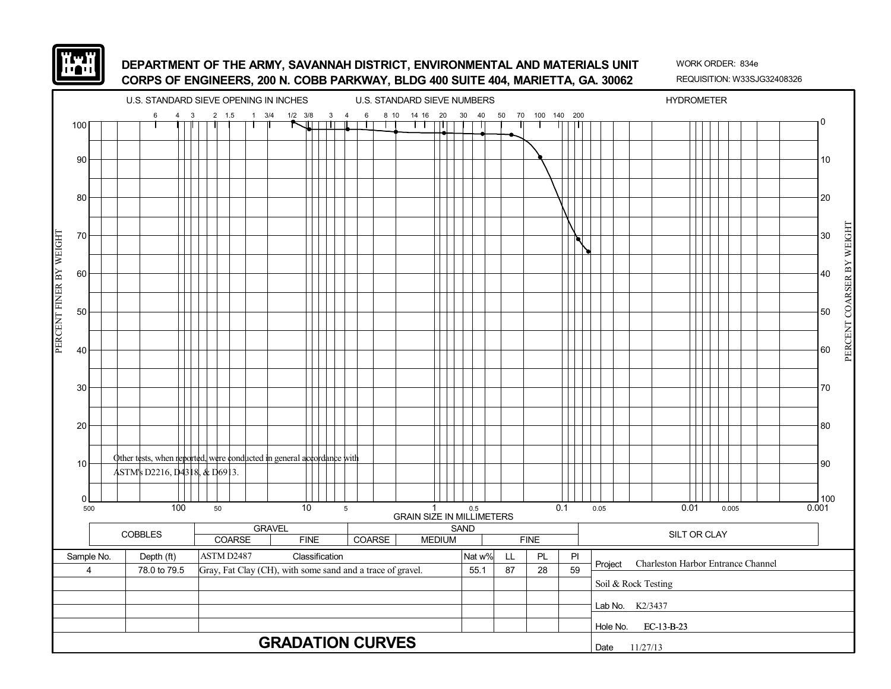**DEPARTMENT OF THE ARMY, SAVANNAH DISTRICT, ENVIRONMENTAL AND MATERIALS UNIT**
**CORPS OF ENGINEERS, 200 N. COBB PARKWAY, BLDG 400 SUITE 404, MARIETTA, GA. 30062**

WORK ORDER: 834e
REQUISITION: W33SJG32408326

U.S. STANDARD SIEVE OPENING IN INCHES — U.S. STANDARD SIEVE NUMBERS — HYDROMETER

Other tests, when reported, were conducted in general accordance with ASTM's D2216, D4318, & D6913.

GRAIN SIZE IN MILLIMETERS

| COBBLES | GRAVEL | | SAND | | | SILT OR CLAY |
|---|---|---|---|---|---|---|
| | COARSE | FINE | COARSE | MEDIUM | FINE | |

| Sample No. | Depth (ft) | ASTM D2487 Classification | Nat w% | LL | PL | PI |
|---|---|---|---|---|---|---|
| 4 | 78.0 to 79.5 | Gray, Fat Clay (CH), with some sand and a trace of gravel. | 55.1 | 87 | 28 | 59 |

Project: Charleston Harbor Entrance Channel
Soil & Rock Testing
Lab No. K2/3437
Hole No. EC-13-B-23
Date 11/27/13

## GRADATION CURVES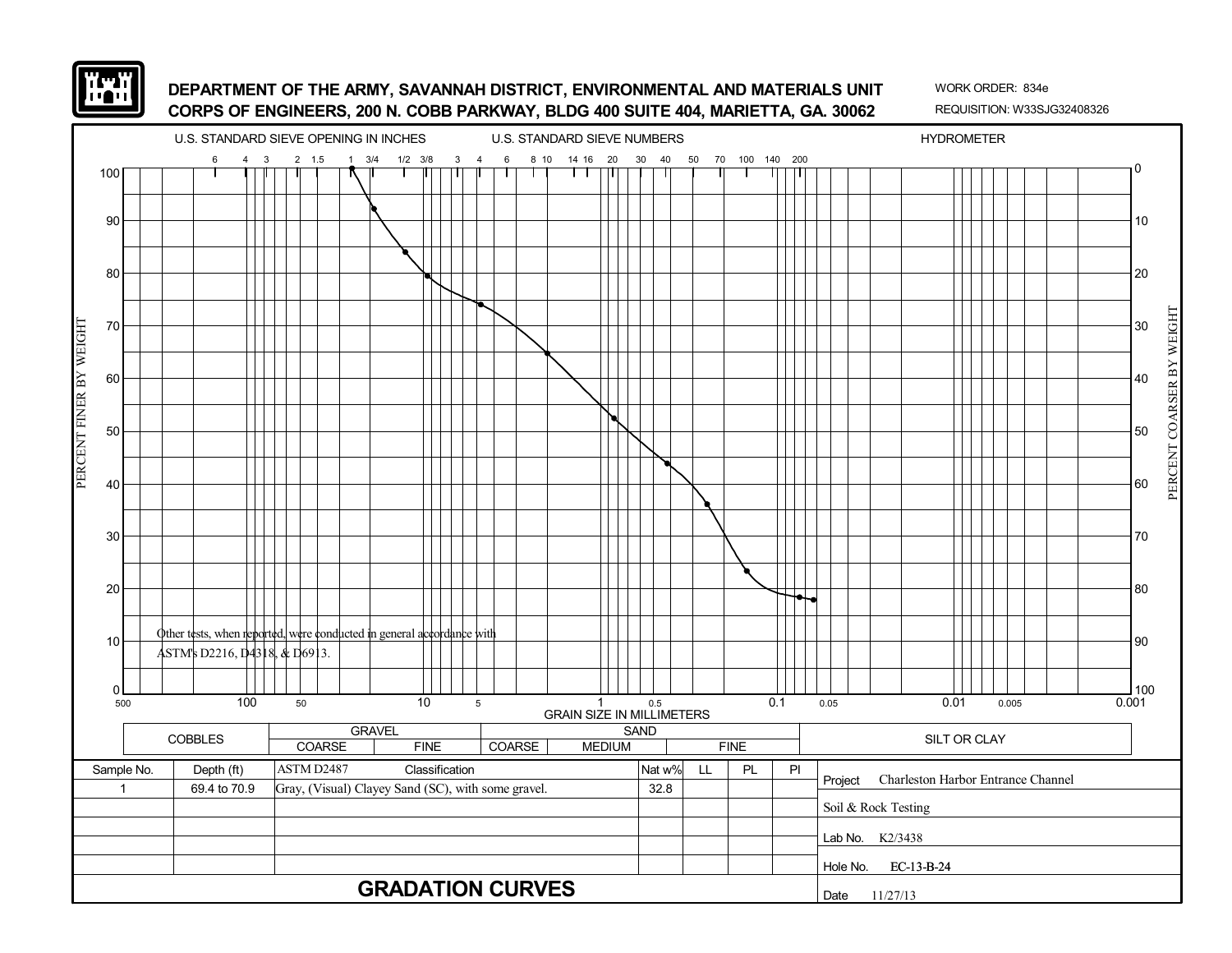**DEPARTMENT OF THE ARMY, SAVANNAH DISTRICT, ENVIRONMENTAL AND MATERIALS UNIT**
**CORPS OF ENGINEERS, 200 N. COBB PARKWAY, BLDG 400 SUITE 404, MARIETTA, GA. 30062**

WORK ORDER: 834e
REQUISITION: W33SJG32408326

U.S. STANDARD SIEVE OPENING IN INCHES — U.S. STANDARD SIEVE NUMBERS — HYDROMETER

Other tests, when reported, were conducted in general accordance with ASTM's D2216, D4318, & D6913.

| COBBLES | GRAVEL | | SAND | | | SILT OR CLAY |
|---|---|---|---|---|---|---|
| | COARSE | FINE | COARSE | MEDIUM | FINE | |

| Sample No. | Depth (ft) | ASTM D2487 Classification | Nat w% | LL | PL | PI |
|---|---|---|---|---|---|---|
| 1 | 69.4 to 70.9 | Gray, (Visual) Clayey Sand (SC), with some gravel. | 32.8 | | | |

Project: Charleston Harbor Entrance Channel

Soil & Rock Testing

Lab No. K2/3438

Hole No. EC-13-B-24

Date 11/27/13

# GRADATION CURVES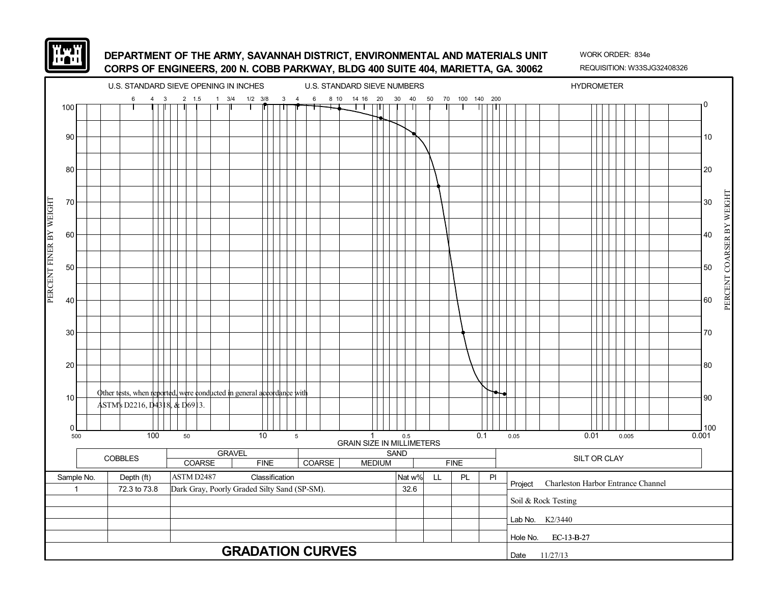**DEPARTMENT OF THE ARMY, SAVANNAH DISTRICT, ENVIRONMENTAL AND MATERIALS UNIT**
**CORPS OF ENGINEERS, 200 N. COBB PARKWAY, BLDG 400 SUITE 404, MARIETTA, GA. 30062**

WORK ORDER: 834e
REQUISITION: W33SJG32408326

U.S. STANDARD SIEVE OPENING IN INCHES — U.S. STANDARD SIEVE NUMBERS — HYDROMETER

PERCENT FINER BY WEIGHT / PERCENT COARSER BY WEIGHT

GRAIN SIZE IN MILLIMETERS

Other tests, when reported, were conducted in general accordance with ASTM's D2216, D4318, & D6913.

| COBBLES | GRAVEL | | SAND | | | SILT OR CLAY |
|---|---|---|---|---|---|---|
| | COARSE | FINE | COARSE | MEDIUM | FINE | |

| Sample No. | Depth (ft) | ASTM D2487 Classification | Nat w% | LL | PL | PI |
|---|---|---|---|---|---|---|
| 1 | 72.3 to 73.8 | Dark Gray, Poorly Graded Silty Sand (SP-SM). | 32.6 | | | |

Project: Charleston Harbor Entrance Channel

Soil & Rock Testing

Lab No.: K2/3440

Hole No.: EC-13-B-27

Date: 11/27/13

# GRADATION CURVES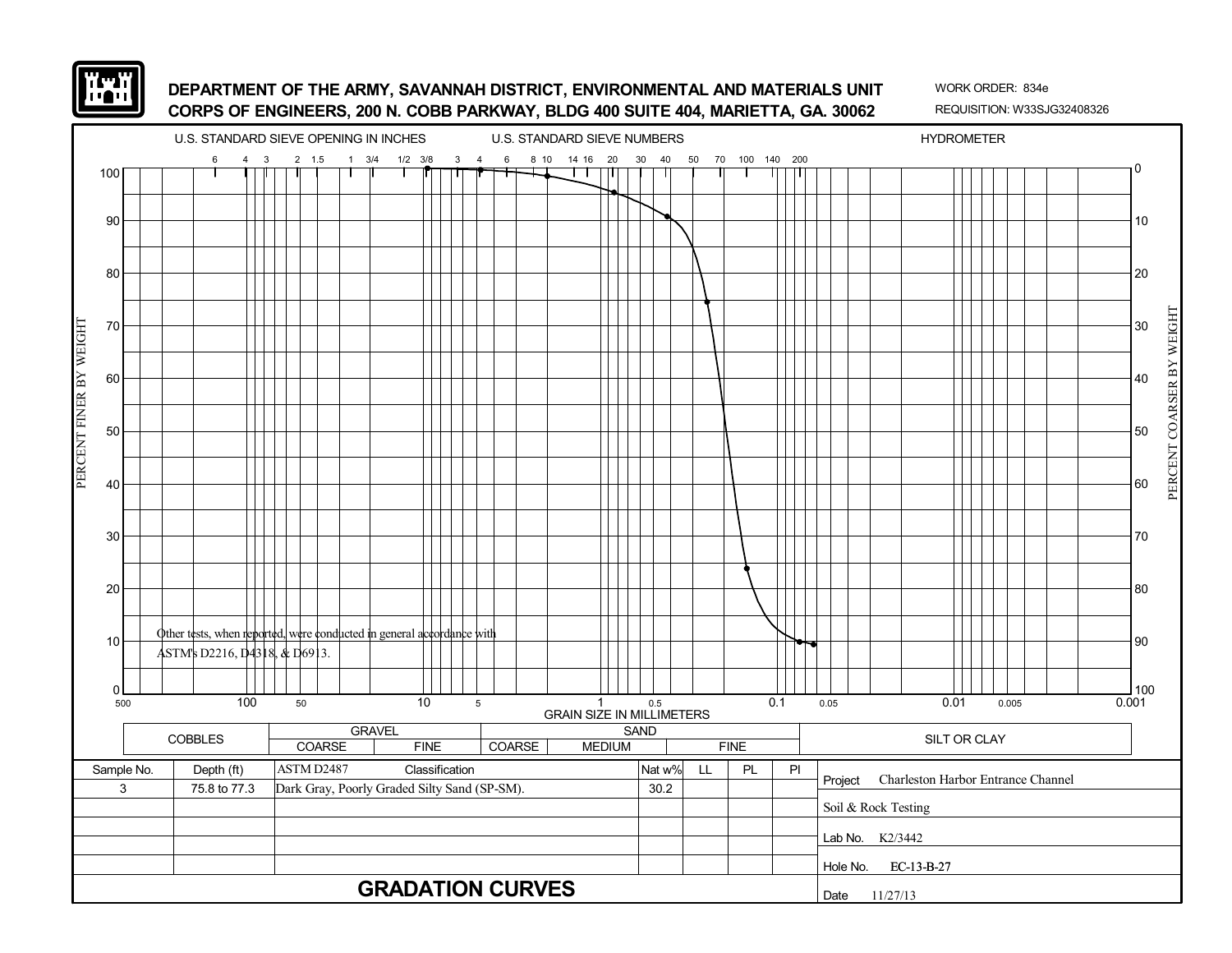**DEPARTMENT OF THE ARMY, SAVANNAH DISTRICT, ENVIRONMENTAL AND MATERIALS UNIT**
**CORPS OF ENGINEERS, 200 N. COBB PARKWAY, BLDG 400 SUITE 404, MARIETTA, GA. 30062**

WORK ORDER: 834e
REQUISITION: W33SJG32408326

U.S. STANDARD SIEVE OPENING IN INCHES — U.S. STANDARD SIEVE NUMBERS — HYDROMETER

6 4 3 2 1.5 1 3/4 1/2 3/8 3 4 6 8 10 14 16 20 30 40 50 70 100 140 200

PERCENT FINER BY WEIGHT (0–100) / PERCENT COARSER BY WEIGHT (100–0)

GRAIN SIZE IN MILLIMETERS: 500, 100, 50, 10, 5, 1, 0.5, 0.1, 0.05, 0.01, 0.005, 0.001

Other tests, when reported, were conducted in general accordance with ASTM's D2216, D4318, & D6913.

| COBBLES | GRAVEL | | SAND | | | SILT OR CLAY |
|---|---|---|---|---|---|---|
| | COARSE | FINE | COARSE | MEDIUM | FINE | |

| Sample No. | Depth (ft) | ASTM D2487 Classification | Nat w% | LL | PL | PI |
|---|---|---|---|---|---|---|
| 3 | 75.8 to 77.3 | Dark Gray, Poorly Graded Silty Sand (SP-SM). | 30.2 | | | |

Project: Charleston Harbor Entrance Channel
Soil & Rock Testing
Lab No. K2/3442
Hole No. EC-13-B-27
Date 11/27/13

# GRADATION CURVES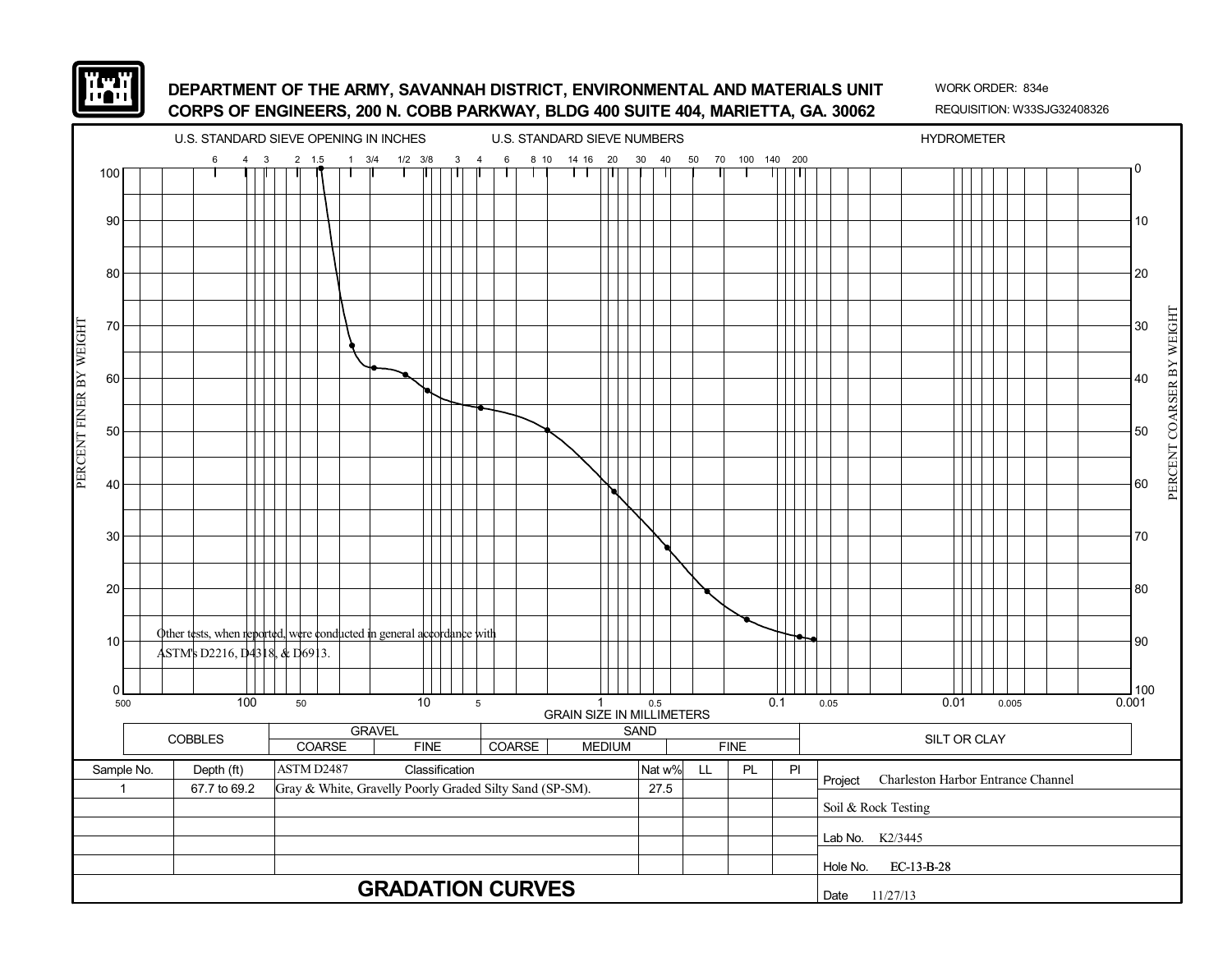**DEPARTMENT OF THE ARMY, SAVANNAH DISTRICT, ENVIRONMENTAL AND MATERIALS UNIT**
**CORPS OF ENGINEERS, 200 N. COBB PARKWAY, BLDG 400 SUITE 404, MARIETTA, GA. 30062**

WORK ORDER: 834e
REQUISITION: W33SJG32408326

U.S. STANDARD SIEVE OPENING IN INCHES — U.S. STANDARD SIEVE NUMBERS — HYDROMETER

Other tests, when reported, were conducted in general accordance with ASTM's D2216, D4318, & D6913.

GRAIN SIZE IN MILLIMETERS

| COBBLES | GRAVEL | | SAND | | | SILT OR CLAY |
|---|---|---|---|---|---|---|
| | COARSE | FINE | COARSE | MEDIUM | FINE | |

| Sample No. | Depth (ft) | ASTM D2487 Classification | Nat w% | LL | PL | PI |
|---|---|---|---|---|---|---|
| 1 | 67.7 to 69.2 | Gray & White, Gravelly Poorly Graded Silty Sand (SP-SM). | 27.5 | | | |

Project: Charleston Harbor Entrance Channel
Soil & Rock Testing
Lab No. K2/3445
Hole No. EC-13-B-28
Date 11/27/13

## GRADATION CURVES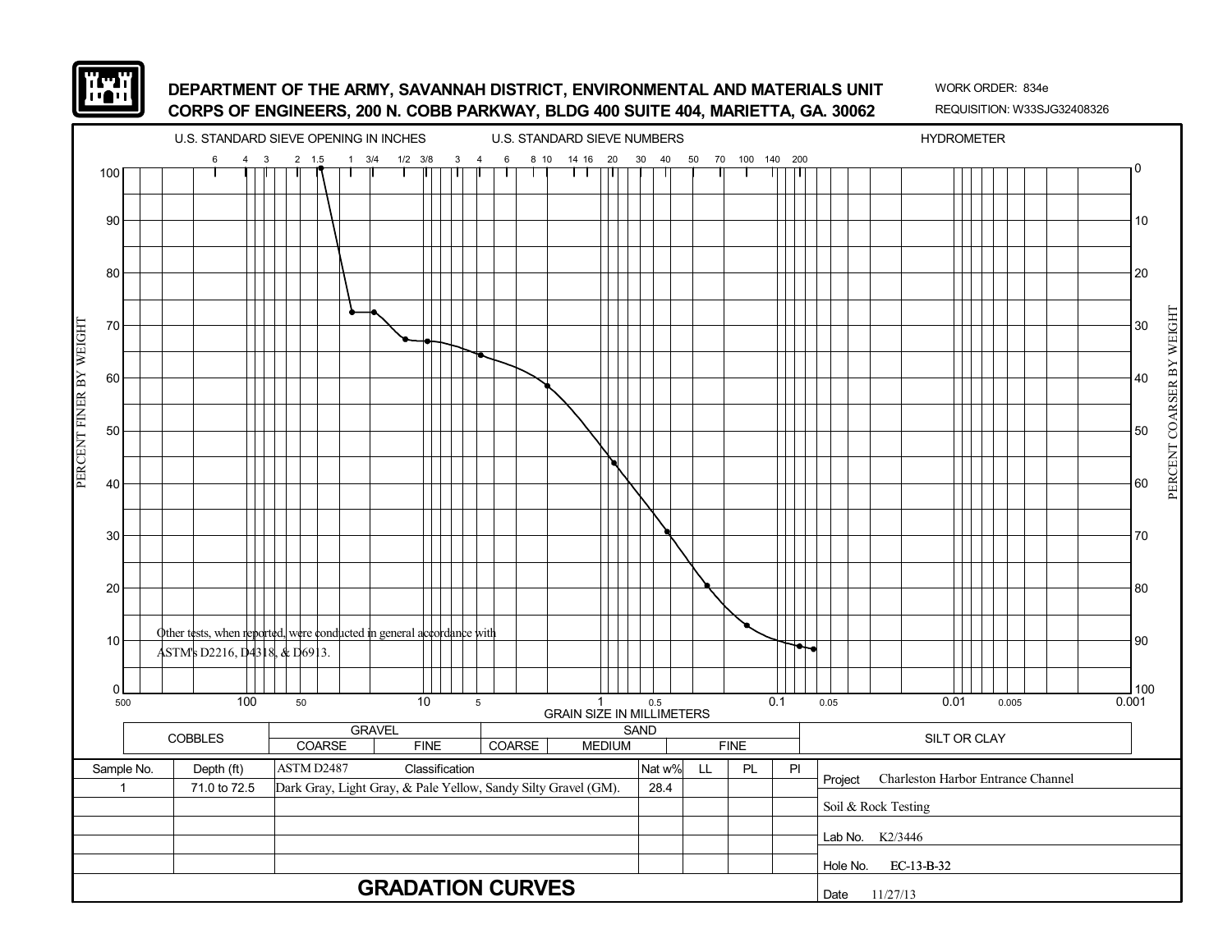**DEPARTMENT OF THE ARMY, SAVANNAH DISTRICT, ENVIRONMENTAL AND MATERIALS UNIT**
**CORPS OF ENGINEERS, 200 N. COBB PARKWAY, BLDG 400 SUITE 404, MARIETTA, GA. 30062**

WORK ORDER: 834e
REQUISITION: W33SJG32408326

U.S. STANDARD SIEVE OPENING IN INCHES — U.S. STANDARD SIEVE NUMBERS — HYDROMETER

Other tests, when reported, were conducted in general accordance with ASTM's D2216, D4318, & D6913.

GRAIN SIZE IN MILLIMETERS

| COBBLES | GRAVEL | | SAND | | | SILT OR CLAY |
|---|---|---|---|---|---|---|
| | COARSE | FINE | COARSE | MEDIUM | FINE | |

| Sample No. | Depth (ft) | ASTM D2487 Classification | Nat w% | LL | PL | PI |
|---|---|---|---|---|---|---|
| 1 | 71.0 to 72.5 | Dark Gray, Light Gray, & Pale Yellow, Sandy Silty Gravel (GM). | 28.4 | | | |

Project: Charleston Harbor Entrance Channel
Soil & Rock Testing
Lab No. K2/3446
Hole No. EC-13-B-32
Date 11/27/13

## GRADATION CURVES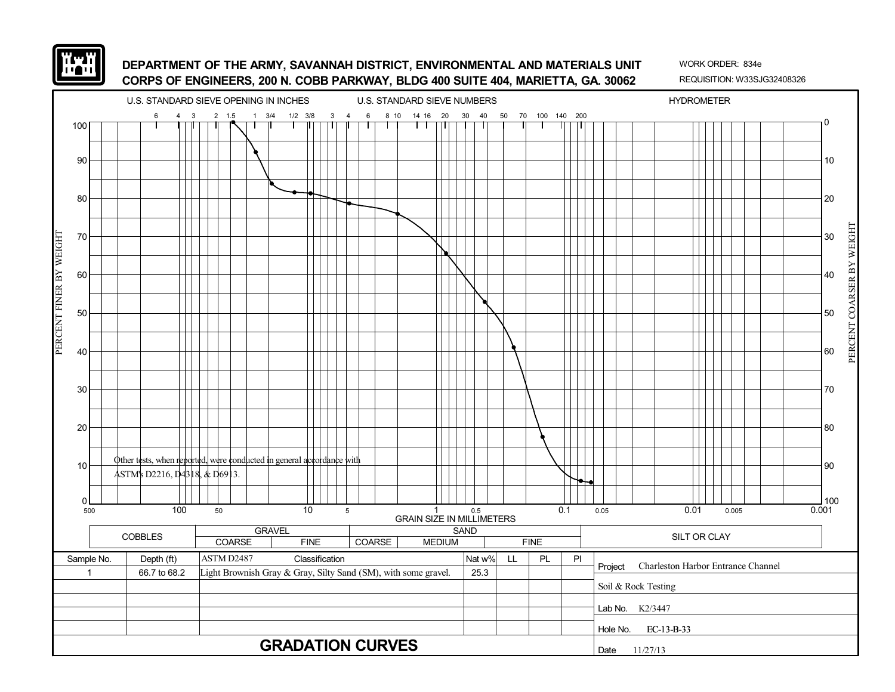**DEPARTMENT OF THE ARMY, SAVANNAH DISTRICT, ENVIRONMENTAL AND MATERIALS UNIT**
**CORPS OF ENGINEERS, 200 N. COBB PARKWAY, BLDG 400 SUITE 404, MARIETTA, GA. 30062**

WORK ORDER: 834e
REQUISITION: W33SJG32408326

U.S. STANDARD SIEVE OPENING IN INCHES — U.S. STANDARD SIEVE NUMBERS — HYDROMETER

PERCENT FINER BY WEIGHT / PERCENT COARSER BY WEIGHT

GRAIN SIZE IN MILLIMETERS

Other tests, when reported, were conducted in general accordance with ASTM's D2216, D4318, & D6913.

| COBBLES | GRAVEL | | SAND | | | SILT OR CLAY |
|---|---|---|---|---|---|---|
| | COARSE | FINE | COARSE | MEDIUM | FINE | |

| Sample No. | Depth (ft) | ASTM D2487 Classification | Nat w% | LL | PL | PI |
|---|---|---|---|---|---|---|
| 1 | 66.7 to 68.2 | Light Brownish Gray & Gray, Silty Sand (SM), with some gravel. | 25.3 | | | |

Project: Charleston Harbor Entrance Channel

Soil & Rock Testing

Lab No.: K2/3447

Hole No.: EC-13-B-33

Date: 11/27/13

## GRADATION CURVES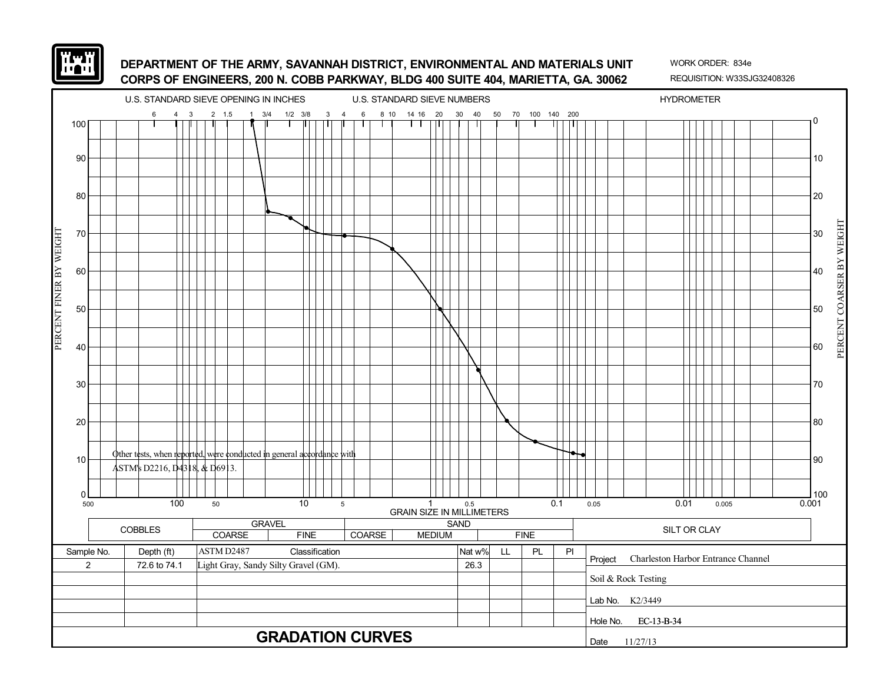**DEPARTMENT OF THE ARMY, SAVANNAH DISTRICT, ENVIRONMENTAL AND MATERIALS UNIT**
**CORPS OF ENGINEERS, 200 N. COBB PARKWAY, BLDG 400 SUITE 404, MARIETTA, GA. 30062**

WORK ORDER: 834e
REQUISITION: W33SJG32408326

U.S. STANDARD SIEVE OPENING IN INCHES — U.S. STANDARD SIEVE NUMBERS — HYDROMETER

6 4 3 2 1.5 1 3/4 1/2 3/8 3 4 6 8 10 14 16 20 30 40 50 70 100 140 200

PERCENT FINER BY WEIGHT — PERCENT COARSER BY WEIGHT

GRAIN SIZE IN MILLIMETERS

500 100 50 10 5 1 0.5 0.1 0.05 0.01 0.005 0.001

Other tests, when reported, were conducted in general accordance with ASTM's D2216, D4318, & D6913.

| COBBLES | GRAVEL | | SAND | | | SILT OR CLAY |
|---|---|---|---|---|---|---|
| | COARSE | FINE | COARSE | MEDIUM | FINE | |

| Sample No. | Depth (ft) | ASTM D2487 Classification | Nat w% | LL | PL | PI |
|---|---|---|---|---|---|---|
| 2 | 72.6 to 74.1 | Light Gray, Sandy Silty Gravel (GM). | 26.3 | | | |

Project: Charleston Harbor Entrance Channel

Soil & Rock Testing

Lab No. K2/3449

Hole No. EC-13-B-34

Date 11/27/13

# GRADATION CURVES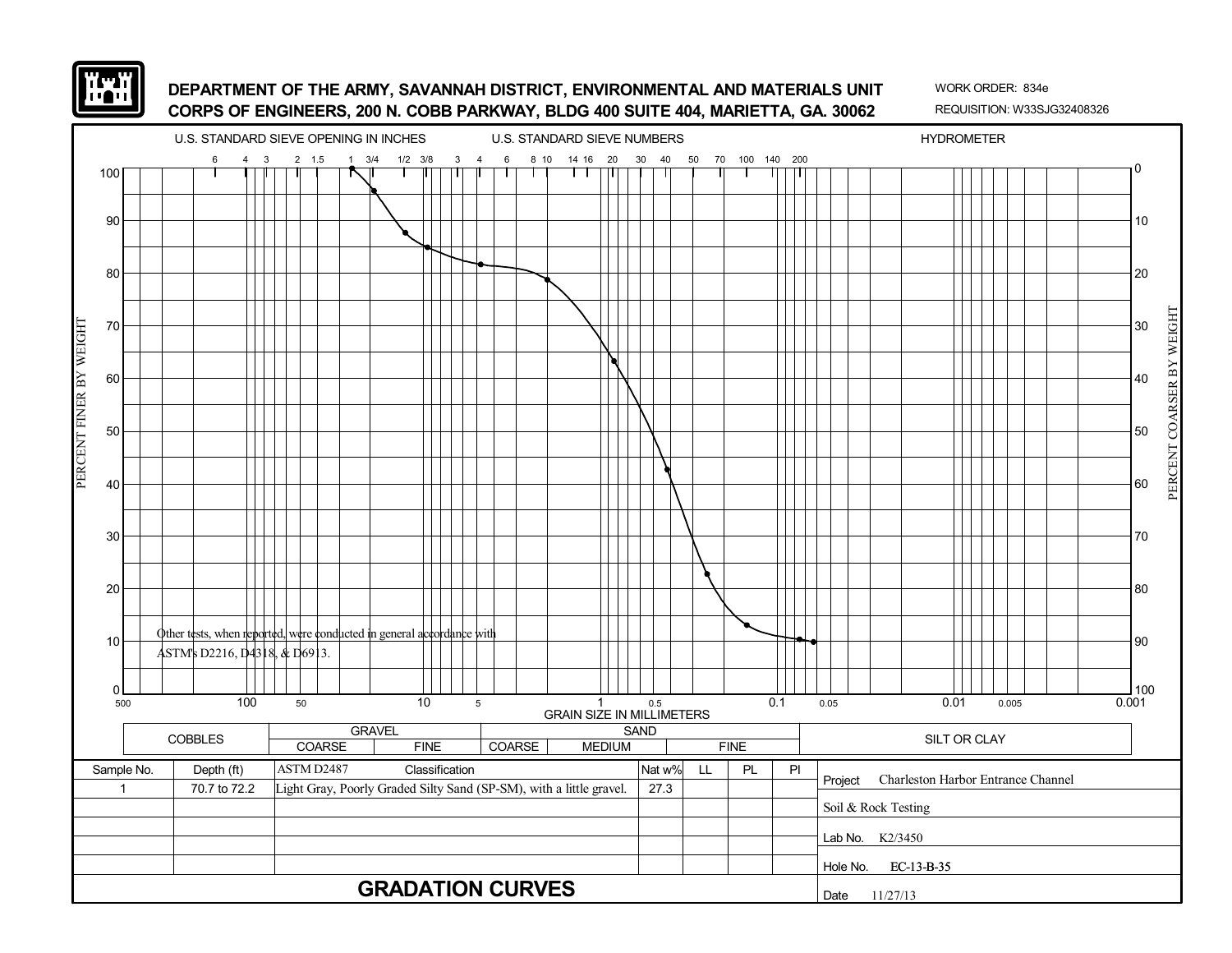**DEPARTMENT OF THE ARMY, SAVANNAH DISTRICT, ENVIRONMENTAL AND MATERIALS UNIT**
**CORPS OF ENGINEERS, 200 N. COBB PARKWAY, BLDG 400 SUITE 404, MARIETTA, GA. 30062**

WORK ORDER: 834e
REQUISITION: W33SJG32408326

U.S. STANDARD SIEVE OPENING IN INCHES — U.S. STANDARD SIEVE NUMBERS — HYDROMETER

PERCENT FINER BY WEIGHT / PERCENT COARSER BY WEIGHT

GRAIN SIZE IN MILLIMETERS

Other tests, when reported, were conducted in general accordance with ASTM's D2216, D4318, & D6913.

| COBBLES | GRAVEL | | SAND | | | SILT OR CLAY |
|---|---|---|---|---|---|---|
| | COARSE | FINE | COARSE | MEDIUM | FINE | |

| Sample No. | Depth (ft) | ASTM D2487 Classification | Nat w% | LL | PL | PI |
|---|---|---|---|---|---|---|
| 1 | 70.7 to 72.2 | Light Gray, Poorly Graded Silty Sand (SP-SM), with a little gravel. | 27.3 | | | |

Project: Charleston Harbor Entrance Channel

Soil & Rock Testing

Lab No. K2/3450

Hole No. EC-13-B-35

Date 11/27/13

## GRADATION CURVES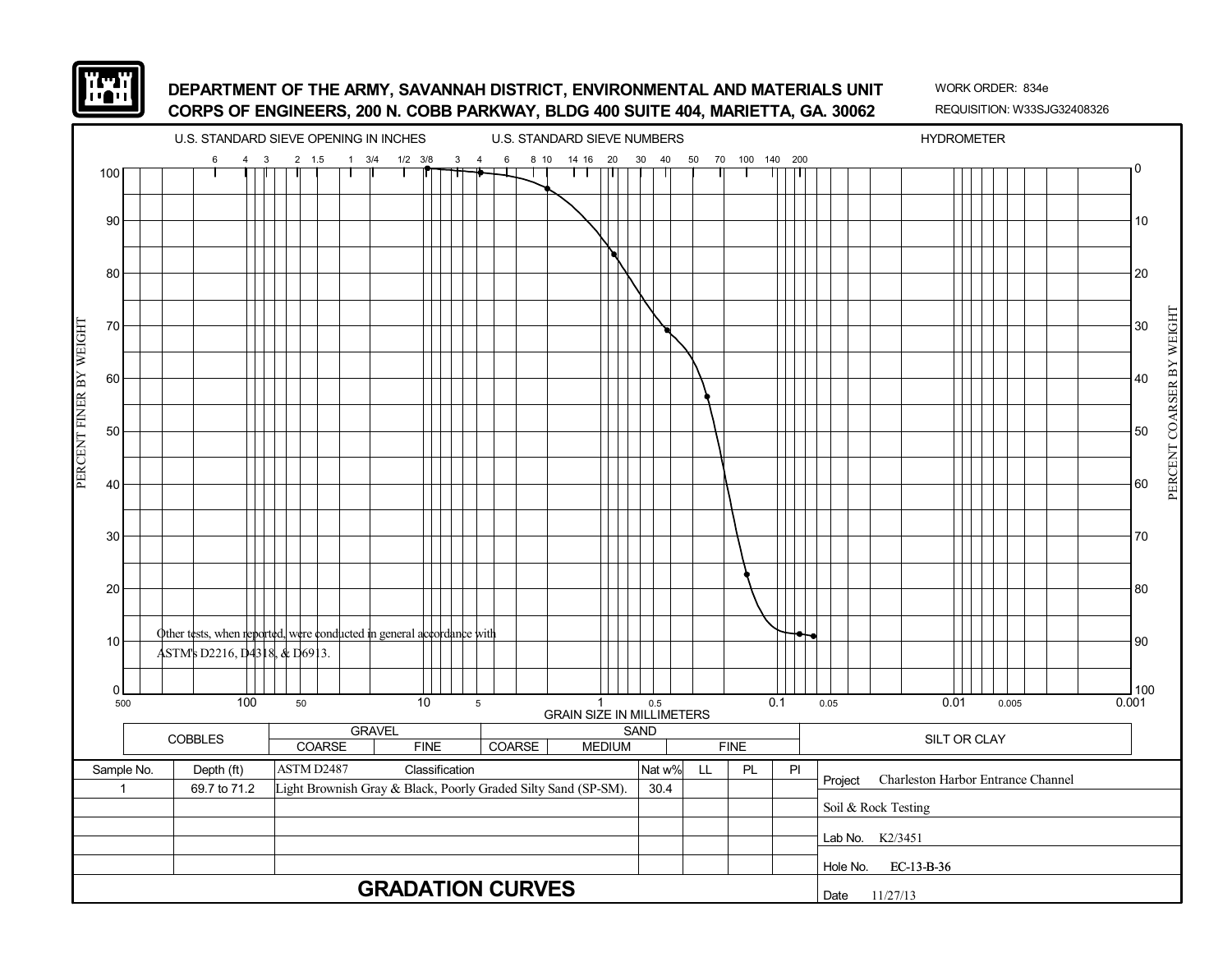**DEPARTMENT OF THE ARMY, SAVANNAH DISTRICT, ENVIRONMENTAL AND MATERIALS UNIT**
**CORPS OF ENGINEERS, 200 N. COBB PARKWAY, BLDG 400 SUITE 404, MARIETTA, GA. 30062**

WORK ORDER: 834e
REQUISITION: W33SJG32408326

U.S. STANDARD SIEVE OPENING IN INCHES — U.S. STANDARD SIEVE NUMBERS — HYDROMETER

Other tests, when reported, were conducted in general accordance with ASTM's D2216, D4318, & D6913.

| COBBLES | GRAVEL | | SAND | | | SILT OR CLAY |
|---|---|---|---|---|---|---|
| | COARSE | FINE | COARSE | MEDIUM | FINE | |

| Sample No. | Depth (ft) | ASTM D2487 Classification | Nat w% | LL | PL | PI |
|---|---|---|---|---|---|---|
| 1 | 69.7 to 71.2 | Light Brownish Gray & Black, Poorly Graded Silty Sand (SP-SM). | 30.4 | | | |

Project: Charleston Harbor Entrance Channel

Soil & Rock Testing

Lab No. K2/3451

Hole No. EC-13-B-36

Date 11/27/13

# GRADATION CURVES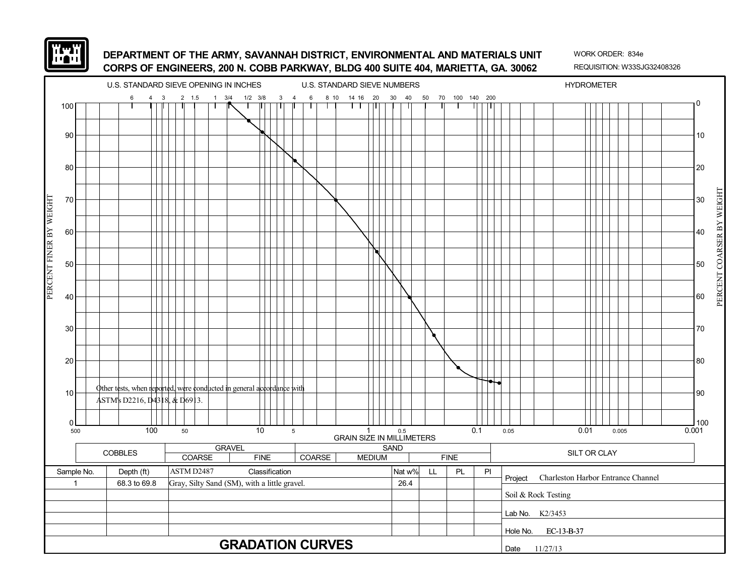**DEPARTMENT OF THE ARMY, SAVANNAH DISTRICT, ENVIRONMENTAL AND MATERIALS UNIT**
**CORPS OF ENGINEERS, 200 N. COBB PARKWAY, BLDG 400 SUITE 404, MARIETTA, GA. 30062**

WORK ORDER: 834e
REQUISITION: W33SJG32408326

U.S. STANDARD SIEVE OPENING IN INCHES — U.S. STANDARD SIEVE NUMBERS — HYDROMETER

PERCENT FINER BY WEIGHT / PERCENT COARSER BY WEIGHT

GRAIN SIZE IN MILLIMETERS

Other tests, when reported, were conducted in general accordance with ASTM's D2216, D4318, & D6913.

| COBBLES | GRAVEL | | SAND | | | SILT OR CLAY |
|---|---|---|---|---|---|---|
| | COARSE | FINE | COARSE | MEDIUM | FINE | |

| Sample No. | Depth (ft) | ASTM D2487 Classification | Nat w% | LL | PL | PI |
|---|---|---|---|---|---|---|
| 1 | 68.3 to 69.8 | Gray, Silty Sand (SM), with a little gravel. | 26.4 | | | |

Project: Charleston Harbor Entrance Channel

Soil & Rock Testing

Lab No. K2/3453

Hole No. EC-13-B-37

Date 11/27/13

# GRADATION CURVES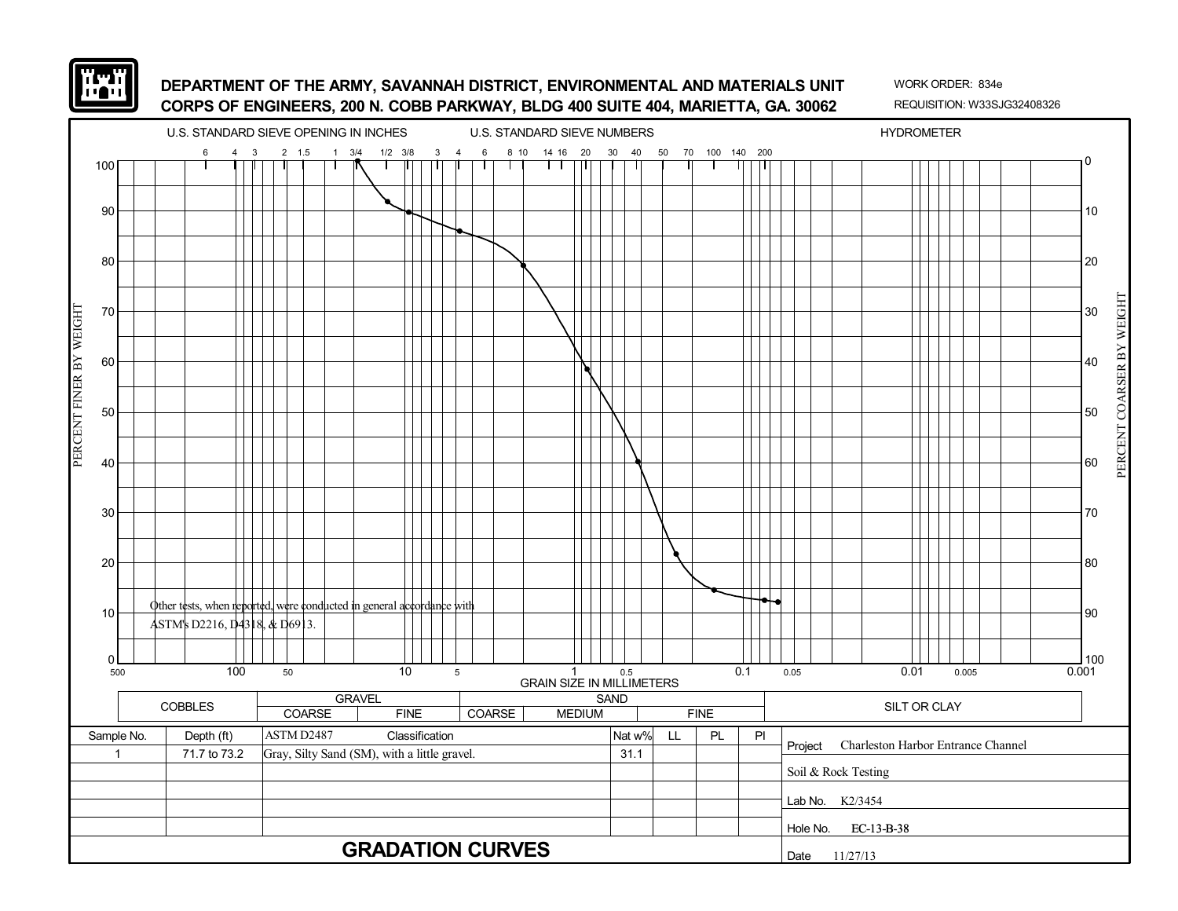**DEPARTMENT OF THE ARMY, SAVANNAH DISTRICT, ENVIRONMENTAL AND MATERIALS UNIT**
**CORPS OF ENGINEERS, 200 N. COBB PARKWAY, BLDG 400 SUITE 404, MARIETTA, GA. 30062**

WORK ORDER: 834e
REQUISITION: W33SJG32408326

U.S. STANDARD SIEVE OPENING IN INCHES — U.S. STANDARD SIEVE NUMBERS — HYDROMETER

Other tests, when reported, were conducted in general accordance with ASTM's D2216, D4318, & D6913.

GRAIN SIZE IN MILLIMETERS

| COBBLES | GRAVEL | | SAND | | | SILT OR CLAY |
|---|---|---|---|---|---|---|
| | COARSE | FINE | COARSE | MEDIUM | FINE | |

| Sample No. | Depth (ft) | ASTM D2487 Classification | Nat w% | LL | PL | PI |
|---|---|---|---|---|---|---|
| 1 | 71.7 to 73.2 | Gray, Silty Sand (SM), with a little gravel. | 31.1 | | | |

Project: Charleston Harbor Entrance Channel

Soil & Rock Testing

Lab No. K2/3454

Hole No. EC-13-B-38

Date 11/27/13

# GRADATION CURVES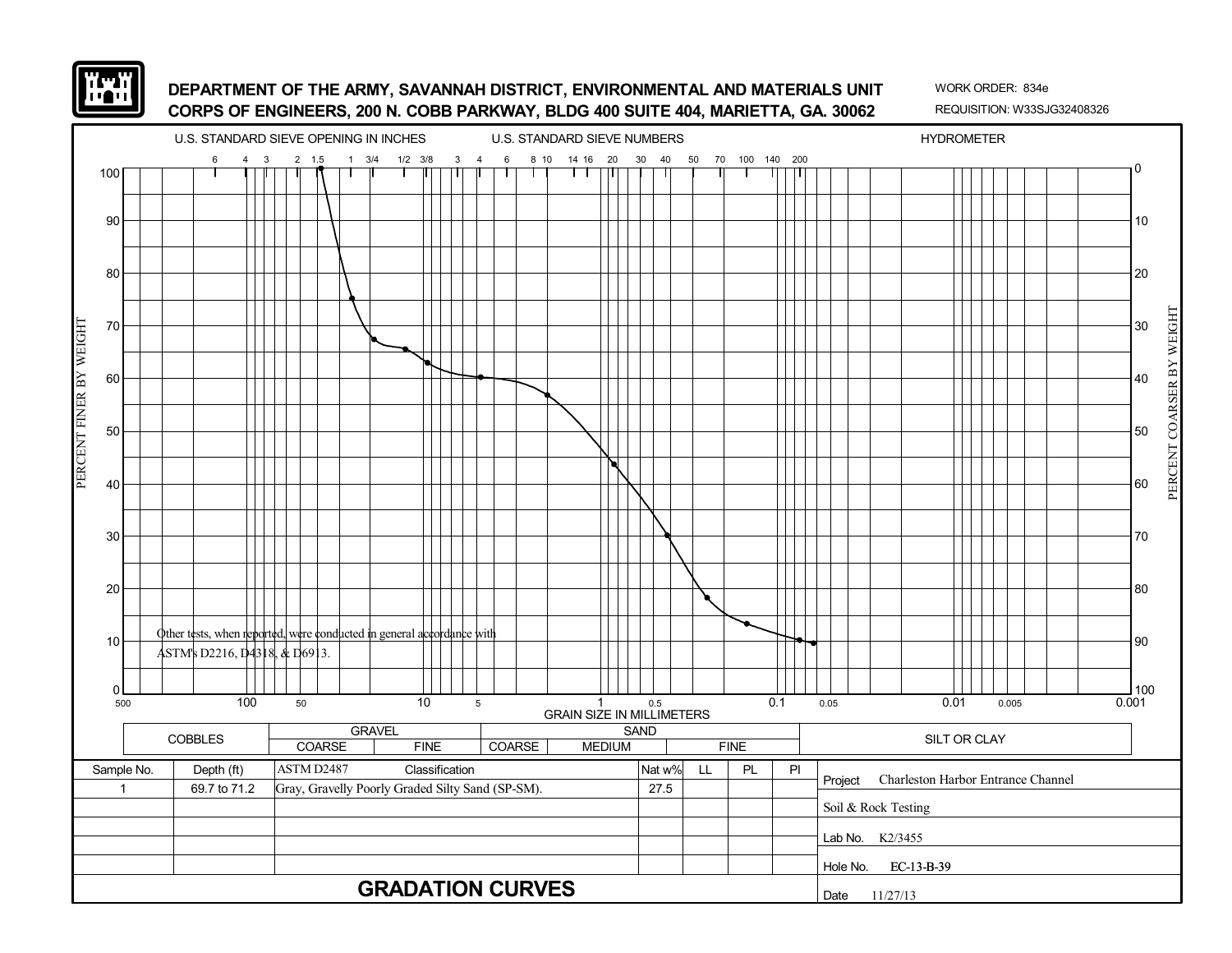**DEPARTMENT OF THE ARMY, SAVANNAH DISTRICT, ENVIRONMENTAL AND MATERIALS UNIT**
**CORPS OF ENGINEERS, 200 N. COBB PARKWAY, BLDG 400 SUITE 404, MARIETTA, GA. 30062**

WORK ORDER: 834e
REQUISITION: W33SJG32408326

U.S. STANDARD SIEVE OPENING IN INCHES | U.S. STANDARD SIEVE NUMBERS | HYDROMETER

Other tests, when reported, were conducted in general accordance with ASTM's D2216, D4318, & D6913.

GRAIN SIZE IN MILLIMETERS

PERCENT FINER BY WEIGHT / PERCENT COARSER BY WEIGHT

| COBBLES | GRAVEL | | SAND | | | SILT OR CLAY |
|---|---|---|---|---|---|---|
| | COARSE | FINE | COARSE | MEDIUM | FINE | |

| Sample No. | Depth (ft) | ASTM D2487 Classification | Nat w% | LL | PL | PI |
|---|---|---|---|---|---|---|
| 1 | 69.7 to 71.2 | Gray, Gravelly Poorly Graded Silty Sand (SP-SM). | 27.5 | | | |

Project: Charleston Harbor Entrance Channel

Soil & Rock Testing

Lab No.: K2/3455

Hole No.: EC-13-B-39

Date: 11/27/13

## GRADATION CURVES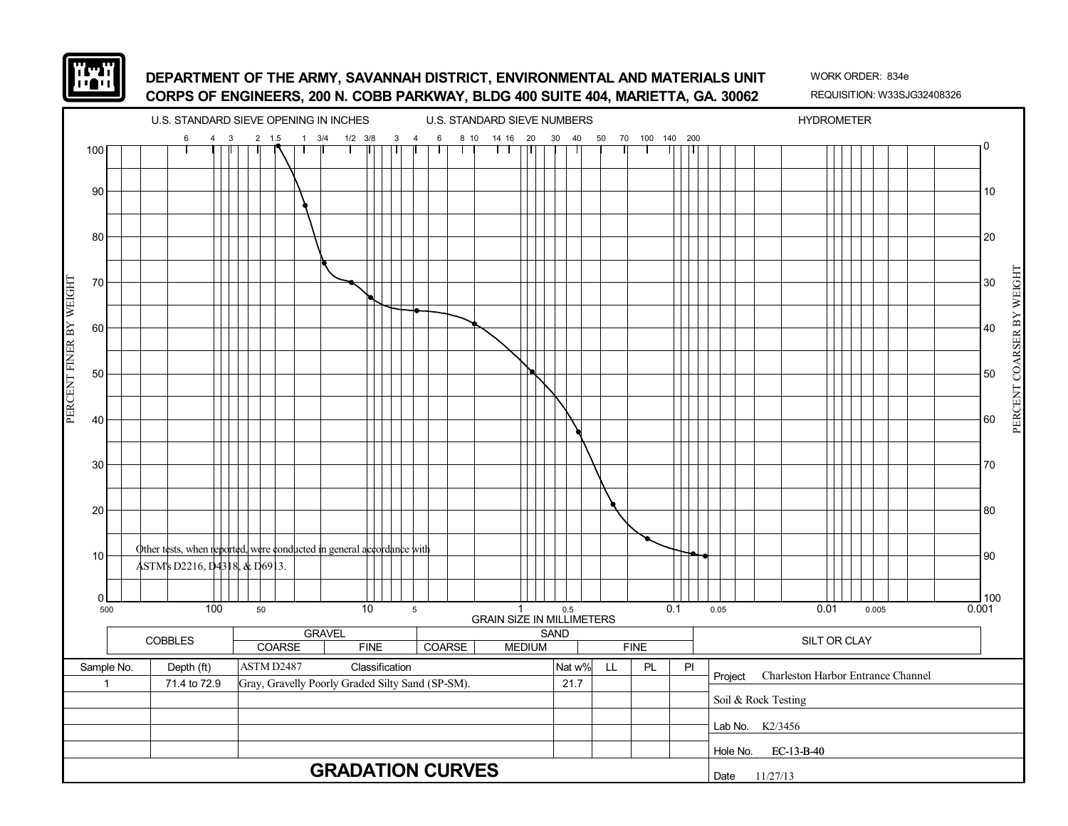**DEPARTMENT OF THE ARMY, SAVANNAH DISTRICT, ENVIRONMENTAL AND MATERIALS UNIT**
**CORPS OF ENGINEERS, 200 N. COBB PARKWAY, BLDG 400 SUITE 404, MARIETTA, GA. 30062**

WORK ORDER: 834e
REQUISITION: W33SJG32408326

U.S. STANDARD SIEVE OPENING IN INCHES — U.S. STANDARD SIEVE NUMBERS — HYDROMETER

6 4 3 2 1.5 1 3/4 1/2 3/8 3 4 6 8 10 14 16 20 30 40 50 70 100 140 200

PERCENT FINER BY WEIGHT — PERCENT COARSER BY WEIGHT

GRAIN SIZE IN MILLIMETERS

Other tests, when reported, were conducted in general accordance with ASTM's D2216, D4318, & D6913.

| COBBLES | GRAVEL | | SAND | | | SILT OR CLAY |
|---|---|---|---|---|---|---|
| | COARSE | FINE | COARSE | MEDIUM | FINE | |

| Sample No. | Depth (ft) | ASTM D2487 Classification | Nat w% | LL | PL | PI |
|---|---|---|---|---|---|---|
| 1 | 71.4 to 72.9 | Gray, Gravelly Poorly Graded Silty Sand (SP-SM). | 21.7 | | | |

Project: Charleston Harbor Entrance Channel

Soil & Rock Testing

Lab No. K2/3456

Hole No. EC-13-B-40

Date 11/27/13

# GRADATION CURVES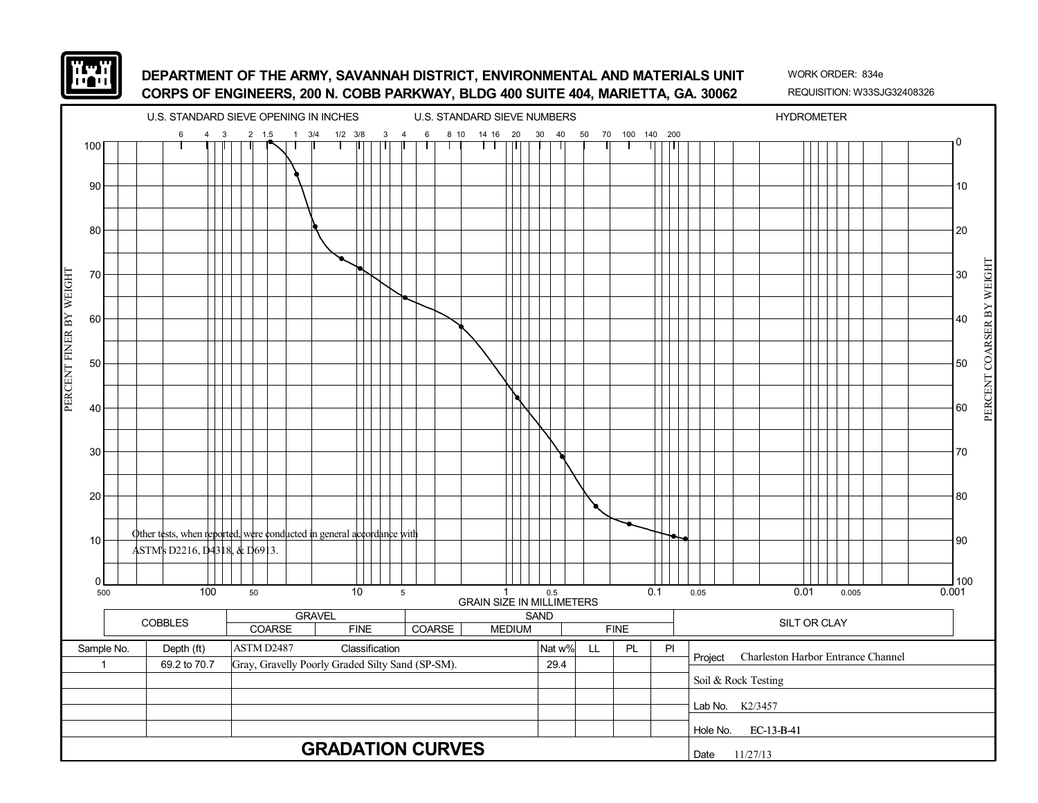**DEPARTMENT OF THE ARMY, SAVANNAH DISTRICT, ENVIRONMENTAL AND MATERIALS UNIT**
**CORPS OF ENGINEERS, 200 N. COBB PARKWAY, BLDG 400 SUITE 404, MARIETTA, GA. 30062**

WORK ORDER: 834e
REQUISITION: W33SJG32408326

U.S. STANDARD SIEVE OPENING IN INCHES — U.S. STANDARD SIEVE NUMBERS — HYDROMETER

Sieve openings (inches): 6, 4, 3, 2, 1.5, 1, 3/4, 1/2, 3/8, 3
Sieve numbers: 4, 6, 8, 10, 14, 16, 20, 30, 40, 50, 70, 100, 140, 200

PERCENT FINER BY WEIGHT (0–100) / PERCENT COARSER BY WEIGHT (100–0)

GRAIN SIZE IN MILLIMETERS: 500, 100, 50, 10, 5, 1, 0.5, 0.1, 0.05, 0.01, 0.005, 0.001

Other tests, when reported, were conducted in general accordance with ASTM's D2216, D4318, & D6913.

| COBBLES | GRAVEL | | SAND | | | SILT OR CLAY |
|---|---|---|---|---|---|---|
| | COARSE | FINE | COARSE | MEDIUM | FINE | |

| Sample No. | Depth (ft) | ASTM D2487 Classification | Nat w% | LL | PL | PI |
|---|---|---|---|---|---|---|
| 1 | 69.2 to 70.7 | Gray, Gravelly Poorly Graded Silty Sand (SP-SM). | 29.4 | | | |

Project: Charleston Harbor Entrance Channel

Soil & Rock Testing

Lab No. K2/3457

Hole No. EC-13-B-41

Date 11/27/13

# GRADATION CURVES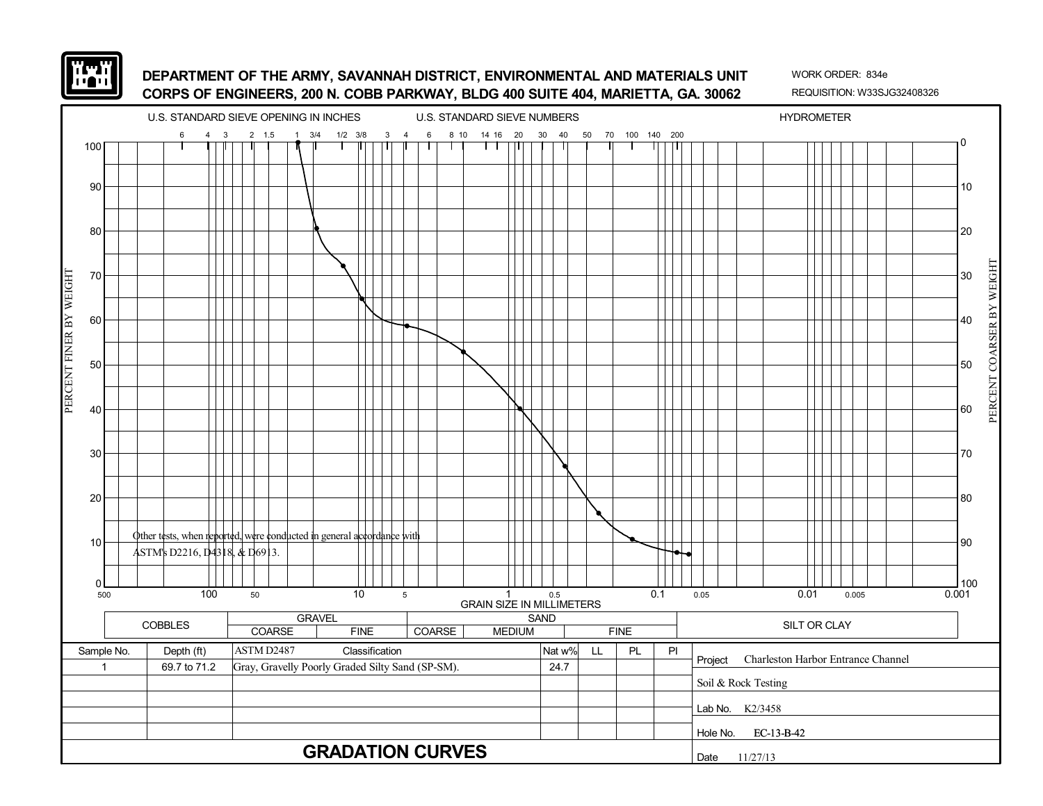**DEPARTMENT OF THE ARMY, SAVANNAH DISTRICT, ENVIRONMENTAL AND MATERIALS UNIT**
**CORPS OF ENGINEERS, 200 N. COBB PARKWAY, BLDG 400 SUITE 404, MARIETTA, GA. 30062**

WORK ORDER: 834e
REQUISITION: W33SJG32408326

U.S. STANDARD SIEVE OPENING IN INCHES — U.S. STANDARD SIEVE NUMBERS — HYDROMETER

6 4 3 2 1.5 1 3/4 1/2 3/8 3 4 6 8 10 14 16 20 30 40 50 70 100 140 200

PERCENT FINER BY WEIGHT — PERCENT COARSER BY WEIGHT

GRAIN SIZE IN MILLIMETERS

Other tests, when reported, were conducted in general accordance with ASTM's D2216, D4318, & D6913.

| COBBLES | GRAVEL | | SAND | | | SILT OR CLAY |
|---|---|---|---|---|---|---|
| | COARSE | FINE | COARSE | MEDIUM | FINE | |

| Sample No. | Depth (ft) | ASTM D2487 Classification | Nat w% | LL | PL | PI |
|---|---|---|---|---|---|---|
| 1 | 69.7 to 71.2 | Gray, Gravelly Poorly Graded Silty Sand (SP-SM). | 24.7 | | | |

Project: Charleston Harbor Entrance Channel

Soil & Rock Testing

Lab No. K2/3458

Hole No. EC-13-B-42

Date 11/27/13

## GRADATION CURVES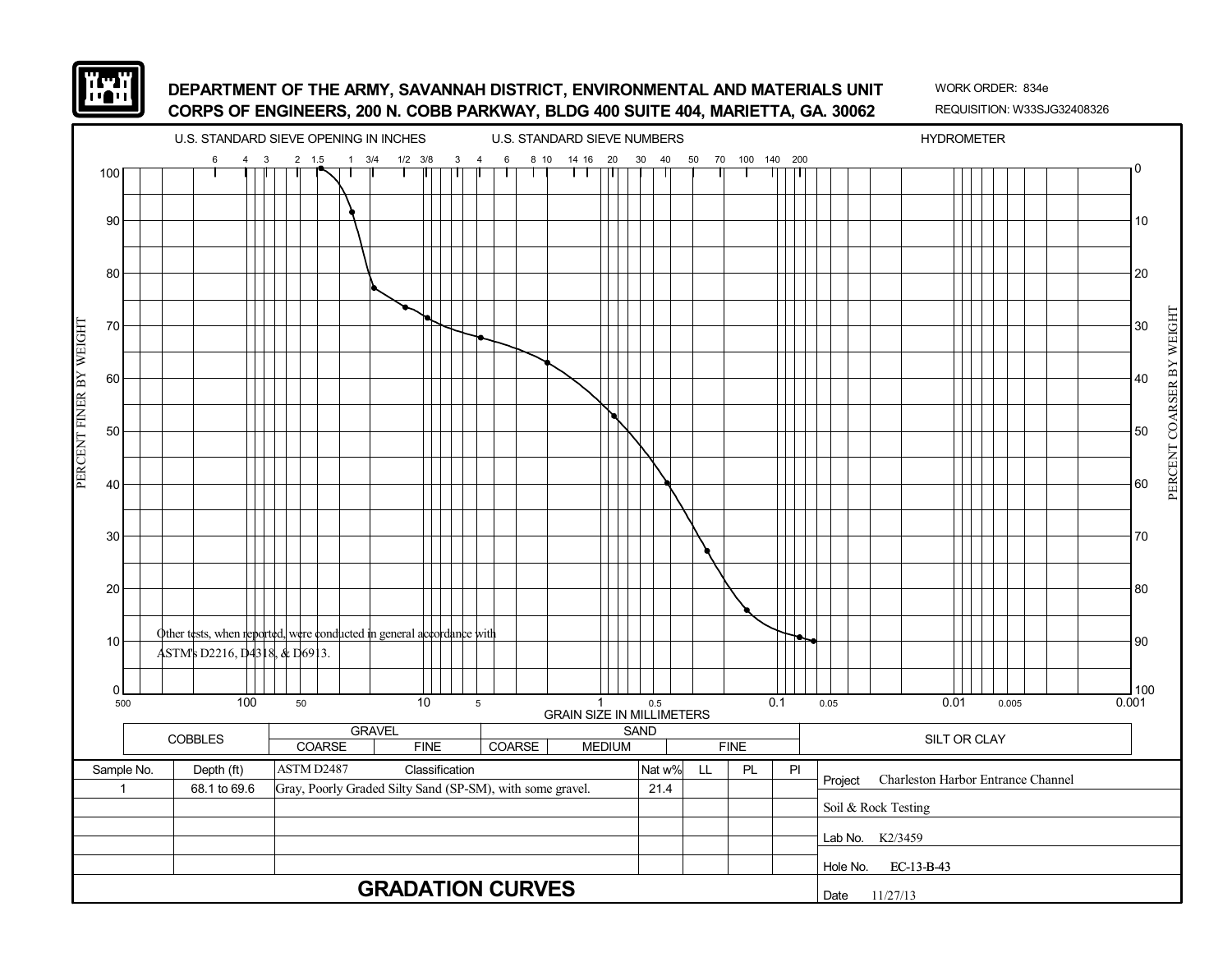**DEPARTMENT OF THE ARMY, SAVANNAH DISTRICT, ENVIRONMENTAL AND MATERIALS UNIT**
**CORPS OF ENGINEERS, 200 N. COBB PARKWAY, BLDG 400 SUITE 404, MARIETTA, GA. 30062**

WORK ORDER: 834e
REQUISITION: W33SJG32408326

U.S. STANDARD SIEVE OPENING IN INCHES — U.S. STANDARD SIEVE NUMBERS — HYDROMETER

Other tests, when reported, were conducted in general accordance with ASTM's D2216, D4318, & D6913.

| COBBLES | GRAVEL | | SAND | | | SILT OR CLAY |
|---|---|---|---|---|---|---|
| | COARSE | FINE | COARSE | MEDIUM | FINE | |

| Sample No. | Depth (ft) | ASTM D2487 Classification | Nat w% | LL | PL | PI |
|---|---|---|---|---|---|---|
| 1 | 68.1 to 69.6 | Gray, Poorly Graded Silty Sand (SP-SM), with some gravel. | 21.4 | | | |

Project: Charleston Harbor Entrance Channel
Soil & Rock Testing
Lab No. K2/3459
Hole No. EC-13-B-43
Date 11/27/13

## GRADATION CURVES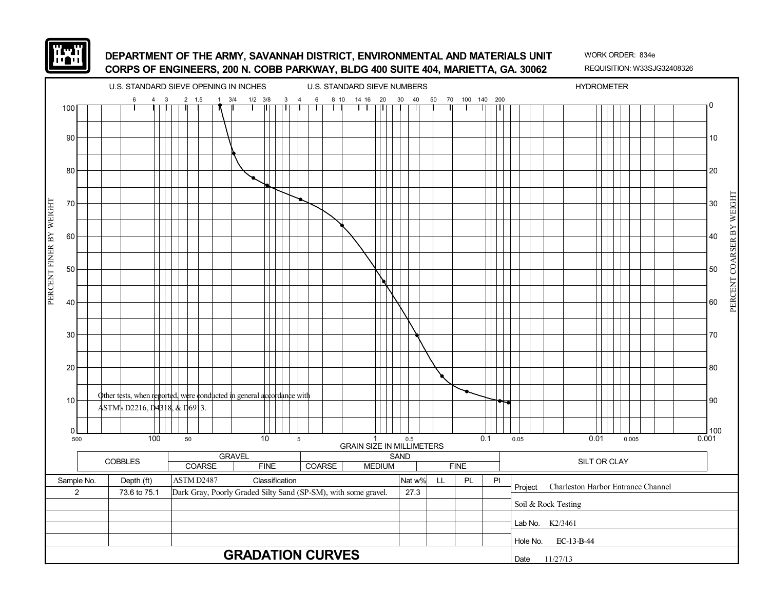DEPARTMENT OF THE ARMY, SAVANNAH DISTRICT, ENVIRONMENTAL AND MATERIALS UNIT
CORPS OF ENGINEERS, 200 N. COBB PARKWAY, BLDG 400 SUITE 404, MARIETTA, GA. 30062

WORK ORDER: 834e
REQUISITION: W33SJG32408326

U.S. STANDARD SIEVE OPENING IN INCHES — U.S. STANDARD SIEVE NUMBERS — HYDROMETER

Other tests, when reported, were conducted in general accordance with ASTM's D2216, D4318, & D6913.

GRAIN SIZE IN MILLIMETERS

| COBBLES | GRAVEL | | SAND | | | SILT OR CLAY |
|---|---|---|---|---|---|---|
| | COARSE | FINE | COARSE | MEDIUM | FINE | |

| Sample No. | Depth (ft) | ASTM D2487 Classification | Nat w% | LL | PL | PI |
|---|---|---|---|---|---|---|
| 2 | 73.6 to 75.1 | Dark Gray, Poorly Graded Silty Sand (SP-SM), with some gravel. | 27.3 | | | |

Project: Charleston Harbor Entrance Channel

Soil & Rock Testing

Lab No. K2/3461

Hole No. EC-13-B-44

Date 11/27/13

# GRADATION CURVES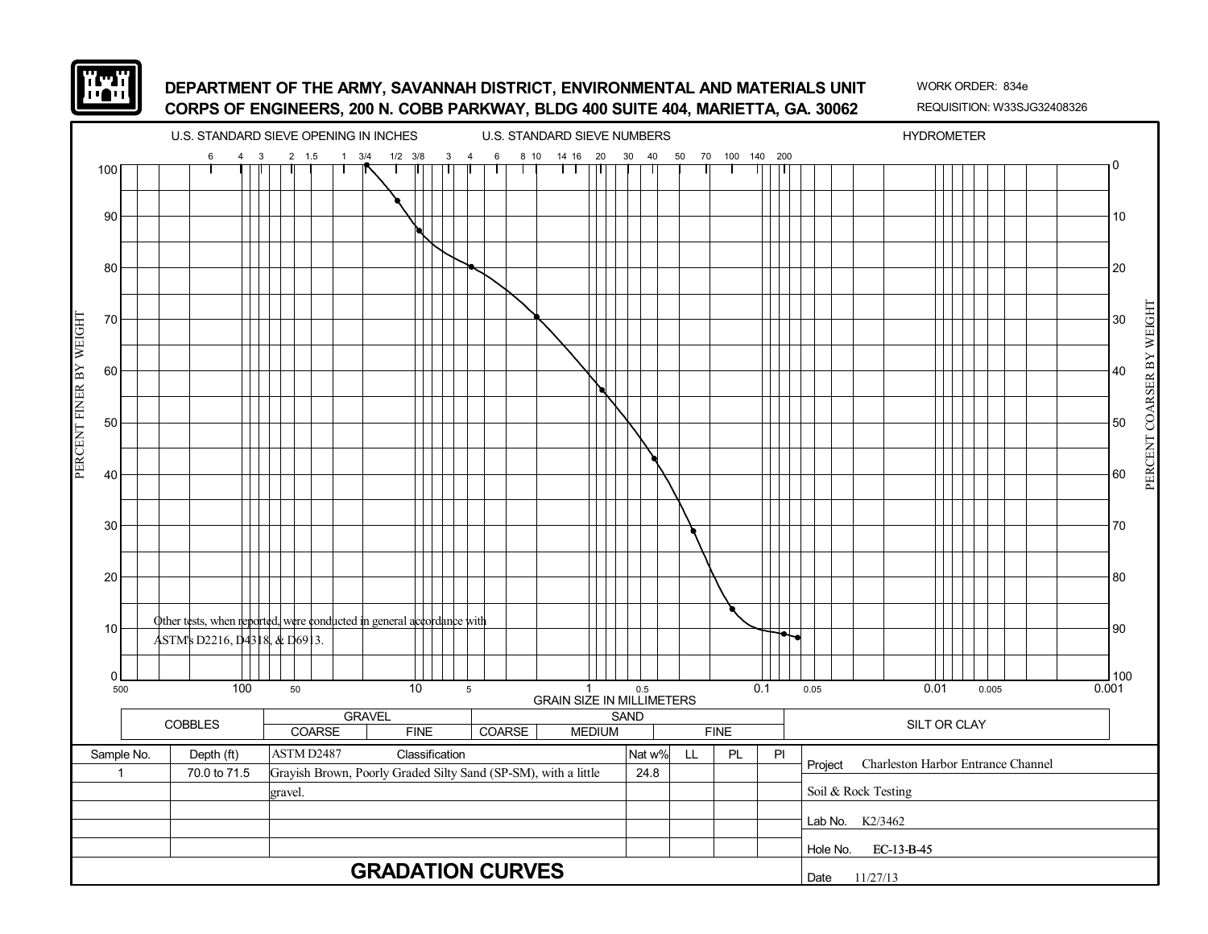**DEPARTMENT OF THE ARMY, SAVANNAH DISTRICT, ENVIRONMENTAL AND MATERIALS UNIT**
**CORPS OF ENGINEERS, 200 N. COBB PARKWAY, BLDG 400 SUITE 404, MARIETTA, GA. 30062**

WORK ORDER: 834e
REQUISITION: W33SJG32408326

U.S. STANDARD SIEVE OPENING IN INCHES — U.S. STANDARD SIEVE NUMBERS — HYDROMETER

6 4 3 2 1.5 1 3/4 1/2 3/8 3 4 6 8 10 14 16 20 30 40 50 70 100 140 200

PERCENT FINER BY WEIGHT (0–100) / PERCENT COARSER BY WEIGHT (100–0)

GRAIN SIZE IN MILLIMETERS: 500, 100, 50, 10, 5, 1, 0.5, 0.1, 0.05, 0.01, 0.005, 0.001

Other tests, when reported, were conducted in general accordance with ASTM's D2216, D4318, & D6913.

| COBBLES | GRAVEL | | SAND | | | SILT OR CLAY |
|---|---|---|---|---|---|---|
| | COARSE | FINE | COARSE | MEDIUM | FINE | |

| Sample No. | Depth (ft) | ASTM D2487 Classification | Nat w% | LL | PL | PI |
|---|---|---|---|---|---|---|
| 1 | 70.0 to 71.5 | Grayish Brown, Poorly Graded Silty Sand (SP-SM), with a little gravel. | 24.8 | | | |

Project: Charleston Harbor Entrance Channel

Soil & Rock Testing

Lab No. K2/3462

Hole No. EC-13-B-45

Date 11/27/13

## GRADATION CURVES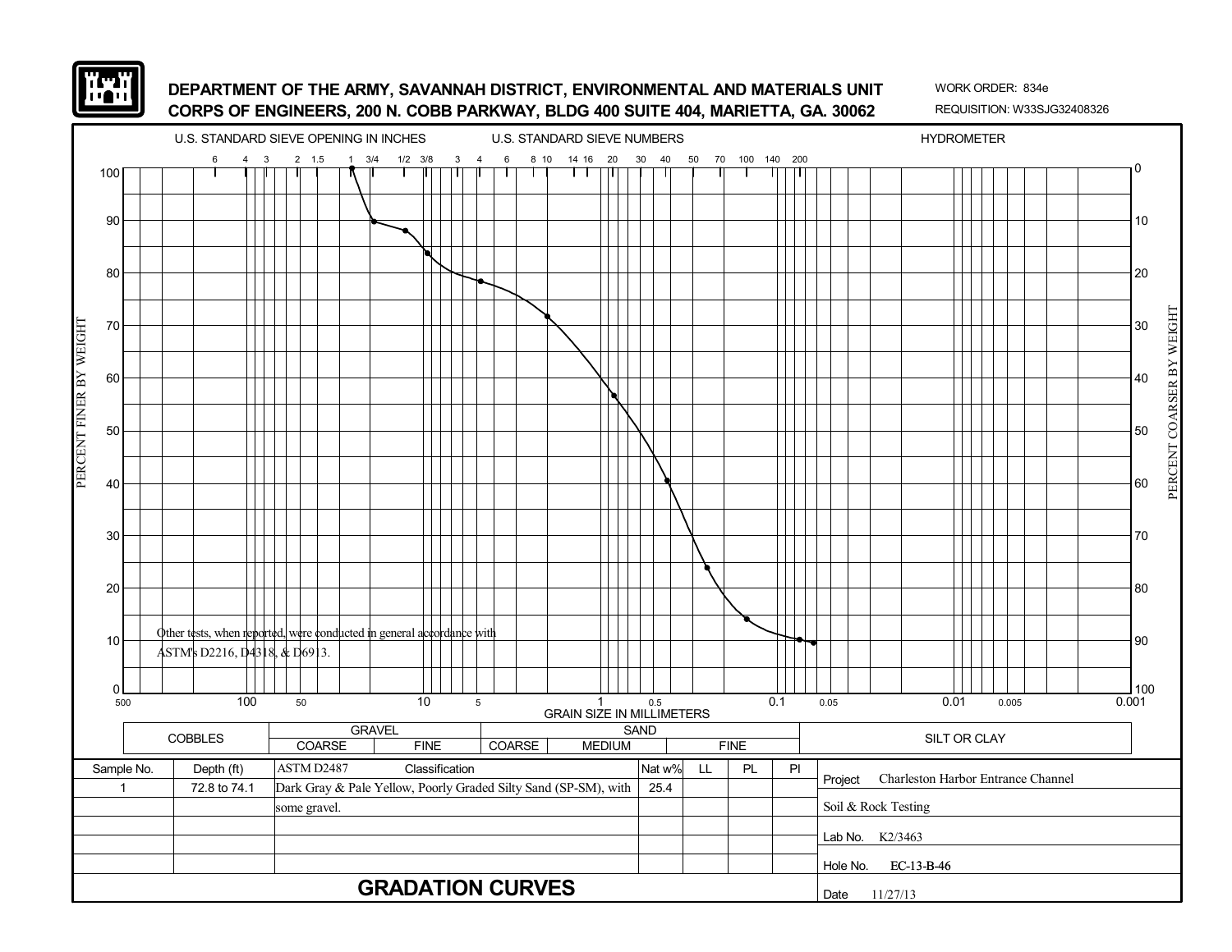DEPARTMENT OF THE ARMY, SAVANNAH DISTRICT, ENVIRONMENTAL AND MATERIALS UNIT
CORPS OF ENGINEERS, 200 N. COBB PARKWAY, BLDG 400 SUITE 404, MARIETTA, GA. 30062

WORK ORDER: 834e
REQUISITION: W33SJG32408326

U.S. STANDARD SIEVE OPENING IN INCHES: 6, 4, 3, 2, 1.5, 1, 3/4, 1/2, 3/8, 3
U.S. STANDARD SIEVE NUMBERS: 4, 6, 8, 10, 14, 16, 20, 30, 40, 50, 70, 100, 140, 200
HYDROMETER

PERCENT FINER BY WEIGHT (0–100) / PERCENT COARSER BY WEIGHT (100–0)

GRAIN SIZE IN MILLIMETERS: 500, 100, 50, 10, 5, 1, 0.5, 0.1, 0.05, 0.01, 0.005, 0.001

Other tests, when reported, were conducted in general accordance with ASTM's D2216, D4318, & D6913.

| COBBLES | GRAVEL | | SAND | | | SILT OR CLAY |
|---|---|---|---|---|---|---|
| | COARSE | FINE | COARSE | MEDIUM | FINE | |

| Sample No. | Depth (ft) | ASTM D2487 Classification | Nat w% | LL | PL | PI |
|---|---|---|---|---|---|---|
| 1 | 72.8 to 74.1 | Dark Gray & Pale Yellow, Poorly Graded Silty Sand (SP-SM), with some gravel. | 25.4 | | | |

Project: Charleston Harbor Entrance Channel
Soil & Rock Testing
Lab No. K2/3463
Hole No. EC-13-B-46
Date 11/27/13

# GRADATION CURVES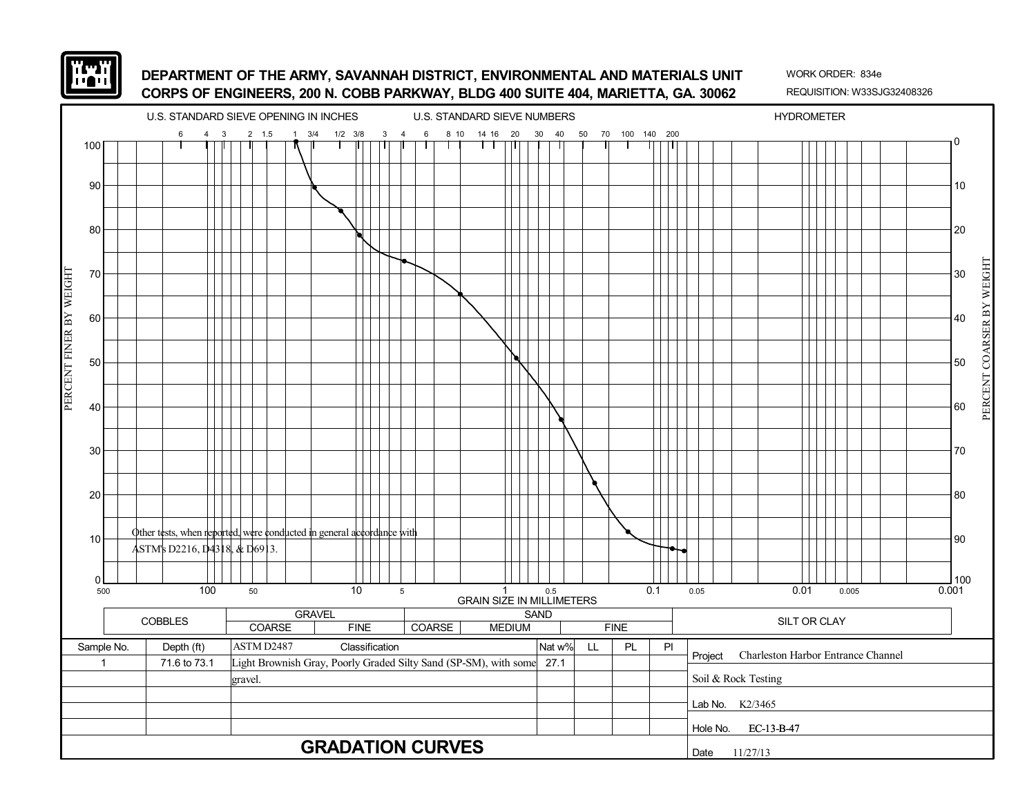**DEPARTMENT OF THE ARMY, SAVANNAH DISTRICT, ENVIRONMENTAL AND MATERIALS UNIT**
**CORPS OF ENGINEERS, 200 N. COBB PARKWAY, BLDG 400 SUITE 404, MARIETTA, GA. 30062**

WORK ORDER: 834e
REQUISITION: W33SJG32408326

U.S. STANDARD SIEVE OPENING IN INCHES — U.S. STANDARD SIEVE NUMBERS — HYDROMETER

PERCENT FINER BY WEIGHT / PERCENT COARSER BY WEIGHT

GRAIN SIZE IN MILLIMETERS

Other tests, when reported, were conducted in general accordance with ASTM's D2216, D4318, & D6913.

| COBBLES | GRAVEL | | SAND | | | SILT OR CLAY |
|---|---|---|---|---|---|---|
| | COARSE | FINE | COARSE | MEDIUM | FINE | |

| Sample No. | Depth (ft) | ASTM D2487 Classification | Nat w% | LL | PL | PI |
|---|---|---|---|---|---|---|
| 1 | 71.6 to 73.1 | Light Brownish Gray, Poorly Graded Silty Sand (SP-SM), with some gravel. | 27.1 | | | |

Project: Charleston Harbor Entrance Channel
Soil & Rock Testing
Lab No. K2/3465
Hole No. EC-13-B-47
Date 11/27/13

## GRADATION CURVES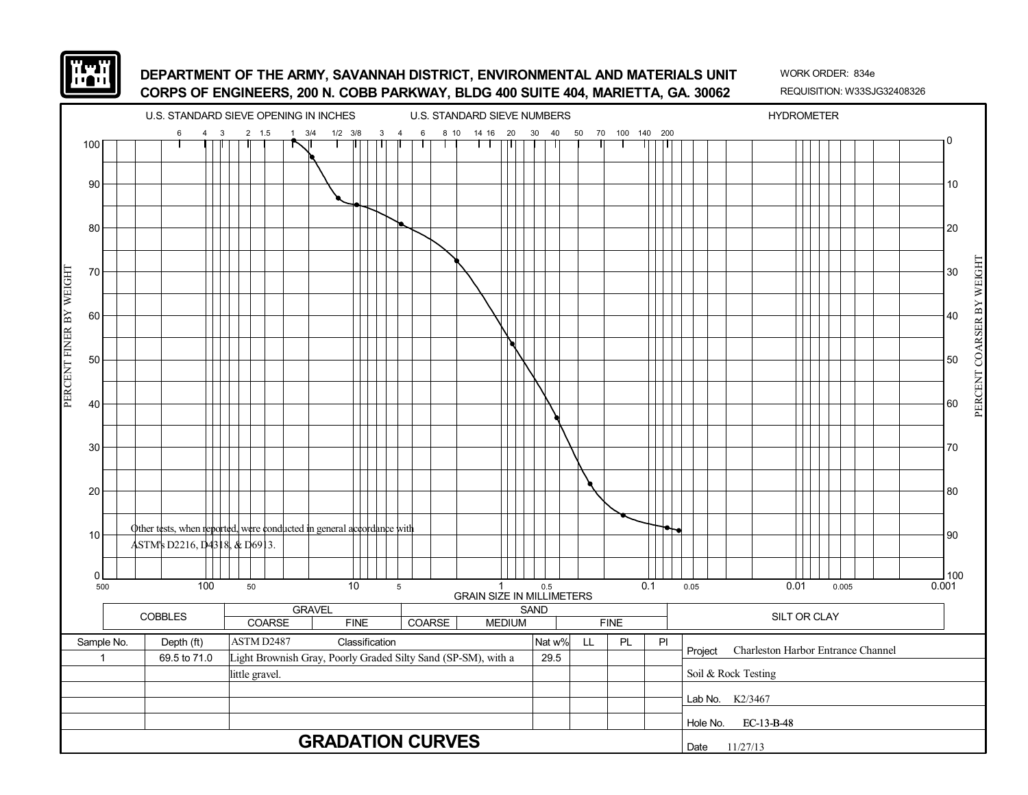DEPARTMENT OF THE ARMY, SAVANNAH DISTRICT, ENVIRONMENTAL AND MATERIALS UNIT
CORPS OF ENGINEERS, 200 N. COBB PARKWAY, BLDG 400 SUITE 404, MARIETTA, GA. 30062

WORK ORDER: 834e
REQUISITION: W33SJG32408326

U.S. STANDARD SIEVE OPENING IN INCHES — U.S. STANDARD SIEVE NUMBERS — HYDROMETER

Other tests, when reported, were conducted in general accordance with ASTM's D2216, D4318, & D6913.

GRAIN SIZE IN MILLIMETERS

| COBBLES | GRAVEL | | SAND | | | SILT OR CLAY |
|---|---|---|---|---|---|---|
| | COARSE | FINE | COARSE | MEDIUM | FINE | |

| Sample No. | Depth (ft) | ASTM D2487 Classification | Nat w% | LL | PL | PI |
|---|---|---|---|---|---|---|
| 1 | 69.5 to 71.0 | Light Brownish Gray, Poorly Graded Silty Sand (SP-SM), with a little gravel. | 29.5 | | | |

Project: Charleston Harbor Entrance Channel
Soil & Rock Testing
Lab No. K2/3467
Hole No. EC-13-B-48
Date 11/27/13

# GRADATION CURVES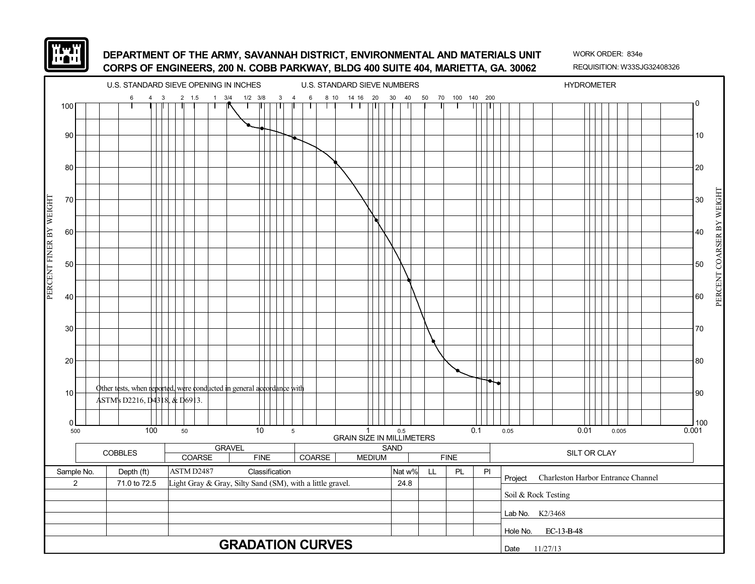**DEPARTMENT OF THE ARMY, SAVANNAH DISTRICT, ENVIRONMENTAL AND MATERIALS UNIT**
**CORPS OF ENGINEERS, 200 N. COBB PARKWAY, BLDG 400 SUITE 404, MARIETTA, GA. 30062**

WORK ORDER: 834e
REQUISITION: W33SJG32408326

U.S. STANDARD SIEVE OPENING IN INCHES — U.S. STANDARD SIEVE NUMBERS — HYDROMETER

Sieve openings (inches): 6, 4, 3, 2, 1.5, 1, 3/4, 1/2, 3/8, 3

Sieve numbers: 4, 6, 8, 10, 14, 16, 20, 30, 40, 50, 70, 100, 140, 200

PERCENT FINER BY WEIGHT (0–100) / PERCENT COARSER BY WEIGHT (100–0)

GRAIN SIZE IN MILLIMETERS: 500, 100, 50, 10, 5, 1, 0.5, 0.1, 0.05, 0.01, 0.005, 0.001

Other tests, when reported, were conducted in general accordance with ASTM's D2216, D4318, & D6913.

| COBBLES | GRAVEL | | SAND | | | SILT OR CLAY |
|---|---|---|---|---|---|---|
| | COARSE | FINE | COARSE | MEDIUM | FINE | |

| Sample No. | Depth (ft) | ASTM D2487 Classification | Nat w% | LL | PL | PI |
|---|---|---|---|---|---|---|
| 2 | 71.0 to 72.5 | Light Gray & Gray, Silty Sand (SM), with a little gravel. | 24.8 | | | |

Project: Charleston Harbor Entrance Channel

Soil & Rock Testing

Lab No. K2/3468

Hole No. EC-13-B-48

Date 11/27/13

# GRADATION CURVES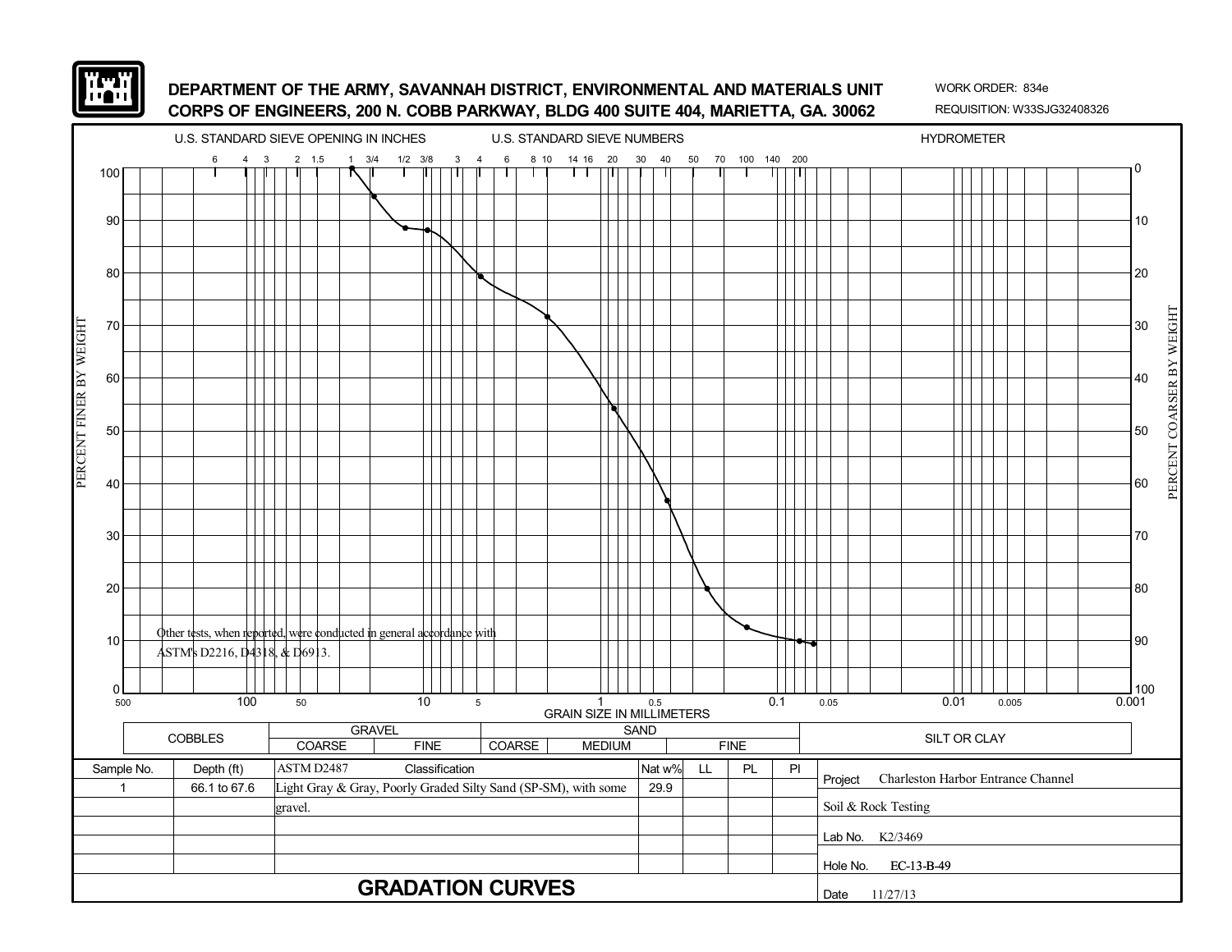**DEPARTMENT OF THE ARMY, SAVANNAH DISTRICT, ENVIRONMENTAL AND MATERIALS UNIT**
**CORPS OF ENGINEERS, 200 N. COBB PARKWAY, BLDG 400 SUITE 404, MARIETTA, GA. 30062**

WORK ORDER: 834e
REQUISITION: W33SJG32408326

U.S. STANDARD SIEVE OPENING IN INCHES — U.S. STANDARD SIEVE NUMBERS — HYDROMETER

PERCENT FINER BY WEIGHT / PERCENT COARSER BY WEIGHT

GRAIN SIZE IN MILLIMETERS

Other tests, when reported, were conducted in general accordance with ASTM's D2216, D4318, & D6913.

| COBBLES | GRAVEL | | SAND | | | SILT OR CLAY |
|---|---|---|---|---|---|---|
| | COARSE | FINE | COARSE | MEDIUM | FINE | |

| Sample No. | Depth (ft) | ASTM D2487 Classification | Nat w% | LL | PL | PI |
|---|---|---|---|---|---|---|
| 1 | 66.1 to 67.6 | Light Gray & Gray, Poorly Graded Silty Sand (SP-SM), with some gravel. | 29.9 | | | |

Project: Charleston Harbor Entrance Channel

Soil & Rock Testing

Lab No. K2/3469

Hole No. EC-13-B-49

Date 11/27/13

## GRADATION CURVES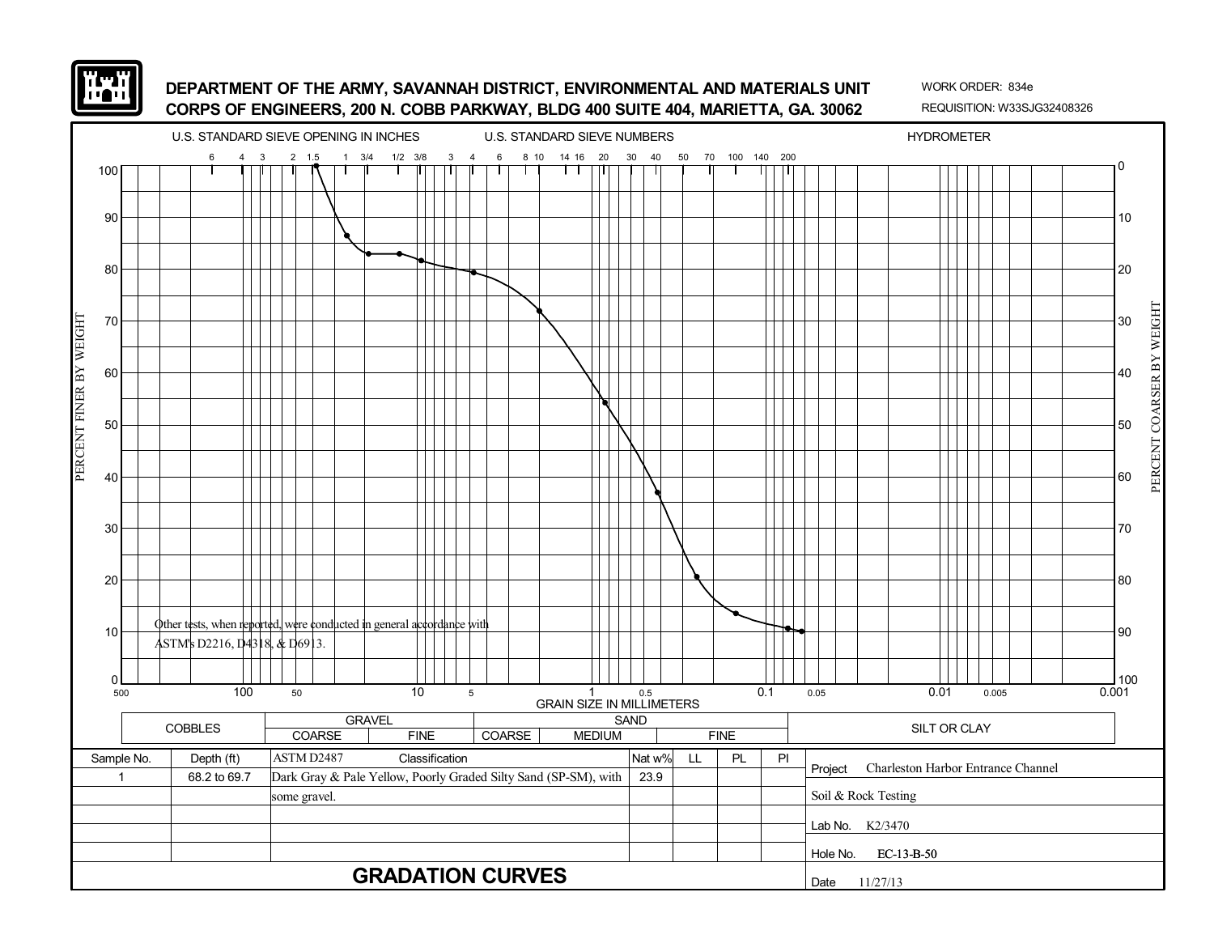**DEPARTMENT OF THE ARMY, SAVANNAH DISTRICT, ENVIRONMENTAL AND MATERIALS UNIT**
**CORPS OF ENGINEERS, 200 N. COBB PARKWAY, BLDG 400 SUITE 404, MARIETTA, GA. 30062**

WORK ORDER: 834e
REQUISITION: W33SJG32408326

U.S. STANDARD SIEVE OPENING IN INCHES — U.S. STANDARD SIEVE NUMBERS — HYDROMETER

6 4 3 2 1.5 1 3/4 1/2 3/8 3 4 6 8 10 14 16 20 30 40 50 70 100 140 200

PERCENT FINER BY WEIGHT — PERCENT COARSER BY WEIGHT

Other tests, when reported, were conducted in general accordance with ASTM's D2216, D4318, & D6913.

GRAIN SIZE IN MILLIMETERS

500 | 100 | 50 | 10 | 5 | 1 | 0.5 | 0.1 | 0.05 | 0.01 | 0.005 | 0.001

| COBBLES | GRAVEL | | SAND | | | SILT OR CLAY |
|---|---|---|---|---|---|---|
| | COARSE | FINE | COARSE | MEDIUM | FINE | |

| Sample No. | Depth (ft) | ASTM D2487 Classification | Nat w% | LL | PL | PI |
|---|---|---|---|---|---|---|
| 1 | 68.2 to 69.7 | Dark Gray & Pale Yellow, Poorly Graded Silty Sand (SP-SM), with some gravel. | 23.9 | | | |

Project: Charleston Harbor Entrance Channel

Soil & Rock Testing

Lab No. K2/3470

Hole No. EC-13-B-50

Date 11/27/13

# GRADATION CURVES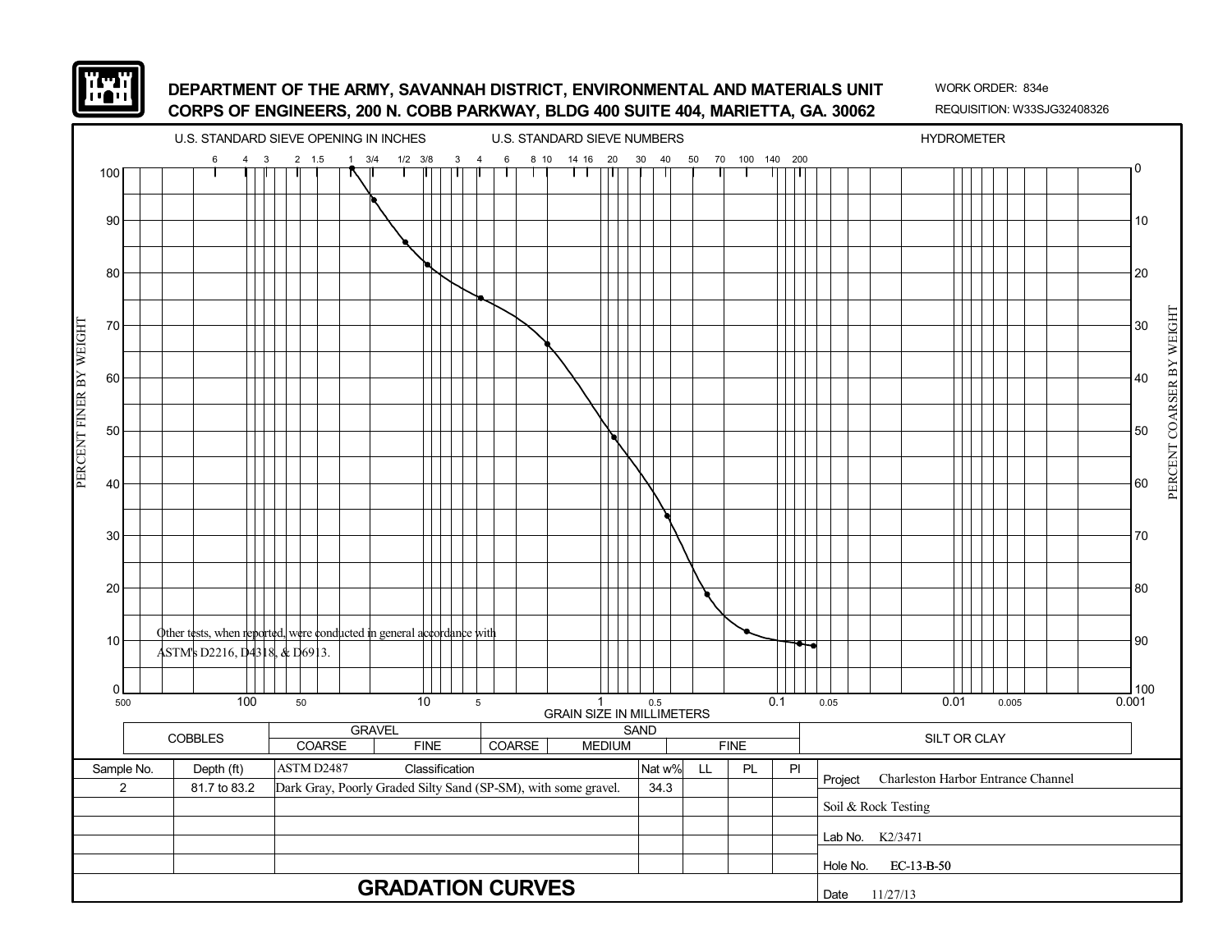**DEPARTMENT OF THE ARMY, SAVANNAH DISTRICT, ENVIRONMENTAL AND MATERIALS UNIT**
**CORPS OF ENGINEERS, 200 N. COBB PARKWAY, BLDG 400 SUITE 404, MARIETTA, GA. 30062**

WORK ORDER: 834e
REQUISITION: W33SJG32408326

U.S. STANDARD SIEVE OPENING IN INCHES — U.S. STANDARD SIEVE NUMBERS — HYDROMETER

PERCENT FINER BY WEIGHT / PERCENT COARSER BY WEIGHT

GRAIN SIZE IN MILLIMETERS

Other tests, when reported, were conducted in general accordance with ASTM's D2216, D4318, & D6913.

| COBBLES | GRAVEL | | SAND | | | SILT OR CLAY |
|---|---|---|---|---|---|---|
| | COARSE | FINE | COARSE | MEDIUM | FINE | |

| Sample No. | Depth (ft) | ASTM D2487 Classification | Nat w% | LL | PL | PI |
|---|---|---|---|---|---|---|
| 2 | 81.7 to 83.2 | Dark Gray, Poorly Graded Silty Sand (SP-SM), with some gravel. | 34.3 | | | |

Project: Charleston Harbor Entrance Channel

Soil & Rock Testing

Lab No. K2/3471

Hole No. EC-13-B-50

Date 11/27/13

## GRADATION CURVES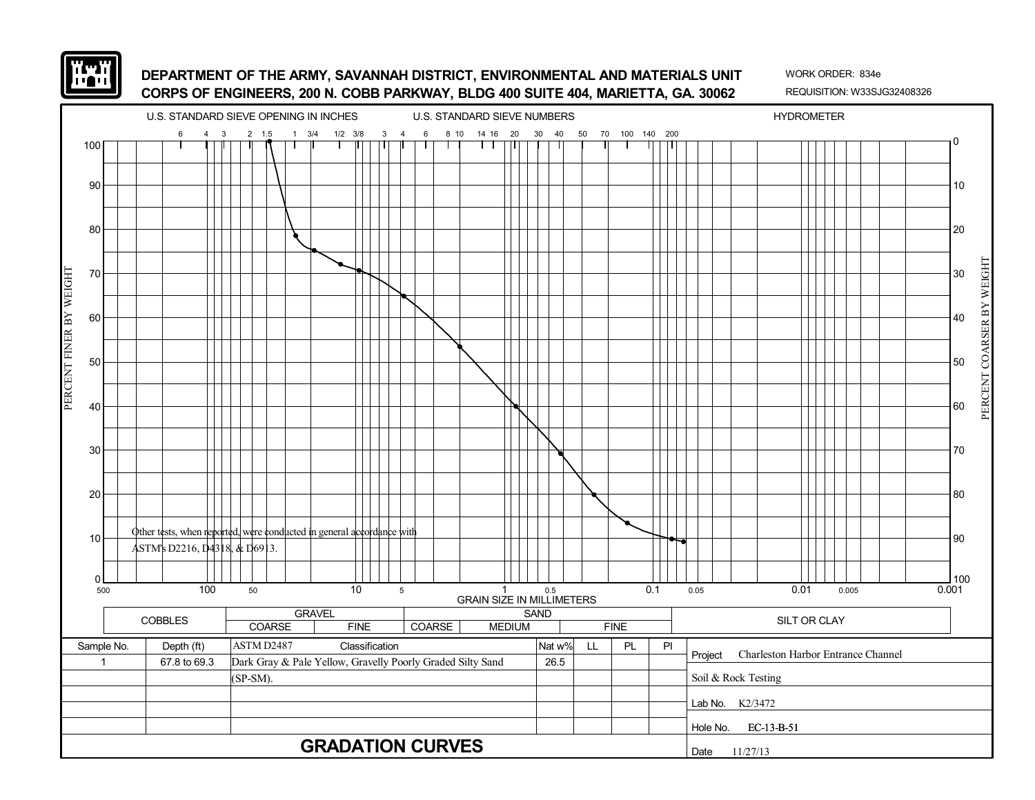DEPARTMENT OF THE ARMY, SAVANNAH DISTRICT, ENVIRONMENTAL AND MATERIALS UNIT
CORPS OF ENGINEERS, 200 N. COBB PARKWAY, BLDG 400 SUITE 404, MARIETTA, GA. 30062

WORK ORDER: 834e
REQUISITION: W33SJG32408326

U.S. STANDARD SIEVE OPENING IN INCHES — U.S. STANDARD SIEVE NUMBERS — HYDROMETER

6 4 3 2 1.5 1 3/4 1/2 3/8 3 4 6 8 10 14 16 20 30 40 50 70 100 140 200

PERCENT FINER BY WEIGHT: 100, 90, 80, 70, 60, 50, 40, 30, 20, 10, 0

PERCENT COARSER BY WEIGHT: 0, 10, 20, 30, 40, 50, 60, 70, 80, 90, 100

Other tests, when reported, were conducted in general accordance with ASTM's D2216, D4318, & D6913.

GRAIN SIZE IN MILLIMETERS: 500, 100, 50, 10, 5, 1, 0.5, 0.1, 0.05, 0.01, 0.005, 0.001

| COBBLES | GRAVEL | | SAND | | | SILT OR CLAY |
|---|---|---|---|---|---|---|
| | COARSE | FINE | COARSE | MEDIUM | FINE | |

| Sample No. | Depth (ft) | ASTM D2487 Classification | Nat w% | LL | PL | PI |
|---|---|---|---|---|---|---|
| 1 | 67.8 to 69.3 | Dark Gray & Pale Yellow, Gravelly Poorly Graded Silty Sand (SP-SM). | 26.5 | | | |

Project: Charleston Harbor Entrance Channel

Soil & Rock Testing

Lab No. K2/3472

Hole No. EC-13-B-51

Date 11/27/13

## GRADATION CURVES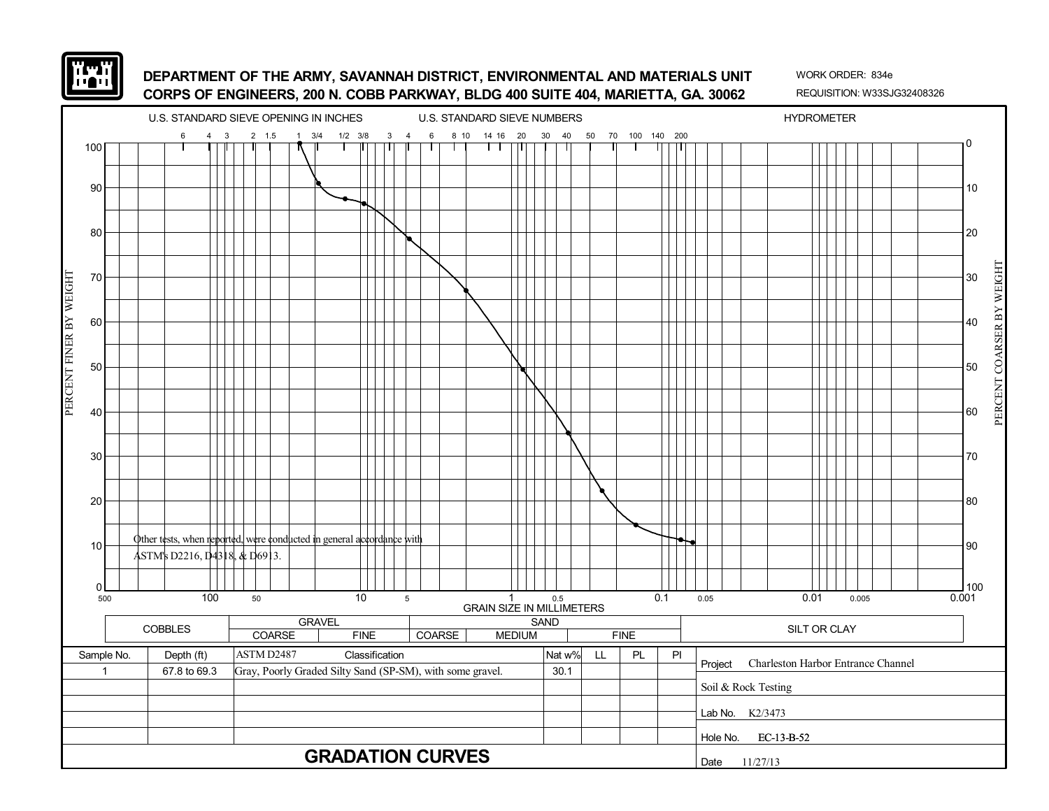**DEPARTMENT OF THE ARMY, SAVANNAH DISTRICT, ENVIRONMENTAL AND MATERIALS UNIT**
**CORPS OF ENGINEERS, 200 N. COBB PARKWAY, BLDG 400 SUITE 404, MARIETTA, GA. 30062**

WORK ORDER: 834e
REQUISITION: W33SJG32408326

U.S. STANDARD SIEVE OPENING IN INCHES — U.S. STANDARD SIEVE NUMBERS — HYDROMETER

6 4 3 2 1.5 1 3/4 1/2 3/8 3 4 6 8 10 14 16 20 30 40 50 70 100 140 200

PERCENT FINER BY WEIGHT (0–100) — PERCENT COARSER BY WEIGHT (100–0)

GRAIN SIZE IN MILLIMETERS: 500, 100, 50, 10, 5, 1, 0.5, 0.1, 0.05, 0.01, 0.005, 0.001

Other tests, when reported, were conducted in general accordance with ASTM's D2216, D4318, & D6913.

| COBBLES | GRAVEL | | SAND | | | SILT OR CLAY |
|---|---|---|---|---|---|---|
| | COARSE | FINE | COARSE | MEDIUM | FINE | |

| Sample No. | Depth (ft) | ASTM D2487 Classification | Nat w% | LL | PL | PI |
|---|---|---|---|---|---|---|
| 1 | 67.8 to 69.3 | Gray, Poorly Graded Silty Sand (SP-SM), with some gravel. | 30.1 | | | |

Project: Charleston Harbor Entrance Channel

Soil & Rock Testing

Lab No. K2/3473

Hole No. EC-13-B-52

Date 11/27/13

# GRADATION CURVES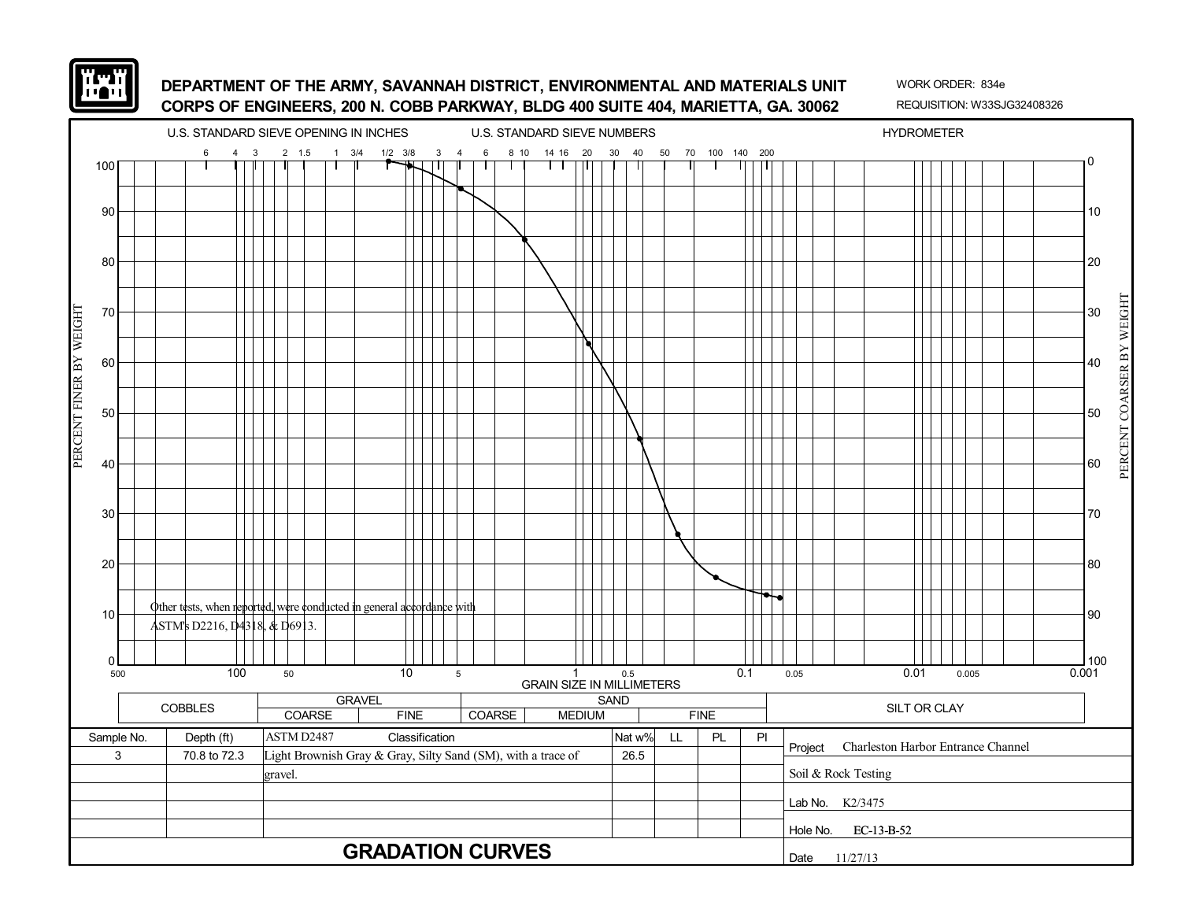**DEPARTMENT OF THE ARMY, SAVANNAH DISTRICT, ENVIRONMENTAL AND MATERIALS UNIT**
**CORPS OF ENGINEERS, 200 N. COBB PARKWAY, BLDG 400 SUITE 404, MARIETTA, GA. 30062**

WORK ORDER: 834e
REQUISITION: W33SJG32408326

U.S. STANDARD SIEVE OPENING IN INCHES — U.S. STANDARD SIEVE NUMBERS — HYDROMETER

Other tests, when reported, were conducted in general accordance with ASTM's D2216, D4318, & D6913.

GRAIN SIZE IN MILLIMETERS

| COBBLES | GRAVEL | | SAND | | | SILT OR CLAY |
|---|---|---|---|---|---|---|
| | COARSE | FINE | COARSE | MEDIUM | FINE | |

| Sample No. | Depth (ft) | ASTM D2487 Classification | Nat w% | LL | PL | PI |
|---|---|---|---|---|---|---|
| 3 | 70.8 to 72.3 | Light Brownish Gray & Gray, Silty Sand (SM), with a trace of gravel. | 26.5 | | | |

Project: Charleston Harbor Entrance Channel

Soil & Rock Testing

Lab No. K2/3475

Hole No. EC-13-B-52

Date 11/27/13

## GRADATION CURVES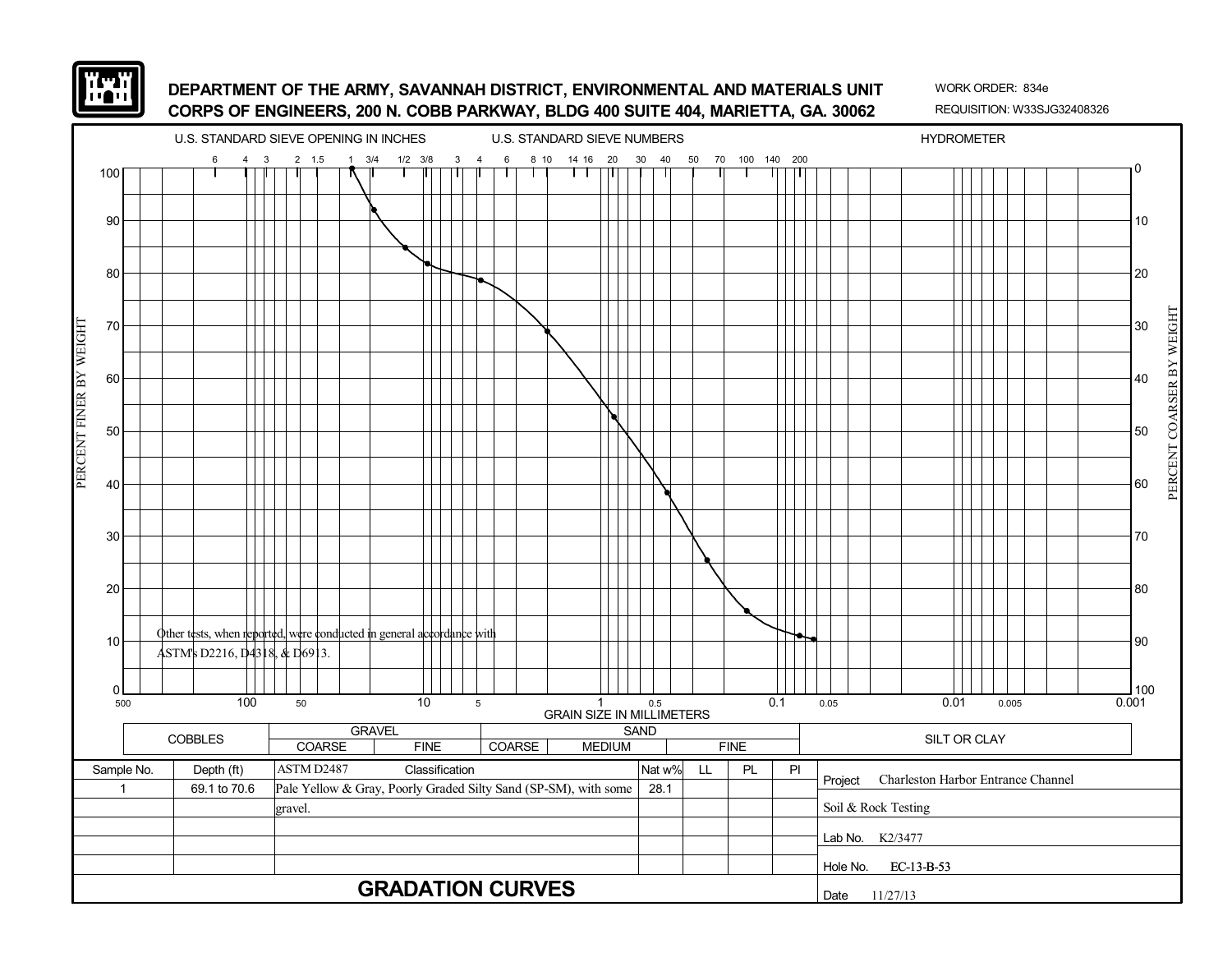DEPARTMENT OF THE ARMY, SAVANNAH DISTRICT, ENVIRONMENTAL AND MATERIALS UNIT
CORPS OF ENGINEERS, 200 N. COBB PARKWAY, BLDG 400 SUITE 404, MARIETTA, GA. 30062

WORK ORDER: 834e
REQUISITION: W33SJG32408326

U.S. STANDARD SIEVE OPENING IN INCHES | U.S. STANDARD SIEVE NUMBERS | HYDROMETER

6 4 3 2 1.5 1 3/4 1/2 3/8 3 4 6 8 10 14 16 20 30 40 50 70 100 140 200

PERCENT FINER BY WEIGHT | PERCENT COARSER BY WEIGHT

GRAIN SIZE IN MILLIMETERS

Other tests, when reported, were conducted in general accordance with ASTM's D2216, D4318, & D6913.

| COBBLES | GRAVEL | | SAND | | | SILT OR CLAY |
|---|---|---|---|---|---|---|
| | COARSE | FINE | COARSE | MEDIUM | FINE | |

| Sample No. | Depth (ft) | ASTM D2487 Classification | Nat w% | LL | PL | PI |
|---|---|---|---|---|---|---|
| 1 | 69.1 to 70.6 | Pale Yellow & Gray, Poorly Graded Silty Sand (SP-SM), with some gravel. | 28.1 | | | |

Project: Charleston Harbor Entrance Channel

Soil & Rock Testing

Lab No.: K2/3477

Hole No.: EC-13-B-53

Date: 11/27/13

## GRADATION CURVES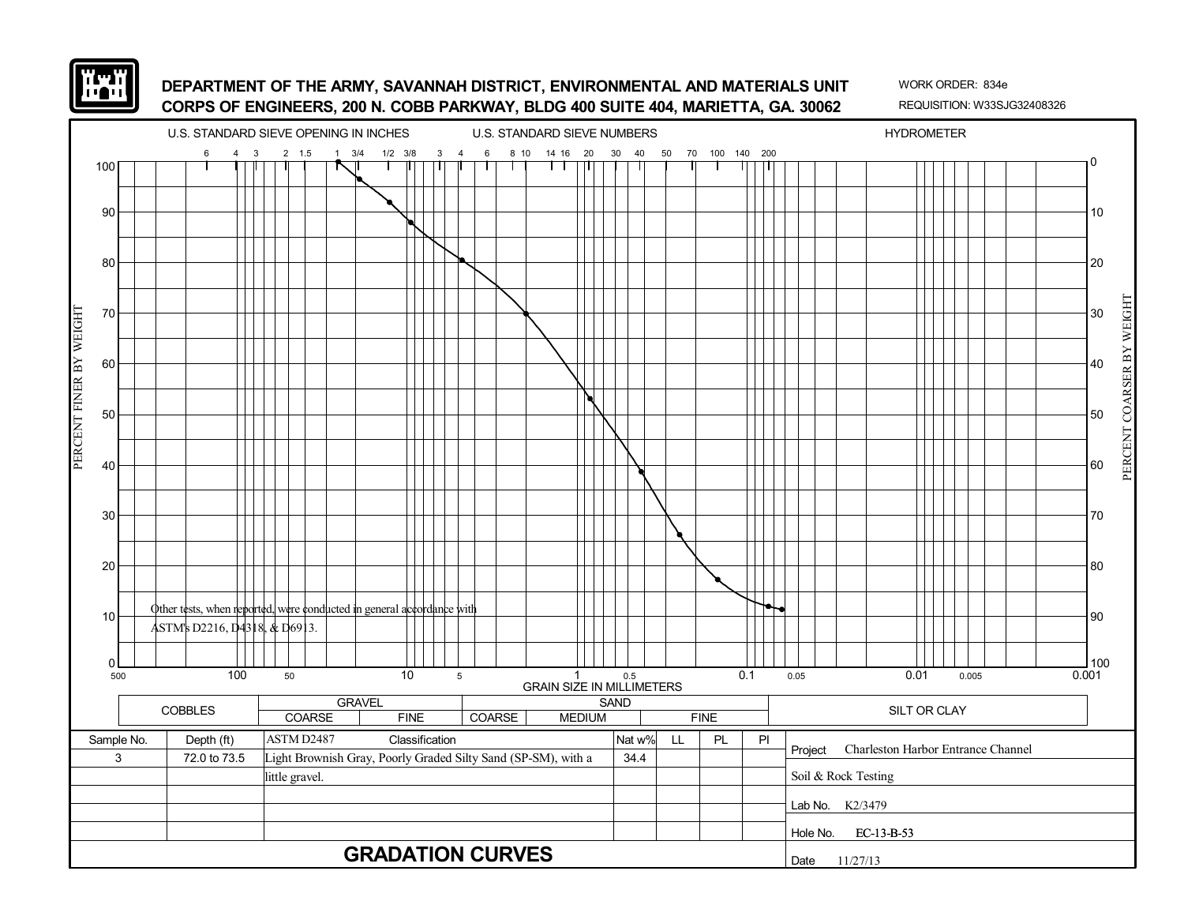**DEPARTMENT OF THE ARMY, SAVANNAH DISTRICT, ENVIRONMENTAL AND MATERIALS UNIT**
**CORPS OF ENGINEERS, 200 N. COBB PARKWAY, BLDG 400 SUITE 404, MARIETTA, GA. 30062**

WORK ORDER: 834e
REQUISITION: W33SJG32408326

U.S. STANDARD SIEVE OPENING IN INCHES — U.S. STANDARD SIEVE NUMBERS — HYDROMETER

PERCENT FINER BY WEIGHT / PERCENT COARSER BY WEIGHT

GRAIN SIZE IN MILLIMETERS

Other tests, when reported, were conducted in general accordance with ASTM's D2216, D4318, & D6913.

| COBBLES | GRAVEL | | SAND | | | SILT OR CLAY |
|---|---|---|---|---|---|---|
| | COARSE | FINE | COARSE | MEDIUM | FINE | |

| Sample No. | Depth (ft) | ASTM D2487 Classification | Nat w% | LL | PL | PI |
|---|---|---|---|---|---|---|
| 3 | 72.0 to 73.5 | Light Brownish Gray, Poorly Graded Silty Sand (SP-SM), with a little gravel. | 34.4 | | | |

Project: Charleston Harbor Entrance Channel

Soil & Rock Testing

Lab No. K2/3479

Hole No. EC-13-B-53

Date 11/27/13

## GRADATION CURVES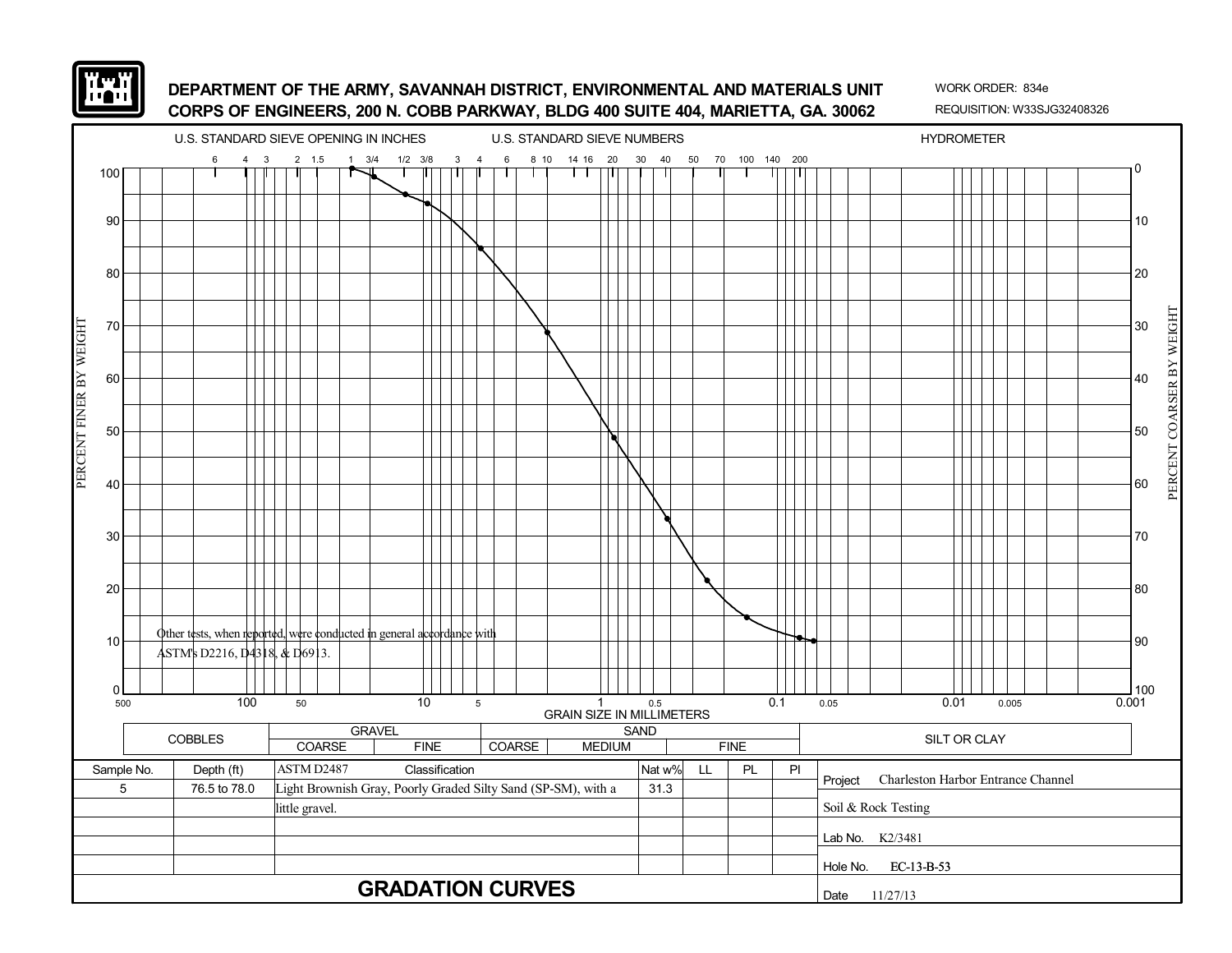**DEPARTMENT OF THE ARMY, SAVANNAH DISTRICT, ENVIRONMENTAL AND MATERIALS UNIT**
**CORPS OF ENGINEERS, 200 N. COBB PARKWAY, BLDG 400 SUITE 404, MARIETTA, GA. 30062**

WORK ORDER: 834e
REQUISITION: W33SJG32408326

U.S. STANDARD SIEVE OPENING IN INCHES — U.S. STANDARD SIEVE NUMBERS — HYDROMETER

6 4 3 2 1.5 1 3/4 1/2 3/8 3 4 6 8 10 14 16 20 30 40 50 70 100 140 200

PERCENT FINER BY WEIGHT — PERCENT COARSER BY WEIGHT

GRAIN SIZE IN MILLIMETERS: 500, 100, 50, 10, 5, 1, 0.5, 0.1, 0.05, 0.01, 0.005, 0.001

Other tests, when reported, were conducted in general accordance with ASTM's D2216, D4318, & D6913.

| COBBLES | GRAVEL | | SAND | | | SILT OR CLAY |
|---|---|---|---|---|---|---|
| | COARSE | FINE | COARSE | MEDIUM | FINE | |

| Sample No. | Depth (ft) | ASTM D2487 Classification | Nat w% | LL | PL | PI |
|---|---|---|---|---|---|---|
| 5 | 76.5 to 78.0 | Light Brownish Gray, Poorly Graded Silty Sand (SP-SM), with a little gravel. | 31.3 | | | |

Project: Charleston Harbor Entrance Channel
Soil & Rock Testing
Lab No. K2/3481
Hole No. EC-13-B-53
Date 11/27/13

# GRADATION CURVES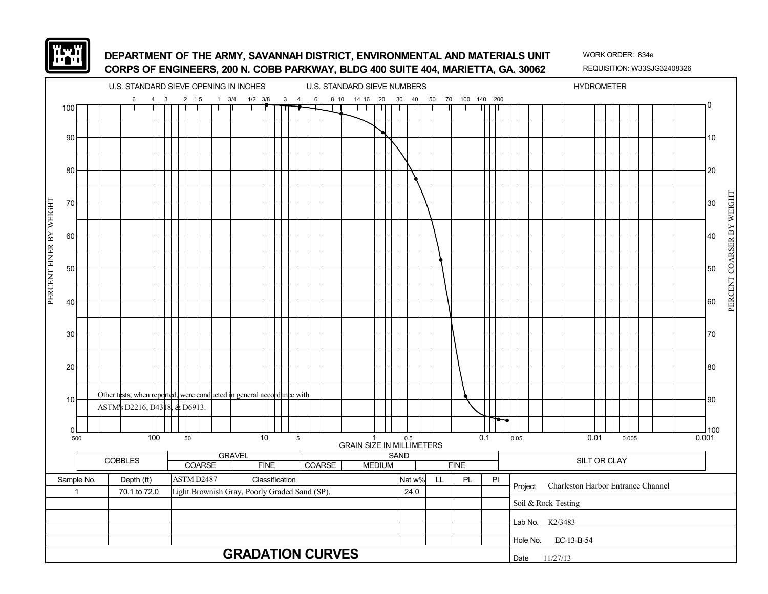**DEPARTMENT OF THE ARMY, SAVANNAH DISTRICT, ENVIRONMENTAL AND MATERIALS UNIT**
**CORPS OF ENGINEERS, 200 N. COBB PARKWAY, BLDG 400 SUITE 404, MARIETTA, GA. 30062**

WORK ORDER: 834e
REQUISITION: W33SJG32408326

U.S. STANDARD SIEVE OPENING IN INCHES — U.S. STANDARD SIEVE NUMBERS — HYDROMETER

Other tests, when reported, were conducted in general accordance with ASTM's D2216, D4318, & D6913.

GRAIN SIZE IN MILLIMETERS

| COBBLES | GRAVEL | | SAND | | | SILT OR CLAY |
|---|---|---|---|---|---|---|
| | COARSE | FINE | COARSE | MEDIUM | FINE | |

| Sample No. | Depth (ft) | ASTM D2487 Classification | Nat w% | LL | PL | PI |
|---|---|---|---|---|---|---|
| 1 | 70.1 to 72.0 | Light Brownish Gray, Poorly Graded Sand (SP). | 24.0 | | | |

Project: Charleston Harbor Entrance Channel
Soil & Rock Testing
Lab No. K2/3483
Hole No. EC-13-B-54
Date 11/27/13

## GRADATION CURVES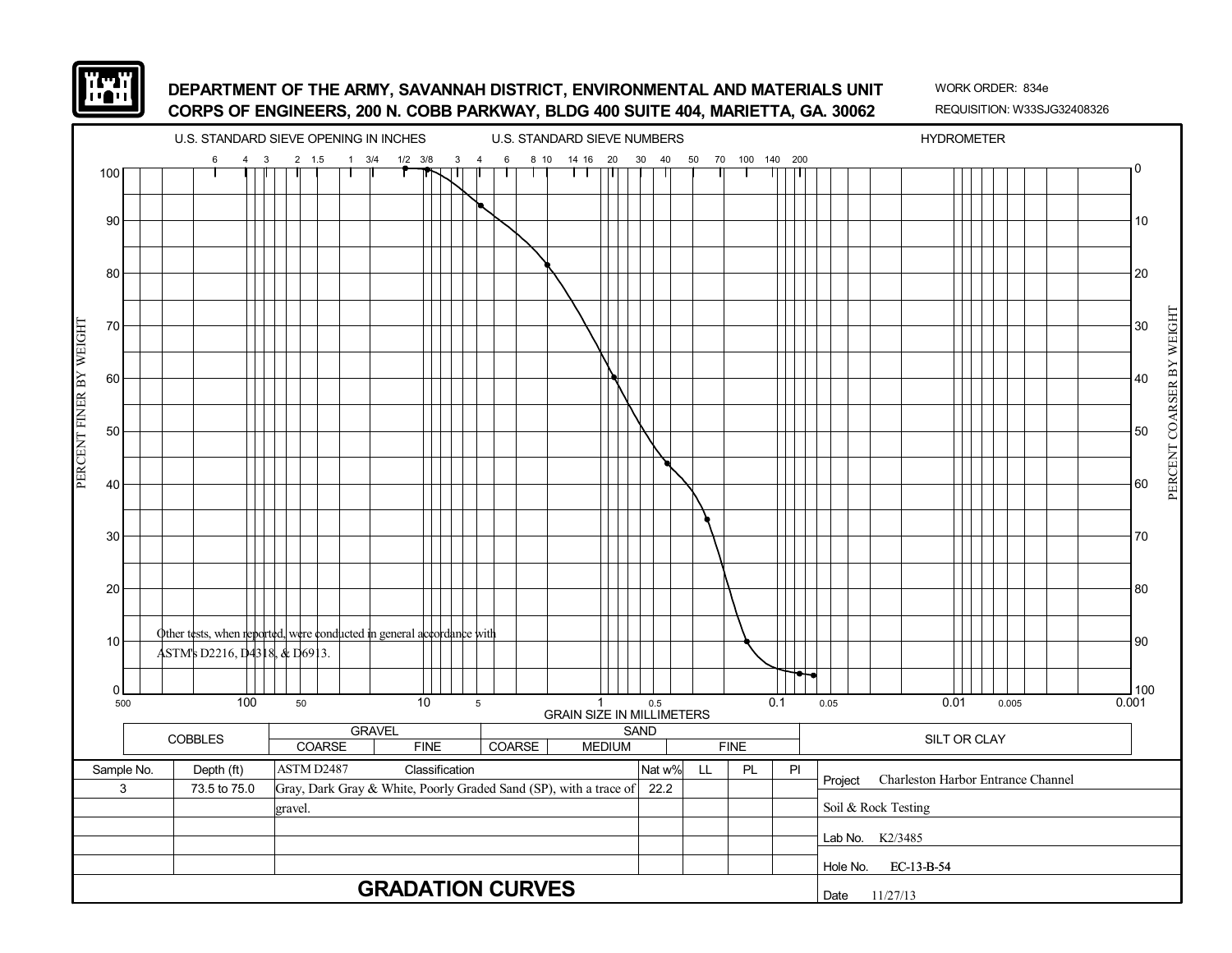**DEPARTMENT OF THE ARMY, SAVANNAH DISTRICT, ENVIRONMENTAL AND MATERIALS UNIT**
**CORPS OF ENGINEERS, 200 N. COBB PARKWAY, BLDG 400 SUITE 404, MARIETTA, GA. 30062**

WORK ORDER: 834e
REQUISITION: W33SJG32408326

U.S. STANDARD SIEVE OPENING IN INCHES — U.S. STANDARD SIEVE NUMBERS — HYDROMETER

6 4 3 2 1.5 1 3/4 1/2 3/8 3 4 6 8 10 14 16 20 30 40 50 70 100 140 200

PERCENT FINER BY WEIGHT: 100 90 80 70 60 50 40 30 20 10 0

PERCENT COARSER BY WEIGHT: 0 10 20 30 40 50 60 70 80 90 100

Other tests, when reported, were conducted in general accordance with ASTM's D2216, D4318, & D6913.

500 100 50 10 5 1 0.5 0.1 0.05 0.01 0.005 0.001

GRAIN SIZE IN MILLIMETERS

| COBBLES | GRAVEL | | SAND | | | SILT OR CLAY |
|---|---|---|---|---|---|---|
| | COARSE | FINE | COARSE | MEDIUM | FINE | |

| Sample No. | Depth (ft) | ASTM D2487 Classification | Nat w% | LL | PL | PI |
|---|---|---|---|---|---|---|
| 3 | 73.5 to 75.0 | Gray, Dark Gray & White, Poorly Graded Sand (SP), with a trace of gravel. | 22.2 | | | |

Project: Charleston Harbor Entrance Channel

Soil & Rock Testing

Lab No. K2/3485

Hole No. EC-13-B-54

Date 11/27/13

## GRADATION CURVES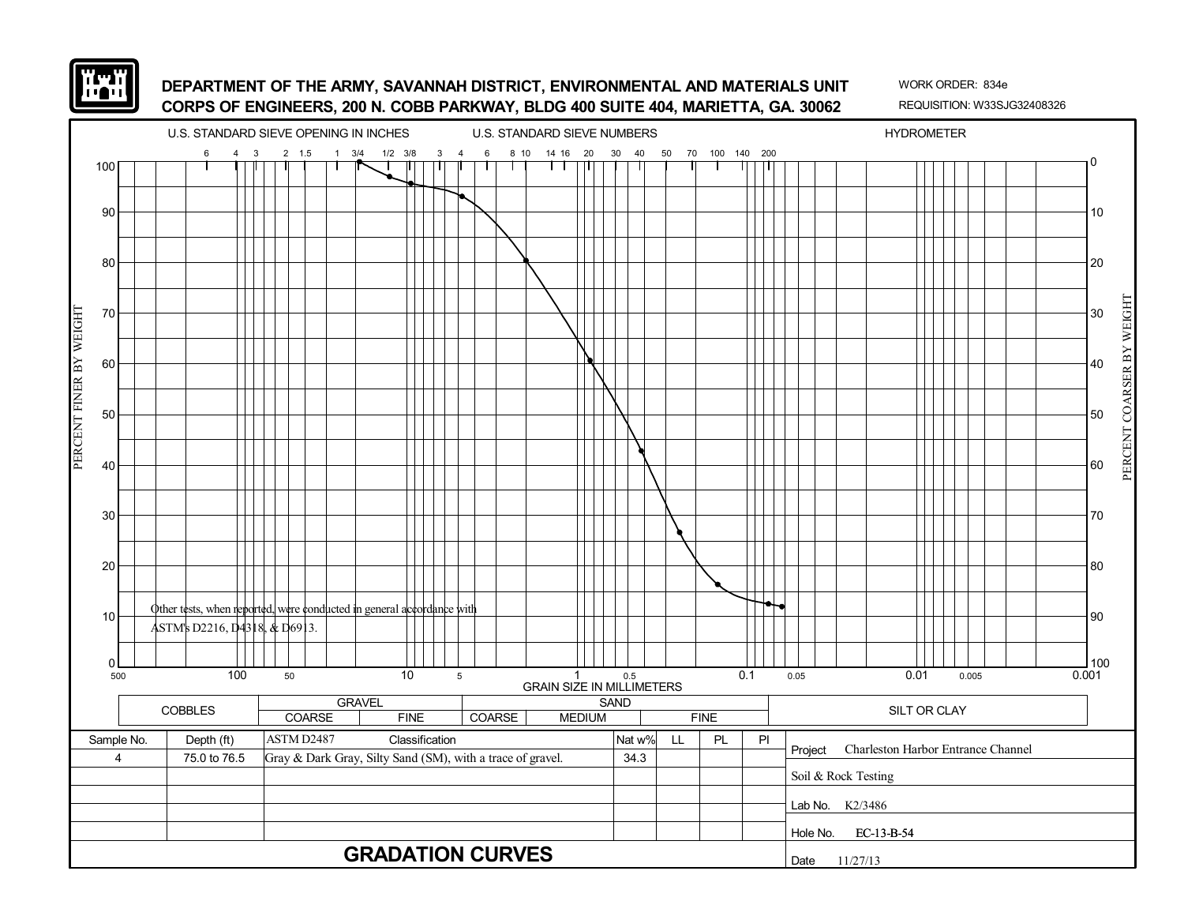**DEPARTMENT OF THE ARMY, SAVANNAH DISTRICT, ENVIRONMENTAL AND MATERIALS UNIT**
**CORPS OF ENGINEERS, 200 N. COBB PARKWAY, BLDG 400 SUITE 404, MARIETTA, GA. 30062**

WORK ORDER: 834e
REQUISITION: W33SJG32408326

U.S. STANDARD SIEVE OPENING IN INCHES: 6, 4, 3, 2, 1.5, 1, 3/4, 1/2, 3/8, 3

U.S. STANDARD SIEVE NUMBERS: 4, 6, 8, 10, 14, 16, 20, 30, 40, 50, 70, 100, 140, 200

HYDROMETER

PERCENT FINER BY WEIGHT (left axis): 0–100

PERCENT COARSER BY WEIGHT (right axis): 100–0

GRAIN SIZE IN MILLIMETERS: 500, 100, 50, 10, 5, 1, 0.5, 0.1, 0.05, 0.01, 0.005, 0.001

Other tests, when reported, were conducted in general accordance with ASTM's D2216, D4318, & D6913.

| COBBLES | GRAVEL | | SAND | | | SILT OR CLAY |
|---|---|---|---|---|---|---|
| | COARSE | FINE | COARSE | MEDIUM | FINE | |

| Sample No. | Depth (ft) | ASTM D2487 Classification | Nat w% | LL | PL | PI |
|---|---|---|---|---|---|---|
| 4 | 75.0 to 76.5 | Gray & Dark Gray, Silty Sand (SM), with a trace of gravel. | 34.3 | | | |

Project: Charleston Harbor Entrance Channel

Soil & Rock Testing

Lab No. K2/3486

Hole No. EC-13-B-54

Date 11/27/13

## GRADATION CURVES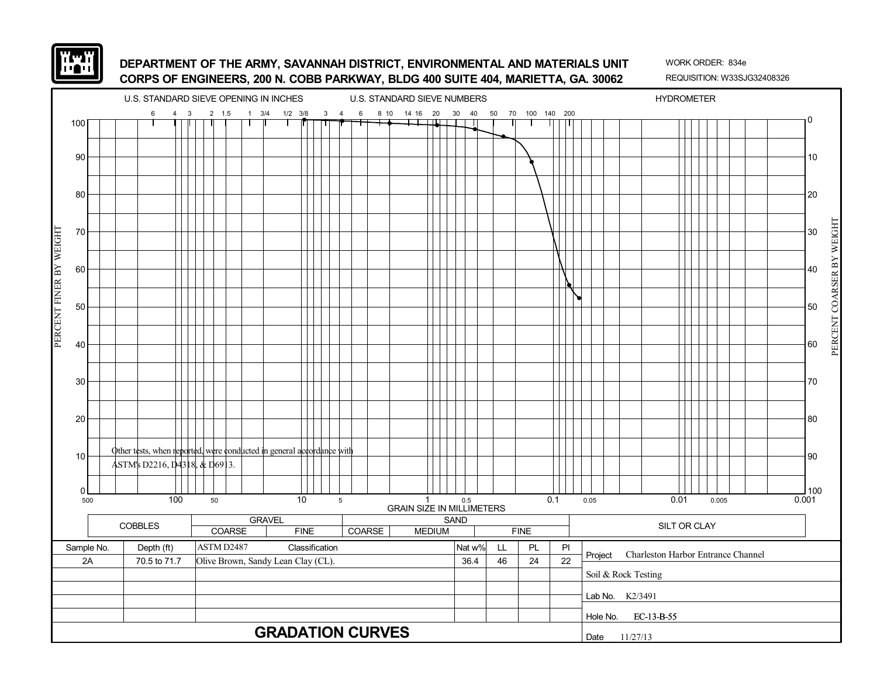**DEPARTMENT OF THE ARMY, SAVANNAH DISTRICT, ENVIRONMENTAL AND MATERIALS UNIT**
**CORPS OF ENGINEERS, 200 N. COBB PARKWAY, BLDG 400 SUITE 404, MARIETTA, GA. 30062**

WORK ORDER: 834e
REQUISITION: W33SJG32408326

U.S. STANDARD SIEVE OPENING IN INCHES — U.S. STANDARD SIEVE NUMBERS — HYDROMETER

GRAIN SIZE IN MILLIMETERS

PERCENT FINER BY WEIGHT / PERCENT COARSER BY WEIGHT

Other tests, when reported, were conducted in general accordance with ASTM's D2216, D4318, & D6913.

| COBBLES | GRAVEL | | SAND | | | SILT OR CLAY |
|---|---|---|---|---|---|---|
| | COARSE | FINE | COARSE | MEDIUM | FINE | |

| Sample No. | Depth (ft) | ASTM D2487 Classification | Nat w% | LL | PL | PI |
|---|---|---|---|---|---|---|
| 2A | 70.5 to 71.7 | Olive Brown, Sandy Lean Clay (CL). | 36.4 | 46 | 24 | 22 |

Project: Charleston Harbor Entrance Channel

Soil & Rock Testing

Lab No. K2/3491

Hole No. EC-13-B-55

Date 11/27/13

# GRADATION CURVES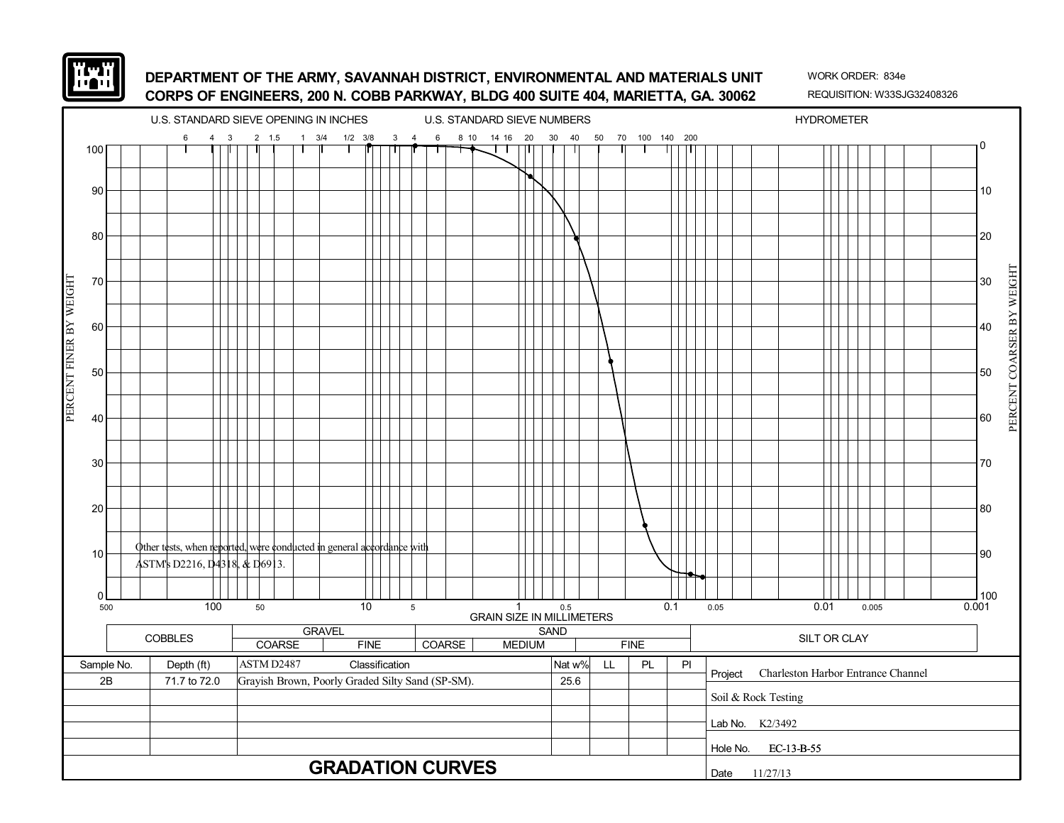**DEPARTMENT OF THE ARMY, SAVANNAH DISTRICT, ENVIRONMENTAL AND MATERIALS UNIT**
**CORPS OF ENGINEERS, 200 N. COBB PARKWAY, BLDG 400 SUITE 404, MARIETTA, GA. 30062**

WORK ORDER: 834e
REQUISITION: W33SJG32408326

U.S. STANDARD SIEVE OPENING IN INCHES — U.S. STANDARD SIEVE NUMBERS — HYDROMETER

PERCENT FINER BY WEIGHT / PERCENT COARSER BY WEIGHT

GRAIN SIZE IN MILLIMETERS

Other tests, when reported, were conducted in general accordance with ASTM's D2216, D4318, & D6913.

| COBBLES | GRAVEL | | SAND | | | SILT OR CLAY |
|---|---|---|---|---|---|---|
| | COARSE | FINE | COARSE | MEDIUM | FINE | |

| Sample No. | Depth (ft) | ASTM D2487 Classification | Nat w% | LL | PL | PI |
|---|---|---|---|---|---|---|
| 2B | 71.7 to 72.0 | Grayish Brown, Poorly Graded Silty Sand (SP-SM). | 25.6 | | | |

Project: Charleston Harbor Entrance Channel

Soil & Rock Testing

Lab No. K2/3492

Hole No. EC-13-B-55

Date 11/27/13

## GRADATION CURVES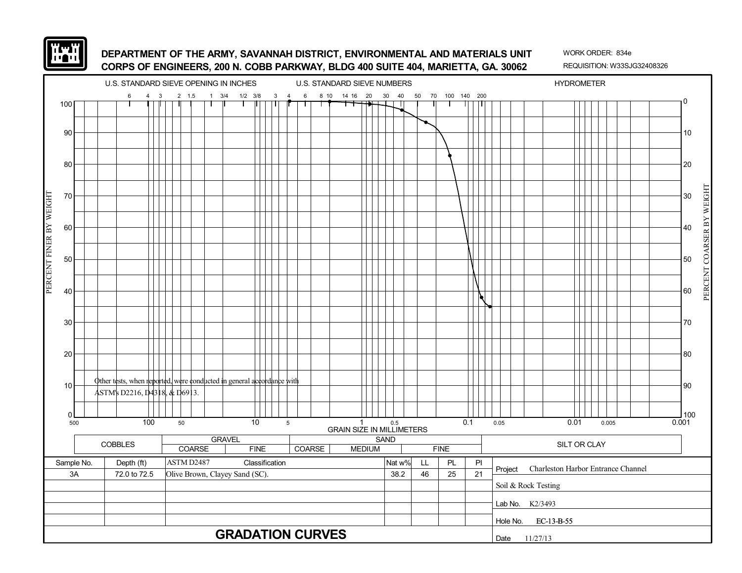**DEPARTMENT OF THE ARMY, SAVANNAH DISTRICT, ENVIRONMENTAL AND MATERIALS UNIT**
**CORPS OF ENGINEERS, 200 N. COBB PARKWAY, BLDG 400 SUITE 404, MARIETTA, GA. 30062**

WORK ORDER: 834e
REQUISITION: W33SJG32408326

U.S. STANDARD SIEVE OPENING IN INCHES — U.S. STANDARD SIEVE NUMBERS — HYDROMETER

PERCENT FINER BY WEIGHT / PERCENT COARSER BY WEIGHT

GRAIN SIZE IN MILLIMETERS

Other tests, when reported, were conducted in general accordance with ASTM's D2216, D4318, & D6913.

| COBBLES | GRAVEL | | SAND | | | SILT OR CLAY |
|---|---|---|---|---|---|---|
| | COARSE | FINE | COARSE | MEDIUM | FINE | |

| Sample No. | Depth (ft) | ASTM D2487 Classification | Nat w% | LL | PL | PI |
|---|---|---|---|---|---|---|
| 3A | 72.0 to 72.5 | Olive Brown, Clayey Sand (SC). | 38.2 | 46 | 25 | 21 |

Project: Charleston Harbor Entrance Channel

Soil & Rock Testing

Lab No. K2/3493

Hole No. EC-13-B-55

Date 11/27/13

## GRADATION CURVES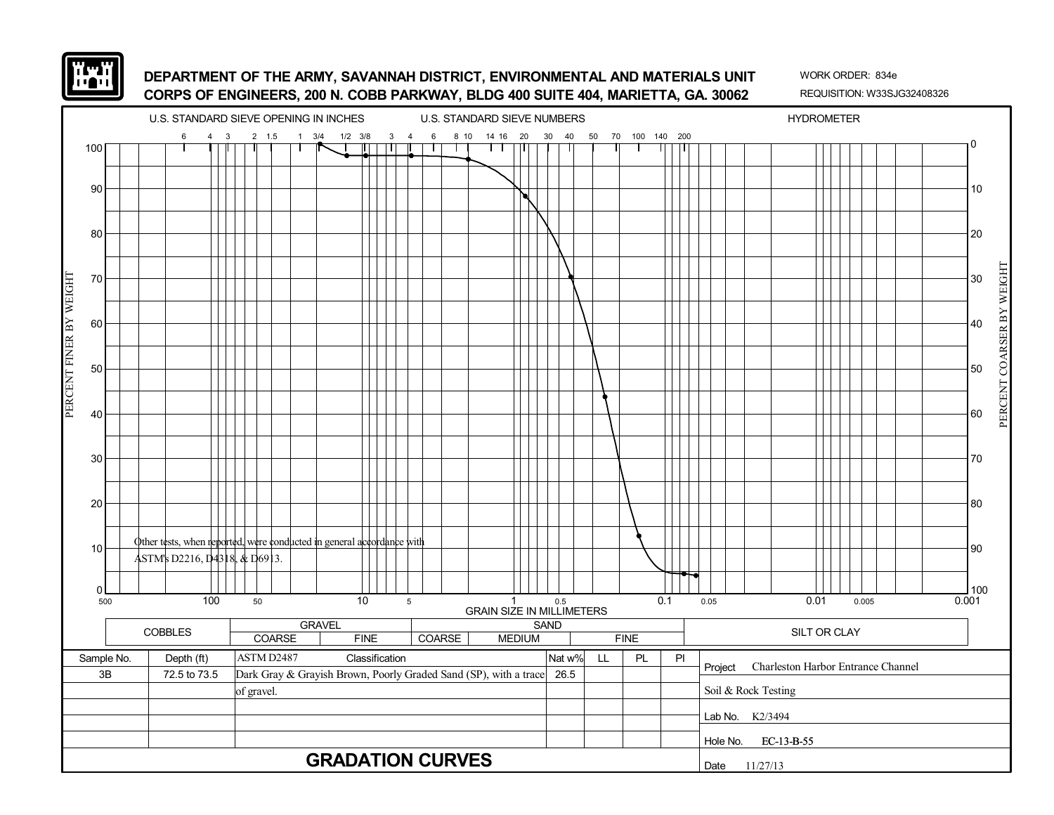**DEPARTMENT OF THE ARMY, SAVANNAH DISTRICT, ENVIRONMENTAL AND MATERIALS UNIT**
**CORPS OF ENGINEERS, 200 N. COBB PARKWAY, BLDG 400 SUITE 404, MARIETTA, GA. 30062**

WORK ORDER: 834e
REQUISITION: W33SJG32408326

U.S. STANDARD SIEVE OPENING IN INCHES — U.S. STANDARD SIEVE NUMBERS — HYDROMETER

Sieve openings (inches): 6, 4, 3, 2, 1.5, 1, 3/4, 1/2, 3/8, 3
Sieve numbers: 4, 6, 8, 10, 14, 16, 20, 30, 40, 50, 70, 100, 140, 200

PERCENT FINER BY WEIGHT (0–100) / PERCENT COARSER BY WEIGHT (100–0)

GRAIN SIZE IN MILLIMETERS: 500, 100, 50, 10, 5, 1, 0.5, 0.1, 0.05, 0.01, 0.005, 0.001

Other tests, when reported, were conducted in general accordance with ASTM's D2216, D4318, & D6913.

| COBBLES | GRAVEL | | SAND | | | SILT OR CLAY |
|---|---|---|---|---|---|---|
| | COARSE | FINE | COARSE | MEDIUM | FINE | |

| Sample No. | Depth (ft) | ASTM D2487 Classification | Nat w% | LL | PL | PI |
|---|---|---|---|---|---|---|
| 3B | 72.5 to 73.5 | Dark Gray & Grayish Brown, Poorly Graded Sand (SP), with a trace of gravel. | 26.5 | | | |

Project: Charleston Harbor Entrance Channel
Soil & Rock Testing
Lab No. K2/3494
Hole No. EC-13-B-55
Date 11/27/13

## GRADATION CURVES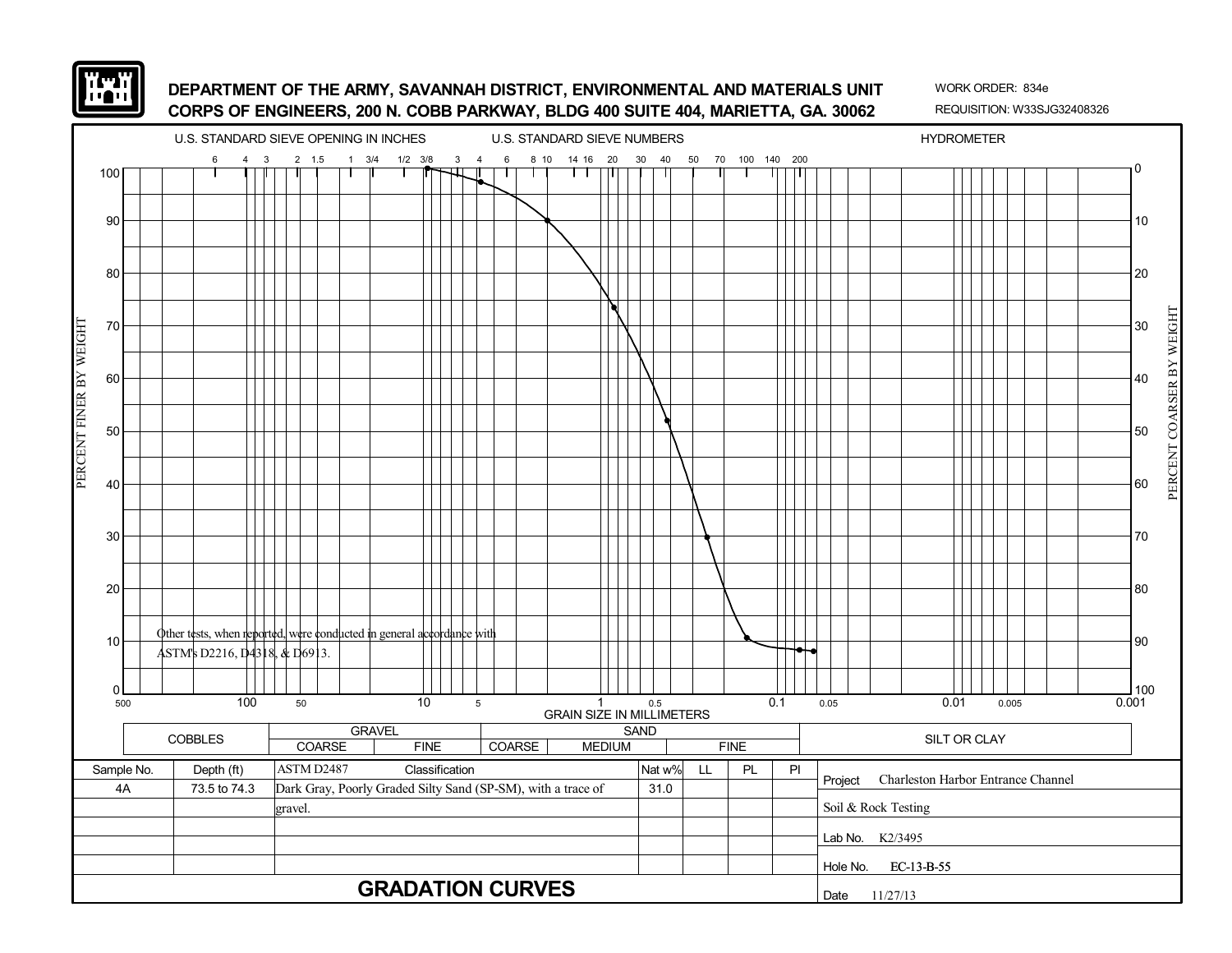**DEPARTMENT OF THE ARMY, SAVANNAH DISTRICT, ENVIRONMENTAL AND MATERIALS UNIT**
**CORPS OF ENGINEERS, 200 N. COBB PARKWAY, BLDG 400 SUITE 404, MARIETTA, GA. 30062**

WORK ORDER: 834e
REQUISITION: W33SJG32408326

U.S. STANDARD SIEVE OPENING IN INCHES — U.S. STANDARD SIEVE NUMBERS — HYDROMETER

Sieve openings (inches): 6, 4, 3, 2, 1.5, 1, 3/4, 1/2, 3/8, 3, 4, 6, 8, 10, 14, 16, 20, 30, 40, 50, 70, 100, 140, 200

PERCENT FINER BY WEIGHT (0–100) / PERCENT COARSER BY WEIGHT (100–0)

GRAIN SIZE IN MILLIMETERS: 500, 100, 50, 10, 5, 1, 0.5, 0.1, 0.05, 0.01, 0.005, 0.001

Other tests, when reported, were conducted in general accordance with ASTM's D2216, D4318, & D6913.

| COBBLES | GRAVEL | | SAND | | | SILT OR CLAY |
|---|---|---|---|---|---|---|
| | COARSE | FINE | COARSE | MEDIUM | FINE | |

| Sample No. | Depth (ft) | ASTM D2487 Classification | Nat w% | LL | PL | PI |
|---|---|---|---|---|---|---|
| 4A | 73.5 to 74.3 | Dark Gray, Poorly Graded Silty Sand (SP-SM), with a trace of gravel. | 31.0 | | | |

Project: Charleston Harbor Entrance Channel
Soil & Rock Testing
Lab No. K2/3495
Hole No. EC-13-B-55
Date 11/27/13

## GRADATION CURVES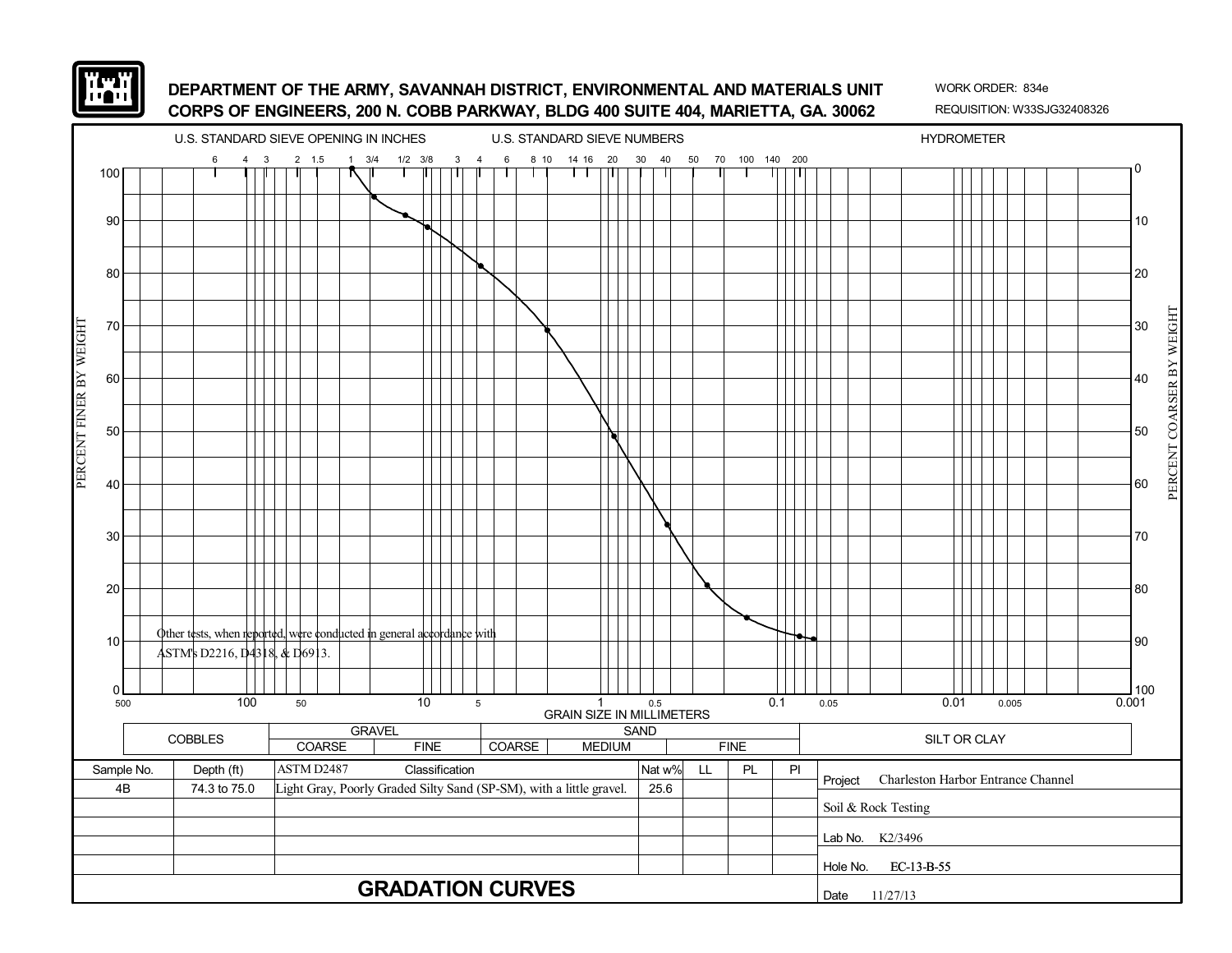**DEPARTMENT OF THE ARMY, SAVANNAH DISTRICT, ENVIRONMENTAL AND MATERIALS UNIT**
**CORPS OF ENGINEERS, 200 N. COBB PARKWAY, BLDG 400 SUITE 404, MARIETTA, GA. 30062**

WORK ORDER: 834e
REQUISITION: W33SJG32408326

U.S. STANDARD SIEVE OPENING IN INCHES — U.S. STANDARD SIEVE NUMBERS — HYDROMETER

Other tests, when reported, were conducted in general accordance with ASTM's D2216, D4318, & D6913.

| COBBLES | GRAVEL | | SAND | | | SILT OR CLAY |
|---|---|---|---|---|---|---|
| | COARSE | FINE | COARSE | MEDIUM | FINE | |

| Sample No. | Depth (ft) | ASTM D2487 Classification | Nat w% | LL | PL | PI |
|---|---|---|---|---|---|---|
| 4B | 74.3 to 75.0 | Light Gray, Poorly Graded Silty Sand (SP-SM), with a little gravel. | 25.6 | | | |

Project: Charleston Harbor Entrance Channel

Soil & Rock Testing

Lab No. K2/3496

Hole No. EC-13-B-55

Date 11/27/13

# GRADATION CURVES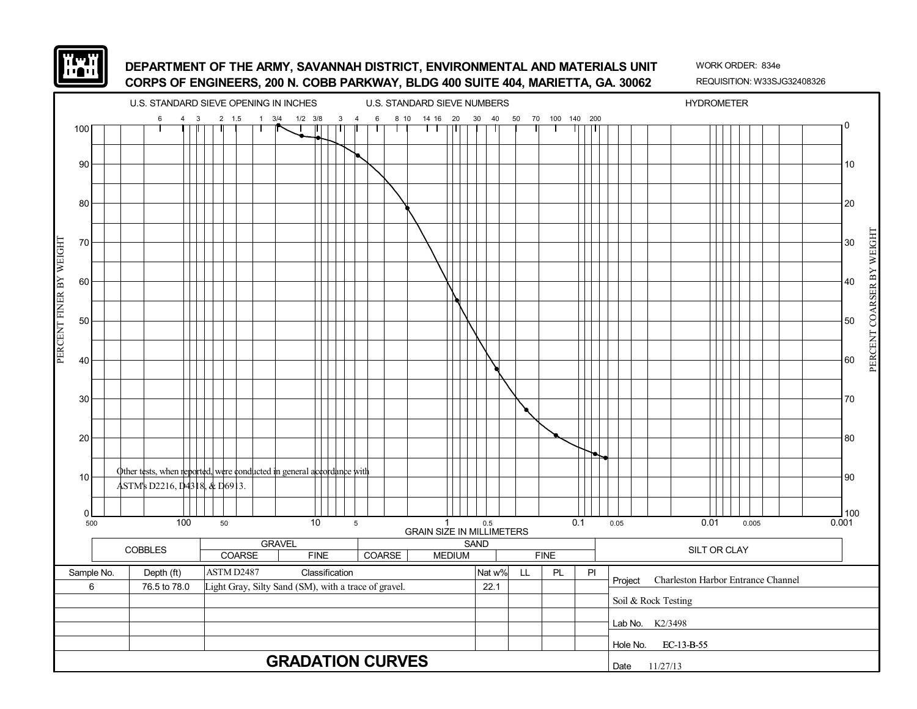**DEPARTMENT OF THE ARMY, SAVANNAH DISTRICT, ENVIRONMENTAL AND MATERIALS UNIT**
**CORPS OF ENGINEERS, 200 N. COBB PARKWAY, BLDG 400 SUITE 404, MARIETTA, GA. 30062**

WORK ORDER: 834e
REQUISITION: W33SJG32408326

U.S. STANDARD SIEVE OPENING IN INCHES
6 4 3 2 1.5 1 3/4 1/2 3/8 3 4
U.S. STANDARD SIEVE NUMBERS
6 8 10 14 16 20 30 40 50 70 100 140 200
HYDROMETER

PERCENT FINER BY WEIGHT
100 90 80 70 60 50 40 30 20 10 0

PERCENT COARSER BY WEIGHT
0 10 20 30 40 50 60 70 80 90 100

GRAIN SIZE IN MILLIMETERS
500 100 50 10 5 1 0.5 0.1 0.05 0.01 0.005 0.001

Other tests, when reported, were conducted in general accordance with ASTM's D2216, D4318, & D6913.

| COBBLES | GRAVEL | | SAND | | | SILT OR CLAY |
|---|---|---|---|---|---|---|
| | COARSE | FINE | COARSE | MEDIUM | FINE | |

| Sample No. | Depth (ft) | ASTM D2487 Classification | Nat w% | LL | PL | PI |
|---|---|---|---|---|---|---|
| 6 | 76.5 to 78.0 | Light Gray, Silty Sand (SM), with a trace of gravel. | 22.1 | | | |

Project Charleston Harbor Entrance Channel

Soil & Rock Testing

Lab No. K2/3498

Hole No. EC-13-B-55

Date 11/27/13

# GRADATION CURVES